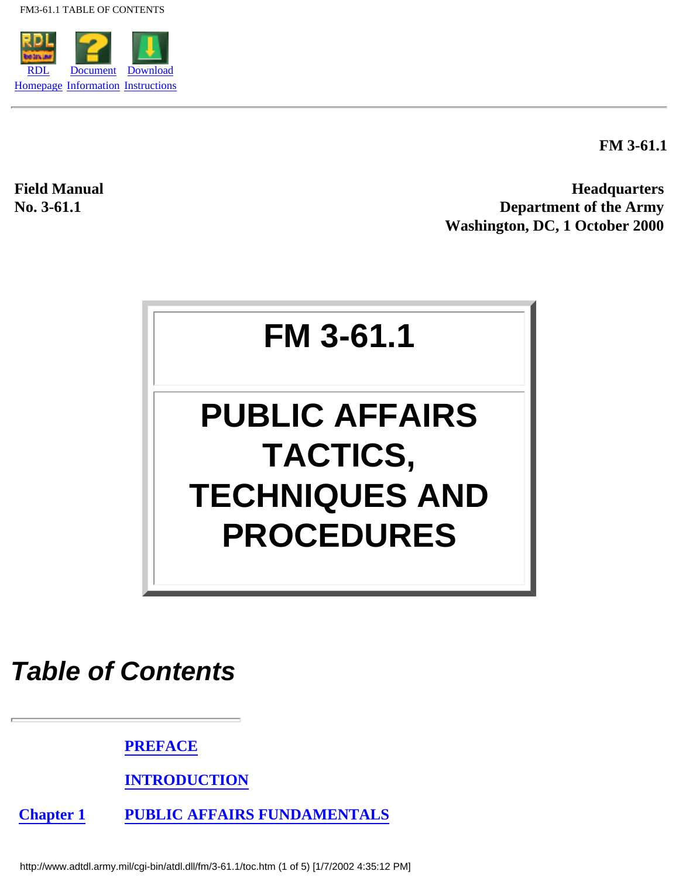RDL Homepage | Document Information | Download Instructions

---

**FM 3-61.1**

**Field Manual**
**No. 3-61.1**

**Headquarters**
**Department of the Army**
**Washington, DC, 1 October 2000**

# FM 3-61.1

# PUBLIC AFFAIRS TACTICS, TECHNIQUES AND PROCEDURES

## *Table of Contents*

---

**PREFACE**

**INTRODUCTION**

**Chapter 1** **PUBLIC AFFAIRS FUNDAMENTALS**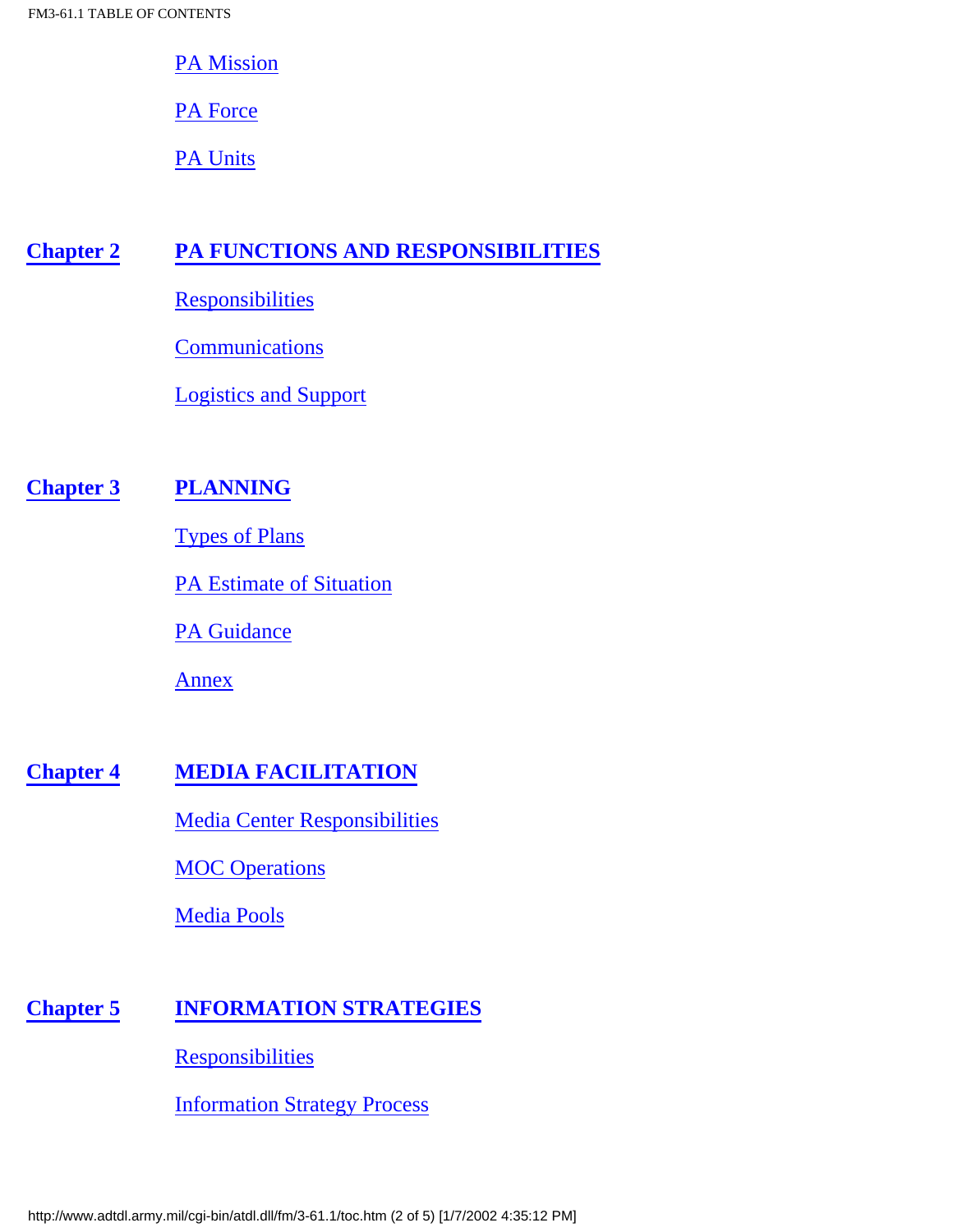PA Mission

PA Force

PA Units

**Chapter 2** **PA FUNCTIONS AND RESPONSIBILITIES**

Responsibilities

Communications

Logistics and Support

**Chapter 3** **PLANNING**

Types of Plans

PA Estimate of Situation

PA Guidance

Annex

**Chapter 4** **MEDIA FACILITATION**

Media Center Responsibilities

MOC Operations

Media Pools

**Chapter 5** **INFORMATION STRATEGIES**

Responsibilities

Information Strategy Process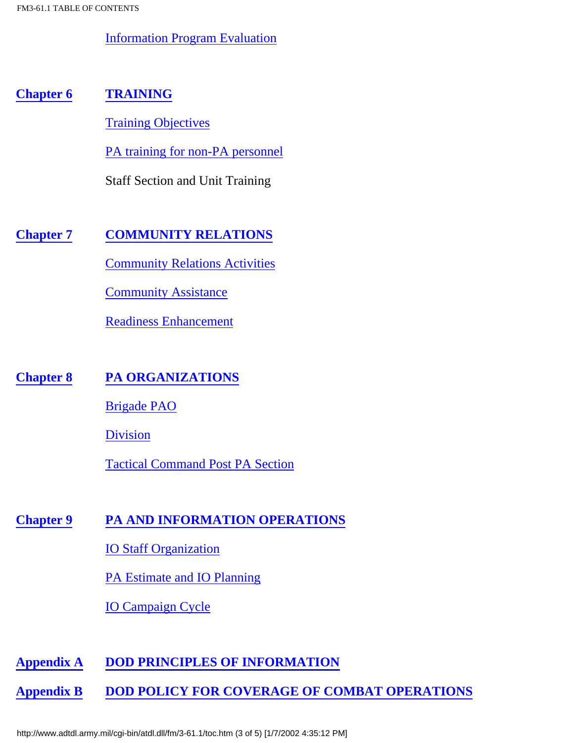Information Program Evaluation

**Chapter 6** **TRAINING**

Training Objectives

PA training for non-PA personnel

Staff Section and Unit Training

**Chapter 7** **COMMUNITY RELATIONS**

Community Relations Activities

Community Assistance

Readiness Enhancement

**Chapter 8** **PA ORGANIZATIONS**

Brigade PAO

Division

Tactical Command Post PA Section

**Chapter 9** **PA AND INFORMATION OPERATIONS**

IO Staff Organization

PA Estimate and IO Planning

IO Campaign Cycle

**Appendix A** **DOD PRINCIPLES OF INFORMATION**

**Appendix B** **DOD POLICY FOR COVERAGE OF COMBAT OPERATIONS**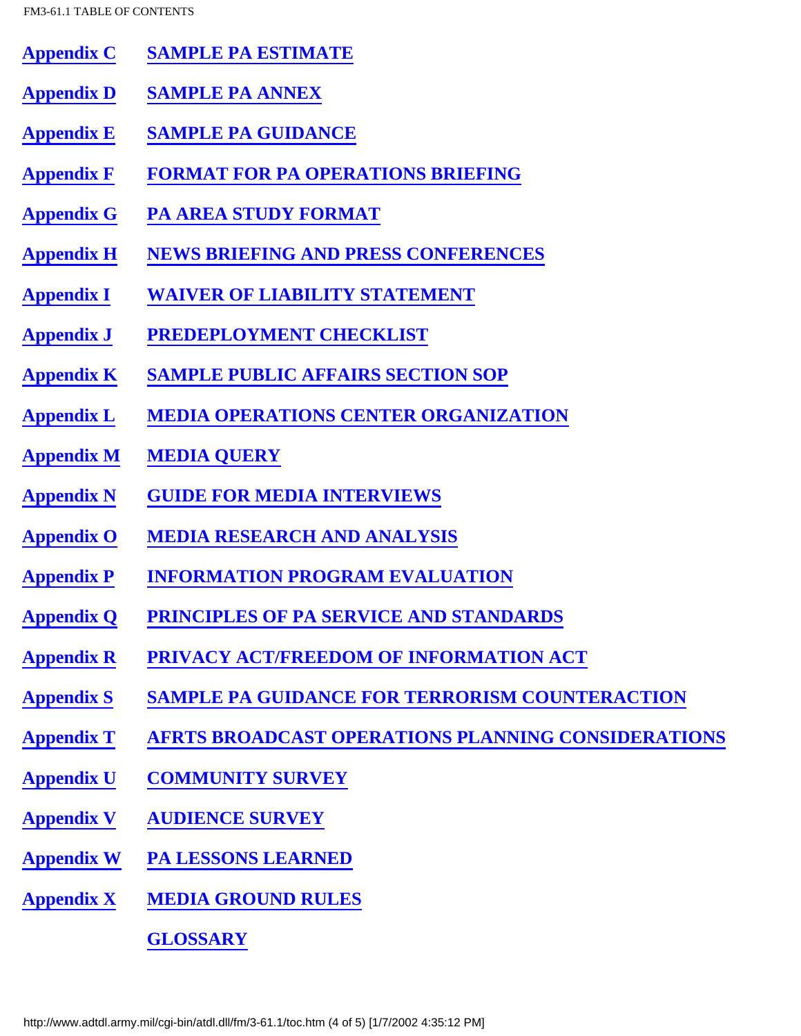| | |
|---|---|
| Appendix C | SAMPLE PA ESTIMATE |
| Appendix D | SAMPLE PA ANNEX |
| Appendix E | SAMPLE PA GUIDANCE |
| Appendix F | FORMAT FOR PA OPERATIONS BRIEFING |
| Appendix G | PA AREA STUDY FORMAT |
| Appendix H | NEWS BRIEFING AND PRESS CONFERENCES |
| Appendix I | WAIVER OF LIABILITY STATEMENT |
| Appendix J | PREDEPLOYMENT CHECKLIST |
| Appendix K | SAMPLE PUBLIC AFFAIRS SECTION SOP |
| Appendix L | MEDIA OPERATIONS CENTER ORGANIZATION |
| Appendix M | MEDIA QUERY |
| Appendix N | GUIDE FOR MEDIA INTERVIEWS |
| Appendix O | MEDIA RESEARCH AND ANALYSIS |
| Appendix P | INFORMATION PROGRAM EVALUATION |
| Appendix Q | PRINCIPLES OF PA SERVICE AND STANDARDS |
| Appendix R | PRIVACY ACT/FREEDOM OF INFORMATION ACT |
| Appendix S | SAMPLE PA GUIDANCE FOR TERRORISM COUNTERACTION |
| Appendix T | AFRTS BROADCAST OPERATIONS PLANNING CONSIDERATIONS |
| Appendix U | COMMUNITY SURVEY |
| Appendix V | AUDIENCE SURVEY |
| Appendix W | PA LESSONS LEARNED |
| Appendix X | MEDIA GROUND RULES |
| | GLOSSARY |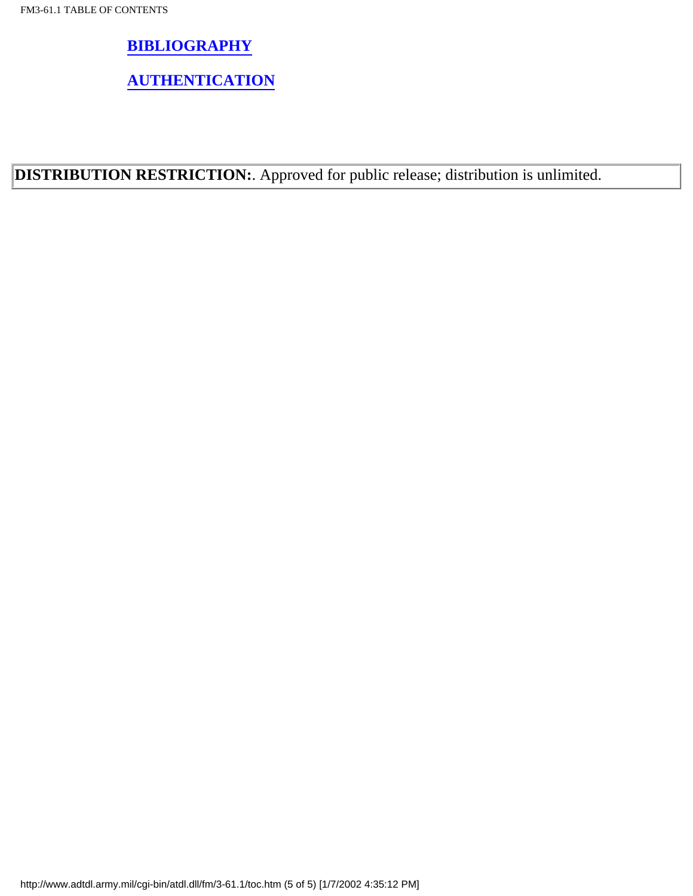**BIBLIOGRAPHY**

**AUTHENTICATION**

| **DISTRIBUTION RESTRICTION:**. Approved for public release; distribution is unlimited. |
| --- |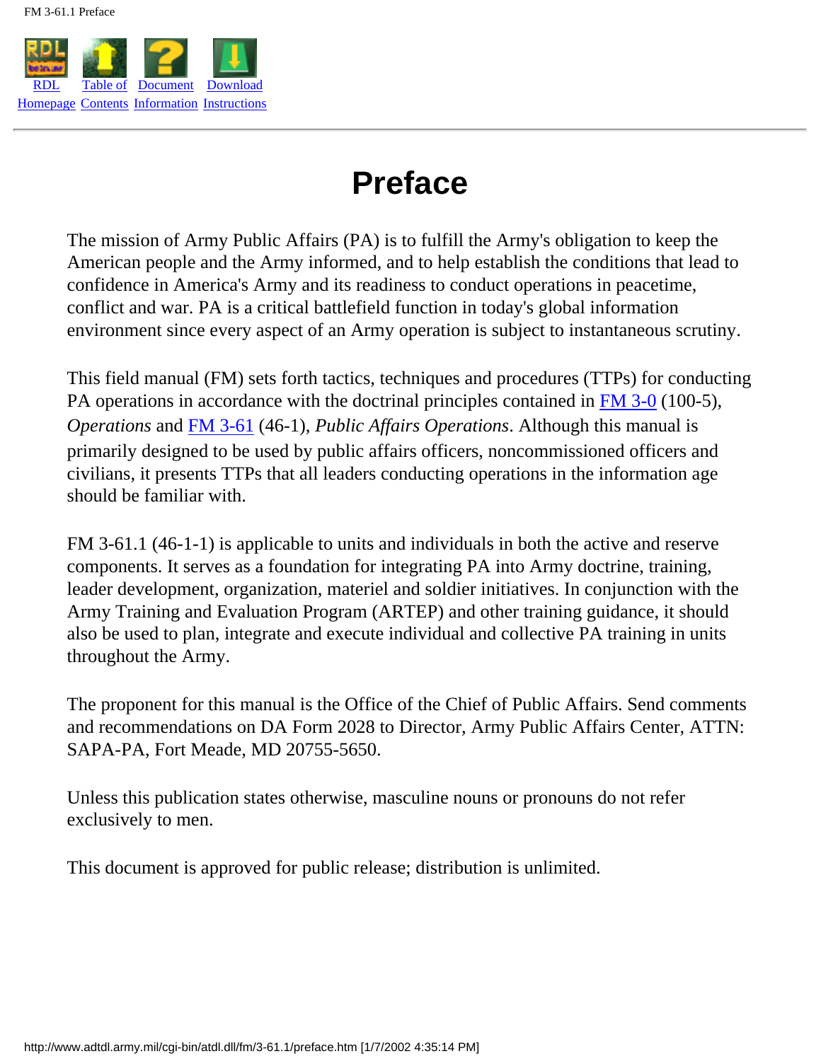# Preface

The mission of Army Public Affairs (PA) is to fulfill the Army's obligation to keep the American people and the Army informed, and to help establish the conditions that lead to confidence in America's Army and its readiness to conduct operations in peacetime, conflict and war. PA is a critical battlefield function in today's global information environment since every aspect of an Army operation is subject to instantaneous scrutiny.

This field manual (FM) sets forth tactics, techniques and procedures (TTPs) for conducting PA operations in accordance with the doctrinal principles contained in FM 3-0 (100-5), *Operations* and FM 3-61 (46-1), *Public Affairs Operations*. Although this manual is primarily designed to be used by public affairs officers, noncommissioned officers and civilians, it presents TTPs that all leaders conducting operations in the information age should be familiar with.

FM 3-61.1 (46-1-1) is applicable to units and individuals in both the active and reserve components. It serves as a foundation for integrating PA into Army doctrine, training, leader development, organization, materiel and soldier initiatives. In conjunction with the Army Training and Evaluation Program (ARTEP) and other training guidance, it should also be used to plan, integrate and execute individual and collective PA training in units throughout the Army.

The proponent for this manual is the Office of the Chief of Public Affairs. Send comments and recommendations on DA Form 2028 to Director, Army Public Affairs Center, ATTN: SAPA-PA, Fort Meade, MD 20755-5650.

Unless this publication states otherwise, masculine nouns or pronouns do not refer exclusively to men.

This document is approved for public release; distribution is unlimited.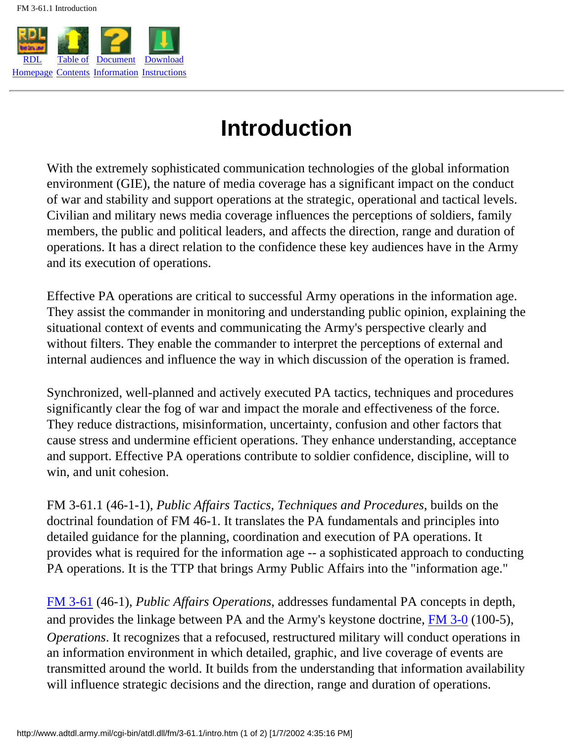# Introduction

With the extremely sophisticated communication technologies of the global information environment (GIE), the nature of media coverage has a significant impact on the conduct of war and stability and support operations at the strategic, operational and tactical levels. Civilian and military news media coverage influences the perceptions of soldiers, family members, the public and political leaders, and affects the direction, range and duration of operations. It has a direct relation to the confidence these key audiences have in the Army and its execution of operations.

Effective PA operations are critical to successful Army operations in the information age. They assist the commander in monitoring and understanding public opinion, explaining the situational context of events and communicating the Army's perspective clearly and without filters. They enable the commander to interpret the perceptions of external and internal audiences and influence the way in which discussion of the operation is framed.

Synchronized, well-planned and actively executed PA tactics, techniques and procedures significantly clear the fog of war and impact the morale and effectiveness of the force. They reduce distractions, misinformation, uncertainty, confusion and other factors that cause stress and undermine efficient operations. They enhance understanding, acceptance and support. Effective PA operations contribute to soldier confidence, discipline, will to win, and unit cohesion.

FM 3-61.1 (46-1-1), *Public Affairs Tactics, Techniques and Procedures*, builds on the doctrinal foundation of FM 46-1. It translates the PA fundamentals and principles into detailed guidance for the planning, coordination and execution of PA operations. It provides what is required for the information age -- a sophisticated approach to conducting PA operations. It is the TTP that brings Army Public Affairs into the "information age."

FM 3-61 (46-1), *Public Affairs Operations*, addresses fundamental PA concepts in depth, and provides the linkage between PA and the Army's keystone doctrine, FM 3-0 (100-5), *Operations*. It recognizes that a refocused, restructured military will conduct operations in an information environment in which detailed, graphic, and live coverage of events are transmitted around the world. It builds from the understanding that information availability will influence strategic decisions and the direction, range and duration of operations.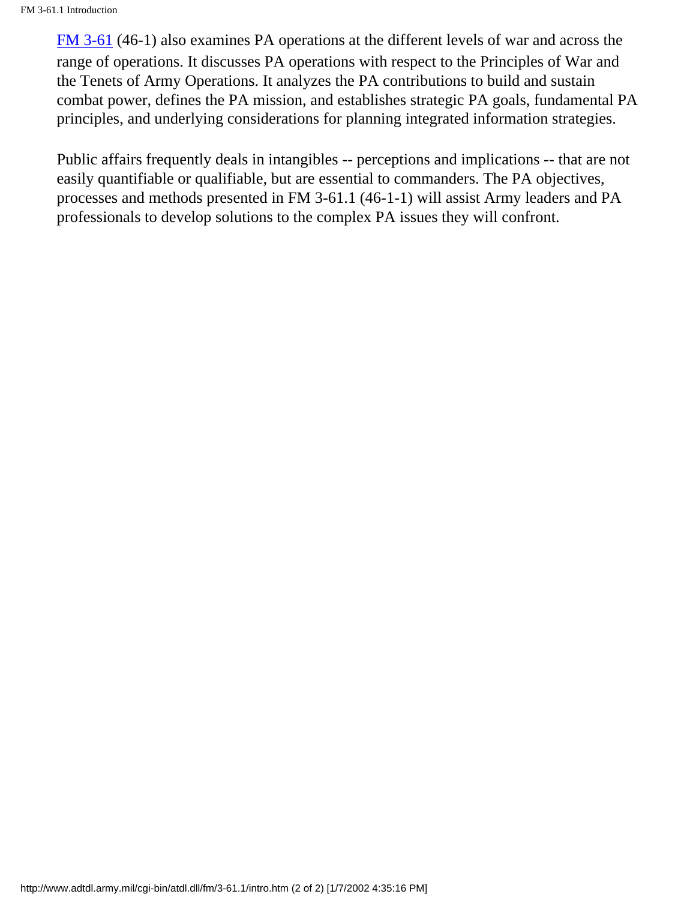FM 3-61 (46-1) also examines PA operations at the different levels of war and across the range of operations. It discusses PA operations with respect to the Principles of War and the Tenets of Army Operations. It analyzes the PA contributions to build and sustain combat power, defines the PA mission, and establishes strategic PA goals, fundamental PA principles, and underlying considerations for planning integrated information strategies.

Public affairs frequently deals in intangibles -- perceptions and implications -- that are not easily quantifiable or qualifiable, but are essential to commanders. The PA objectives, processes and methods presented in FM 3-61.1 (46-1-1) will assist Army leaders and PA professionals to develop solutions to the complex PA issues they will confront.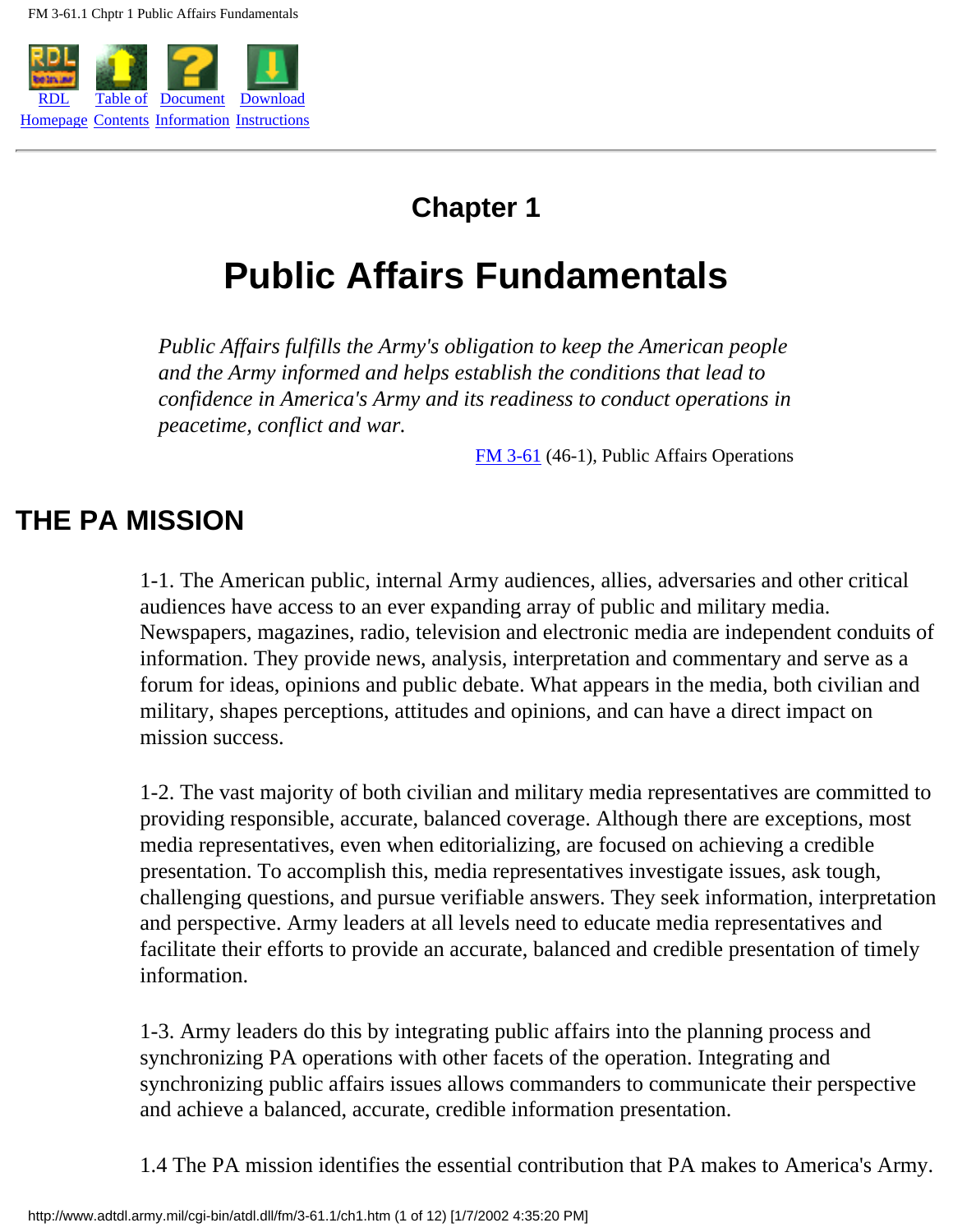# Chapter 1

# Public Affairs Fundamentals

*Public Affairs fulfills the Army's obligation to keep the American people and the Army informed and helps establish the conditions that lead to confidence in America's Army and its readiness to conduct operations in peacetime, conflict and war.*

FM 3-61 (46-1), Public Affairs Operations

## THE PA MISSION

1-1. The American public, internal Army audiences, allies, adversaries and other critical audiences have access to an ever expanding array of public and military media. Newspapers, magazines, radio, television and electronic media are independent conduits of information. They provide news, analysis, interpretation and commentary and serve as a forum for ideas, opinions and public debate. What appears in the media, both civilian and military, shapes perceptions, attitudes and opinions, and can have a direct impact on mission success.

1-2. The vast majority of both civilian and military media representatives are committed to providing responsible, accurate, balanced coverage. Although there are exceptions, most media representatives, even when editorializing, are focused on achieving a credible presentation. To accomplish this, media representatives investigate issues, ask tough, challenging questions, and pursue verifiable answers. They seek information, interpretation and perspective. Army leaders at all levels need to educate media representatives and facilitate their efforts to provide an accurate, balanced and credible presentation of timely information.

1-3. Army leaders do this by integrating public affairs into the planning process and synchronizing PA operations with other facets of the operation. Integrating and synchronizing public affairs issues allows commanders to communicate their perspective and achieve a balanced, accurate, credible information presentation.

1.4 The PA mission identifies the essential contribution that PA makes to America's Army.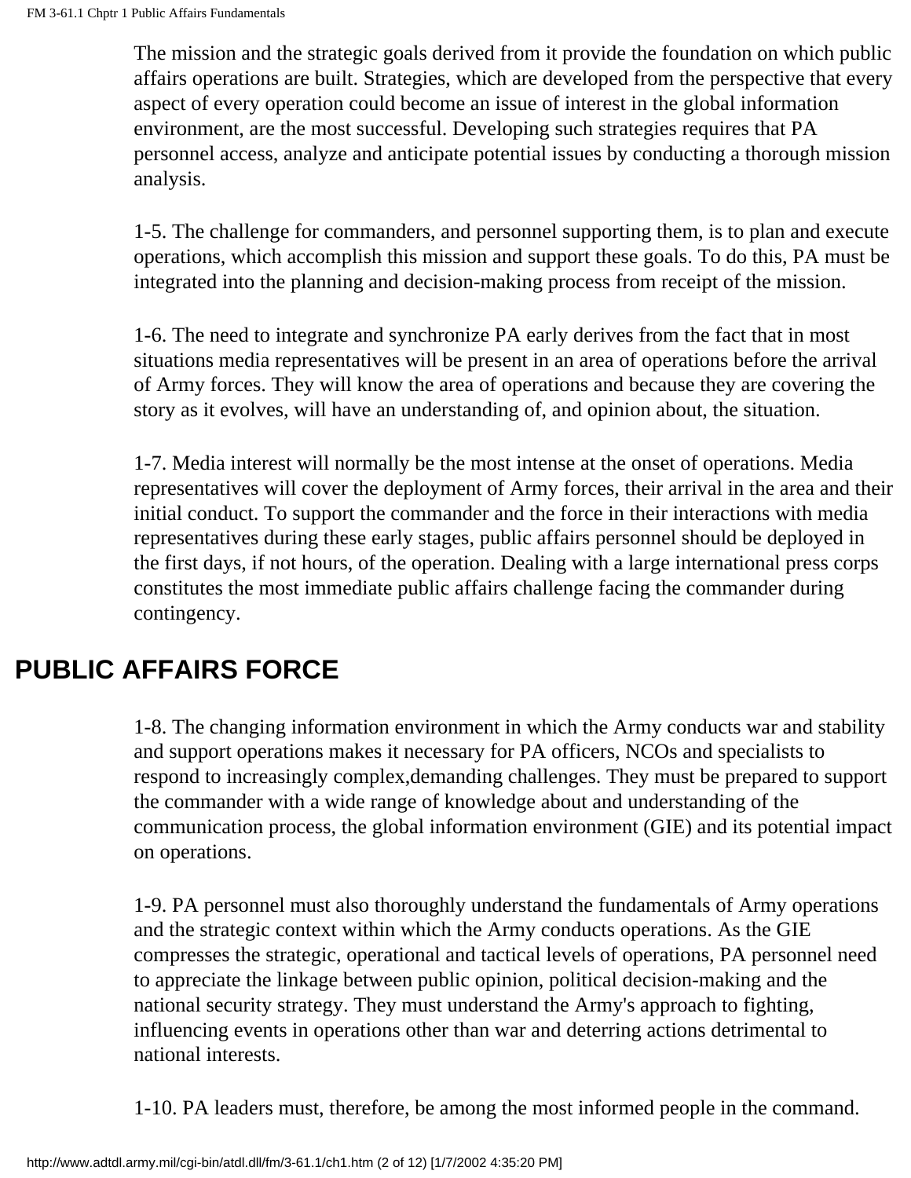The mission and the strategic goals derived from it provide the foundation on which public affairs operations are built. Strategies, which are developed from the perspective that every aspect of every operation could become an issue of interest in the global information environment, are the most successful. Developing such strategies requires that PA personnel access, analyze and anticipate potential issues by conducting a thorough mission analysis.

1-5. The challenge for commanders, and personnel supporting them, is to plan and execute operations, which accomplish this mission and support these goals. To do this, PA must be integrated into the planning and decision-making process from receipt of the mission.

1-6. The need to integrate and synchronize PA early derives from the fact that in most situations media representatives will be present in an area of operations before the arrival of Army forces. They will know the area of operations and because they are covering the story as it evolves, will have an understanding of, and opinion about, the situation.

1-7. Media interest will normally be the most intense at the onset of operations. Media representatives will cover the deployment of Army forces, their arrival in the area and their initial conduct. To support the commander and the force in their interactions with media representatives during these early stages, public affairs personnel should be deployed in the first days, if not hours, of the operation. Dealing with a large international press corps constitutes the most immediate public affairs challenge facing the commander during contingency.

## PUBLIC AFFAIRS FORCE

1-8. The changing information environment in which the Army conducts war and stability and support operations makes it necessary for PA officers, NCOs and specialists to respond to increasingly complex,demanding challenges. They must be prepared to support the commander with a wide range of knowledge about and understanding of the communication process, the global information environment (GIE) and its potential impact on operations.

1-9. PA personnel must also thoroughly understand the fundamentals of Army operations and the strategic context within which the Army conducts operations. As the GIE compresses the strategic, operational and tactical levels of operations, PA personnel need to appreciate the linkage between public opinion, political decision-making and the national security strategy. They must understand the Army's approach to fighting, influencing events in operations other than war and deterring actions detrimental to national interests.

1-10. PA leaders must, therefore, be among the most informed people in the command.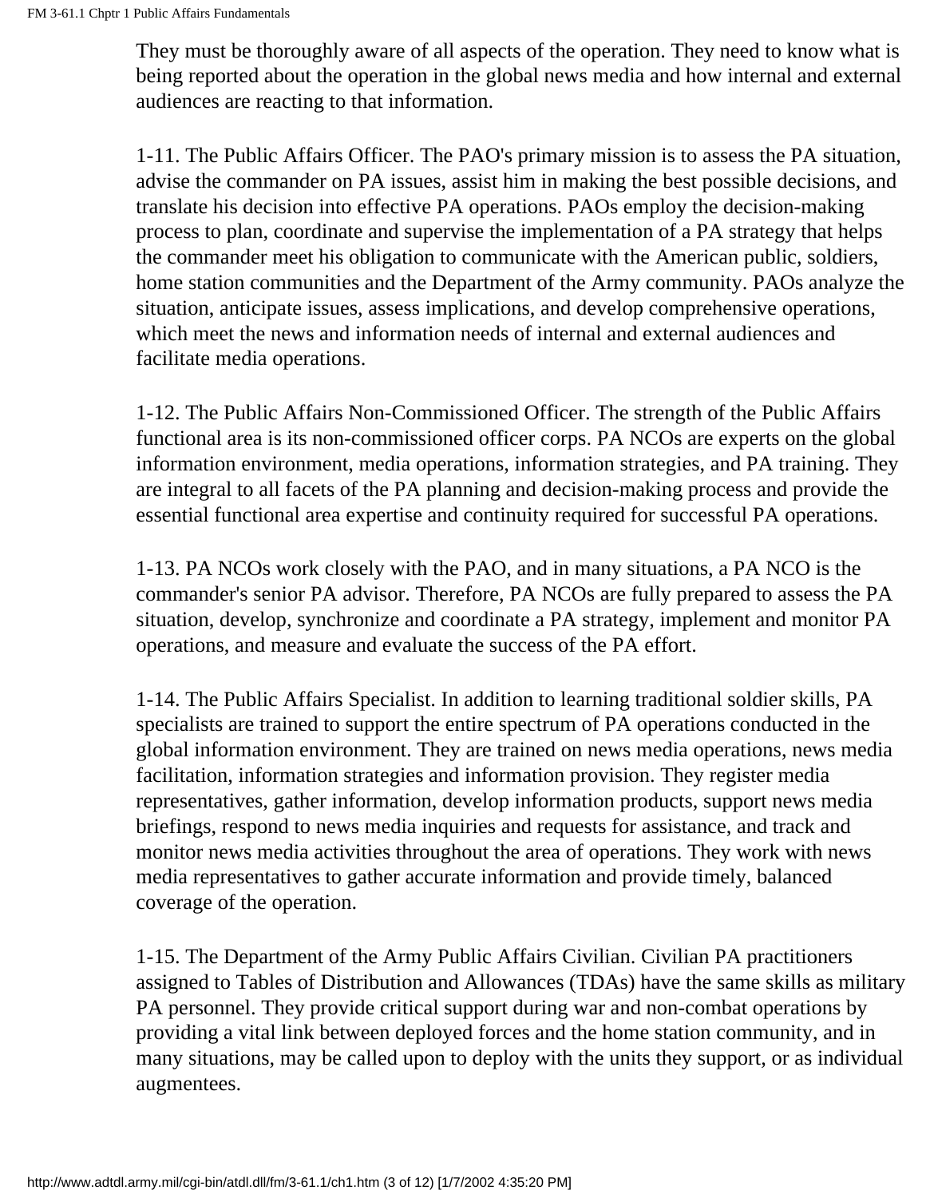They must be thoroughly aware of all aspects of the operation. They need to know what is being reported about the operation in the global news media and how internal and external audiences are reacting to that information.

1-11. The Public Affairs Officer. The PAO's primary mission is to assess the PA situation, advise the commander on PA issues, assist him in making the best possible decisions, and translate his decision into effective PA operations. PAOs employ the decision-making process to plan, coordinate and supervise the implementation of a PA strategy that helps the commander meet his obligation to communicate with the American public, soldiers, home station communities and the Department of the Army community. PAOs analyze the situation, anticipate issues, assess implications, and develop comprehensive operations, which meet the news and information needs of internal and external audiences and facilitate media operations.

1-12. The Public Affairs Non-Commissioned Officer. The strength of the Public Affairs functional area is its non-commissioned officer corps. PA NCOs are experts on the global information environment, media operations, information strategies, and PA training. They are integral to all facets of the PA planning and decision-making process and provide the essential functional area expertise and continuity required for successful PA operations.

1-13. PA NCOs work closely with the PAO, and in many situations, a PA NCO is the commander's senior PA advisor. Therefore, PA NCOs are fully prepared to assess the PA situation, develop, synchronize and coordinate a PA strategy, implement and monitor PA operations, and measure and evaluate the success of the PA effort.

1-14. The Public Affairs Specialist. In addition to learning traditional soldier skills, PA specialists are trained to support the entire spectrum of PA operations conducted in the global information environment. They are trained on news media operations, news media facilitation, information strategies and information provision. They register media representatives, gather information, develop information products, support news media briefings, respond to news media inquiries and requests for assistance, and track and monitor news media activities throughout the area of operations. They work with news media representatives to gather accurate information and provide timely, balanced coverage of the operation.

1-15. The Department of the Army Public Affairs Civilian. Civilian PA practitioners assigned to Tables of Distribution and Allowances (TDAs) have the same skills as military PA personnel. They provide critical support during war and non-combat operations by providing a vital link between deployed forces and the home station community, and in many situations, may be called upon to deploy with the units they support, or as individual augmentees.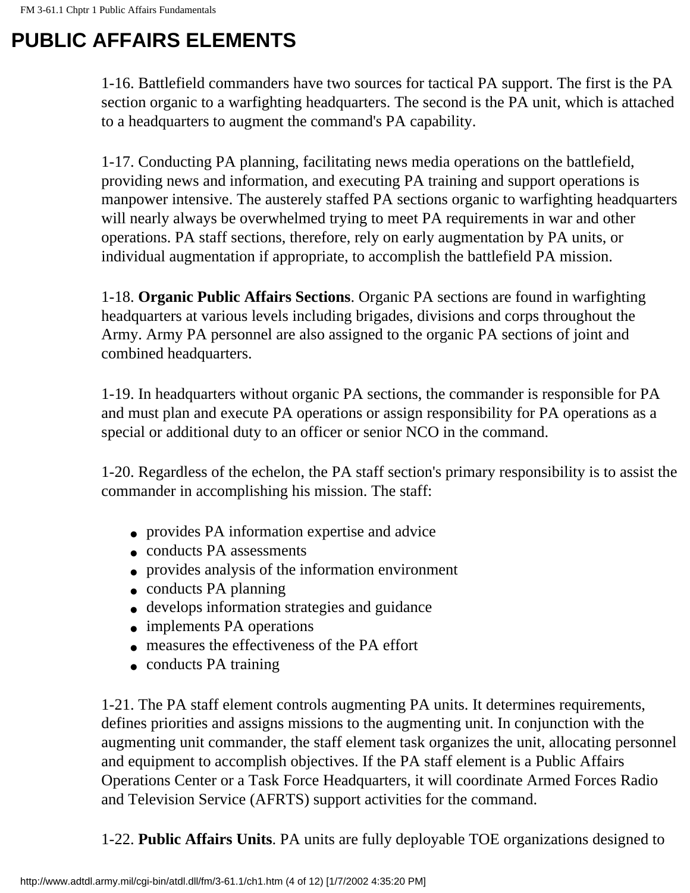# PUBLIC AFFAIRS ELEMENTS

1-16. Battlefield commanders have two sources for tactical PA support. The first is the PA section organic to a warfighting headquarters. The second is the PA unit, which is attached to a headquarters to augment the command's PA capability.

1-17. Conducting PA planning, facilitating news media operations on the battlefield, providing news and information, and executing PA training and support operations is manpower intensive. The austerely staffed PA sections organic to warfighting headquarters will nearly always be overwhelmed trying to meet PA requirements in war and other operations. PA staff sections, therefore, rely on early augmentation by PA units, or individual augmentation if appropriate, to accomplish the battlefield PA mission.

1-18. **Organic Public Affairs Sections**. Organic PA sections are found in warfighting headquarters at various levels including brigades, divisions and corps throughout the Army. Army PA personnel are also assigned to the organic PA sections of joint and combined headquarters.

1-19. In headquarters without organic PA sections, the commander is responsible for PA and must plan and execute PA operations or assign responsibility for PA operations as a special or additional duty to an officer or senior NCO in the command.

1-20. Regardless of the echelon, the PA staff section's primary responsibility is to assist the commander in accomplishing his mission. The staff:

- provides PA information expertise and advice
- conducts PA assessments
- provides analysis of the information environment
- conducts PA planning
- develops information strategies and guidance
- implements PA operations
- measures the effectiveness of the PA effort
- conducts PA training

1-21. The PA staff element controls augmenting PA units. It determines requirements, defines priorities and assigns missions to the augmenting unit. In conjunction with the augmenting unit commander, the staff element task organizes the unit, allocating personnel and equipment to accomplish objectives. If the PA staff element is a Public Affairs Operations Center or a Task Force Headquarters, it will coordinate Armed Forces Radio and Television Service (AFRTS) support activities for the command.

1-22. **Public Affairs Units**. PA units are fully deployable TOE organizations designed to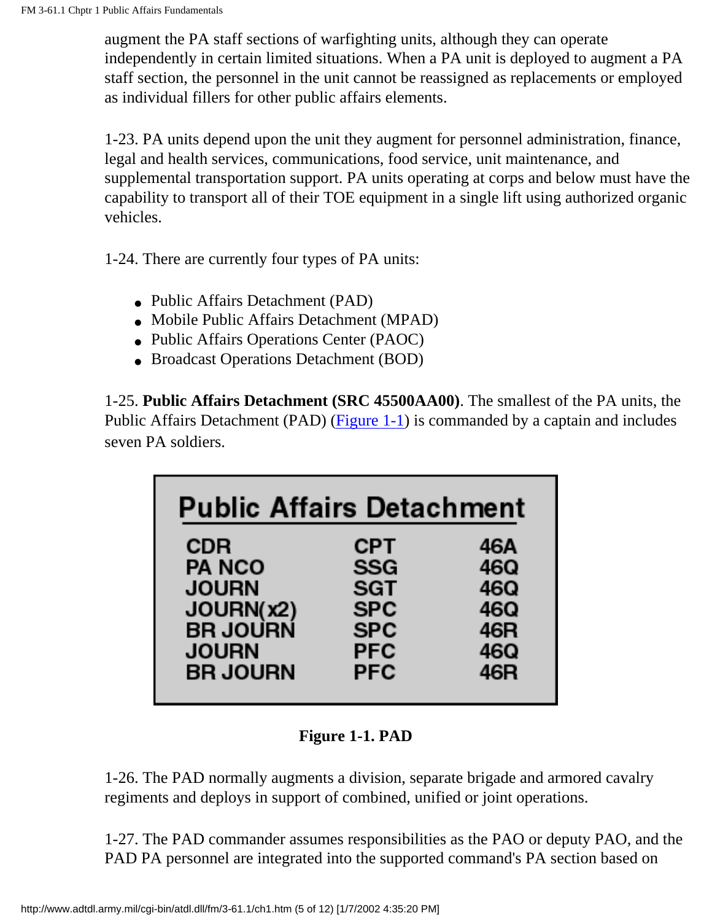augment the PA staff sections of warfighting units, although they can operate independently in certain limited situations. When a PA unit is deployed to augment a PA staff section, the personnel in the unit cannot be reassigned as replacements or employed as individual fillers for other public affairs elements.

1-23. PA units depend upon the unit they augment for personnel administration, finance, legal and health services, communications, food service, unit maintenance, and supplemental transportation support. PA units operating at corps and below must have the capability to transport all of their TOE equipment in a single lift using authorized organic vehicles.

1-24. There are currently four types of PA units:

- Public Affairs Detachment (PAD)
- Mobile Public Affairs Detachment (MPAD)
- Public Affairs Operations Center (PAOC)
- Broadcast Operations Detachment (BOD)

1-25. **Public Affairs Detachment (SRC 45500AA00)**. The smallest of the PA units, the Public Affairs Detachment (PAD) (Figure 1-1) is commanded by a captain and includes seven PA soldiers.

| Public Affairs Detachment | | |
|---|---|---|
| CDR | CPT | 46A |
| PA NCO | SSG | 46Q |
| JOURN | SGT | 46Q |
| JOURN(x2) | SPC | 46Q |
| BR JOURN | SPC | 46R |
| JOURN | PFC | 46Q |
| BR JOURN | PFC | 46R |

**Figure 1-1. PAD**

1-26. The PAD normally augments a division, separate brigade and armored cavalry regiments and deploys in support of combined, unified or joint operations.

1-27. The PAD commander assumes responsibilities as the PAO or deputy PAO, and the PAD PA personnel are integrated into the supported command's PA section based on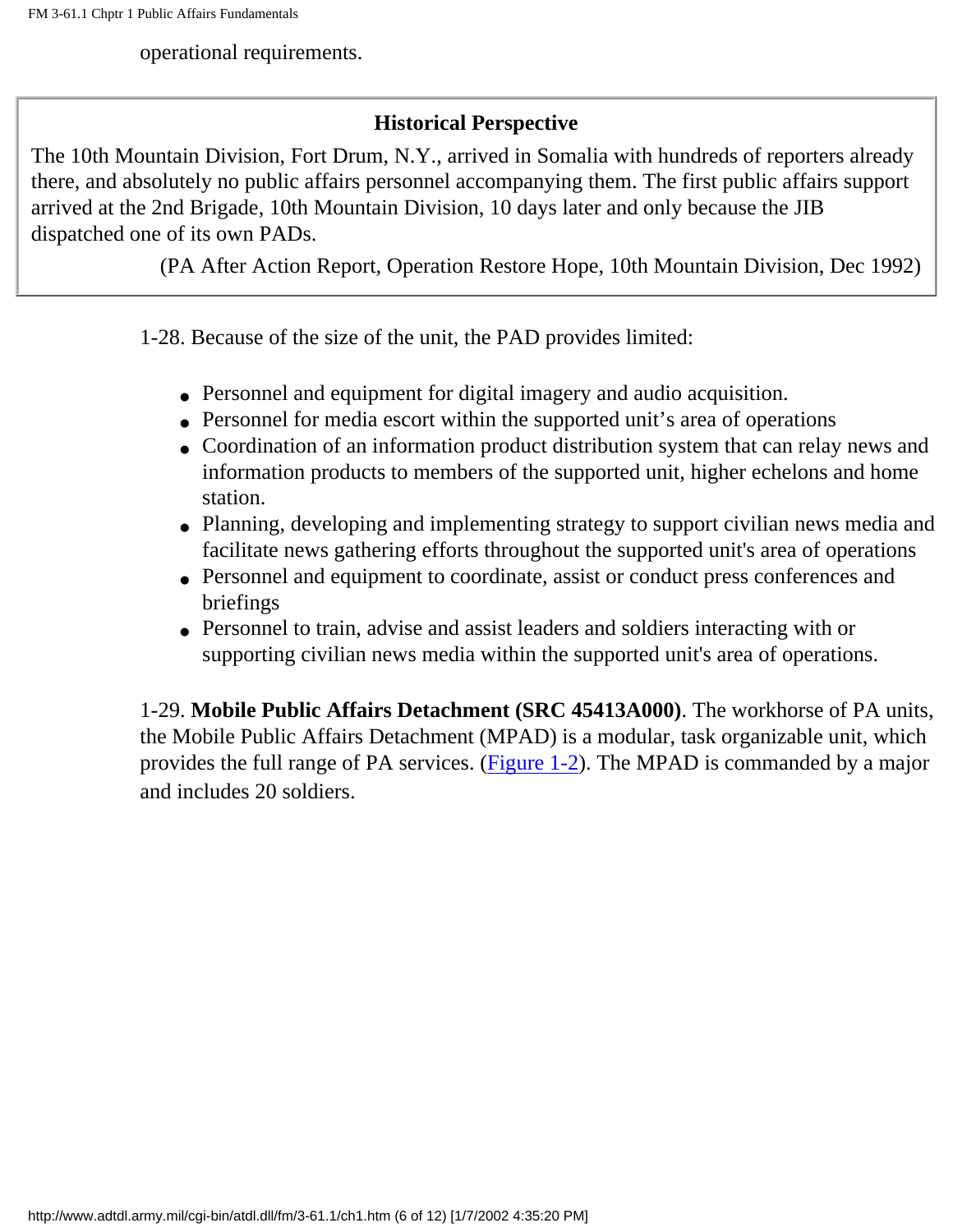operational requirements.

> **Historical Perspective**
>
> The 10th Mountain Division, Fort Drum, N.Y., arrived in Somalia with hundreds of reporters already there, and absolutely no public affairs personnel accompanying them. The first public affairs support arrived at the 2nd Brigade, 10th Mountain Division, 10 days later and only because the JIB dispatched one of its own PADs.
>
> (PA After Action Report, Operation Restore Hope, 10th Mountain Division, Dec 1992)

1-28. Because of the size of the unit, the PAD provides limited:

- Personnel and equipment for digital imagery and audio acquisition.
- Personnel for media escort within the supported unit's area of operations
- Coordination of an information product distribution system that can relay news and information products to members of the supported unit, higher echelons and home station.
- Planning, developing and implementing strategy to support civilian news media and facilitate news gathering efforts throughout the supported unit's area of operations
- Personnel and equipment to coordinate, assist or conduct press conferences and briefings
- Personnel to train, advise and assist leaders and soldiers interacting with or supporting civilian news media within the supported unit's area of operations.

1-29. **Mobile Public Affairs Detachment (SRC 45413A000)**. The workhorse of PA units, the Mobile Public Affairs Detachment (MPAD) is a modular, task organizable unit, which provides the full range of PA services. (Figure 1-2). The MPAD is commanded by a major and includes 20 soldiers.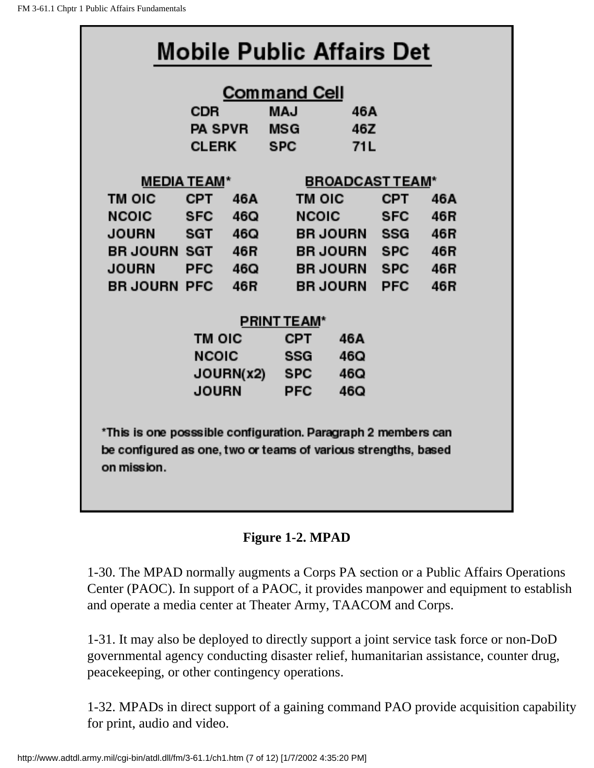## Mobile Public Affairs Det

### Command Cell

| | | |
|---|---|---|
| CDR | MAJ | 46A |
| PA SPVR | MSG | 46Z |
| CLERK | SPC | 71L |

### MEDIA TEAM*

| | | |
|---|---|---|
| TM OIC | CPT | 46A |
| NCOIC | SFC | 46Q |
| JOURN | SGT | 46Q |
| BR JOURN | SGT | 46R |
| JOURN | PFC | 46Q |
| BR JOURN | PFC | 46R |

### BROADCAST TEAM*

| | | |
|---|---|---|
| TM OIC | CPT | 46A |
| NCOIC | SFC | 46R |
| BR JOURN | SSG | 46R |
| BR JOURN | SPC | 46R |
| BR JOURN | SPC | 46R |
| BR JOURN | PFC | 46R |

### PRINT TEAM*

| | | |
|---|---|---|
| TM OIC | CPT | 46A |
| NCOIC | SSG | 46Q |
| JOURN(x2) | SPC | 46Q |
| JOURN | PFC | 46Q |

*This is one posssible configuration. Paragraph 2 members can be configured as one, two or teams of various strengths, based on mission.

**Figure 1-2. MPAD**

1-30. The MPAD normally augments a Corps PA section or a Public Affairs Operations Center (PAOC). In support of a PAOC, it provides manpower and equipment to establish and operate a media center at Theater Army, TAACOM and Corps.

1-31. It may also be deployed to directly support a joint service task force or non-DoD governmental agency conducting disaster relief, humanitarian assistance, counter drug, peacekeeping, or other contingency operations.

1-32. MPADs in direct support of a gaining command PAO provide acquisition capability for print, audio and video.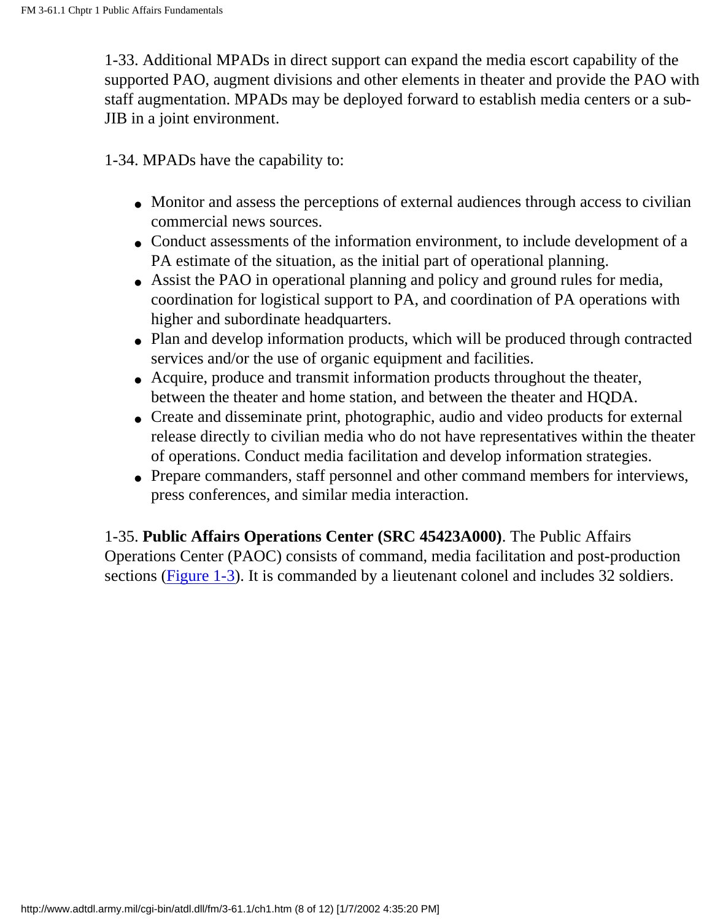1-33. Additional MPADs in direct support can expand the media escort capability of the supported PAO, augment divisions and other elements in theater and provide the PAO with staff augmentation. MPADs may be deployed forward to establish media centers or a sub-JIB in a joint environment.

1-34. MPADs have the capability to:

- Monitor and assess the perceptions of external audiences through access to civilian commercial news sources.
- Conduct assessments of the information environment, to include development of a PA estimate of the situation, as the initial part of operational planning.
- Assist the PAO in operational planning and policy and ground rules for media, coordination for logistical support to PA, and coordination of PA operations with higher and subordinate headquarters.
- Plan and develop information products, which will be produced through contracted services and/or the use of organic equipment and facilities.
- Acquire, produce and transmit information products throughout the theater, between the theater and home station, and between the theater and HQDA.
- Create and disseminate print, photographic, audio and video products for external release directly to civilian media who do not have representatives within the theater of operations. Conduct media facilitation and develop information strategies.
- Prepare commanders, staff personnel and other command members for interviews, press conferences, and similar media interaction.

1-35. **Public Affairs Operations Center (SRC 45423A000)**. The Public Affairs Operations Center (PAOC) consists of command, media facilitation and post-production sections (Figure 1-3). It is commanded by a lieutenant colonel and includes 32 soldiers.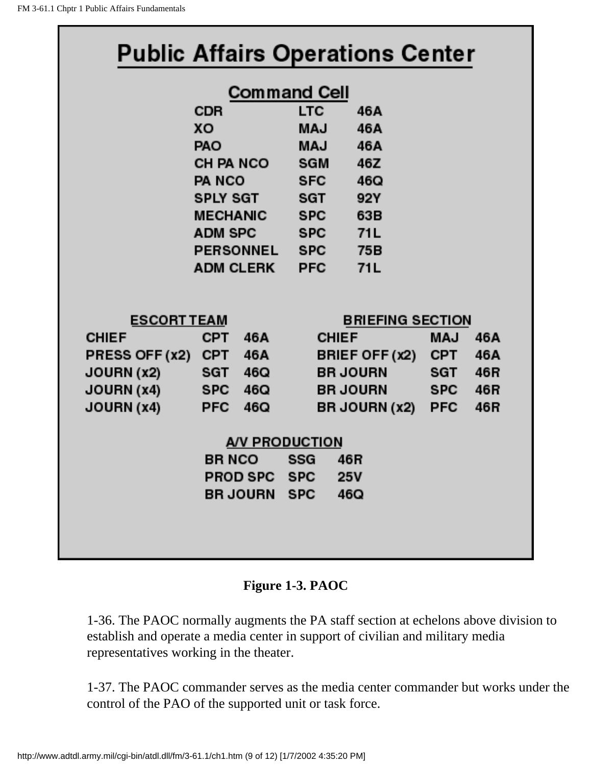## Public Affairs Operations Center

### Command Cell

| | | |
|---|---|---|
| CDR | LTC | 46A |
| XO | MAJ | 46A |
| PAO | MAJ | 46A |
| CH PA NCO | SGM | 46Z |
| PA NCO | SFC | 46Q |
| SPLY SGT | SGT | 92Y |
| MECHANIC | SPC | 63B |
| ADM SPC | SPC | 71L |
| PERSONNEL | SPC | 75B |
| ADM CLERK | PFC | 71L |

### ESCORT TEAM

| | | |
|---|---|---|
| CHIEF | CPT | 46A |
| PRESS OFF (x2) | CPT | 46A |
| JOURN (x2) | SGT | 46Q |
| JOURN (x4) | SPC | 46Q |
| JOURN (x4) | PFC | 46Q |

### BRIEFING SECTION

| | | |
|---|---|---|
| CHIEF | MAJ | 46A |
| BRIEF OFF (x2) | CPT | 46A |
| BR JOURN | SGT | 46R |
| BR JOURN | SPC | 46R |
| BR JOURN (x2) | PFC | 46R |

### A/V PRODUCTION

| | | |
|---|---|---|
| BR NCO | SSG | 46R |
| PROD SPC | SPC | 25V |
| BR JOURN | SPC | 46Q |

**Figure 1-3. PAOC**

1-36. The PAOC normally augments the PA staff section at echelons above division to establish and operate a media center in support of civilian and military media representatives working in the theater.

1-37. The PAOC commander serves as the media center commander but works under the control of the PAO of the supported unit or task force.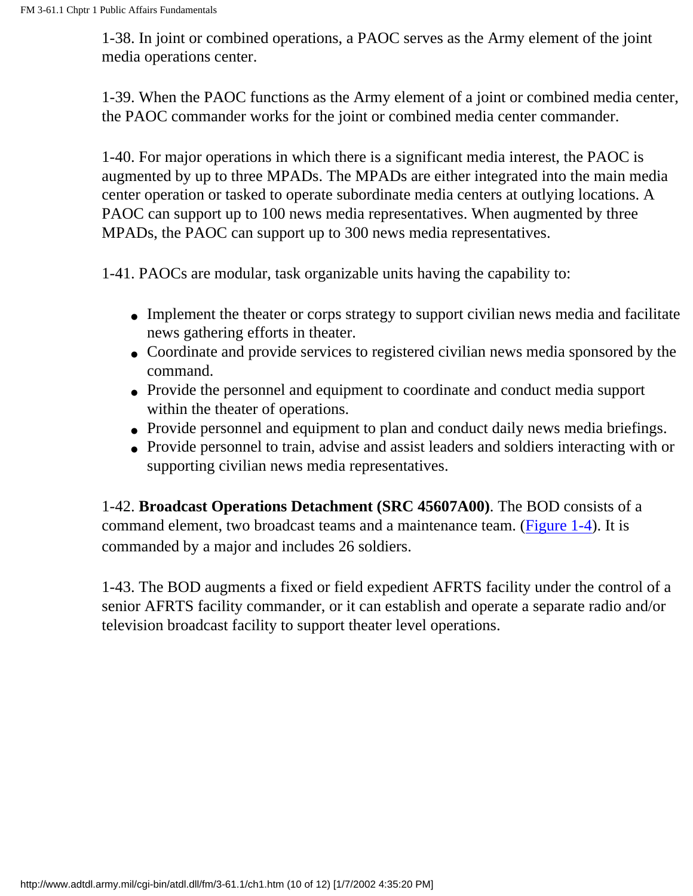1-38. In joint or combined operations, a PAOC serves as the Army element of the joint media operations center.

1-39. When the PAOC functions as the Army element of a joint or combined media center, the PAOC commander works for the joint or combined media center commander.

1-40. For major operations in which there is a significant media interest, the PAOC is augmented by up to three MPADs. The MPADs are either integrated into the main media center operation or tasked to operate subordinate media centers at outlying locations. A PAOC can support up to 100 news media representatives. When augmented by three MPADs, the PAOC can support up to 300 news media representatives.

1-41. PAOCs are modular, task organizable units having the capability to:

- Implement the theater or corps strategy to support civilian news media and facilitate news gathering efforts in theater.
- Coordinate and provide services to registered civilian news media sponsored by the command.
- Provide the personnel and equipment to coordinate and conduct media support within the theater of operations.
- Provide personnel and equipment to plan and conduct daily news media briefings.
- Provide personnel to train, advise and assist leaders and soldiers interacting with or supporting civilian news media representatives.

1-42. **Broadcast Operations Detachment (SRC 45607A00)**. The BOD consists of a command element, two broadcast teams and a maintenance team. (Figure 1-4). It is commanded by a major and includes 26 soldiers.

1-43. The BOD augments a fixed or field expedient AFRTS facility under the control of a senior AFRTS facility commander, or it can establish and operate a separate radio and/or television broadcast facility to support theater level operations.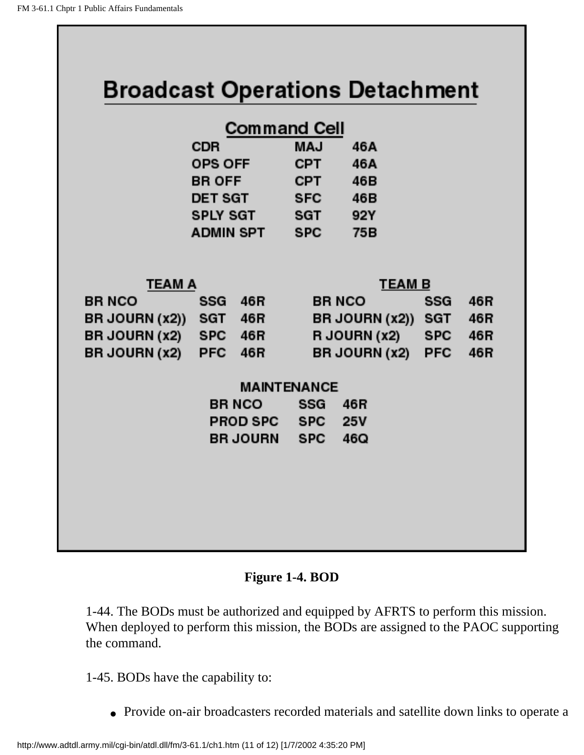## Broadcast Operations Detachment

### Command Cell

| | | |
|---|---|---|
| CDR | MAJ | 46A |
| OPS OFF | CPT | 46A |
| BR OFF | CPT | 46B |
| DET SGT | SFC | 46B |
| SPLY SGT | SGT | 92Y |
| ADMIN SPT | SPC | 75B |

### TEAM A

| | | |
|---|---|---|
| BR NCO | SSG | 46R |
| BR JOURN (x2)) | SGT | 46R |
| BR JOURN (x2) | SPC | 46R |
| BR JOURN (x2) | PFC | 46R |

### TEAM B

| | | |
|---|---|---|
| BR NCO | SSG | 46R |
| BR JOURN (x2)) | SGT | 46R |
| R JOURN (x2) | SPC | 46R |
| BR JOURN (x2) | PFC | 46R |

### MAINTENANCE

| | | |
|---|---|---|
| BR NCO | SSG | 46R |
| PROD SPC | SPC | 25V |
| BR JOURN | SPC | 46Q |

**Figure 1-4. BOD**

1-44. The BODs must be authorized and equipped by AFRTS to perform this mission. When deployed to perform this mission, the BODs are assigned to the PAOC supporting the command.

1-45. BODs have the capability to:

- Provide on-air broadcasters recorded materials and satellite down links to operate a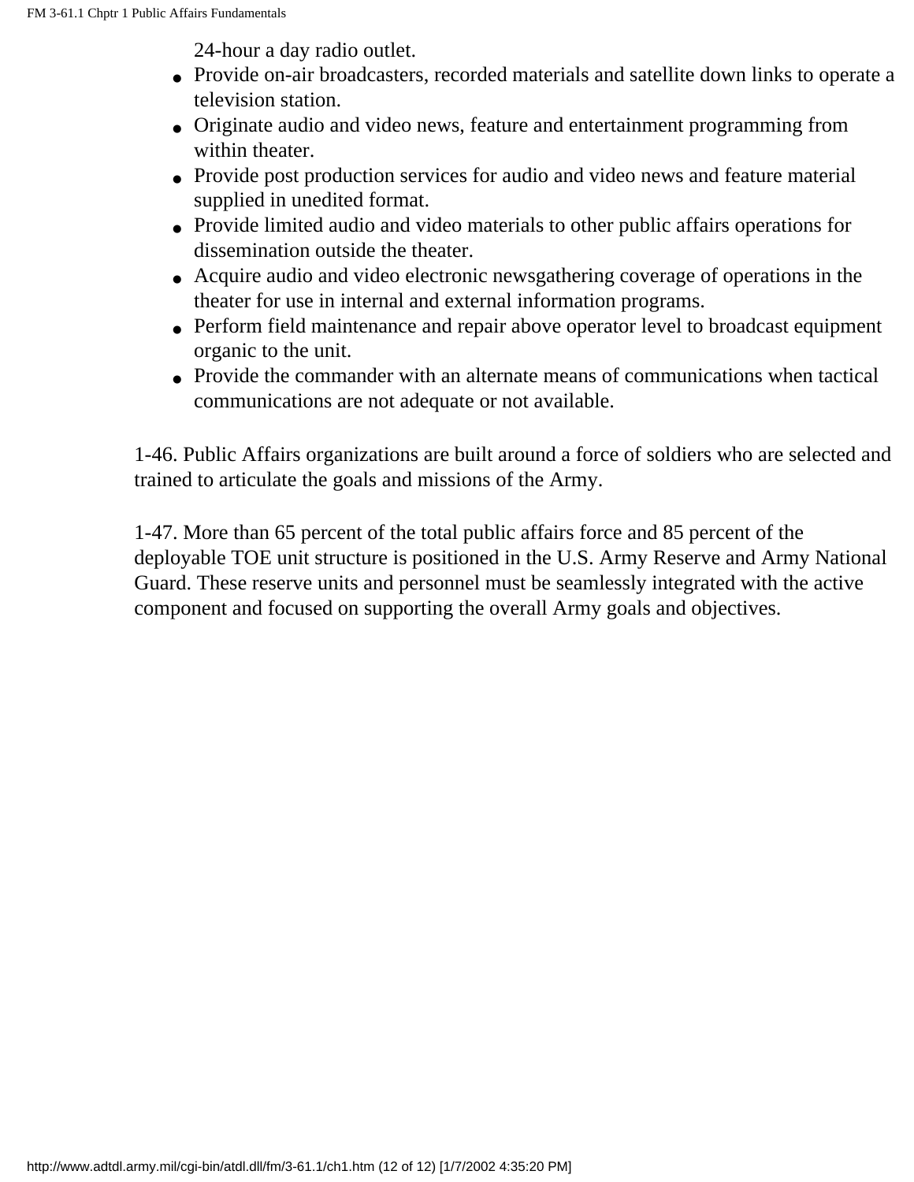24-hour a day radio outlet.

- Provide on-air broadcasters, recorded materials and satellite down links to operate a television station.
- Originate audio and video news, feature and entertainment programming from within theater.
- Provide post production services for audio and video news and feature material supplied in unedited format.
- Provide limited audio and video materials to other public affairs operations for dissemination outside the theater.
- Acquire audio and video electronic newsgathering coverage of operations in the theater for use in internal and external information programs.
- Perform field maintenance and repair above operator level to broadcast equipment organic to the unit.
- Provide the commander with an alternate means of communications when tactical communications are not adequate or not available.

1-46. Public Affairs organizations are built around a force of soldiers who are selected and trained to articulate the goals and missions of the Army.

1-47. More than 65 percent of the total public affairs force and 85 percent of the deployable TOE unit structure is positioned in the U.S. Army Reserve and Army National Guard. These reserve units and personnel must be seamlessly integrated with the active component and focused on supporting the overall Army goals and objectives.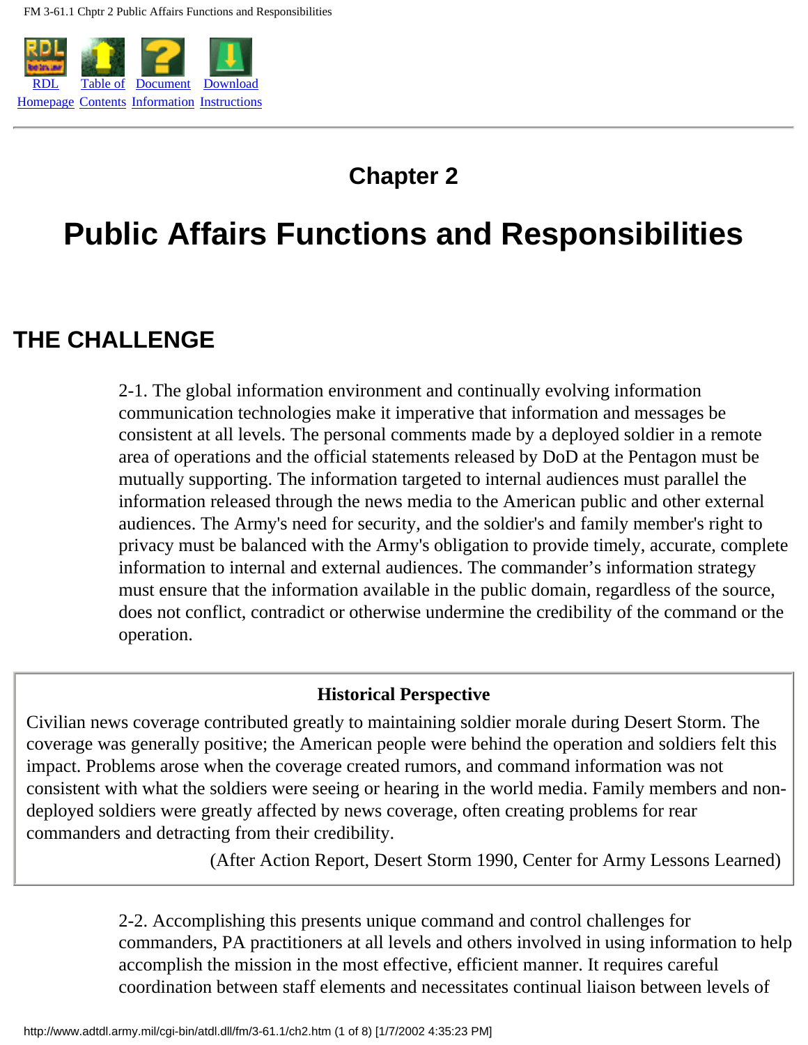# Chapter 2

# Public Affairs Functions and Responsibilities

## THE CHALLENGE

2-1. The global information environment and continually evolving information communication technologies make it imperative that information and messages be consistent at all levels. The personal comments made by a deployed soldier in a remote area of operations and the official statements released by DoD at the Pentagon must be mutually supporting. The information targeted to internal audiences must parallel the information released through the news media to the American public and other external audiences. The Army's need for security, and the soldier's and family member's right to privacy must be balanced with the Army's obligation to provide timely, accurate, complete information to internal and external audiences. The commander's information strategy must ensure that the information available in the public domain, regardless of the source, does not conflict, contradict or otherwise undermine the credibility of the command or the operation.

> **Historical Perspective**
>
> Civilian news coverage contributed greatly to maintaining soldier morale during Desert Storm. The coverage was generally positive; the American people were behind the operation and soldiers felt this impact. Problems arose when the coverage created rumors, and command information was not consistent with what the soldiers were seeing or hearing in the world media. Family members and non-deployed soldiers were greatly affected by news coverage, often creating problems for rear commanders and detracting from their credibility.
>
> (After Action Report, Desert Storm 1990, Center for Army Lessons Learned)

2-2. Accomplishing this presents unique command and control challenges for commanders, PA practitioners at all levels and others involved in using information to help accomplish the mission in the most effective, efficient manner. It requires careful coordination between staff elements and necessitates continual liaison between levels of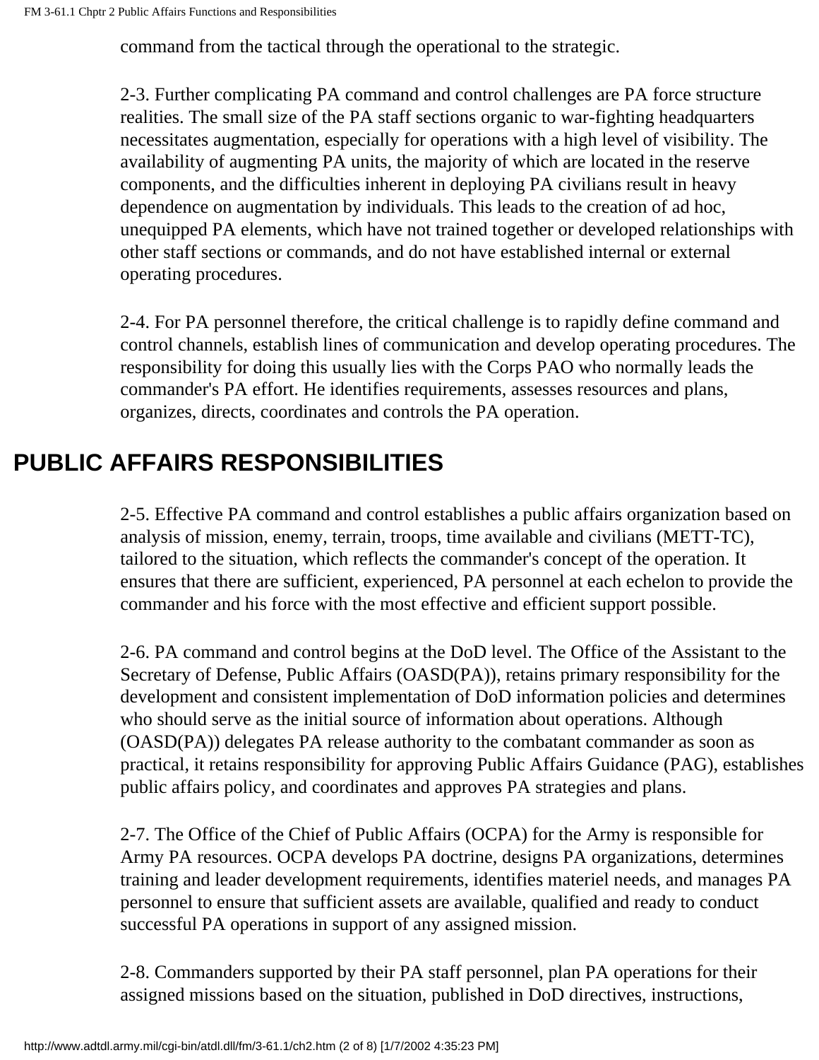command from the tactical through the operational to the strategic.

2-3. Further complicating PA command and control challenges are PA force structure realities. The small size of the PA staff sections organic to war-fighting headquarters necessitates augmentation, especially for operations with a high level of visibility. The availability of augmenting PA units, the majority of which are located in the reserve components, and the difficulties inherent in deploying PA civilians result in heavy dependence on augmentation by individuals. This leads to the creation of ad hoc, unequipped PA elements, which have not trained together or developed relationships with other staff sections or commands, and do not have established internal or external operating procedures.

2-4. For PA personnel therefore, the critical challenge is to rapidly define command and control channels, establish lines of communication and develop operating procedures. The responsibility for doing this usually lies with the Corps PAO who normally leads the commander's PA effort. He identifies requirements, assesses resources and plans, organizes, directs, coordinates and controls the PA operation.

## PUBLIC AFFAIRS RESPONSIBILITIES

2-5. Effective PA command and control establishes a public affairs organization based on analysis of mission, enemy, terrain, troops, time available and civilians (METT-TC), tailored to the situation, which reflects the commander's concept of the operation. It ensures that there are sufficient, experienced, PA personnel at each echelon to provide the commander and his force with the most effective and efficient support possible.

2-6. PA command and control begins at the DoD level. The Office of the Assistant to the Secretary of Defense, Public Affairs (OASD(PA)), retains primary responsibility for the development and consistent implementation of DoD information policies and determines who should serve as the initial source of information about operations. Although (OASD(PA)) delegates PA release authority to the combatant commander as soon as practical, it retains responsibility for approving Public Affairs Guidance (PAG), establishes public affairs policy, and coordinates and approves PA strategies and plans.

2-7. The Office of the Chief of Public Affairs (OCPA) for the Army is responsible for Army PA resources. OCPA develops PA doctrine, designs PA organizations, determines training and leader development requirements, identifies materiel needs, and manages PA personnel to ensure that sufficient assets are available, qualified and ready to conduct successful PA operations in support of any assigned mission.

2-8. Commanders supported by their PA staff personnel, plan PA operations for their assigned missions based on the situation, published in DoD directives, instructions,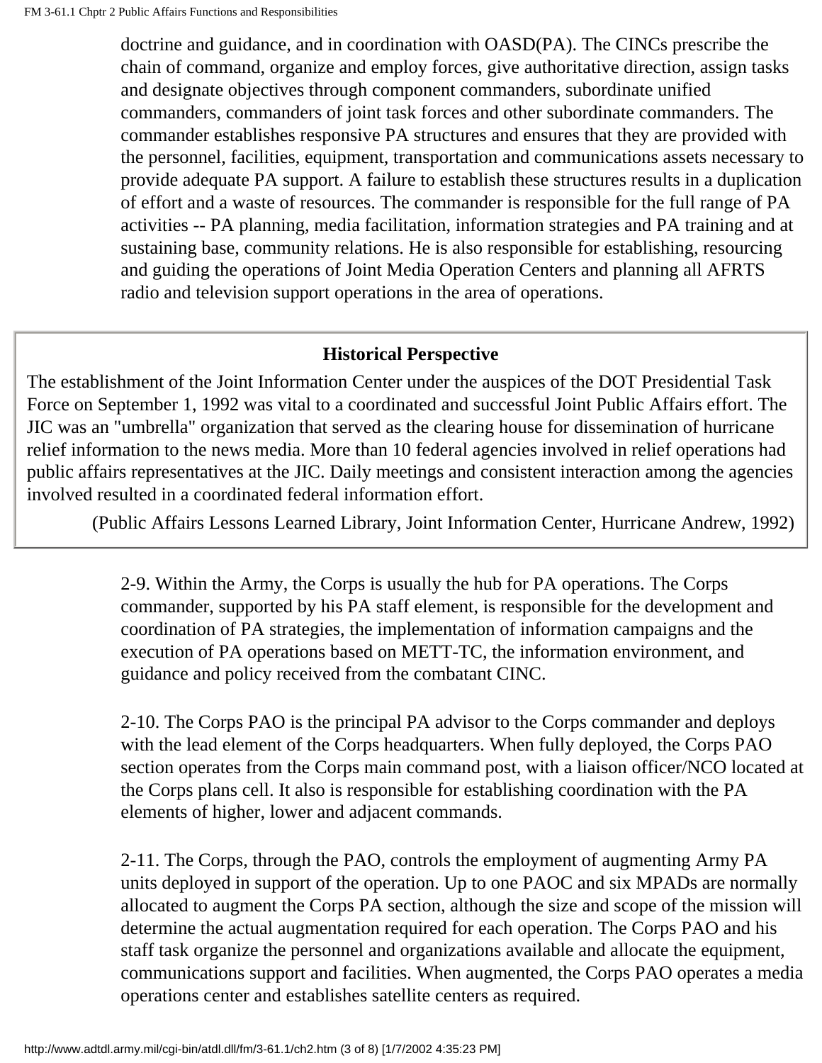doctrine and guidance, and in coordination with OASD(PA). The CINCs prescribe the chain of command, organize and employ forces, give authoritative direction, assign tasks and designate objectives through component commanders, subordinate unified commanders, commanders of joint task forces and other subordinate commanders. The commander establishes responsive PA structures and ensures that they are provided with the personnel, facilities, equipment, transportation and communications assets necessary to provide adequate PA support. A failure to establish these structures results in a duplication of effort and a waste of resources. The commander is responsible for the full range of PA activities -- PA planning, media facilitation, information strategies and PA training and at sustaining base, community relations. He is also responsible for establishing, resourcing and guiding the operations of Joint Media Operation Centers and planning all AFRTS radio and television support operations in the area of operations.

> **Historical Perspective**
>
> The establishment of the Joint Information Center under the auspices of the DOT Presidential Task Force on September 1, 1992 was vital to a coordinated and successful Joint Public Affairs effort. The JIC was an "umbrella" organization that served as the clearing house for dissemination of hurricane relief information to the news media. More than 10 federal agencies involved in relief operations had public affairs representatives at the JIC. Daily meetings and consistent interaction among the agencies involved resulted in a coordinated federal information effort.
>
> (Public Affairs Lessons Learned Library, Joint Information Center, Hurricane Andrew, 1992)

2-9. Within the Army, the Corps is usually the hub for PA operations. The Corps commander, supported by his PA staff element, is responsible for the development and coordination of PA strategies, the implementation of information campaigns and the execution of PA operations based on METT-TC, the information environment, and guidance and policy received from the combatant CINC.

2-10. The Corps PAO is the principal PA advisor to the Corps commander and deploys with the lead element of the Corps headquarters. When fully deployed, the Corps PAO section operates from the Corps main command post, with a liaison officer/NCO located at the Corps plans cell. It also is responsible for establishing coordination with the PA elements of higher, lower and adjacent commands.

2-11. The Corps, through the PAO, controls the employment of augmenting Army PA units deployed in support of the operation. Up to one PAOC and six MPADs are normally allocated to augment the Corps PA section, although the size and scope of the mission will determine the actual augmentation required for each operation. The Corps PAO and his staff task organize the personnel and organizations available and allocate the equipment, communications support and facilities. When augmented, the Corps PAO operates a media operations center and establishes satellite centers as required.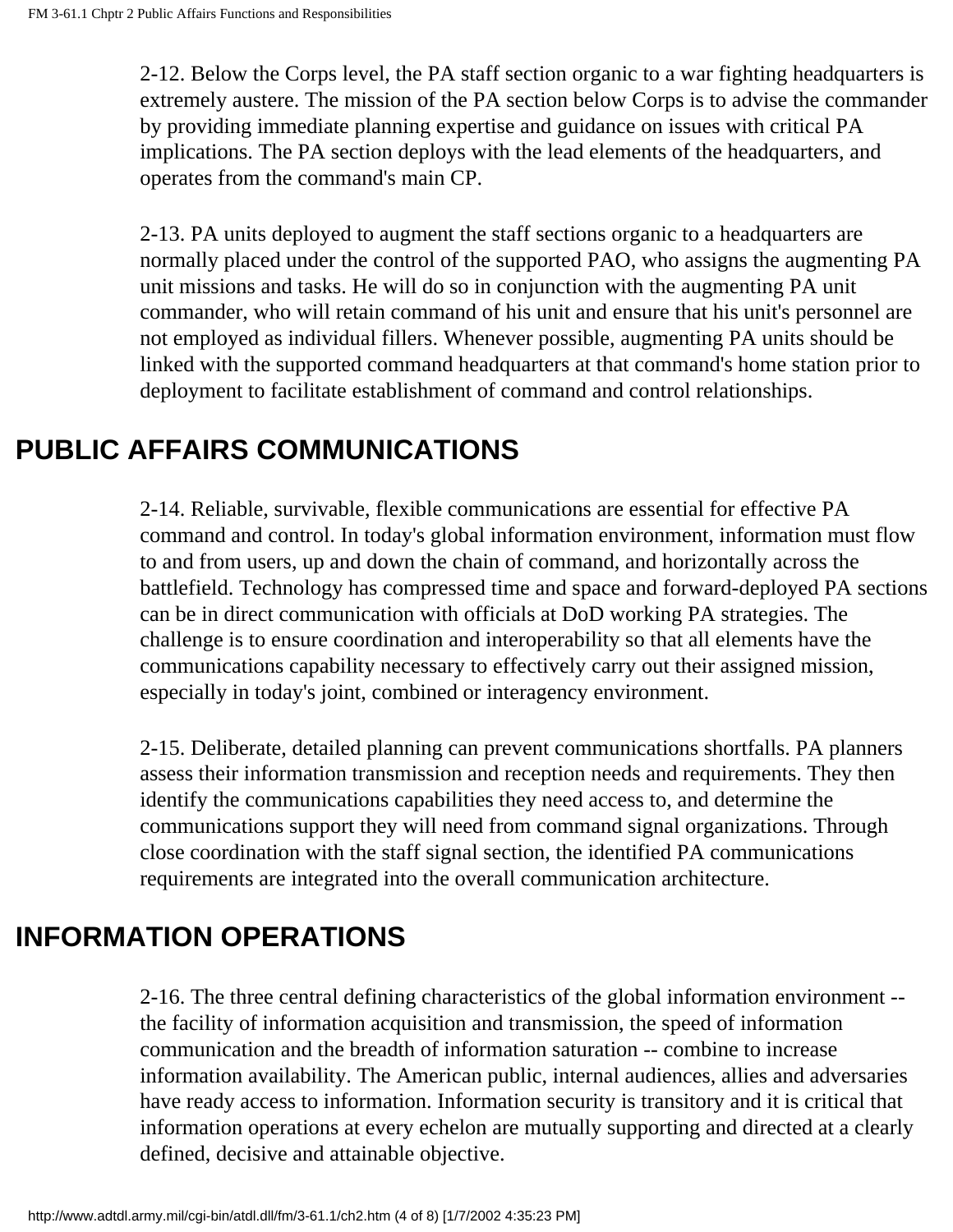2-12. Below the Corps level, the PA staff section organic to a war fighting headquarters is extremely austere. The mission of the PA section below Corps is to advise the commander by providing immediate planning expertise and guidance on issues with critical PA implications. The PA section deploys with the lead elements of the headquarters, and operates from the command's main CP.

2-13. PA units deployed to augment the staff sections organic to a headquarters are normally placed under the control of the supported PAO, who assigns the augmenting PA unit missions and tasks. He will do so in conjunction with the augmenting PA unit commander, who will retain command of his unit and ensure that his unit's personnel are not employed as individual fillers. Whenever possible, augmenting PA units should be linked with the supported command headquarters at that command's home station prior to deployment to facilitate establishment of command and control relationships.

## PUBLIC AFFAIRS COMMUNICATIONS

2-14. Reliable, survivable, flexible communications are essential for effective PA command and control. In today's global information environment, information must flow to and from users, up and down the chain of command, and horizontally across the battlefield. Technology has compressed time and space and forward-deployed PA sections can be in direct communication with officials at DoD working PA strategies. The challenge is to ensure coordination and interoperability so that all elements have the communications capability necessary to effectively carry out their assigned mission, especially in today's joint, combined or interagency environment.

2-15. Deliberate, detailed planning can prevent communications shortfalls. PA planners assess their information transmission and reception needs and requirements. They then identify the communications capabilities they need access to, and determine the communications support they will need from command signal organizations. Through close coordination with the staff signal section, the identified PA communications requirements are integrated into the overall communication architecture.

## INFORMATION OPERATIONS

2-16. The three central defining characteristics of the global information environment -- the facility of information acquisition and transmission, the speed of information communication and the breadth of information saturation -- combine to increase information availability. The American public, internal audiences, allies and adversaries have ready access to information. Information security is transitory and it is critical that information operations at every echelon are mutually supporting and directed at a clearly defined, decisive and attainable objective.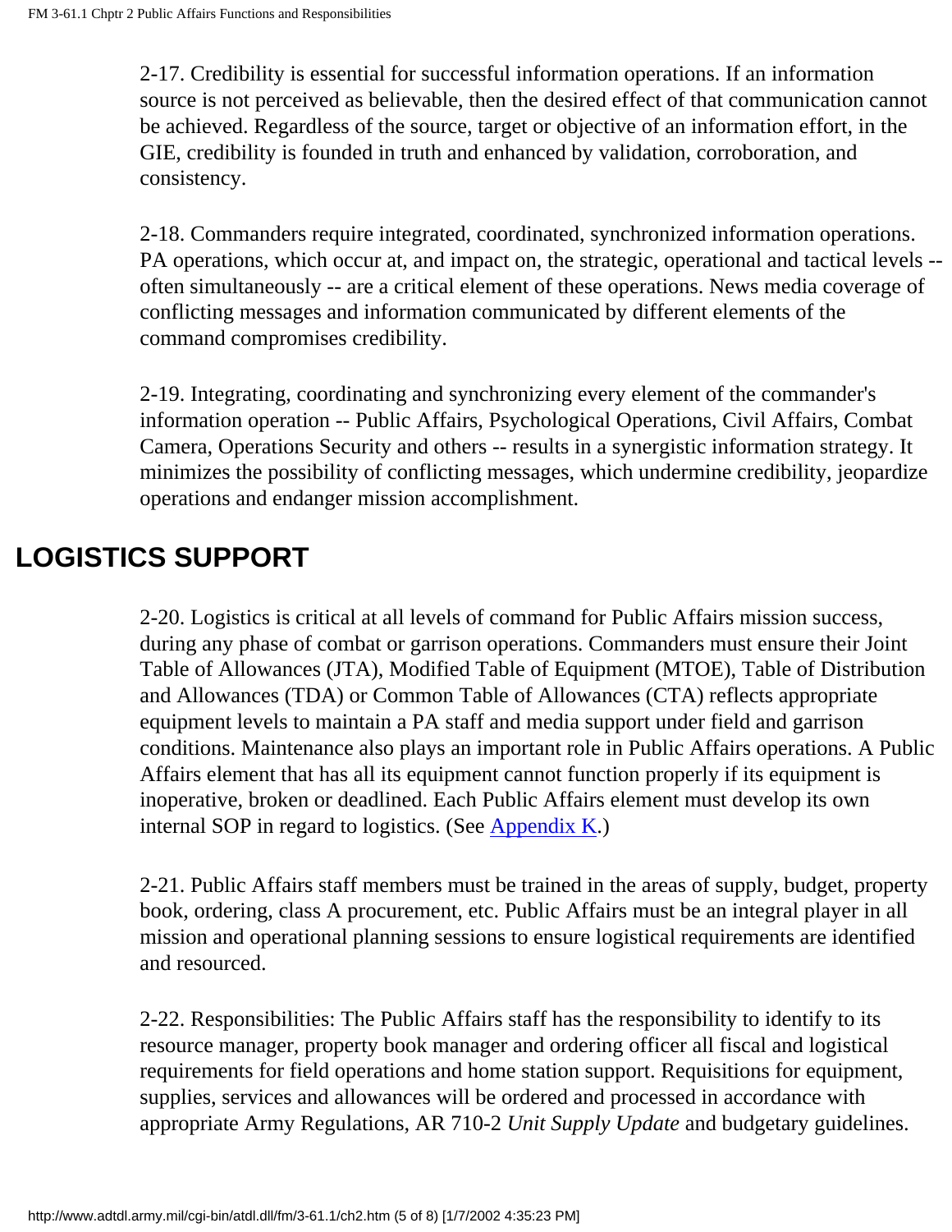2-17. Credibility is essential for successful information operations. If an information source is not perceived as believable, then the desired effect of that communication cannot be achieved. Regardless of the source, target or objective of an information effort, in the GIE, credibility is founded in truth and enhanced by validation, corroboration, and consistency.

2-18. Commanders require integrated, coordinated, synchronized information operations. PA operations, which occur at, and impact on, the strategic, operational and tactical levels -- often simultaneously -- are a critical element of these operations. News media coverage of conflicting messages and information communicated by different elements of the command compromises credibility.

2-19. Integrating, coordinating and synchronizing every element of the commander's information operation -- Public Affairs, Psychological Operations, Civil Affairs, Combat Camera, Operations Security and others -- results in a synergistic information strategy. It minimizes the possibility of conflicting messages, which undermine credibility, jeopardize operations and endanger mission accomplishment.

## LOGISTICS SUPPORT

2-20. Logistics is critical at all levels of command for Public Affairs mission success, during any phase of combat or garrison operations. Commanders must ensure their Joint Table of Allowances (JTA), Modified Table of Equipment (MTOE), Table of Distribution and Allowances (TDA) or Common Table of Allowances (CTA) reflects appropriate equipment levels to maintain a PA staff and media support under field and garrison conditions. Maintenance also plays an important role in Public Affairs operations. A Public Affairs element that has all its equipment cannot function properly if its equipment is inoperative, broken or deadlined. Each Public Affairs element must develop its own internal SOP in regard to logistics. (See Appendix K.)

2-21. Public Affairs staff members must be trained in the areas of supply, budget, property book, ordering, class A procurement, etc. Public Affairs must be an integral player in all mission and operational planning sessions to ensure logistical requirements are identified and resourced.

2-22. Responsibilities: The Public Affairs staff has the responsibility to identify to its resource manager, property book manager and ordering officer all fiscal and logistical requirements for field operations and home station support. Requisitions for equipment, supplies, services and allowances will be ordered and processed in accordance with appropriate Army Regulations, AR 710-2 *Unit Supply Update* and budgetary guidelines.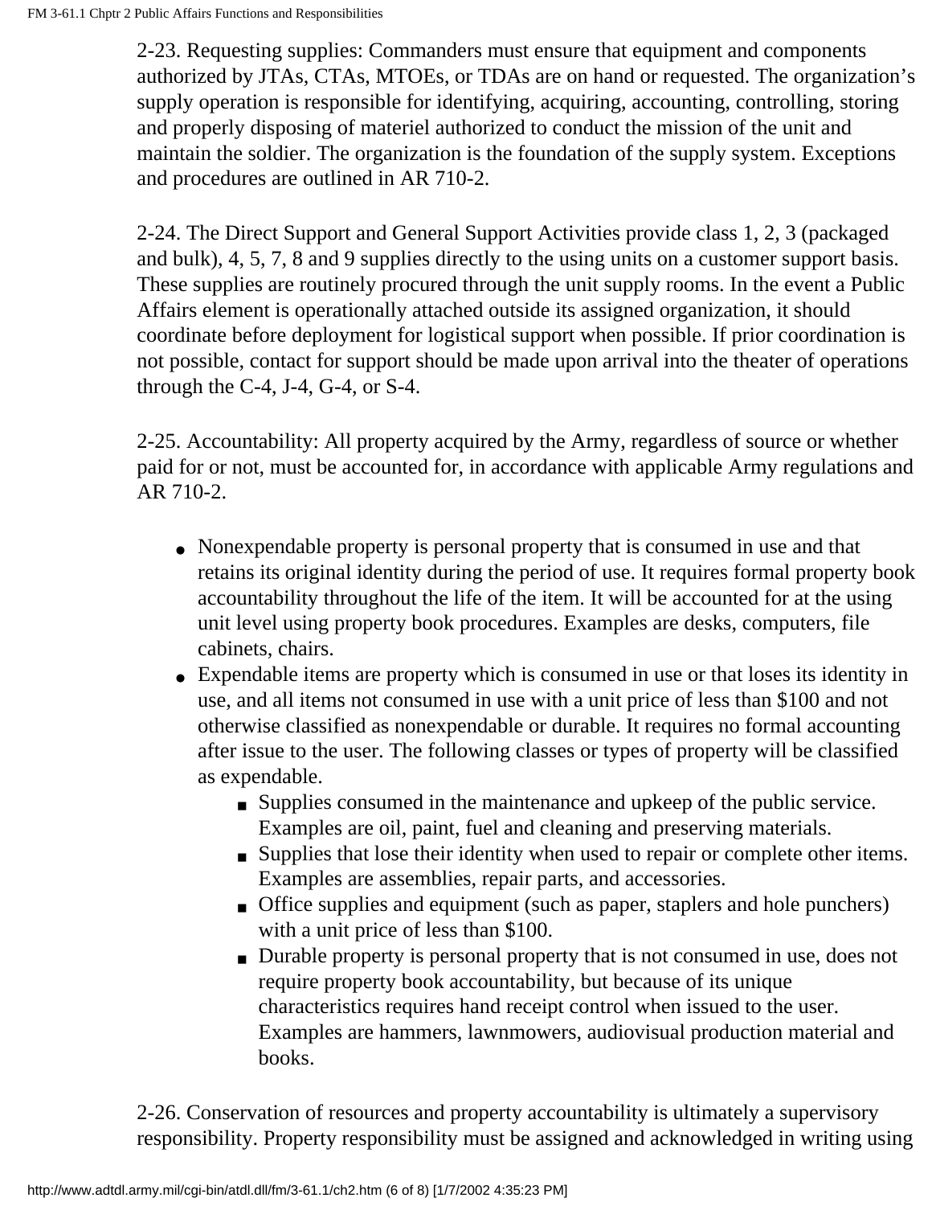2-23. Requesting supplies: Commanders must ensure that equipment and components authorized by JTAs, CTAs, MTOEs, or TDAs are on hand or requested. The organization's supply operation is responsible for identifying, acquiring, accounting, controlling, storing and properly disposing of materiel authorized to conduct the mission of the unit and maintain the soldier. The organization is the foundation of the supply system. Exceptions and procedures are outlined in AR 710-2.

2-24. The Direct Support and General Support Activities provide class 1, 2, 3 (packaged and bulk), 4, 5, 7, 8 and 9 supplies directly to the using units on a customer support basis. These supplies are routinely procured through the unit supply rooms. In the event a Public Affairs element is operationally attached outside its assigned organization, it should coordinate before deployment for logistical support when possible. If prior coordination is not possible, contact for support should be made upon arrival into the theater of operations through the C-4, J-4, G-4, or S-4.

2-25. Accountability: All property acquired by the Army, regardless of source or whether paid for or not, must be accounted for, in accordance with applicable Army regulations and AR 710-2.

- Nonexpendable property is personal property that is consumed in use and that retains its original identity during the period of use. It requires formal property book accountability throughout the life of the item. It will be accounted for at the using unit level using property book procedures. Examples are desks, computers, file cabinets, chairs.
- Expendable items are property which is consumed in use or that loses its identity in use, and all items not consumed in use with a unit price of less than $100 and not otherwise classified as nonexpendable or durable. It requires no formal accounting after issue to the user. The following classes or types of property will be classified as expendable.
    - Supplies consumed in the maintenance and upkeep of the public service. Examples are oil, paint, fuel and cleaning and preserving materials.
    - Supplies that lose their identity when used to repair or complete other items. Examples are assemblies, repair parts, and accessories.
    - Office supplies and equipment (such as paper, staplers and hole punchers) with a unit price of less than $100.
    - Durable property is personal property that is not consumed in use, does not require property book accountability, but because of its unique characteristics requires hand receipt control when issued to the user. Examples are hammers, lawnmowers, audiovisual production material and books.

2-26. Conservation of resources and property accountability is ultimately a supervisory responsibility. Property responsibility must be assigned and acknowledged in writing using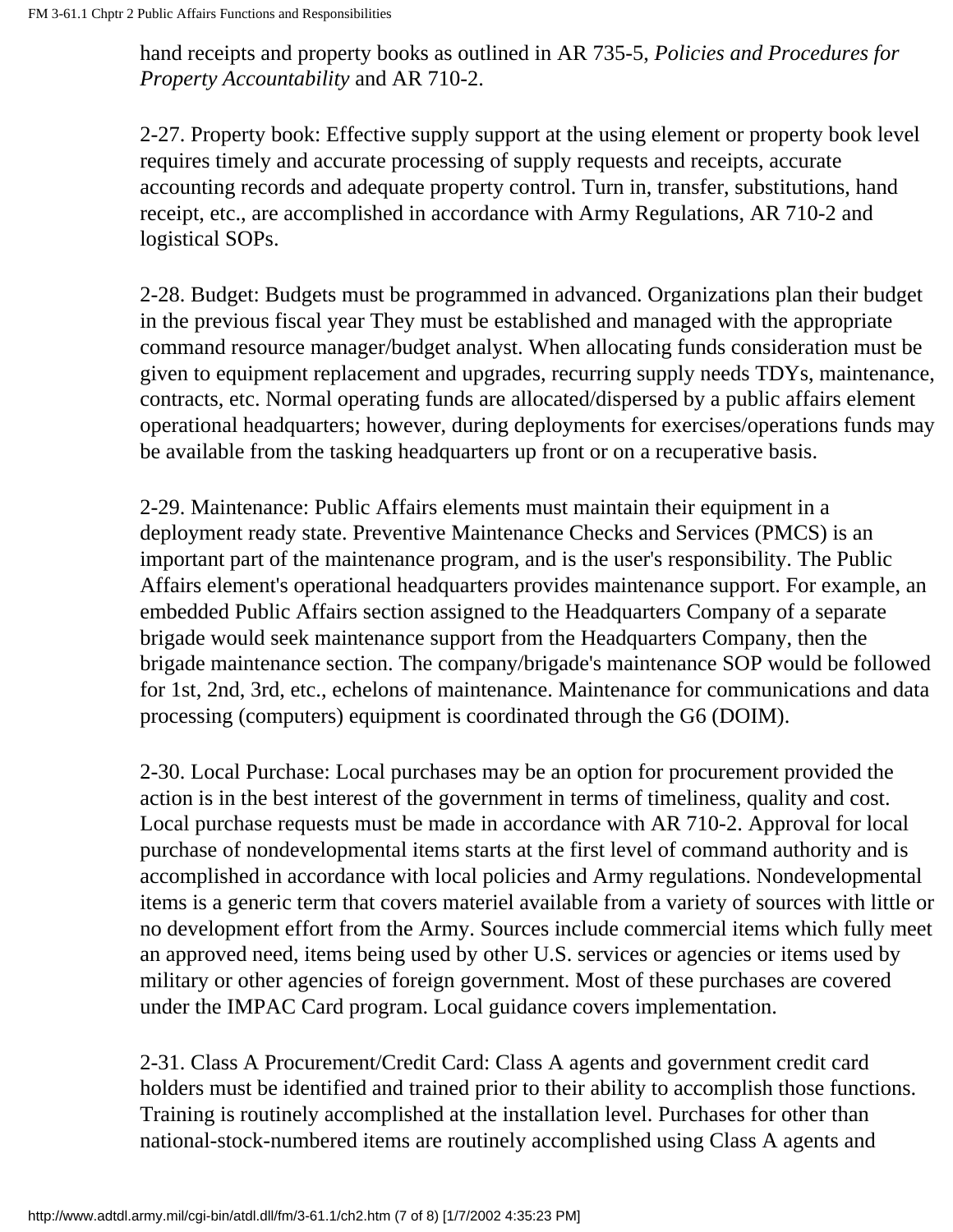hand receipts and property books as outlined in AR 735-5, *Policies and Procedures for Property Accountability* and AR 710-2.

2-27. Property book: Effective supply support at the using element or property book level requires timely and accurate processing of supply requests and receipts, accurate accounting records and adequate property control. Turn in, transfer, substitutions, hand receipt, etc., are accomplished in accordance with Army Regulations, AR 710-2 and logistical SOPs.

2-28. Budget: Budgets must be programmed in advanced. Organizations plan their budget in the previous fiscal year They must be established and managed with the appropriate command resource manager/budget analyst. When allocating funds consideration must be given to equipment replacement and upgrades, recurring supply needs TDYs, maintenance, contracts, etc. Normal operating funds are allocated/dispersed by a public affairs element operational headquarters; however, during deployments for exercises/operations funds may be available from the tasking headquarters up front or on a recuperative basis.

2-29. Maintenance: Public Affairs elements must maintain their equipment in a deployment ready state. Preventive Maintenance Checks and Services (PMCS) is an important part of the maintenance program, and is the user's responsibility. The Public Affairs element's operational headquarters provides maintenance support. For example, an embedded Public Affairs section assigned to the Headquarters Company of a separate brigade would seek maintenance support from the Headquarters Company, then the brigade maintenance section. The company/brigade's maintenance SOP would be followed for 1st, 2nd, 3rd, etc., echelons of maintenance. Maintenance for communications and data processing (computers) equipment is coordinated through the G6 (DOIM).

2-30. Local Purchase: Local purchases may be an option for procurement provided the action is in the best interest of the government in terms of timeliness, quality and cost. Local purchase requests must be made in accordance with AR 710-2. Approval for local purchase of nondevelopmental items starts at the first level of command authority and is accomplished in accordance with local policies and Army regulations. Nondevelopmental items is a generic term that covers materiel available from a variety of sources with little or no development effort from the Army. Sources include commercial items which fully meet an approved need, items being used by other U.S. services or agencies or items used by military or other agencies of foreign government. Most of these purchases are covered under the IMPAC Card program. Local guidance covers implementation.

2-31. Class A Procurement/Credit Card: Class A agents and government credit card holders must be identified and trained prior to their ability to accomplish those functions. Training is routinely accomplished at the installation level. Purchases for other than national-stock-numbered items are routinely accomplished using Class A agents and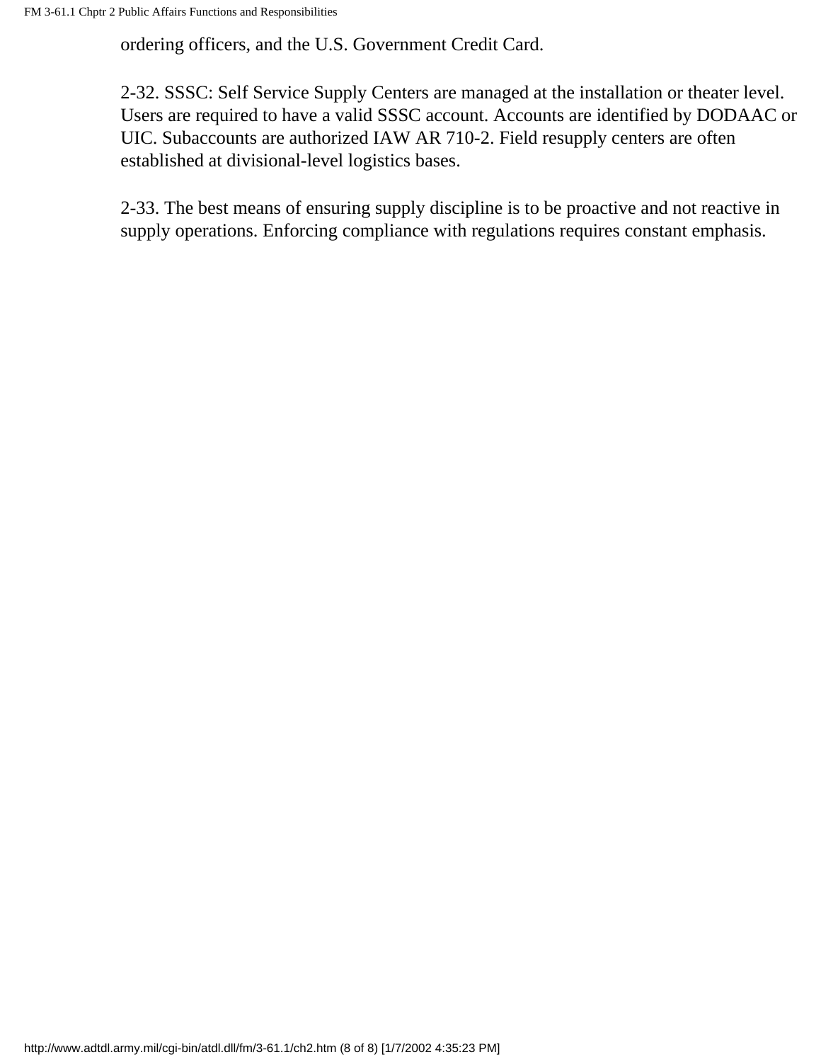ordering officers, and the U.S. Government Credit Card.

2-32. SSSC: Self Service Supply Centers are managed at the installation or theater level. Users are required to have a valid SSSC account. Accounts are identified by DODAAC or UIC. Subaccounts are authorized IAW AR 710-2. Field resupply centers are often established at divisional-level logistics bases.

2-33. The best means of ensuring supply discipline is to be proactive and not reactive in supply operations. Enforcing compliance with regulations requires constant emphasis.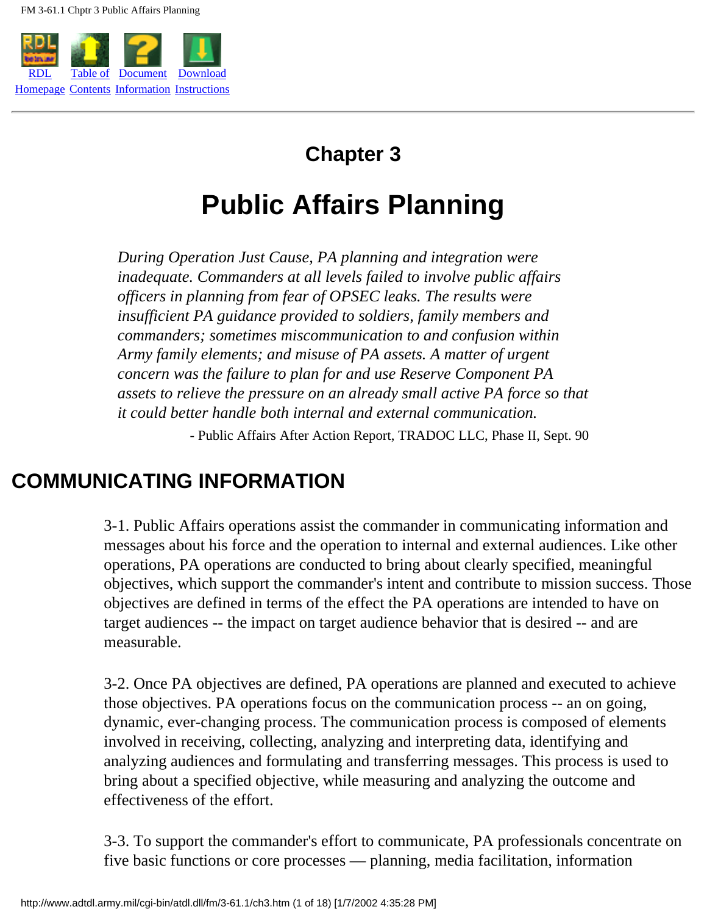# Chapter 3

# Public Affairs Planning

*During Operation Just Cause, PA planning and integration were inadequate. Commanders at all levels failed to involve public affairs officers in planning from fear of OPSEC leaks. The results were insufficient PA guidance provided to soldiers, family members and commanders; sometimes miscommunication to and confusion within Army family elements; and misuse of PA assets. A matter of urgent concern was the failure to plan for and use Reserve Component PA assets to relieve the pressure on an already small active PA force so that it could better handle both internal and external communication.*

- Public Affairs After Action Report, TRADOC LLC, Phase II, Sept. 90

## COMMUNICATING INFORMATION

3-1. Public Affairs operations assist the commander in communicating information and messages about his force and the operation to internal and external audiences. Like other operations, PA operations are conducted to bring about clearly specified, meaningful objectives, which support the commander's intent and contribute to mission success. Those objectives are defined in terms of the effect the PA operations are intended to have on target audiences -- the impact on target audience behavior that is desired -- and are measurable.

3-2. Once PA objectives are defined, PA operations are planned and executed to achieve those objectives. PA operations focus on the communication process -- an on going, dynamic, ever-changing process. The communication process is composed of elements involved in receiving, collecting, analyzing and interpreting data, identifying and analyzing audiences and formulating and transferring messages. This process is used to bring about a specified objective, while measuring and analyzing the outcome and effectiveness of the effort.

3-3. To support the commander's effort to communicate, PA professionals concentrate on five basic functions or core processes — planning, media facilitation, information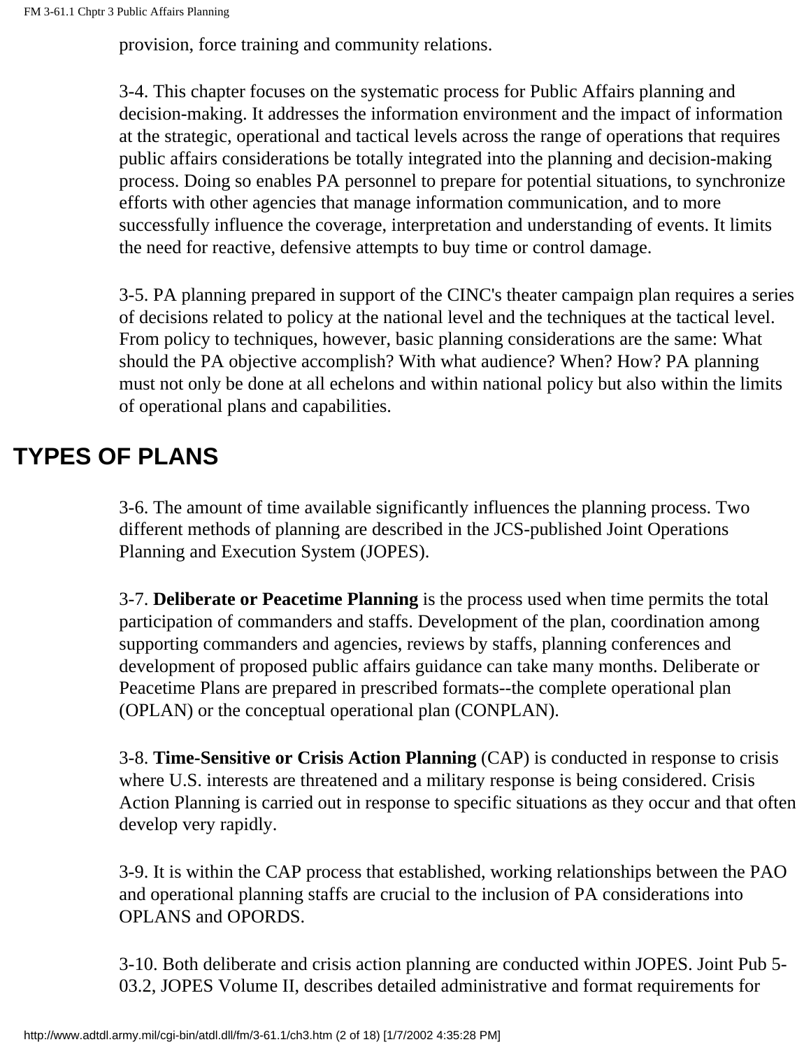provision, force training and community relations.

3-4. This chapter focuses on the systematic process for Public Affairs planning and decision-making. It addresses the information environment and the impact of information at the strategic, operational and tactical levels across the range of operations that requires public affairs considerations be totally integrated into the planning and decision-making process. Doing so enables PA personnel to prepare for potential situations, to synchronize efforts with other agencies that manage information communication, and to more successfully influence the coverage, interpretation and understanding of events. It limits the need for reactive, defensive attempts to buy time or control damage.

3-5. PA planning prepared in support of the CINC's theater campaign plan requires a series of decisions related to policy at the national level and the techniques at the tactical level. From policy to techniques, however, basic planning considerations are the same: What should the PA objective accomplish? With what audience? When? How? PA planning must not only be done at all echelons and within national policy but also within the limits of operational plans and capabilities.

## TYPES OF PLANS

3-6. The amount of time available significantly influences the planning process. Two different methods of planning are described in the JCS-published Joint Operations Planning and Execution System (JOPES).

3-7. **Deliberate or Peacetime Planning** is the process used when time permits the total participation of commanders and staffs. Development of the plan, coordination among supporting commanders and agencies, reviews by staffs, planning conferences and development of proposed public affairs guidance can take many months. Deliberate or Peacetime Plans are prepared in prescribed formats--the complete operational plan (OPLAN) or the conceptual operational plan (CONPLAN).

3-8. **Time-Sensitive or Crisis Action Planning** (CAP) is conducted in response to crisis where U.S. interests are threatened and a military response is being considered. Crisis Action Planning is carried out in response to specific situations as they occur and that often develop very rapidly.

3-9. It is within the CAP process that established, working relationships between the PAO and operational planning staffs are crucial to the inclusion of PA considerations into OPLANS and OPORDS.

3-10. Both deliberate and crisis action planning are conducted within JOPES. Joint Pub 5-03.2, JOPES Volume II, describes detailed administrative and format requirements for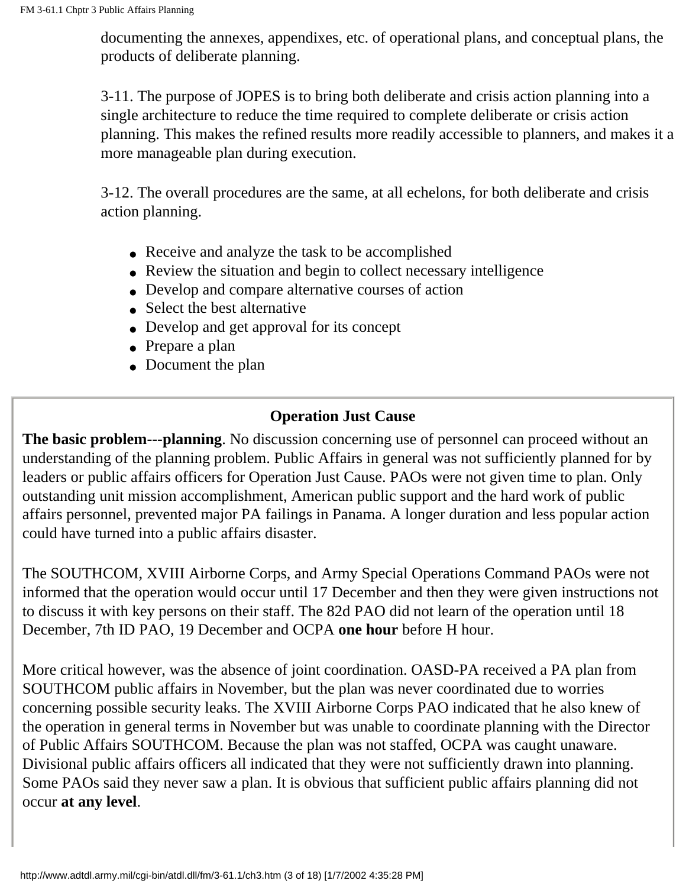documenting the annexes, appendixes, etc. of operational plans, and conceptual plans, the products of deliberate planning.

3-11. The purpose of JOPES is to bring both deliberate and crisis action planning into a single architecture to reduce the time required to complete deliberate or crisis action planning. This makes the refined results more readily accessible to planners, and makes it a more manageable plan during execution.

3-12. The overall procedures are the same, at all echelons, for both deliberate and crisis action planning.

- Receive and analyze the task to be accomplished
- Review the situation and begin to collect necessary intelligence
- Develop and compare alternative courses of action
- Select the best alternative
- Develop and get approval for its concept
- Prepare a plan
- Document the plan

### Operation Just Cause

**The basic problem---planning**. No discussion concerning use of personnel can proceed without an understanding of the planning problem. Public Affairs in general was not sufficiently planned for by leaders or public affairs officers for Operation Just Cause. PAOs were not given time to plan. Only outstanding unit mission accomplishment, American public support and the hard work of public affairs personnel, prevented major PA failings in Panama. A longer duration and less popular action could have turned into a public affairs disaster.

The SOUTHCOM, XVIII Airborne Corps, and Army Special Operations Command PAOs were not informed that the operation would occur until 17 December and then they were given instructions not to discuss it with key persons on their staff. The 82d PAO did not learn of the operation until 18 December, 7th ID PAO, 19 December and OCPA **one hour** before H hour.

More critical however, was the absence of joint coordination. OASD-PA received a PA plan from SOUTHCOM public affairs in November, but the plan was never coordinated due to worries concerning possible security leaks. The XVIII Airborne Corps PAO indicated that he also knew of the operation in general terms in November but was unable to coordinate planning with the Director of Public Affairs SOUTHCOM. Because the plan was not staffed, OCPA was caught unaware. Divisional public affairs officers all indicated that they were not sufficiently drawn into planning. Some PAOs said they never saw a plan. It is obvious that sufficient public affairs planning did not occur **at any level**.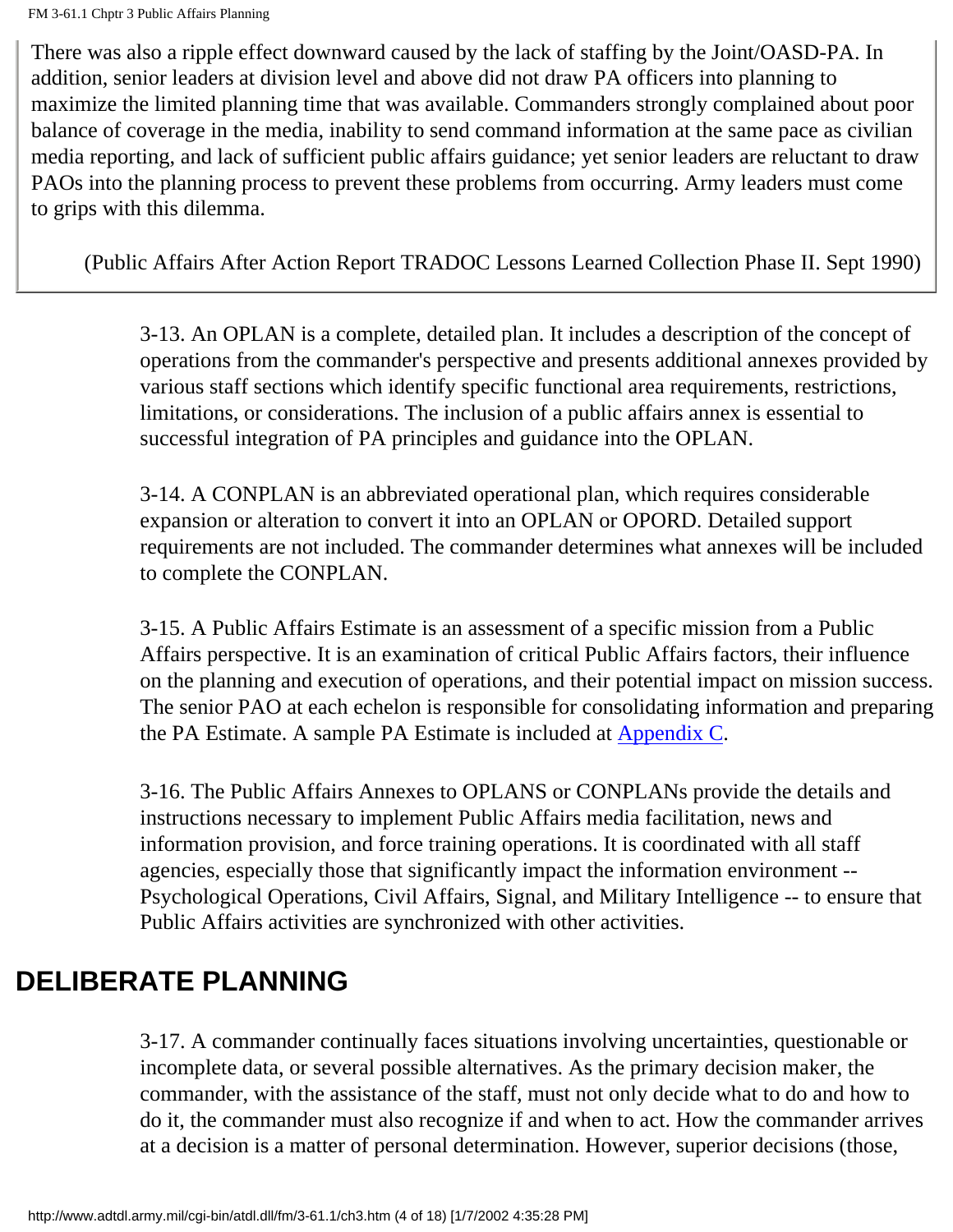There was also a ripple effect downward caused by the lack of staffing by the Joint/OASD-PA. In addition, senior leaders at division level and above did not draw PA officers into planning to maximize the limited planning time that was available. Commanders strongly complained about poor balance of coverage in the media, inability to send command information at the same pace as civilian media reporting, and lack of sufficient public affairs guidance; yet senior leaders are reluctant to draw PAOs into the planning process to prevent these problems from occurring. Army leaders must come to grips with this dilemma.

(Public Affairs After Action Report TRADOC Lessons Learned Collection Phase II. Sept 1990)

3-13. An OPLAN is a complete, detailed plan. It includes a description of the concept of operations from the commander's perspective and presents additional annexes provided by various staff sections which identify specific functional area requirements, restrictions, limitations, or considerations. The inclusion of a public affairs annex is essential to successful integration of PA principles and guidance into the OPLAN.

3-14. A CONPLAN is an abbreviated operational plan, which requires considerable expansion or alteration to convert it into an OPLAN or OPORD. Detailed support requirements are not included. The commander determines what annexes will be included to complete the CONPLAN.

3-15. A Public Affairs Estimate is an assessment of a specific mission from a Public Affairs perspective. It is an examination of critical Public Affairs factors, their influence on the planning and execution of operations, and their potential impact on mission success. The senior PAO at each echelon is responsible for consolidating information and preparing the PA Estimate. A sample PA Estimate is included at Appendix C.

3-16. The Public Affairs Annexes to OPLANS or CONPLANs provide the details and instructions necessary to implement Public Affairs media facilitation, news and information provision, and force training operations. It is coordinated with all staff agencies, especially those that significantly impact the information environment -- Psychological Operations, Civil Affairs, Signal, and Military Intelligence -- to ensure that Public Affairs activities are synchronized with other activities.

## DELIBERATE PLANNING

3-17. A commander continually faces situations involving uncertainties, questionable or incomplete data, or several possible alternatives. As the primary decision maker, the commander, with the assistance of the staff, must not only decide what to do and how to do it, the commander must also recognize if and when to act. How the commander arrives at a decision is a matter of personal determination. However, superior decisions (those,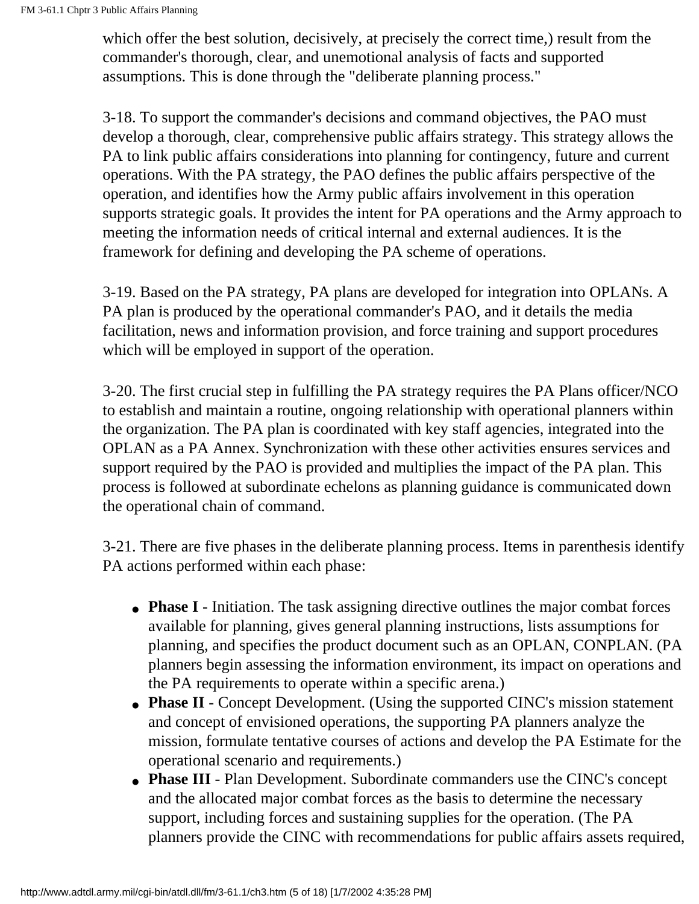which offer the best solution, decisively, at precisely the correct time,) result from the commander's thorough, clear, and unemotional analysis of facts and supported assumptions. This is done through the "deliberate planning process."

3-18. To support the commander's decisions and command objectives, the PAO must develop a thorough, clear, comprehensive public affairs strategy. This strategy allows the PA to link public affairs considerations into planning for contingency, future and current operations. With the PA strategy, the PAO defines the public affairs perspective of the operation, and identifies how the Army public affairs involvement in this operation supports strategic goals. It provides the intent for PA operations and the Army approach to meeting the information needs of critical internal and external audiences. It is the framework for defining and developing the PA scheme of operations.

3-19. Based on the PA strategy, PA plans are developed for integration into OPLANs. A PA plan is produced by the operational commander's PAO, and it details the media facilitation, news and information provision, and force training and support procedures which will be employed in support of the operation.

3-20. The first crucial step in fulfilling the PA strategy requires the PA Plans officer/NCO to establish and maintain a routine, ongoing relationship with operational planners within the organization. The PA plan is coordinated with key staff agencies, integrated into the OPLAN as a PA Annex. Synchronization with these other activities ensures services and support required by the PAO is provided and multiplies the impact of the PA plan. This process is followed at subordinate echelons as planning guidance is communicated down the operational chain of command.

3-21. There are five phases in the deliberate planning process. Items in parenthesis identify PA actions performed within each phase:

- **Phase I** - Initiation. The task assigning directive outlines the major combat forces available for planning, gives general planning instructions, lists assumptions for planning, and specifies the product document such as an OPLAN, CONPLAN. (PA planners begin assessing the information environment, its impact on operations and the PA requirements to operate within a specific arena.)
- **Phase II** - Concept Development. (Using the supported CINC's mission statement and concept of envisioned operations, the supporting PA planners analyze the mission, formulate tentative courses of actions and develop the PA Estimate for the operational scenario and requirements.)
- **Phase III** - Plan Development. Subordinate commanders use the CINC's concept and the allocated major combat forces as the basis to determine the necessary support, including forces and sustaining supplies for the operation. (The PA planners provide the CINC with recommendations for public affairs assets required,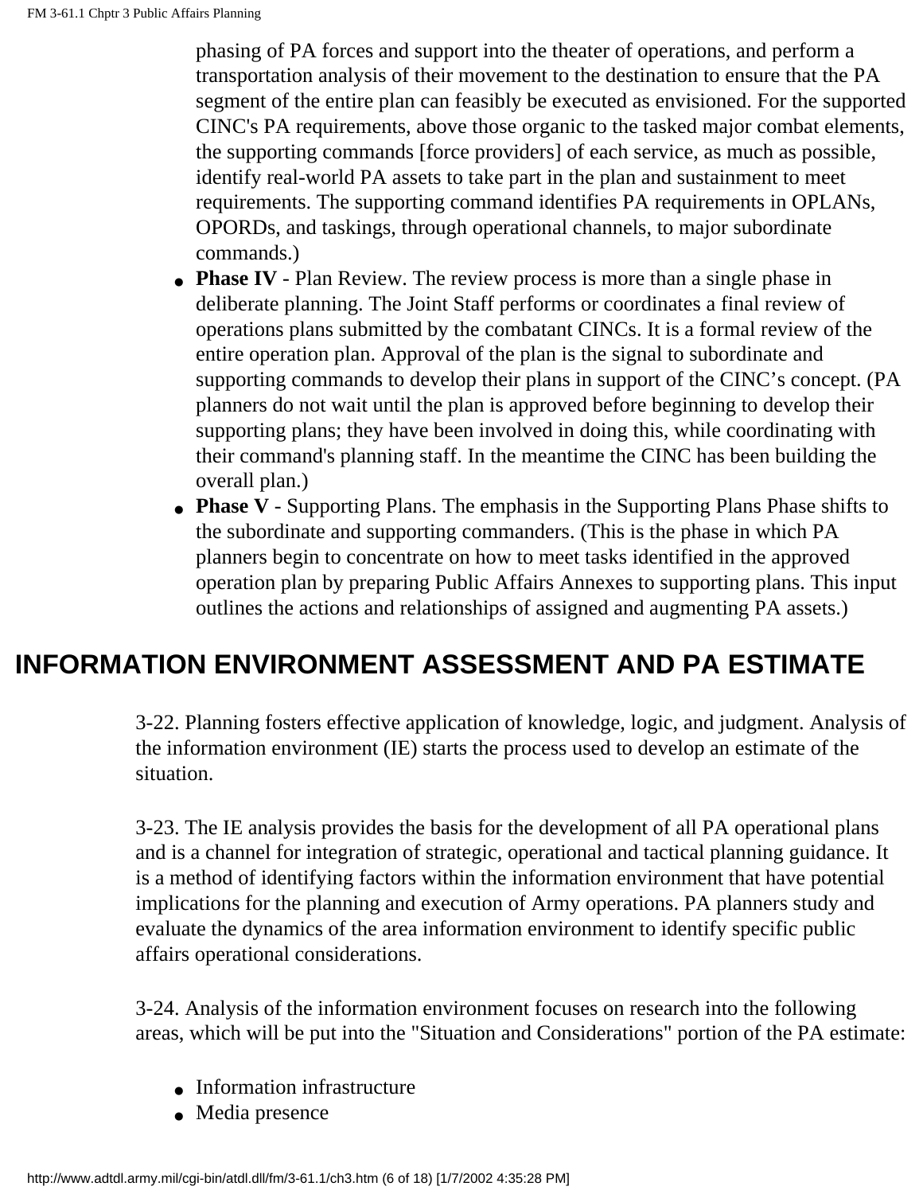phasing of PA forces and support into the theater of operations, and perform a transportation analysis of their movement to the destination to ensure that the PA segment of the entire plan can feasibly be executed as envisioned. For the supported CINC's PA requirements, above those organic to the tasked major combat elements, the supporting commands [force providers] of each service, as much as possible, identify real-world PA assets to take part in the plan and sustainment to meet requirements. The supporting command identifies PA requirements in OPLANs, OPORDs, and taskings, through operational channels, to major subordinate commands.)

- **Phase IV** - Plan Review. The review process is more than a single phase in deliberate planning. The Joint Staff performs or coordinates a final review of operations plans submitted by the combatant CINCs. It is a formal review of the entire operation plan. Approval of the plan is the signal to subordinate and supporting commands to develop their plans in support of the CINC's concept. (PA planners do not wait until the plan is approved before beginning to develop their supporting plans; they have been involved in doing this, while coordinating with their command's planning staff. In the meantime the CINC has been building the overall plan.)
- **Phase V** - Supporting Plans. The emphasis in the Supporting Plans Phase shifts to the subordinate and supporting commanders. (This is the phase in which PA planners begin to concentrate on how to meet tasks identified in the approved operation plan by preparing Public Affairs Annexes to supporting plans. This input outlines the actions and relationships of assigned and augmenting PA assets.)

## INFORMATION ENVIRONMENT ASSESSMENT AND PA ESTIMATE

3-22. Planning fosters effective application of knowledge, logic, and judgment. Analysis of the information environment (IE) starts the process used to develop an estimate of the situation.

3-23. The IE analysis provides the basis for the development of all PA operational plans and is a channel for integration of strategic, operational and tactical planning guidance. It is a method of identifying factors within the information environment that have potential implications for the planning and execution of Army operations. PA planners study and evaluate the dynamics of the area information environment to identify specific public affairs operational considerations.

3-24. Analysis of the information environment focuses on research into the following areas, which will be put into the "Situation and Considerations" portion of the PA estimate:

- Information infrastructure
- Media presence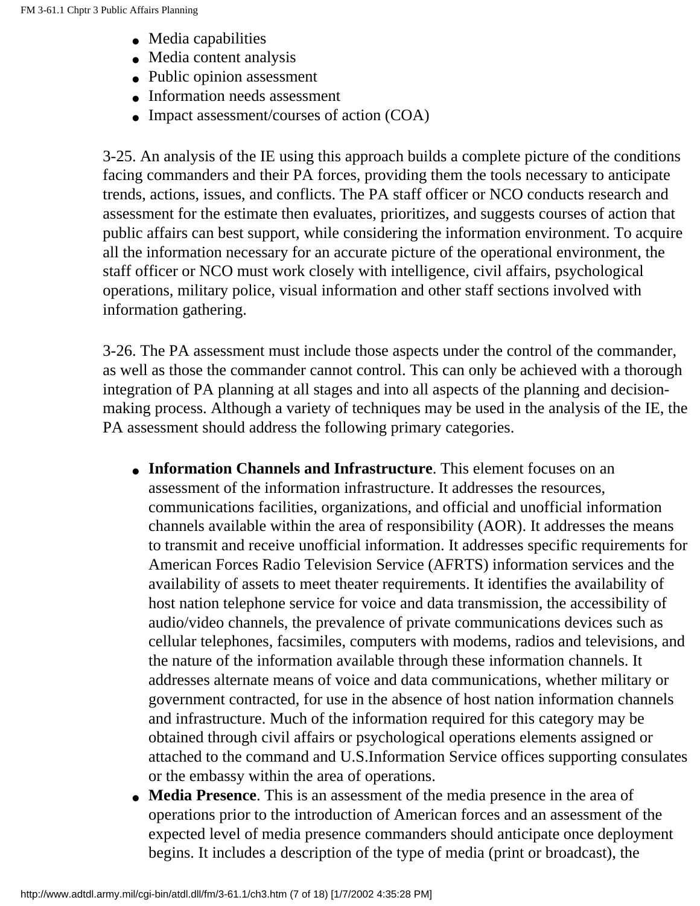- Media capabilities
- Media content analysis
- Public opinion assessment
- Information needs assessment
- Impact assessment/courses of action (COA)

3-25. An analysis of the IE using this approach builds a complete picture of the conditions facing commanders and their PA forces, providing them the tools necessary to anticipate trends, actions, issues, and conflicts. The PA staff officer or NCO conducts research and assessment for the estimate then evaluates, prioritizes, and suggests courses of action that public affairs can best support, while considering the information environment. To acquire all the information necessary for an accurate picture of the operational environment, the staff officer or NCO must work closely with intelligence, civil affairs, psychological operations, military police, visual information and other staff sections involved with information gathering.

3-26. The PA assessment must include those aspects under the control of the commander, as well as those the commander cannot control. This can only be achieved with a thorough integration of PA planning at all stages and into all aspects of the planning and decision-making process. Although a variety of techniques may be used in the analysis of the IE, the PA assessment should address the following primary categories.

- **Information Channels and Infrastructure**. This element focuses on an assessment of the information infrastructure. It addresses the resources, communications facilities, organizations, and official and unofficial information channels available within the area of responsibility (AOR). It addresses the means to transmit and receive unofficial information. It addresses specific requirements for American Forces Radio Television Service (AFRTS) information services and the availability of assets to meet theater requirements. It identifies the availability of host nation telephone service for voice and data transmission, the accessibility of audio/video channels, the prevalence of private communications devices such as cellular telephones, facsimiles, computers with modems, radios and televisions, and the nature of the information available through these information channels. It addresses alternate means of voice and data communications, whether military or government contracted, for use in the absence of host nation information channels and infrastructure. Much of the information required for this category may be obtained through civil affairs or psychological operations elements assigned or attached to the command and U.S.Information Service offices supporting consulates or the embassy within the area of operations.
- **Media Presence**. This is an assessment of the media presence in the area of operations prior to the introduction of American forces and an assessment of the expected level of media presence commanders should anticipate once deployment begins. It includes a description of the type of media (print or broadcast), the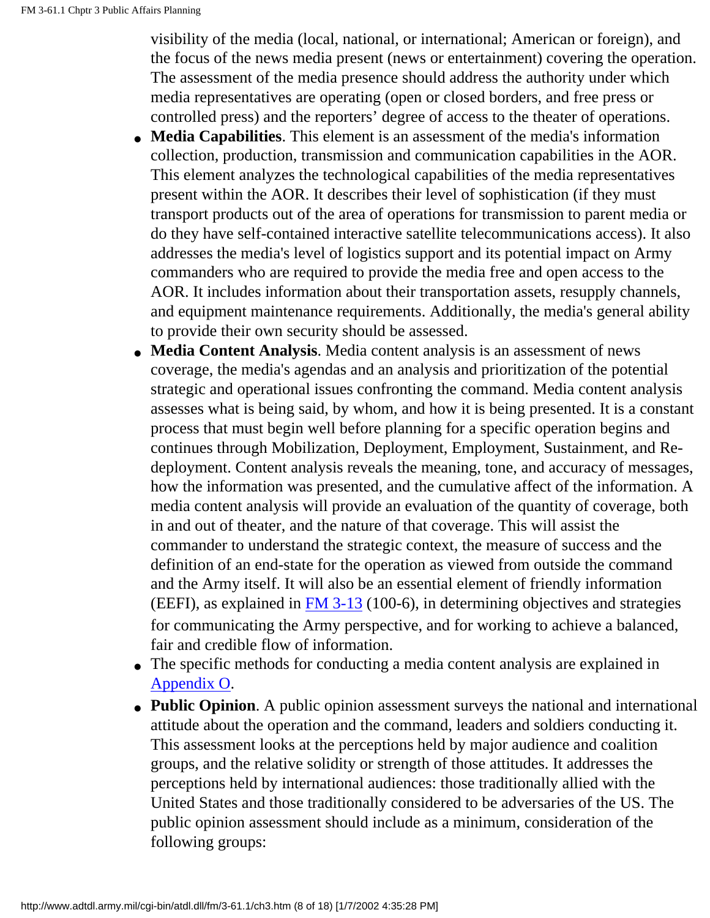visibility of the media (local, national, or international; American or foreign), and the focus of the news media present (news or entertainment) covering the operation. The assessment of the media presence should address the authority under which media representatives are operating (open or closed borders, and free press or controlled press) and the reporters' degree of access to the theater of operations.

- **Media Capabilities**. This element is an assessment of the media's information collection, production, transmission and communication capabilities in the AOR. This element analyzes the technological capabilities of the media representatives present within the AOR. It describes their level of sophistication (if they must transport products out of the area of operations for transmission to parent media or do they have self-contained interactive satellite telecommunications access). It also addresses the media's level of logistics support and its potential impact on Army commanders who are required to provide the media free and open access to the AOR. It includes information about their transportation assets, resupply channels, and equipment maintenance requirements. Additionally, the media's general ability to provide their own security should be assessed.
- **Media Content Analysis**. Media content analysis is an assessment of news coverage, the media's agendas and an analysis and prioritization of the potential strategic and operational issues confronting the command. Media content analysis assesses what is being said, by whom, and how it is being presented. It is a constant process that must begin well before planning for a specific operation begins and continues through Mobilization, Deployment, Employment, Sustainment, and Re-deployment. Content analysis reveals the meaning, tone, and accuracy of messages, how the information was presented, and the cumulative affect of the information. A media content analysis will provide an evaluation of the quantity of coverage, both in and out of theater, and the nature of that coverage. This will assist the commander to understand the strategic context, the measure of success and the definition of an end-state for the operation as viewed from outside the command and the Army itself. It will also be an essential element of friendly information (EEFI), as explained in FM 3-13 (100-6), in determining objectives and strategies for communicating the Army perspective, and for working to achieve a balanced, fair and credible flow of information.
- The specific methods for conducting a media content analysis are explained in Appendix O.
- **Public Opinion**. A public opinion assessment surveys the national and international attitude about the operation and the command, leaders and soldiers conducting it. This assessment looks at the perceptions held by major audience and coalition groups, and the relative solidity or strength of those attitudes. It addresses the perceptions held by international audiences: those traditionally allied with the United States and those traditionally considered to be adversaries of the US. The public opinion assessment should include as a minimum, consideration of the following groups: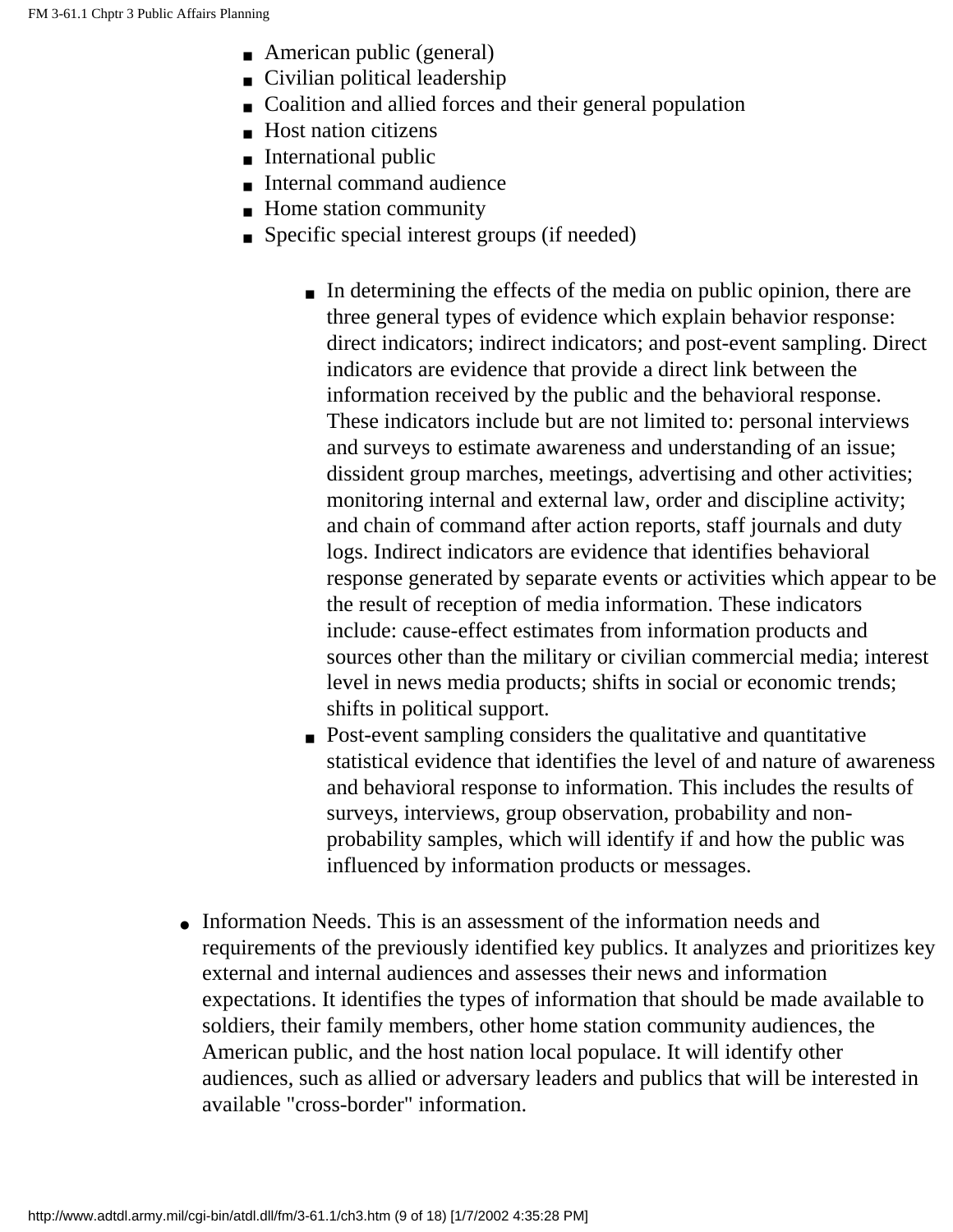- American public (general)
- Civilian political leadership
- Coalition and allied forces and their general population
- Host nation citizens
- International public
- Internal command audience
- Home station community
- Specific special interest groups (if needed)

    - In determining the effects of the media on public opinion, there are three general types of evidence which explain behavior response: direct indicators; indirect indicators; and post-event sampling. Direct indicators are evidence that provide a direct link between the information received by the public and the behavioral response. These indicators include but are not limited to: personal interviews and surveys to estimate awareness and understanding of an issue; dissident group marches, meetings, advertising and other activities; monitoring internal and external law, order and discipline activity; and chain of command after action reports, staff journals and duty logs. Indirect indicators are evidence that identifies behavioral response generated by separate events or activities which appear to be the result of reception of media information. These indicators include: cause-effect estimates from information products and sources other than the military or civilian commercial media; interest level in news media products; shifts in social or economic trends; shifts in political support.
    - Post-event sampling considers the qualitative and quantitative statistical evidence that identifies the level of and nature of awareness and behavioral response to information. This includes the results of surveys, interviews, group observation, probability and non-probability samples, which will identify if and how the public was influenced by information products or messages.

- Information Needs. This is an assessment of the information needs and requirements of the previously identified key publics. It analyzes and prioritizes key external and internal audiences and assesses their news and information expectations. It identifies the types of information that should be made available to soldiers, their family members, other home station community audiences, the American public, and the host nation local populace. It will identify other audiences, such as allied or adversary leaders and publics that will be interested in available "cross-border" information.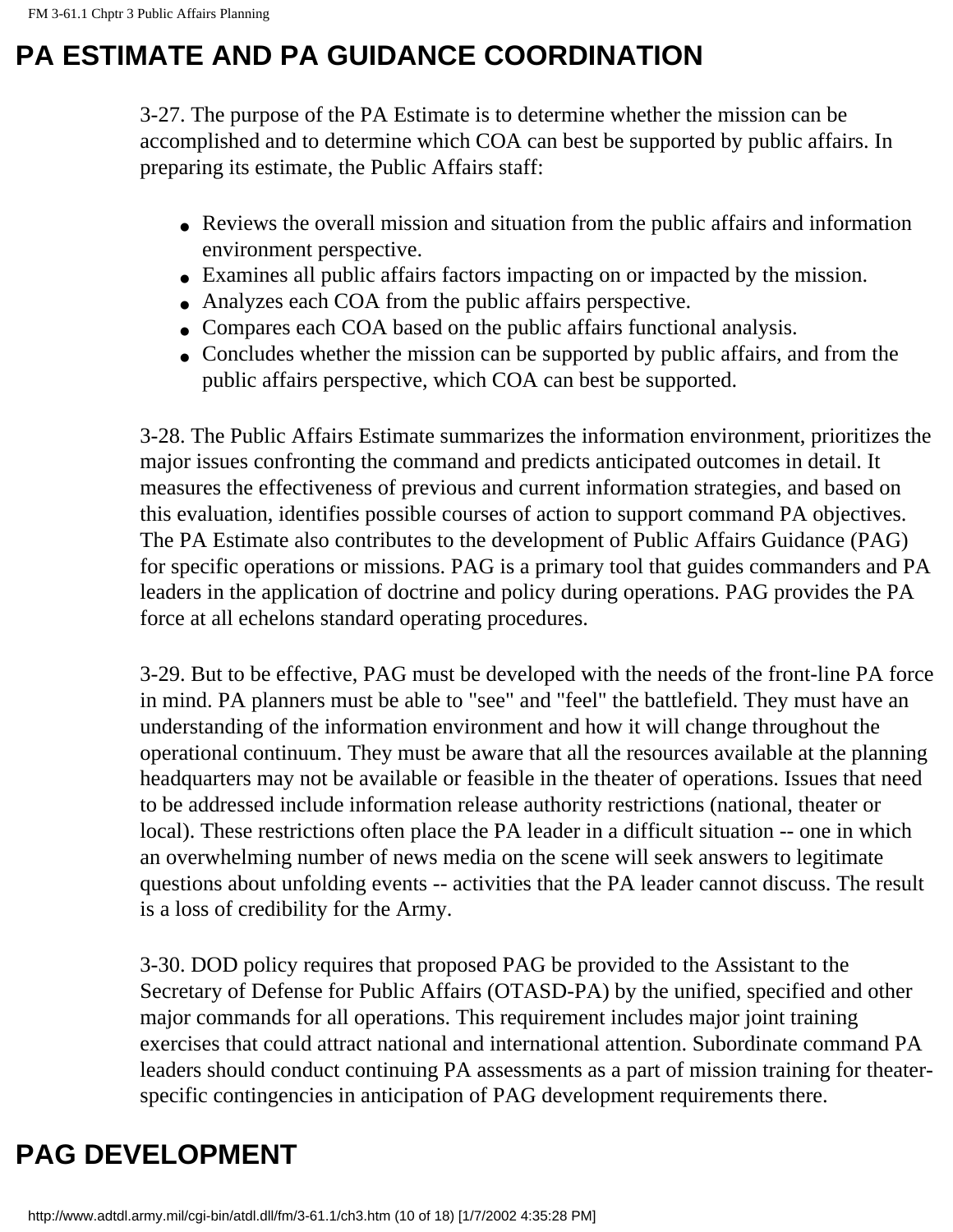# PA ESTIMATE AND PA GUIDANCE COORDINATION

3-27. The purpose of the PA Estimate is to determine whether the mission can be accomplished and to determine which COA can best be supported by public affairs. In preparing its estimate, the Public Affairs staff:

- Reviews the overall mission and situation from the public affairs and information environment perspective.
- Examines all public affairs factors impacting on or impacted by the mission.
- Analyzes each COA from the public affairs perspective.
- Compares each COA based on the public affairs functional analysis.
- Concludes whether the mission can be supported by public affairs, and from the public affairs perspective, which COA can best be supported.

3-28. The Public Affairs Estimate summarizes the information environment, prioritizes the major issues confronting the command and predicts anticipated outcomes in detail. It measures the effectiveness of previous and current information strategies, and based on this evaluation, identifies possible courses of action to support command PA objectives. The PA Estimate also contributes to the development of Public Affairs Guidance (PAG) for specific operations or missions. PAG is a primary tool that guides commanders and PA leaders in the application of doctrine and policy during operations. PAG provides the PA force at all echelons standard operating procedures.

3-29. But to be effective, PAG must be developed with the needs of the front-line PA force in mind. PA planners must be able to "see" and "feel" the battlefield. They must have an understanding of the information environment and how it will change throughout the operational continuum. They must be aware that all the resources available at the planning headquarters may not be available or feasible in the theater of operations. Issues that need to be addressed include information release authority restrictions (national, theater or local). These restrictions often place the PA leader in a difficult situation -- one in which an overwhelming number of news media on the scene will seek answers to legitimate questions about unfolding events -- activities that the PA leader cannot discuss. The result is a loss of credibility for the Army.

3-30. DOD policy requires that proposed PAG be provided to the Assistant to the Secretary of Defense for Public Affairs (OTASD-PA) by the unified, specified and other major commands for all operations. This requirement includes major joint training exercises that could attract national and international attention. Subordinate command PA leaders should conduct continuing PA assessments as a part of mission training for theater-specific contingencies in anticipation of PAG development requirements there.

# PAG DEVELOPMENT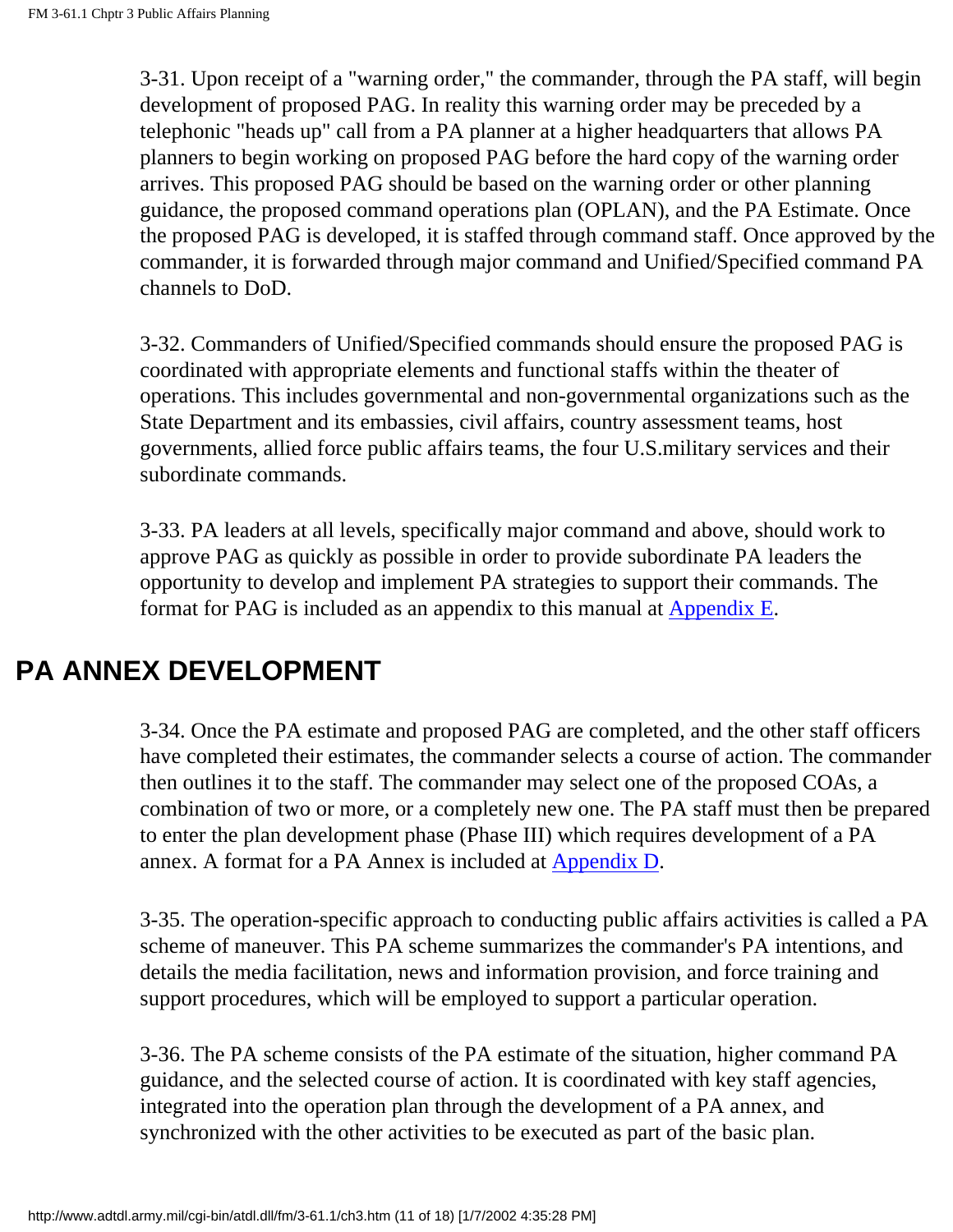3-31. Upon receipt of a "warning order," the commander, through the PA staff, will begin development of proposed PAG. In reality this warning order may be preceded by a telephonic "heads up" call from a PA planner at a higher headquarters that allows PA planners to begin working on proposed PAG before the hard copy of the warning order arrives. This proposed PAG should be based on the warning order or other planning guidance, the proposed command operations plan (OPLAN), and the PA Estimate. Once the proposed PAG is developed, it is staffed through command staff. Once approved by the commander, it is forwarded through major command and Unified/Specified command PA channels to DoD.

3-32. Commanders of Unified/Specified commands should ensure the proposed PAG is coordinated with appropriate elements and functional staffs within the theater of operations. This includes governmental and non-governmental organizations such as the State Department and its embassies, civil affairs, country assessment teams, host governments, allied force public affairs teams, the four U.S.military services and their subordinate commands.

3-33. PA leaders at all levels, specifically major command and above, should work to approve PAG as quickly as possible in order to provide subordinate PA leaders the opportunity to develop and implement PA strategies to support their commands. The format for PAG is included as an appendix to this manual at Appendix E.

## PA ANNEX DEVELOPMENT

3-34. Once the PA estimate and proposed PAG are completed, and the other staff officers have completed their estimates, the commander selects a course of action. The commander then outlines it to the staff. The commander may select one of the proposed COAs, a combination of two or more, or a completely new one. The PA staff must then be prepared to enter the plan development phase (Phase III) which requires development of a PA annex. A format for a PA Annex is included at Appendix D.

3-35. The operation-specific approach to conducting public affairs activities is called a PA scheme of maneuver. This PA scheme summarizes the commander's PA intentions, and details the media facilitation, news and information provision, and force training and support procedures, which will be employed to support a particular operation.

3-36. The PA scheme consists of the PA estimate of the situation, higher command PA guidance, and the selected course of action. It is coordinated with key staff agencies, integrated into the operation plan through the development of a PA annex, and synchronized with the other activities to be executed as part of the basic plan.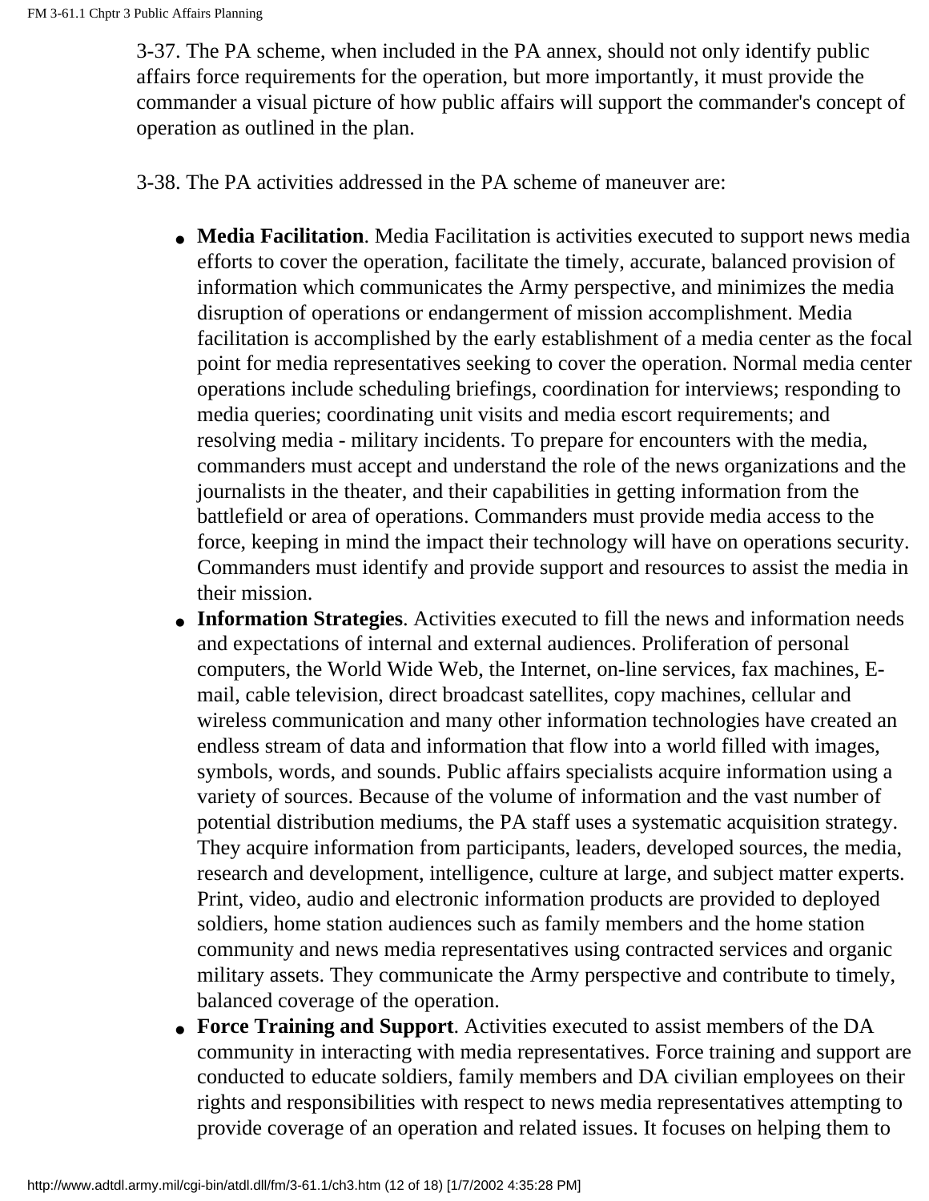3-37. The PA scheme, when included in the PA annex, should not only identify public affairs force requirements for the operation, but more importantly, it must provide the commander a visual picture of how public affairs will support the commander's concept of operation as outlined in the plan.

3-38. The PA activities addressed in the PA scheme of maneuver are:

- **Media Facilitation**. Media Facilitation is activities executed to support news media efforts to cover the operation, facilitate the timely, accurate, balanced provision of information which communicates the Army perspective, and minimizes the media disruption of operations or endangerment of mission accomplishment. Media facilitation is accomplished by the early establishment of a media center as the focal point for media representatives seeking to cover the operation. Normal media center operations include scheduling briefings, coordination for interviews; responding to media queries; coordinating unit visits and media escort requirements; and resolving media - military incidents. To prepare for encounters with the media, commanders must accept and understand the role of the news organizations and the journalists in the theater, and their capabilities in getting information from the battlefield or area of operations. Commanders must provide media access to the force, keeping in mind the impact their technology will have on operations security. Commanders must identify and provide support and resources to assist the media in their mission.
- **Information Strategies**. Activities executed to fill the news and information needs and expectations of internal and external audiences. Proliferation of personal computers, the World Wide Web, the Internet, on-line services, fax machines, E-mail, cable television, direct broadcast satellites, copy machines, cellular and wireless communication and many other information technologies have created an endless stream of data and information that flow into a world filled with images, symbols, words, and sounds. Public affairs specialists acquire information using a variety of sources. Because of the volume of information and the vast number of potential distribution mediums, the PA staff uses a systematic acquisition strategy. They acquire information from participants, leaders, developed sources, the media, research and development, intelligence, culture at large, and subject matter experts. Print, video, audio and electronic information products are provided to deployed soldiers, home station audiences such as family members and the home station community and news media representatives using contracted services and organic military assets. They communicate the Army perspective and contribute to timely, balanced coverage of the operation.
- **Force Training and Support**. Activities executed to assist members of the DA community in interacting with media representatives. Force training and support are conducted to educate soldiers, family members and DA civilian employees on their rights and responsibilities with respect to news media representatives attempting to provide coverage of an operation and related issues. It focuses on helping them to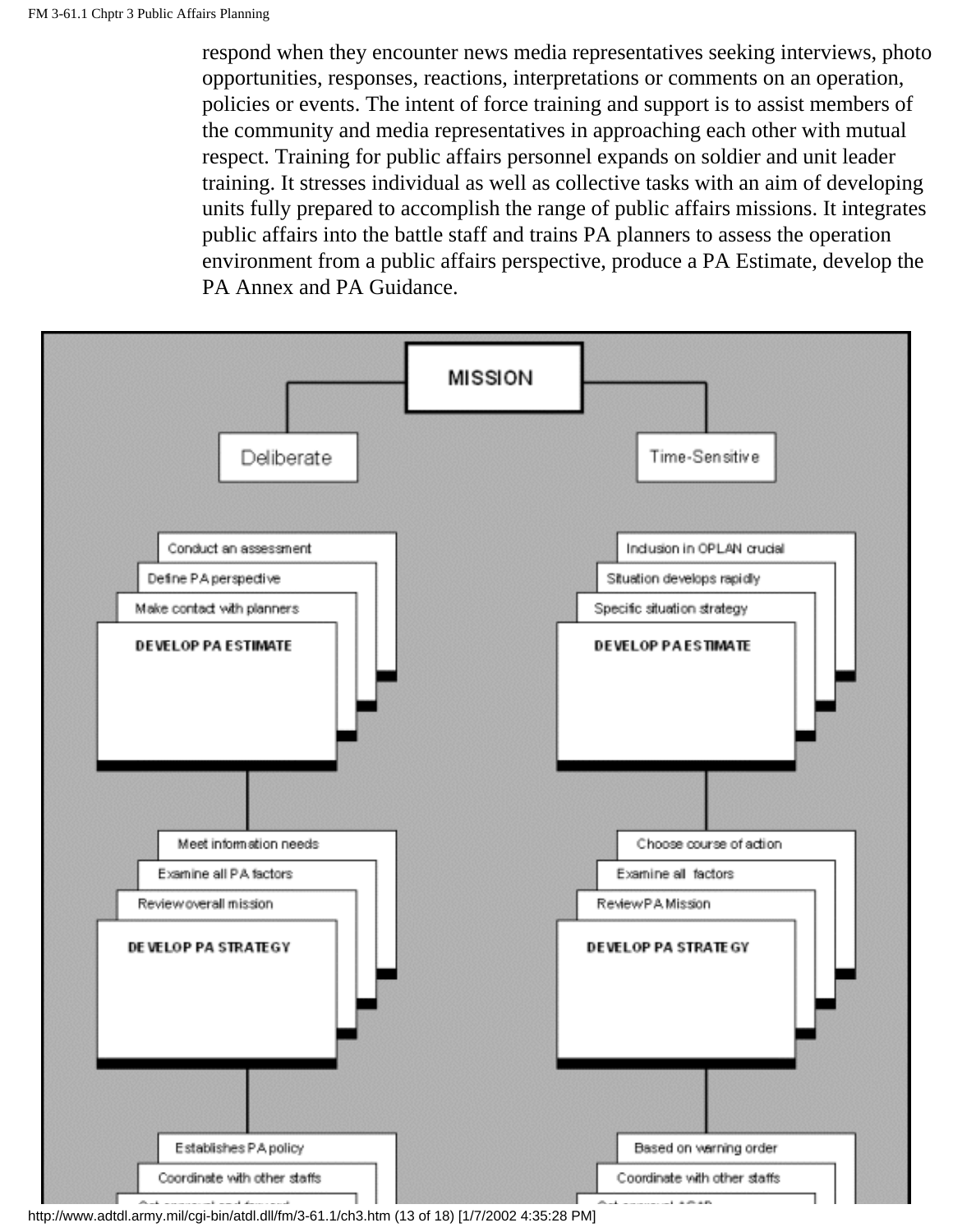respond when they encounter news media representatives seeking interviews, photo opportunities, responses, reactions, interpretations or comments on an operation, policies or events. The intent of force training and support is to assist members of the community and media representatives in approaching each other with mutual respect. Training for public affairs personnel expands on soldier and unit leader training. It stresses individual as well as collective tasks with an aim of developing units fully prepared to accomplish the range of public affairs missions. It integrates public affairs into the battle staff and trains PA planners to assess the operation environment from a public affairs perspective, produce a PA Estimate, develop the PA Annex and PA Guidance.

**MISSION**

| Deliberate | Time-Sensitive |
| --- | --- |
| Conduct an assessment | Inclusion in OPLAN crucial |
| Define PA perspective | Situation develops rapidly |
| Make contact with planners | Specific situation strategy |
| **DEVELOP PA ESTIMATE** | **DEVELOP PA ESTIMATE** |
| Meet information needs | Choose course of action |
| Examine all PA factors | Examine all factors |
| Review overall mission | Review PA Mission |
| **DEVELOP PA STRATEGY** | **DEVELOP PA STRATEGY** |
| Establishes PA policy | Based on warning order |
| Coordinate with other staffs | Coordinate with other staffs |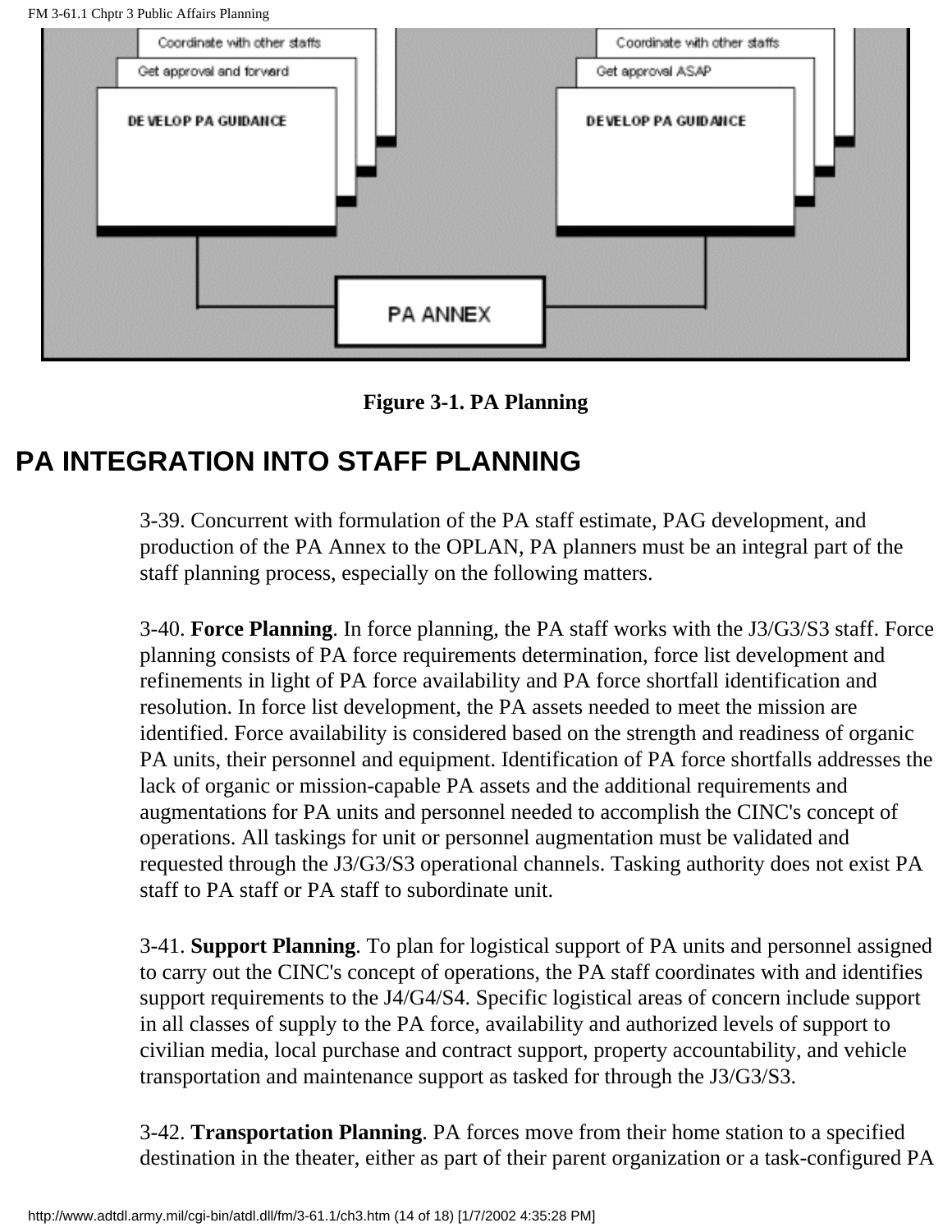Coordinate with other staffs

Get approval and forward

DEVELOP PA GUIDANCE

Coordinate with other staffs

Get approval ASAP

DEVELOP PA GUIDANCE

PA ANNEX

**Figure 3-1. PA Planning**

## PA INTEGRATION INTO STAFF PLANNING

3-39. Concurrent with formulation of the PA staff estimate, PAG development, and production of the PA Annex to the OPLAN, PA planners must be an integral part of the staff planning process, especially on the following matters.

3-40. **Force Planning**. In force planning, the PA staff works with the J3/G3/S3 staff. Force planning consists of PA force requirements determination, force list development and refinements in light of PA force availability and PA force shortfall identification and resolution. In force list development, the PA assets needed to meet the mission are identified. Force availability is considered based on the strength and readiness of organic PA units, their personnel and equipment. Identification of PA force shortfalls addresses the lack of organic or mission-capable PA assets and the additional requirements and augmentations for PA units and personnel needed to accomplish the CINC's concept of operations. All taskings for unit or personnel augmentation must be validated and requested through the J3/G3/S3 operational channels. Tasking authority does not exist PA staff to PA staff or PA staff to subordinate unit.

3-41. **Support Planning**. To plan for logistical support of PA units and personnel assigned to carry out the CINC's concept of operations, the PA staff coordinates with and identifies support requirements to the J4/G4/S4. Specific logistical areas of concern include support in all classes of supply to the PA force, availability and authorized levels of support to civilian media, local purchase and contract support, property accountability, and vehicle transportation and maintenance support as tasked for through the J3/G3/S3.

3-42. **Transportation Planning**. PA forces move from their home station to a specified destination in the theater, either as part of their parent organization or a task-configured PA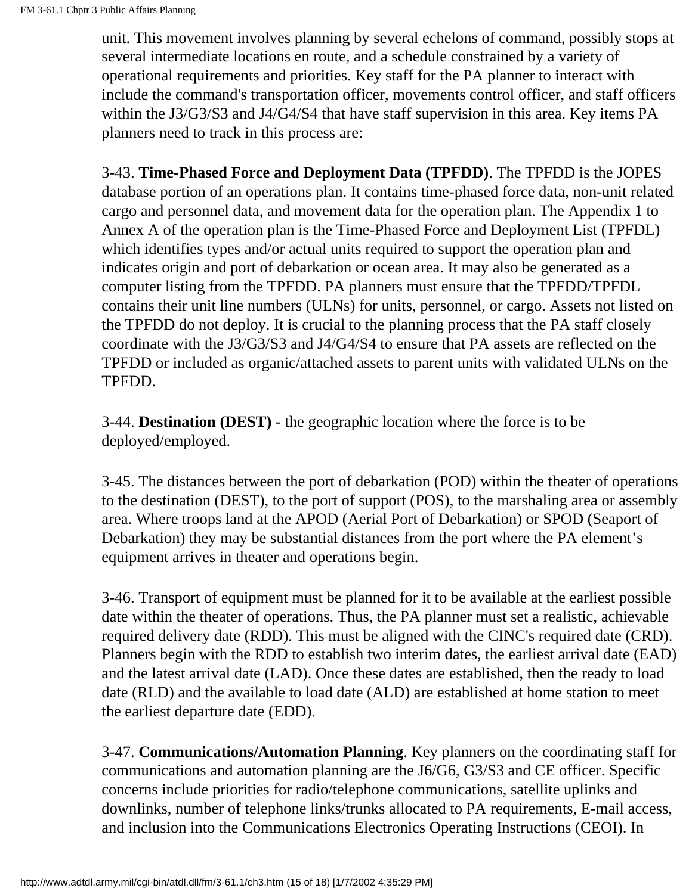unit. This movement involves planning by several echelons of command, possibly stops at several intermediate locations en route, and a schedule constrained by a variety of operational requirements and priorities. Key staff for the PA planner to interact with include the command's transportation officer, movements control officer, and staff officers within the J3/G3/S3 and J4/G4/S4 that have staff supervision in this area. Key items PA planners need to track in this process are:

3-43. **Time-Phased Force and Deployment Data (TPFDD)**. The TPFDD is the JOPES database portion of an operations plan. It contains time-phased force data, non-unit related cargo and personnel data, and movement data for the operation plan. The Appendix 1 to Annex A of the operation plan is the Time-Phased Force and Deployment List (TPFDL) which identifies types and/or actual units required to support the operation plan and indicates origin and port of debarkation or ocean area. It may also be generated as a computer listing from the TPFDD. PA planners must ensure that the TPFDD/TPFDL contains their unit line numbers (ULNs) for units, personnel, or cargo. Assets not listed on the TPFDD do not deploy. It is crucial to the planning process that the PA staff closely coordinate with the J3/G3/S3 and J4/G4/S4 to ensure that PA assets are reflected on the TPFDD or included as organic/attached assets to parent units with validated ULNs on the TPFDD.

3-44. **Destination (DEST)** - the geographic location where the force is to be deployed/employed.

3-45. The distances between the port of debarkation (POD) within the theater of operations to the destination (DEST), to the port of support (POS), to the marshaling area or assembly area. Where troops land at the APOD (Aerial Port of Debarkation) or SPOD (Seaport of Debarkation) they may be substantial distances from the port where the PA element's equipment arrives in theater and operations begin.

3-46. Transport of equipment must be planned for it to be available at the earliest possible date within the theater of operations. Thus, the PA planner must set a realistic, achievable required delivery date (RDD). This must be aligned with the CINC's required date (CRD). Planners begin with the RDD to establish two interim dates, the earliest arrival date (EAD) and the latest arrival date (LAD). Once these dates are established, then the ready to load date (RLD) and the available to load date (ALD) are established at home station to meet the earliest departure date (EDD).

3-47. **Communications/Automation Planning**. Key planners on the coordinating staff for communications and automation planning are the J6/G6, G3/S3 and CE officer. Specific concerns include priorities for radio/telephone communications, satellite uplinks and downlinks, number of telephone links/trunks allocated to PA requirements, E-mail access, and inclusion into the Communications Electronics Operating Instructions (CEOI). In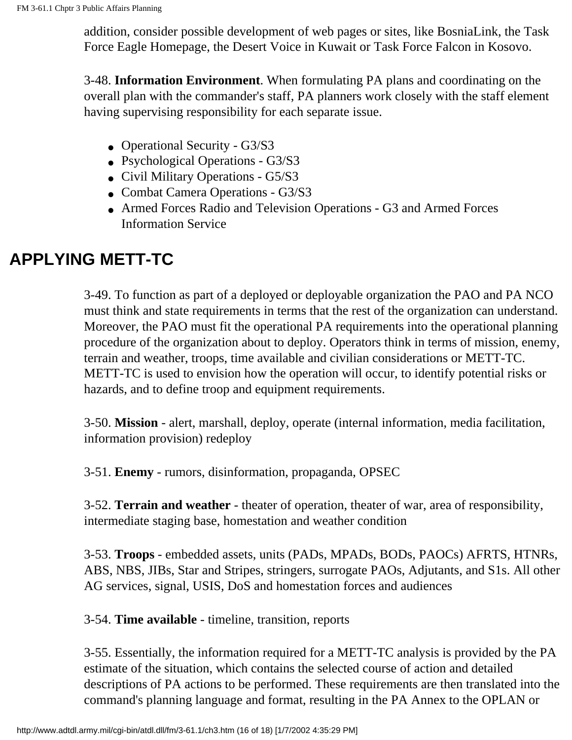addition, consider possible development of web pages or sites, like BosniaLink, the Task Force Eagle Homepage, the Desert Voice in Kuwait or Task Force Falcon in Kosovo.

3-48. **Information Environment**. When formulating PA plans and coordinating on the overall plan with the commander's staff, PA planners work closely with the staff element having supervising responsibility for each separate issue.

- Operational Security - G3/S3
- Psychological Operations - G3/S3
- Civil Military Operations - G5/S3
- Combat Camera Operations - G3/S3
- Armed Forces Radio and Television Operations - G3 and Armed Forces Information Service

## APPLYING METT-TC

3-49. To function as part of a deployed or deployable organization the PAO and PA NCO must think and state requirements in terms that the rest of the organization can understand. Moreover, the PAO must fit the operational PA requirements into the operational planning procedure of the organization about to deploy. Operators think in terms of mission, enemy, terrain and weather, troops, time available and civilian considerations or METT-TC. METT-TC is used to envision how the operation will occur, to identify potential risks or hazards, and to define troop and equipment requirements.

3-50. **Mission** - alert, marshall, deploy, operate (internal information, media facilitation, information provision) redeploy

3-51. **Enemy** - rumors, disinformation, propaganda, OPSEC

3-52. **Terrain and weather** - theater of operation, theater of war, area of responsibility, intermediate staging base, homestation and weather condition

3-53. **Troops** - embedded assets, units (PADs, MPADs, BODs, PAOCs) AFRTS, HTNRs, ABS, NBS, JIBs, Star and Stripes, stringers, surrogate PAOs, Adjutants, and S1s. All other AG services, signal, USIS, DoS and homestation forces and audiences

3-54. **Time available** - timeline, transition, reports

3-55. Essentially, the information required for a METT-TC analysis is provided by the PA estimate of the situation, which contains the selected course of action and detailed descriptions of PA actions to be performed. These requirements are then translated into the command's planning language and format, resulting in the PA Annex to the OPLAN or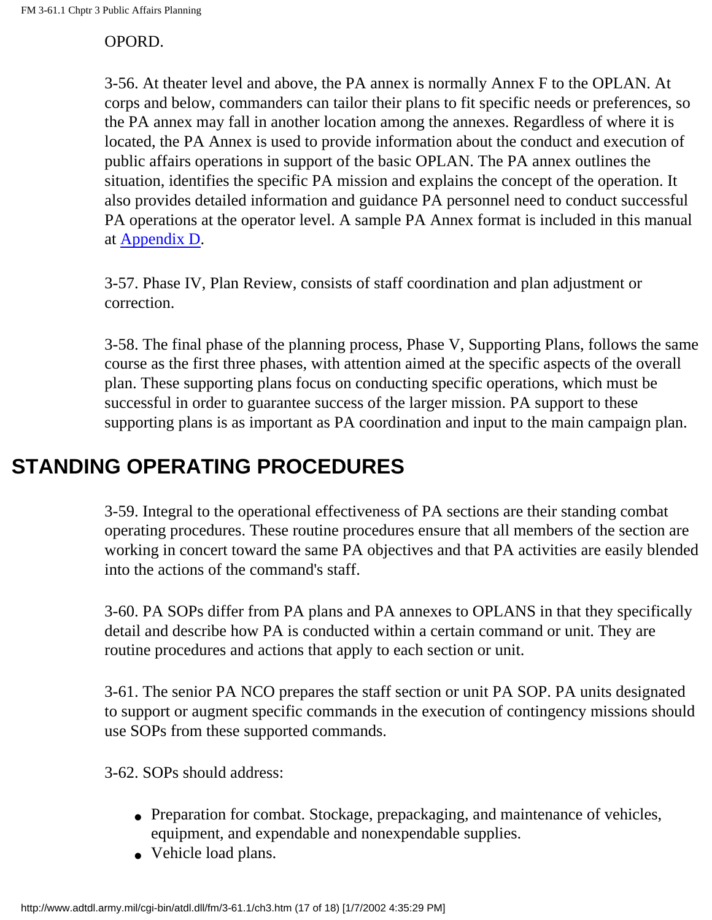OPORD.

3-56. At theater level and above, the PA annex is normally Annex F to the OPLAN. At corps and below, commanders can tailor their plans to fit specific needs or preferences, so the PA annex may fall in another location among the annexes. Regardless of where it is located, the PA Annex is used to provide information about the conduct and execution of public affairs operations in support of the basic OPLAN. The PA annex outlines the situation, identifies the specific PA mission and explains the concept of the operation. It also provides detailed information and guidance PA personnel need to conduct successful PA operations at the operator level. A sample PA Annex format is included in this manual at Appendix D.

3-57. Phase IV, Plan Review, consists of staff coordination and plan adjustment or correction.

3-58. The final phase of the planning process, Phase V, Supporting Plans, follows the same course as the first three phases, with attention aimed at the specific aspects of the overall plan. These supporting plans focus on conducting specific operations, which must be successful in order to guarantee success of the larger mission. PA support to these supporting plans is as important as PA coordination and input to the main campaign plan.

## STANDING OPERATING PROCEDURES

3-59. Integral to the operational effectiveness of PA sections are their standing combat operating procedures. These routine procedures ensure that all members of the section are working in concert toward the same PA objectives and that PA activities are easily blended into the actions of the command's staff.

3-60. PA SOPs differ from PA plans and PA annexes to OPLANS in that they specifically detail and describe how PA is conducted within a certain command or unit. They are routine procedures and actions that apply to each section or unit.

3-61. The senior PA NCO prepares the staff section or unit PA SOP. PA units designated to support or augment specific commands in the execution of contingency missions should use SOPs from these supported commands.

3-62. SOPs should address:

- Preparation for combat. Stockage, prepackaging, and maintenance of vehicles, equipment, and expendable and nonexpendable supplies.
- Vehicle load plans.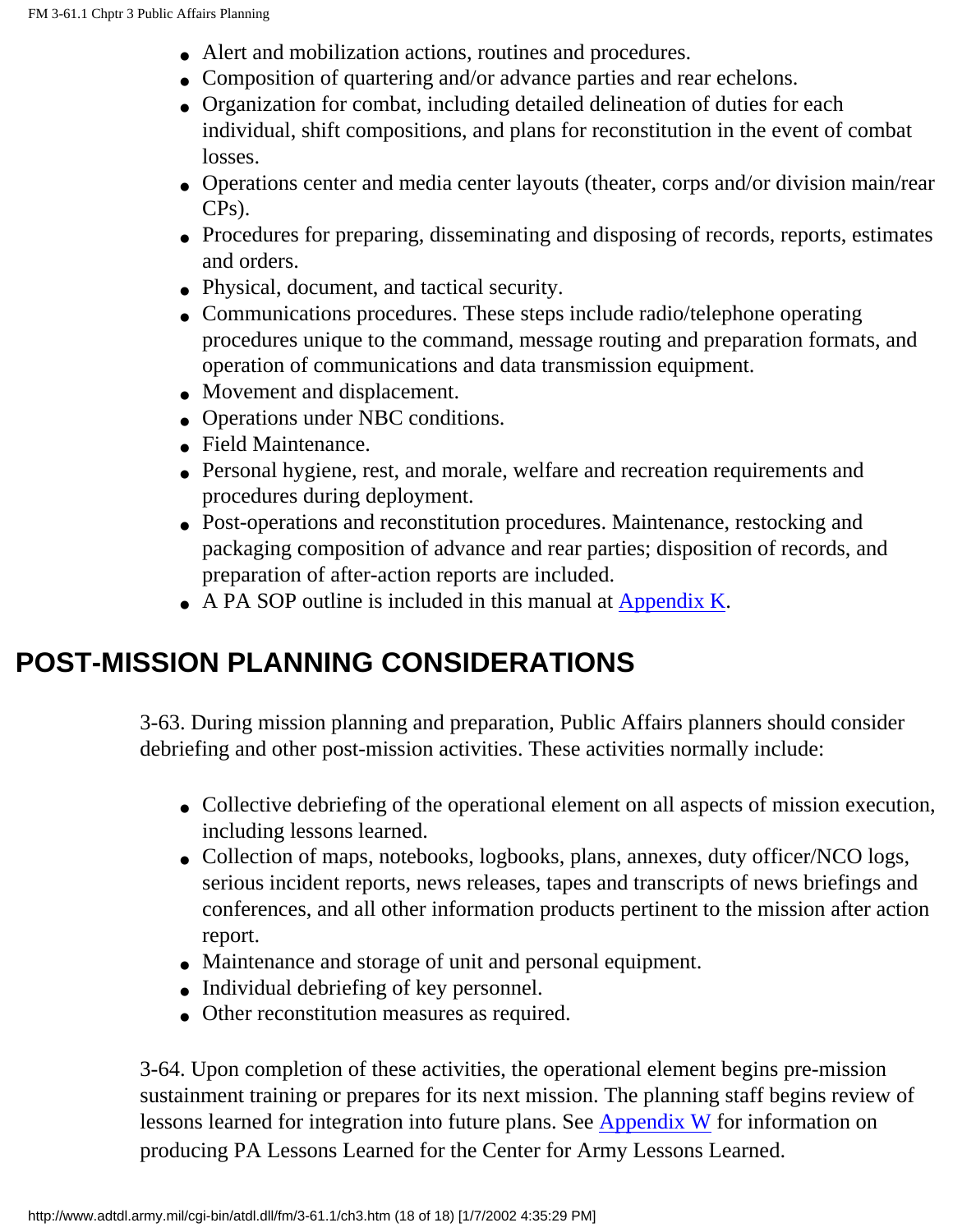- Alert and mobilization actions, routines and procedures.
- Composition of quartering and/or advance parties and rear echelons.
- Organization for combat, including detailed delineation of duties for each individual, shift compositions, and plans for reconstitution in the event of combat losses.
- Operations center and media center layouts (theater, corps and/or division main/rear CPs).
- Procedures for preparing, disseminating and disposing of records, reports, estimates and orders.
- Physical, document, and tactical security.
- Communications procedures. These steps include radio/telephone operating procedures unique to the command, message routing and preparation formats, and operation of communications and data transmission equipment.
- Movement and displacement.
- Operations under NBC conditions.
- Field Maintenance.
- Personal hygiene, rest, and morale, welfare and recreation requirements and procedures during deployment.
- Post-operations and reconstitution procedures. Maintenance, restocking and packaging composition of advance and rear parties; disposition of records, and preparation of after-action reports are included.
- A PA SOP outline is included in this manual at Appendix K.

## POST-MISSION PLANNING CONSIDERATIONS

3-63. During mission planning and preparation, Public Affairs planners should consider debriefing and other post-mission activities. These activities normally include:

- Collective debriefing of the operational element on all aspects of mission execution, including lessons learned.
- Collection of maps, notebooks, logbooks, plans, annexes, duty officer/NCO logs, serious incident reports, news releases, tapes and transcripts of news briefings and conferences, and all other information products pertinent to the mission after action report.
- Maintenance and storage of unit and personal equipment.
- Individual debriefing of key personnel.
- Other reconstitution measures as required.

3-64. Upon completion of these activities, the operational element begins pre-mission sustainment training or prepares for its next mission. The planning staff begins review of lessons learned for integration into future plans. See Appendix W for information on producing PA Lessons Learned for the Center for Army Lessons Learned.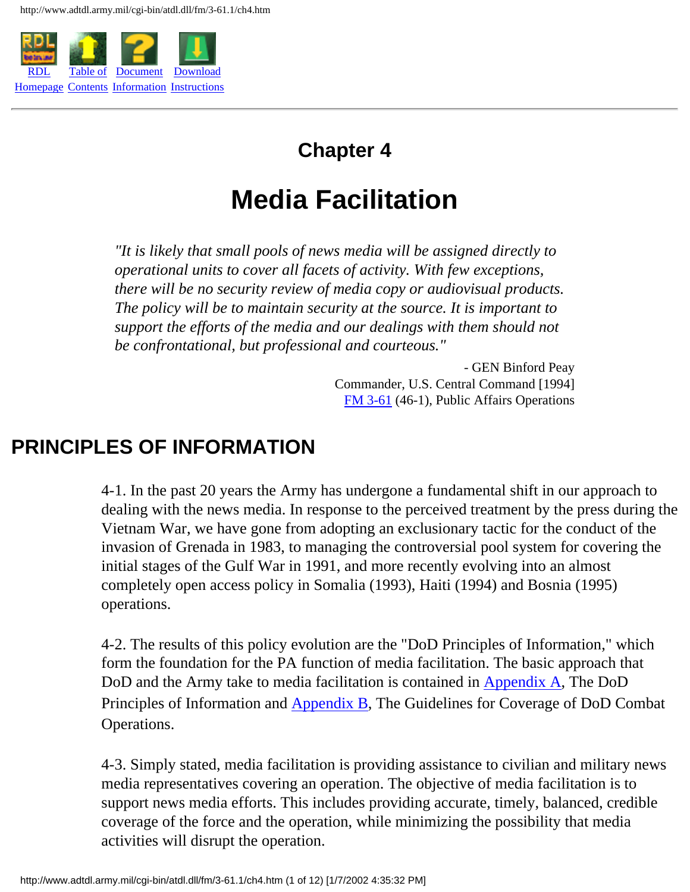# Chapter 4

# Media Facilitation

> *"It is likely that small pools of news media will be assigned directly to operational units to cover all facets of activity. With few exceptions, there will be no security review of media copy or audiovisual products. The policy will be to maintain security at the source. It is important to support the efforts of the media and our dealings with them should not be confrontational, but professional and courteous."*
>
> - GEN Binford Peay
> Commander, U.S. Central Command [1994]
> FM 3-61 (46-1), Public Affairs Operations

## PRINCIPLES OF INFORMATION

4-1. In the past 20 years the Army has undergone a fundamental shift in our approach to dealing with the news media. In response to the perceived treatment by the press during the Vietnam War, we have gone from adopting an exclusionary tactic for the conduct of the invasion of Grenada in 1983, to managing the controversial pool system for covering the initial stages of the Gulf War in 1991, and more recently evolving into an almost completely open access policy in Somalia (1993), Haiti (1994) and Bosnia (1995) operations.

4-2. The results of this policy evolution are the "DoD Principles of Information," which form the foundation for the PA function of media facilitation. The basic approach that DoD and the Army take to media facilitation is contained in Appendix A, The DoD Principles of Information and Appendix B, The Guidelines for Coverage of DoD Combat Operations.

4-3. Simply stated, media facilitation is providing assistance to civilian and military news media representatives covering an operation. The objective of media facilitation is to support news media efforts. This includes providing accurate, timely, balanced, credible coverage of the force and the operation, while minimizing the possibility that media activities will disrupt the operation.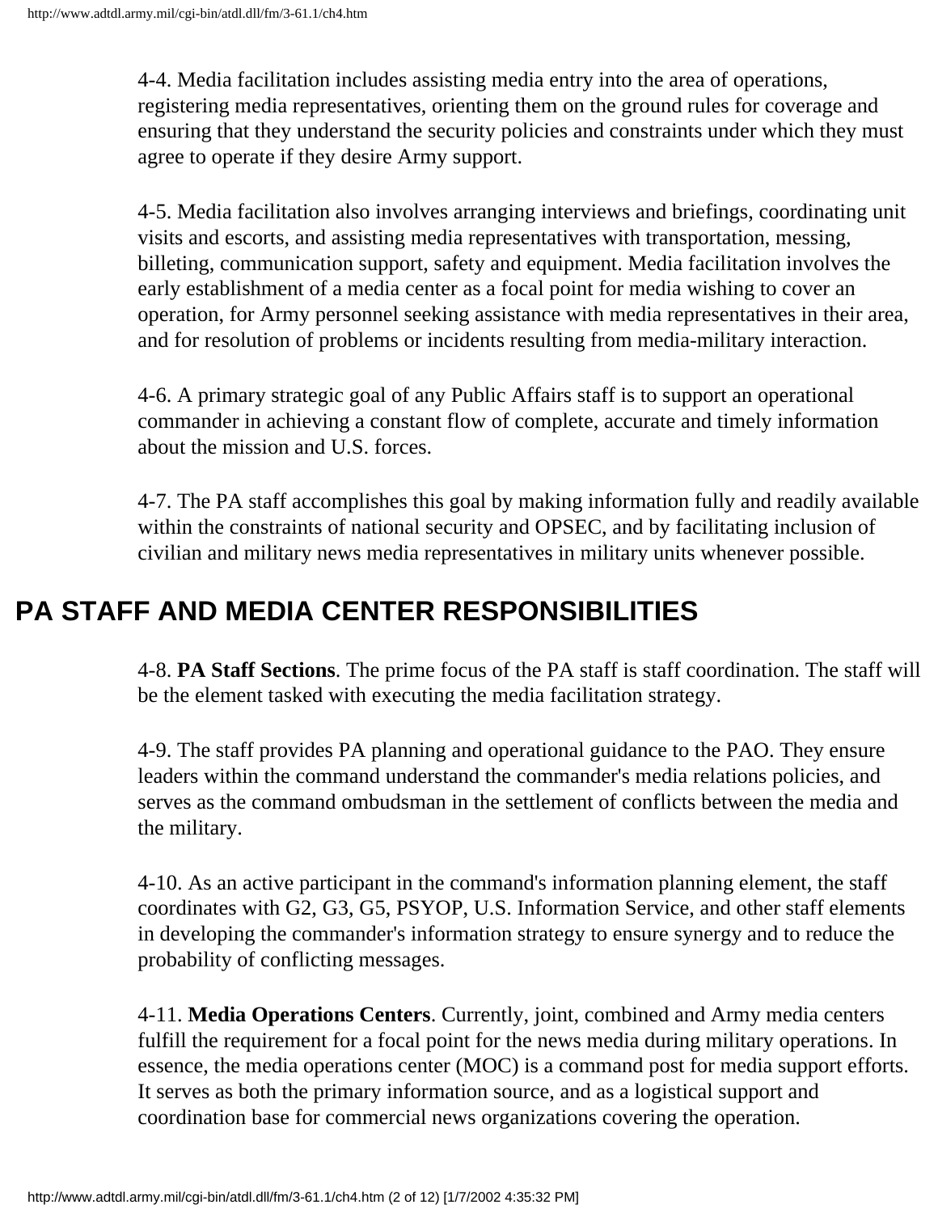4-4. Media facilitation includes assisting media entry into the area of operations, registering media representatives, orienting them on the ground rules for coverage and ensuring that they understand the security policies and constraints under which they must agree to operate if they desire Army support.

4-5. Media facilitation also involves arranging interviews and briefings, coordinating unit visits and escorts, and assisting media representatives with transportation, messing, billeting, communication support, safety and equipment. Media facilitation involves the early establishment of a media center as a focal point for media wishing to cover an operation, for Army personnel seeking assistance with media representatives in their area, and for resolution of problems or incidents resulting from media-military interaction.

4-6. A primary strategic goal of any Public Affairs staff is to support an operational commander in achieving a constant flow of complete, accurate and timely information about the mission and U.S. forces.

4-7. The PA staff accomplishes this goal by making information fully and readily available within the constraints of national security and OPSEC, and by facilitating inclusion of civilian and military news media representatives in military units whenever possible.

## PA STAFF AND MEDIA CENTER RESPONSIBILITIES

4-8. **PA Staff Sections**. The prime focus of the PA staff is staff coordination. The staff will be the element tasked with executing the media facilitation strategy.

4-9. The staff provides PA planning and operational guidance to the PAO. They ensure leaders within the command understand the commander's media relations policies, and serves as the command ombudsman in the settlement of conflicts between the media and the military.

4-10. As an active participant in the command's information planning element, the staff coordinates with G2, G3, G5, PSYOP, U.S. Information Service, and other staff elements in developing the commander's information strategy to ensure synergy and to reduce the probability of conflicting messages.

4-11. **Media Operations Centers**. Currently, joint, combined and Army media centers fulfill the requirement for a focal point for the news media during military operations. In essence, the media operations center (MOC) is a command post for media support efforts. It serves as both the primary information source, and as a logistical support and coordination base for commercial news organizations covering the operation.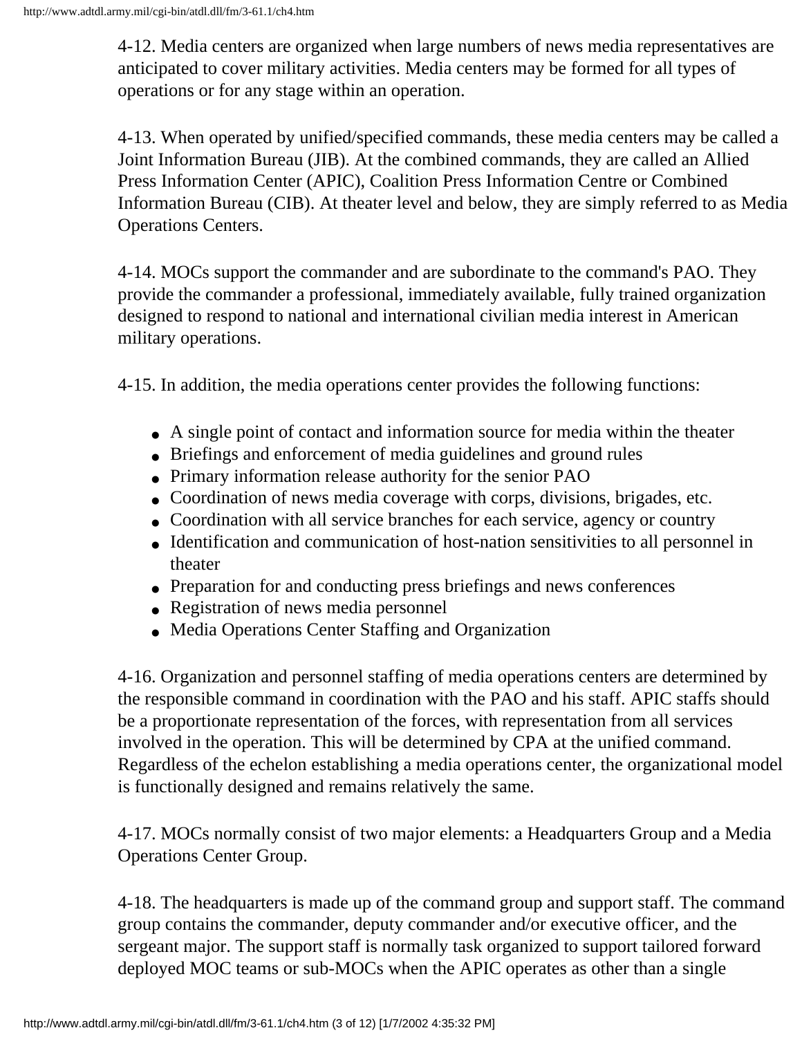4-12. Media centers are organized when large numbers of news media representatives are anticipated to cover military activities. Media centers may be formed for all types of operations or for any stage within an operation.

4-13. When operated by unified/specified commands, these media centers may be called a Joint Information Bureau (JIB). At the combined commands, they are called an Allied Press Information Center (APIC), Coalition Press Information Centre or Combined Information Bureau (CIB). At theater level and below, they are simply referred to as Media Operations Centers.

4-14. MOCs support the commander and are subordinate to the command's PAO. They provide the commander a professional, immediately available, fully trained organization designed to respond to national and international civilian media interest in American military operations.

4-15. In addition, the media operations center provides the following functions:

- A single point of contact and information source for media within the theater
- Briefings and enforcement of media guidelines and ground rules
- Primary information release authority for the senior PAO
- Coordination of news media coverage with corps, divisions, brigades, etc.
- Coordination with all service branches for each service, agency or country
- Identification and communication of host-nation sensitivities to all personnel in theater
- Preparation for and conducting press briefings and news conferences
- Registration of news media personnel
- Media Operations Center Staffing and Organization

4-16. Organization and personnel staffing of media operations centers are determined by the responsible command in coordination with the PAO and his staff. APIC staffs should be a proportionate representation of the forces, with representation from all services involved in the operation. This will be determined by CPA at the unified command. Regardless of the echelon establishing a media operations center, the organizational model is functionally designed and remains relatively the same.

4-17. MOCs normally consist of two major elements: a Headquarters Group and a Media Operations Center Group.

4-18. The headquarters is made up of the command group and support staff. The command group contains the commander, deputy commander and/or executive officer, and the sergeant major. The support staff is normally task organized to support tailored forward deployed MOC teams or sub-MOCs when the APIC operates as other than a single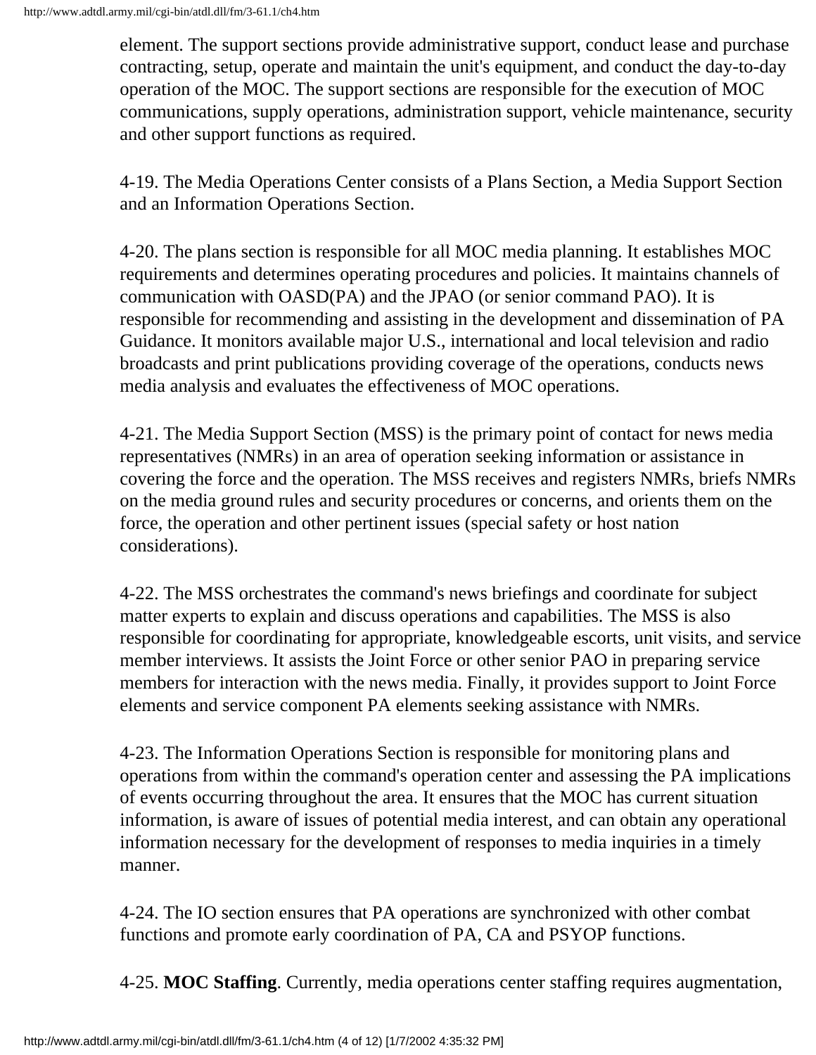element. The support sections provide administrative support, conduct lease and purchase contracting, setup, operate and maintain the unit's equipment, and conduct the day-to-day operation of the MOC. The support sections are responsible for the execution of MOC communications, supply operations, administration support, vehicle maintenance, security and other support functions as required.

4-19. The Media Operations Center consists of a Plans Section, a Media Support Section and an Information Operations Section.

4-20. The plans section is responsible for all MOC media planning. It establishes MOC requirements and determines operating procedures and policies. It maintains channels of communication with OASD(PA) and the JPAO (or senior command PAO). It is responsible for recommending and assisting in the development and dissemination of PA Guidance. It monitors available major U.S., international and local television and radio broadcasts and print publications providing coverage of the operations, conducts news media analysis and evaluates the effectiveness of MOC operations.

4-21. The Media Support Section (MSS) is the primary point of contact for news media representatives (NMRs) in an area of operation seeking information or assistance in covering the force and the operation. The MSS receives and registers NMRs, briefs NMRs on the media ground rules and security procedures or concerns, and orients them on the force, the operation and other pertinent issues (special safety or host nation considerations).

4-22. The MSS orchestrates the command's news briefings and coordinate for subject matter experts to explain and discuss operations and capabilities. The MSS is also responsible for coordinating for appropriate, knowledgeable escorts, unit visits, and service member interviews. It assists the Joint Force or other senior PAO in preparing service members for interaction with the news media. Finally, it provides support to Joint Force elements and service component PA elements seeking assistance with NMRs.

4-23. The Information Operations Section is responsible for monitoring plans and operations from within the command's operation center and assessing the PA implications of events occurring throughout the area. It ensures that the MOC has current situation information, is aware of issues of potential media interest, and can obtain any operational information necessary for the development of responses to media inquiries in a timely manner.

4-24. The IO section ensures that PA operations are synchronized with other combat functions and promote early coordination of PA, CA and PSYOP functions.

4-25. **MOC Staffing**. Currently, media operations center staffing requires augmentation,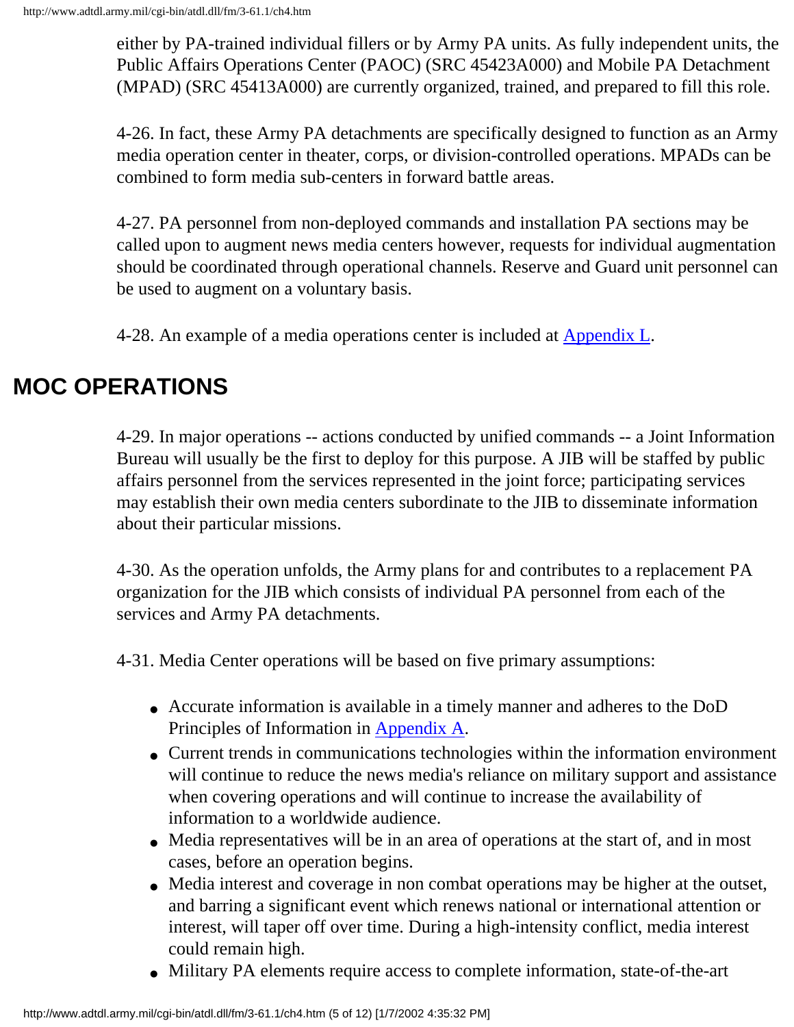either by PA-trained individual fillers or by Army PA units. As fully independent units, the Public Affairs Operations Center (PAOC) (SRC 45423A000) and Mobile PA Detachment (MPAD) (SRC 45413A000) are currently organized, trained, and prepared to fill this role.

4-26. In fact, these Army PA detachments are specifically designed to function as an Army media operation center in theater, corps, or division-controlled operations. MPADs can be combined to form media sub-centers in forward battle areas.

4-27. PA personnel from non-deployed commands and installation PA sections may be called upon to augment news media centers however, requests for individual augmentation should be coordinated through operational channels. Reserve and Guard unit personnel can be used to augment on a voluntary basis.

4-28. An example of a media operations center is included at Appendix L.

## MOC OPERATIONS

4-29. In major operations -- actions conducted by unified commands -- a Joint Information Bureau will usually be the first to deploy for this purpose. A JIB will be staffed by public affairs personnel from the services represented in the joint force; participating services may establish their own media centers subordinate to the JIB to disseminate information about their particular missions.

4-30. As the operation unfolds, the Army plans for and contributes to a replacement PA organization for the JIB which consists of individual PA personnel from each of the services and Army PA detachments.

4-31. Media Center operations will be based on five primary assumptions:

- Accurate information is available in a timely manner and adheres to the DoD Principles of Information in Appendix A.
- Current trends in communications technologies within the information environment will continue to reduce the news media's reliance on military support and assistance when covering operations and will continue to increase the availability of information to a worldwide audience.
- Media representatives will be in an area of operations at the start of, and in most cases, before an operation begins.
- Media interest and coverage in non combat operations may be higher at the outset, and barring a significant event which renews national or international attention or interest, will taper off over time. During a high-intensity conflict, media interest could remain high.
- Military PA elements require access to complete information, state-of-the-art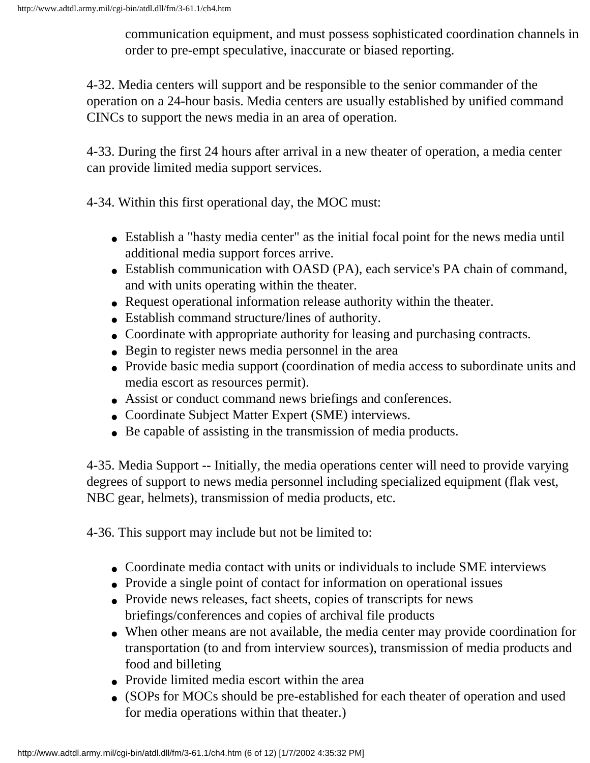communication equipment, and must possess sophisticated coordination channels in order to pre-empt speculative, inaccurate or biased reporting.

4-32. Media centers will support and be responsible to the senior commander of the operation on a 24-hour basis. Media centers are usually established by unified command CINCs to support the news media in an area of operation.

4-33. During the first 24 hours after arrival in a new theater of operation, a media center can provide limited media support services.

4-34. Within this first operational day, the MOC must:

- Establish a "hasty media center" as the initial focal point for the news media until additional media support forces arrive.
- Establish communication with OASD (PA), each service's PA chain of command, and with units operating within the theater.
- Request operational information release authority within the theater.
- Establish command structure/lines of authority.
- Coordinate with appropriate authority for leasing and purchasing contracts.
- Begin to register news media personnel in the area
- Provide basic media support (coordination of media access to subordinate units and media escort as resources permit).
- Assist or conduct command news briefings and conferences.
- Coordinate Subject Matter Expert (SME) interviews.
- Be capable of assisting in the transmission of media products.

4-35. Media Support -- Initially, the media operations center will need to provide varying degrees of support to news media personnel including specialized equipment (flak vest, NBC gear, helmets), transmission of media products, etc.

4-36. This support may include but not be limited to:

- Coordinate media contact with units or individuals to include SME interviews
- Provide a single point of contact for information on operational issues
- Provide news releases, fact sheets, copies of transcripts for news briefings/conferences and copies of archival file products
- When other means are not available, the media center may provide coordination for transportation (to and from interview sources), transmission of media products and food and billeting
- Provide limited media escort within the area
- (SOPs for MOCs should be pre-established for each theater of operation and used for media operations within that theater.)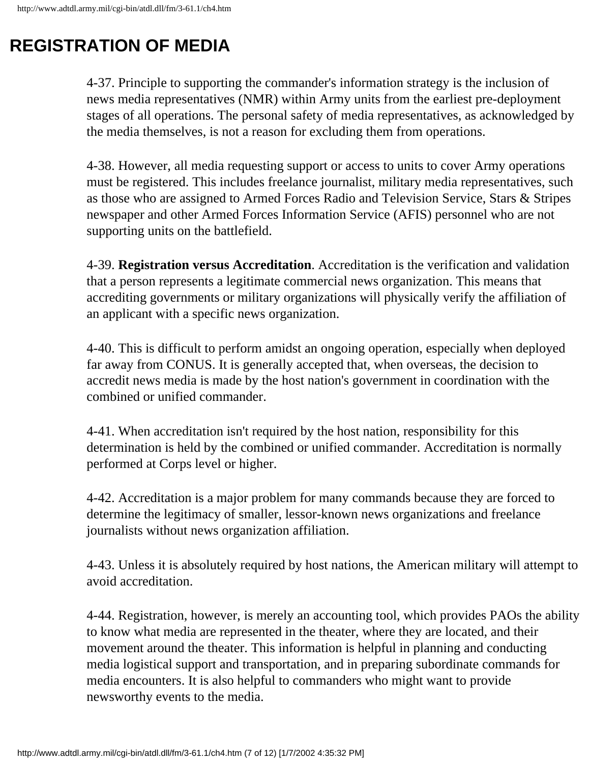## REGISTRATION OF MEDIA

4-37. Principle to supporting the commander's information strategy is the inclusion of news media representatives (NMR) within Army units from the earliest pre-deployment stages of all operations. The personal safety of media representatives, as acknowledged by the media themselves, is not a reason for excluding them from operations.

4-38. However, all media requesting support or access to units to cover Army operations must be registered. This includes freelance journalist, military media representatives, such as those who are assigned to Armed Forces Radio and Television Service, Stars & Stripes newspaper and other Armed Forces Information Service (AFIS) personnel who are not supporting units on the battlefield.

4-39. **Registration versus Accreditation**. Accreditation is the verification and validation that a person represents a legitimate commercial news organization. This means that accrediting governments or military organizations will physically verify the affiliation of an applicant with a specific news organization.

4-40. This is difficult to perform amidst an ongoing operation, especially when deployed far away from CONUS. It is generally accepted that, when overseas, the decision to accredit news media is made by the host nation's government in coordination with the combined or unified commander.

4-41. When accreditation isn't required by the host nation, responsibility for this determination is held by the combined or unified commander. Accreditation is normally performed at Corps level or higher.

4-42. Accreditation is a major problem for many commands because they are forced to determine the legitimacy of smaller, lessor-known news organizations and freelance journalists without news organization affiliation.

4-43. Unless it is absolutely required by host nations, the American military will attempt to avoid accreditation.

4-44. Registration, however, is merely an accounting tool, which provides PAOs the ability to know what media are represented in the theater, where they are located, and their movement around the theater. This information is helpful in planning and conducting media logistical support and transportation, and in preparing subordinate commands for media encounters. It is also helpful to commanders who might want to provide newsworthy events to the media.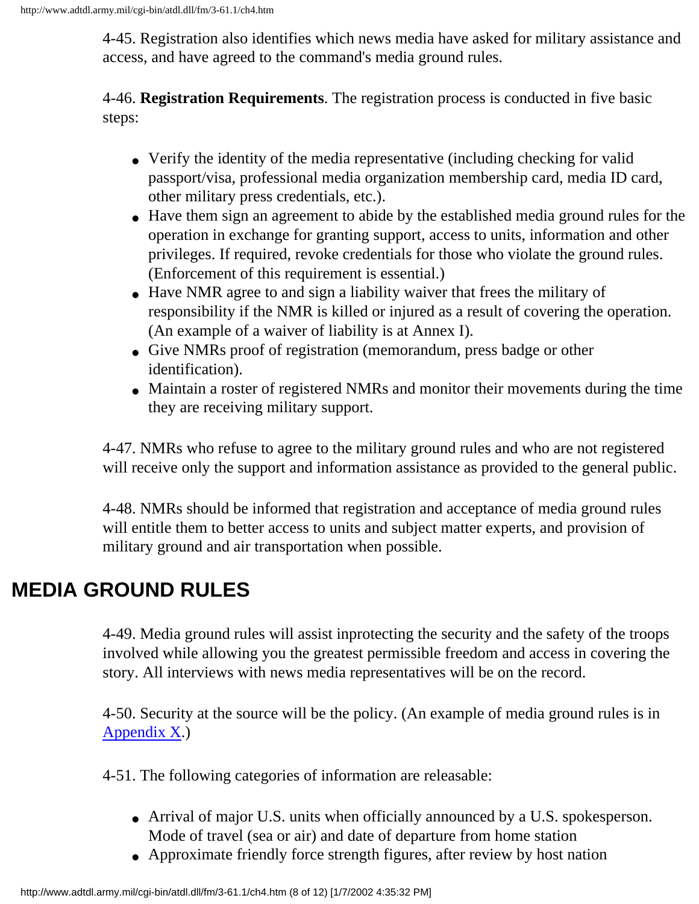4-45. Registration also identifies which news media have asked for military assistance and access, and have agreed to the command's media ground rules.

4-46. **Registration Requirements**. The registration process is conducted in five basic steps:

- Verify the identity of the media representative (including checking for valid passport/visa, professional media organization membership card, media ID card, other military press credentials, etc.).
- Have them sign an agreement to abide by the established media ground rules for the operation in exchange for granting support, access to units, information and other privileges. If required, revoke credentials for those who violate the ground rules. (Enforcement of this requirement is essential.)
- Have NMR agree to and sign a liability waiver that frees the military of responsibility if the NMR is killed or injured as a result of covering the operation. (An example of a waiver of liability is at Annex I).
- Give NMRs proof of registration (memorandum, press badge or other identification).
- Maintain a roster of registered NMRs and monitor their movements during the time they are receiving military support.

4-47. NMRs who refuse to agree to the military ground rules and who are not registered will receive only the support and information assistance as provided to the general public.

4-48. NMRs should be informed that registration and acceptance of media ground rules will entitle them to better access to units and subject matter experts, and provision of military ground and air transportation when possible.

## MEDIA GROUND RULES

4-49. Media ground rules will assist inprotecting the security and the safety of the troops involved while allowing you the greatest permissible freedom and access in covering the story. All interviews with news media representatives will be on the record.

4-50. Security at the source will be the policy. (An example of media ground rules is in Appendix X.)

4-51. The following categories of information are releasable:

- Arrival of major U.S. units when officially announced by a U.S. spokesperson. Mode of travel (sea or air) and date of departure from home station
- Approximate friendly force strength figures, after review by host nation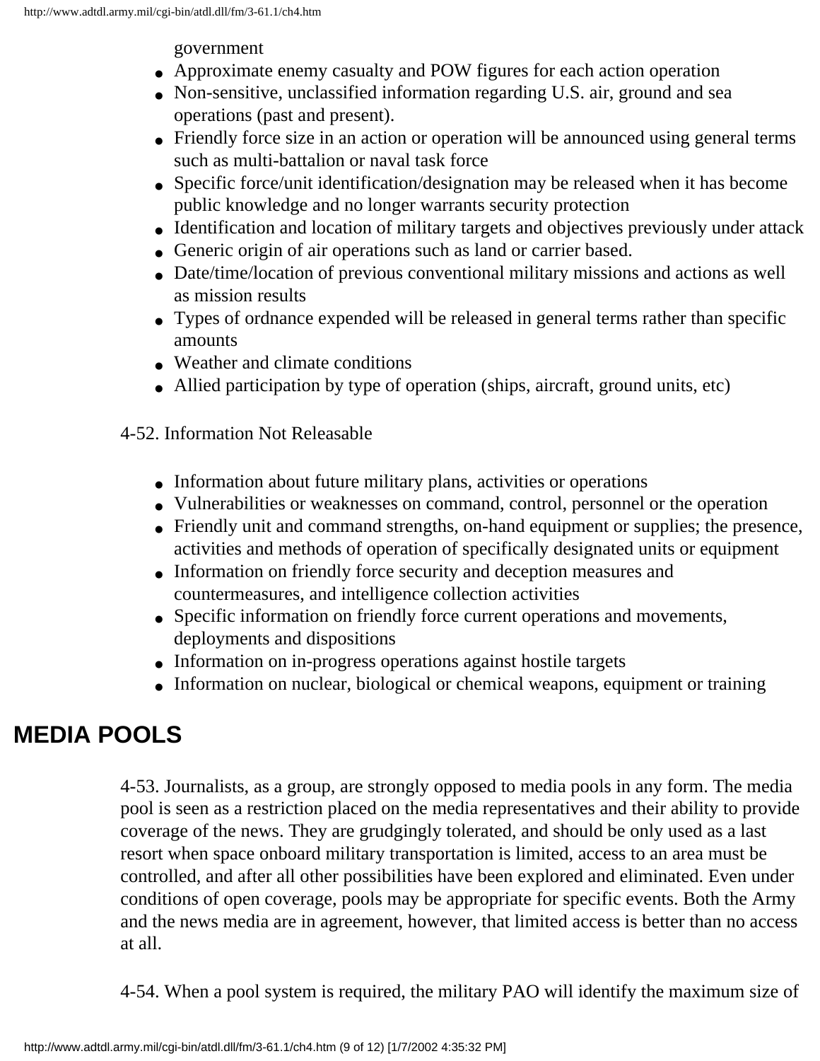government

- Approximate enemy casualty and POW figures for each action operation
- Non-sensitive, unclassified information regarding U.S. air, ground and sea operations (past and present).
- Friendly force size in an action or operation will be announced using general terms such as multi-battalion or naval task force
- Specific force/unit identification/designation may be released when it has become public knowledge and no longer warrants security protection
- Identification and location of military targets and objectives previously under attack
- Generic origin of air operations such as land or carrier based.
- Date/time/location of previous conventional military missions and actions as well as mission results
- Types of ordnance expended will be released in general terms rather than specific amounts
- Weather and climate conditions
- Allied participation by type of operation (ships, aircraft, ground units, etc)

4-52. Information Not Releasable

- Information about future military plans, activities or operations
- Vulnerabilities or weaknesses on command, control, personnel or the operation
- Friendly unit and command strengths, on-hand equipment or supplies; the presence, activities and methods of operation of specifically designated units or equipment
- Information on friendly force security and deception measures and countermeasures, and intelligence collection activities
- Specific information on friendly force current operations and movements, deployments and dispositions
- Information on in-progress operations against hostile targets
- Information on nuclear, biological or chemical weapons, equipment or training

## MEDIA POOLS

4-53. Journalists, as a group, are strongly opposed to media pools in any form. The media pool is seen as a restriction placed on the media representatives and their ability to provide coverage of the news. They are grudgingly tolerated, and should be only used as a last resort when space onboard military transportation is limited, access to an area must be controlled, and after all other possibilities have been explored and eliminated. Even under conditions of open coverage, pools may be appropriate for specific events. Both the Army and the news media are in agreement, however, that limited access is better than no access at all.

4-54. When a pool system is required, the military PAO will identify the maximum size of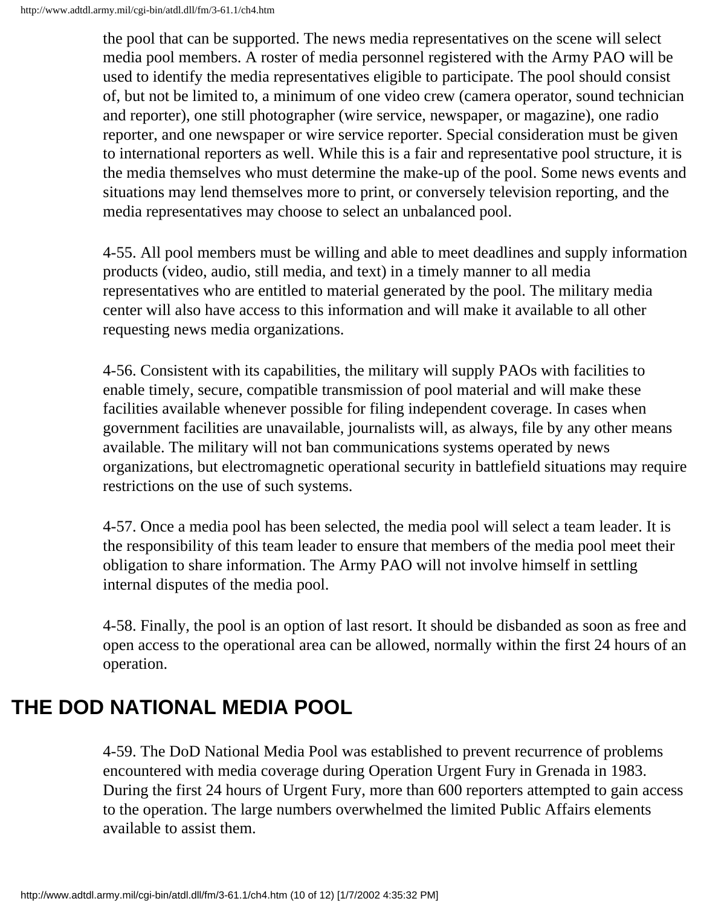the pool that can be supported. The news media representatives on the scene will select media pool members. A roster of media personnel registered with the Army PAO will be used to identify the media representatives eligible to participate. The pool should consist of, but not be limited to, a minimum of one video crew (camera operator, sound technician and reporter), one still photographer (wire service, newspaper, or magazine), one radio reporter, and one newspaper or wire service reporter. Special consideration must be given to international reporters as well. While this is a fair and representative pool structure, it is the media themselves who must determine the make-up of the pool. Some news events and situations may lend themselves more to print, or conversely television reporting, and the media representatives may choose to select an unbalanced pool.

4-55. All pool members must be willing and able to meet deadlines and supply information products (video, audio, still media, and text) in a timely manner to all media representatives who are entitled to material generated by the pool. The military media center will also have access to this information and will make it available to all other requesting news media organizations.

4-56. Consistent with its capabilities, the military will supply PAOs with facilities to enable timely, secure, compatible transmission of pool material and will make these facilities available whenever possible for filing independent coverage. In cases when government facilities are unavailable, journalists will, as always, file by any other means available. The military will not ban communications systems operated by news organizations, but electromagnetic operational security in battlefield situations may require restrictions on the use of such systems.

4-57. Once a media pool has been selected, the media pool will select a team leader. It is the responsibility of this team leader to ensure that members of the media pool meet their obligation to share information. The Army PAO will not involve himself in settling internal disputes of the media pool.

4-58. Finally, the pool is an option of last resort. It should be disbanded as soon as free and open access to the operational area can be allowed, normally within the first 24 hours of an operation.

## THE DOD NATIONAL MEDIA POOL

4-59. The DoD National Media Pool was established to prevent recurrence of problems encountered with media coverage during Operation Urgent Fury in Grenada in 1983. During the first 24 hours of Urgent Fury, more than 600 reporters attempted to gain access to the operation. The large numbers overwhelmed the limited Public Affairs elements available to assist them.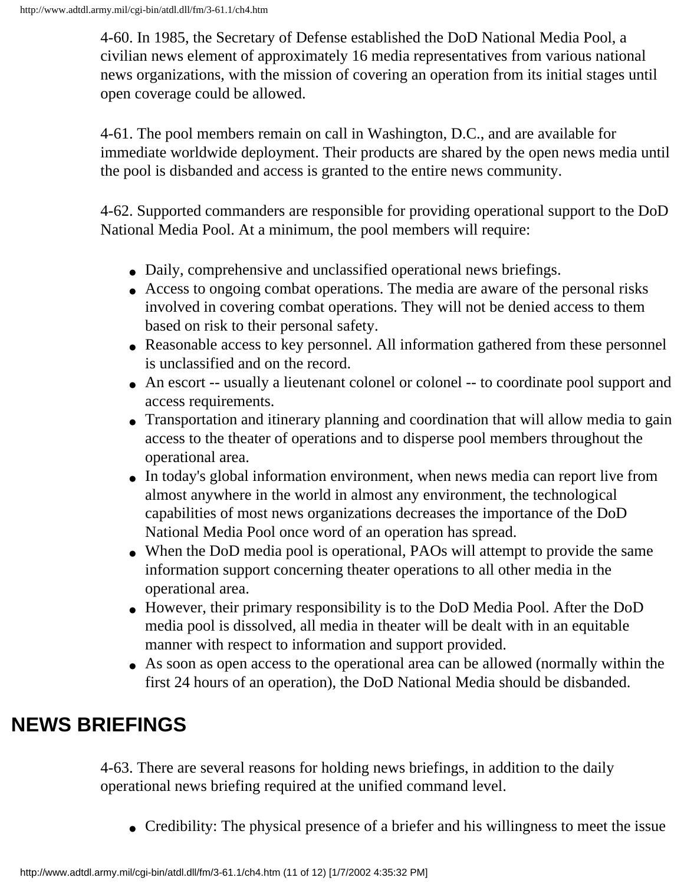4-60. In 1985, the Secretary of Defense established the DoD National Media Pool, a civilian news element of approximately 16 media representatives from various national news organizations, with the mission of covering an operation from its initial stages until open coverage could be allowed.

4-61. The pool members remain on call in Washington, D.C., and are available for immediate worldwide deployment. Their products are shared by the open news media until the pool is disbanded and access is granted to the entire news community.

4-62. Supported commanders are responsible for providing operational support to the DoD National Media Pool. At a minimum, the pool members will require:

- Daily, comprehensive and unclassified operational news briefings.
- Access to ongoing combat operations. The media are aware of the personal risks involved in covering combat operations. They will not be denied access to them based on risk to their personal safety.
- Reasonable access to key personnel. All information gathered from these personnel is unclassified and on the record.
- An escort -- usually a lieutenant colonel or colonel -- to coordinate pool support and access requirements.
- Transportation and itinerary planning and coordination that will allow media to gain access to the theater of operations and to disperse pool members throughout the operational area.
- In today's global information environment, when news media can report live from almost anywhere in the world in almost any environment, the technological capabilities of most news organizations decreases the importance of the DoD National Media Pool once word of an operation has spread.
- When the DoD media pool is operational, PAOs will attempt to provide the same information support concerning theater operations to all other media in the operational area.
- However, their primary responsibility is to the DoD Media Pool. After the DoD media pool is dissolved, all media in theater will be dealt with in an equitable manner with respect to information and support provided.
- As soon as open access to the operational area can be allowed (normally within the first 24 hours of an operation), the DoD National Media should be disbanded.

## NEWS BRIEFINGS

4-63. There are several reasons for holding news briefings, in addition to the daily operational news briefing required at the unified command level.

- Credibility: The physical presence of a briefer and his willingness to meet the issue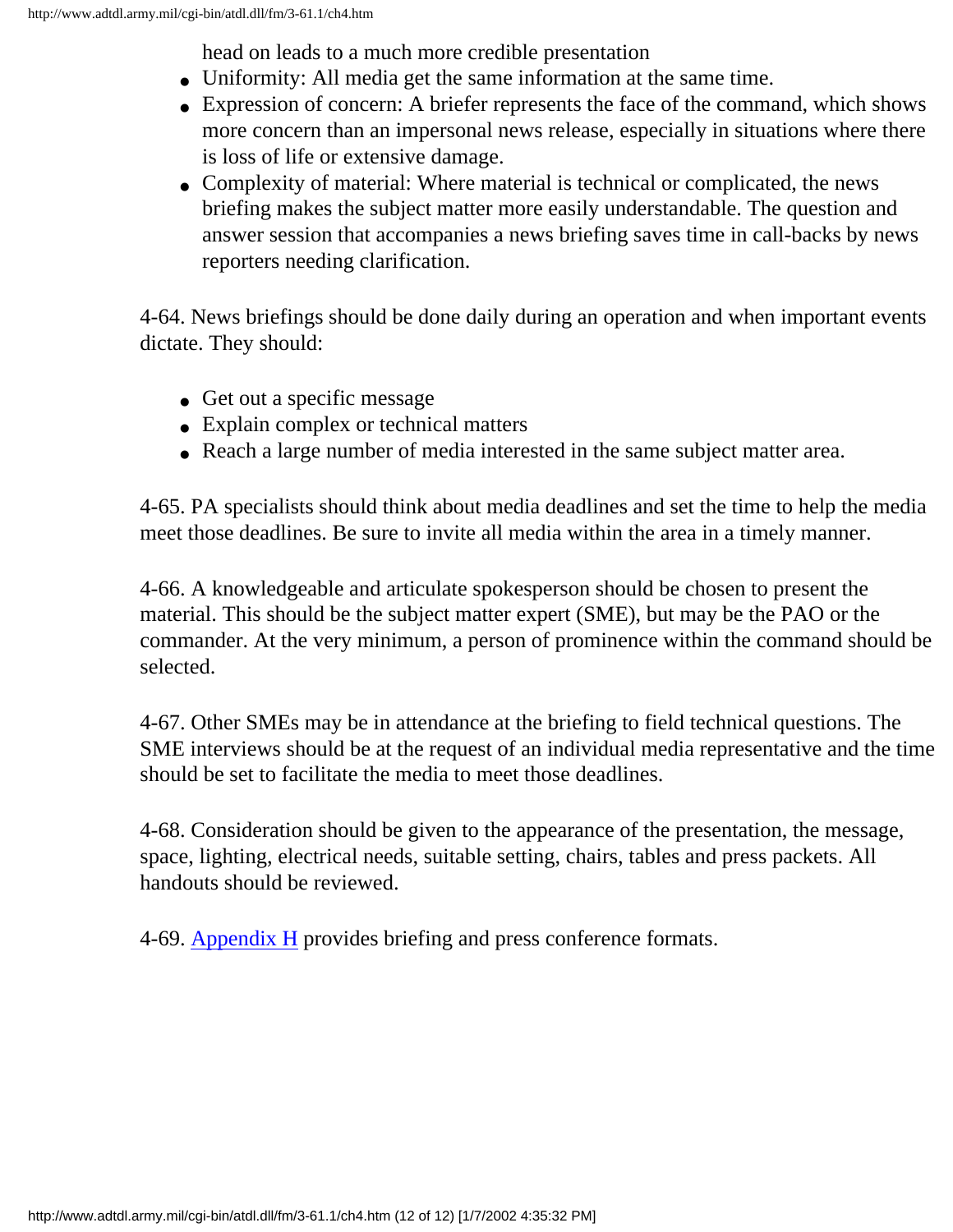head on leads to a much more credible presentation

- Uniformity: All media get the same information at the same time.
- Expression of concern: A briefer represents the face of the command, which shows more concern than an impersonal news release, especially in situations where there is loss of life or extensive damage.
- Complexity of material: Where material is technical or complicated, the news briefing makes the subject matter more easily understandable. The question and answer session that accompanies a news briefing saves time in call-backs by news reporters needing clarification.

4-64. News briefings should be done daily during an operation and when important events dictate. They should:

- Get out a specific message
- Explain complex or technical matters
- Reach a large number of media interested in the same subject matter area.

4-65. PA specialists should think about media deadlines and set the time to help the media meet those deadlines. Be sure to invite all media within the area in a timely manner.

4-66. A knowledgeable and articulate spokesperson should be chosen to present the material. This should be the subject matter expert (SME), but may be the PAO or the commander. At the very minimum, a person of prominence within the command should be selected.

4-67. Other SMEs may be in attendance at the briefing to field technical questions. The SME interviews should be at the request of an individual media representative and the time should be set to facilitate the media to meet those deadlines.

4-68. Consideration should be given to the appearance of the presentation, the message, space, lighting, electrical needs, suitable setting, chairs, tables and press packets. All handouts should be reviewed.

4-69. Appendix H provides briefing and press conference formats.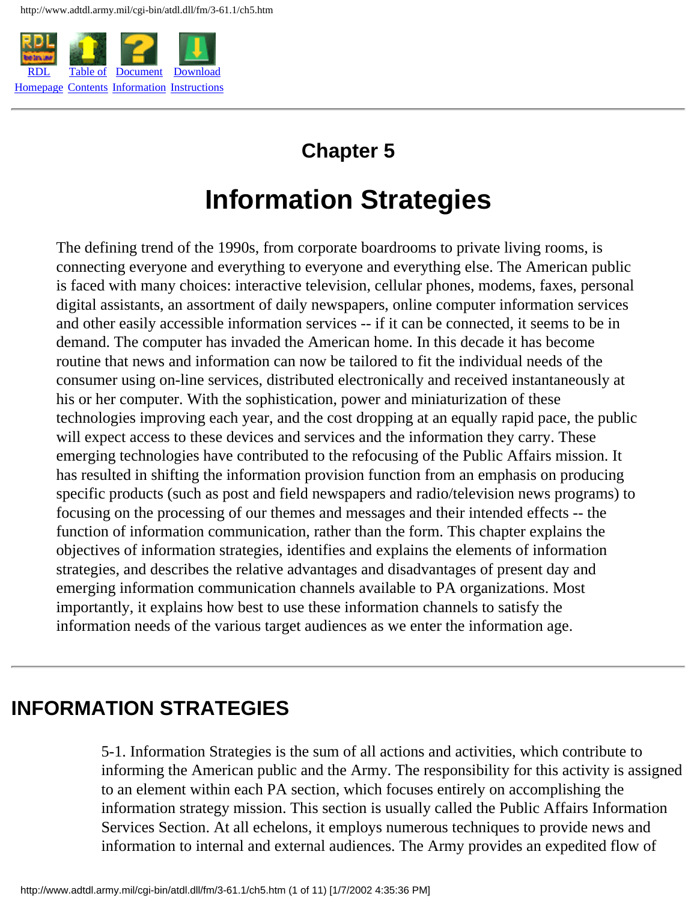# Chapter 5

# Information Strategies

The defining trend of the 1990s, from corporate boardrooms to private living rooms, is connecting everyone and everything to everyone and everything else. The American public is faced with many choices: interactive television, cellular phones, modems, faxes, personal digital assistants, an assortment of daily newspapers, online computer information services and other easily accessible information services -- if it can be connected, it seems to be in demand. The computer has invaded the American home. In this decade it has become routine that news and information can now be tailored to fit the individual needs of the consumer using on-line services, distributed electronically and received instantaneously at his or her computer. With the sophistication, power and miniaturization of these technologies improving each year, and the cost dropping at an equally rapid pace, the public will expect access to these devices and services and the information they carry. These emerging technologies have contributed to the refocusing of the Public Affairs mission. It has resulted in shifting the information provision function from an emphasis on producing specific products (such as post and field newspapers and radio/television news programs) to focusing on the processing of our themes and messages and their intended effects -- the function of information communication, rather than the form. This chapter explains the objectives of information strategies, identifies and explains the elements of information strategies, and describes the relative advantages and disadvantages of present day and emerging information communication channels available to PA organizations. Most importantly, it explains how best to use these information channels to satisfy the information needs of the various target audiences as we enter the information age.

---

## INFORMATION STRATEGIES

5-1. Information Strategies is the sum of all actions and activities, which contribute to informing the American public and the Army. The responsibility for this activity is assigned to an element within each PA section, which focuses entirely on accomplishing the information strategy mission. This section is usually called the Public Affairs Information Services Section. At all echelons, it employs numerous techniques to provide news and information to internal and external audiences. The Army provides an expedited flow of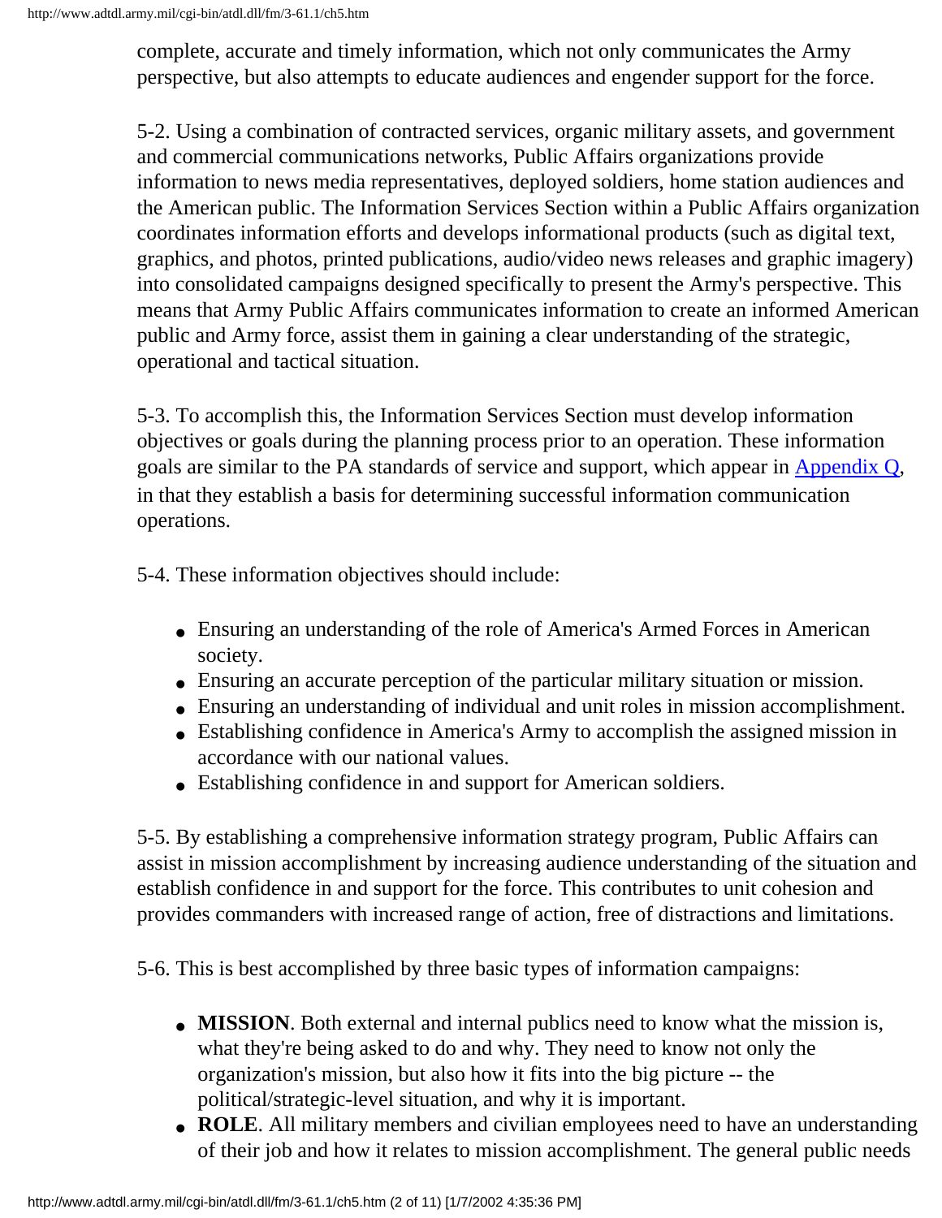complete, accurate and timely information, which not only communicates the Army perspective, but also attempts to educate audiences and engender support for the force.

5-2. Using a combination of contracted services, organic military assets, and government and commercial communications networks, Public Affairs organizations provide information to news media representatives, deployed soldiers, home station audiences and the American public. The Information Services Section within a Public Affairs organization coordinates information efforts and develops informational products (such as digital text, graphics, and photos, printed publications, audio/video news releases and graphic imagery) into consolidated campaigns designed specifically to present the Army's perspective. This means that Army Public Affairs communicates information to create an informed American public and Army force, assist them in gaining a clear understanding of the strategic, operational and tactical situation.

5-3. To accomplish this, the Information Services Section must develop information objectives or goals during the planning process prior to an operation. These information goals are similar to the PA standards of service and support, which appear in Appendix Q, in that they establish a basis for determining successful information communication operations.

5-4. These information objectives should include:

- Ensuring an understanding of the role of America's Armed Forces in American society.
- Ensuring an accurate perception of the particular military situation or mission.
- Ensuring an understanding of individual and unit roles in mission accomplishment.
- Establishing confidence in America's Army to accomplish the assigned mission in accordance with our national values.
- Establishing confidence in and support for American soldiers.

5-5. By establishing a comprehensive information strategy program, Public Affairs can assist in mission accomplishment by increasing audience understanding of the situation and establish confidence in and support for the force. This contributes to unit cohesion and provides commanders with increased range of action, free of distractions and limitations.

5-6. This is best accomplished by three basic types of information campaigns:

- **MISSION**. Both external and internal publics need to know what the mission is, what they're being asked to do and why. They need to know not only the organization's mission, but also how it fits into the big picture -- the political/strategic-level situation, and why it is important.
- **ROLE**. All military members and civilian employees need to have an understanding of their job and how it relates to mission accomplishment. The general public needs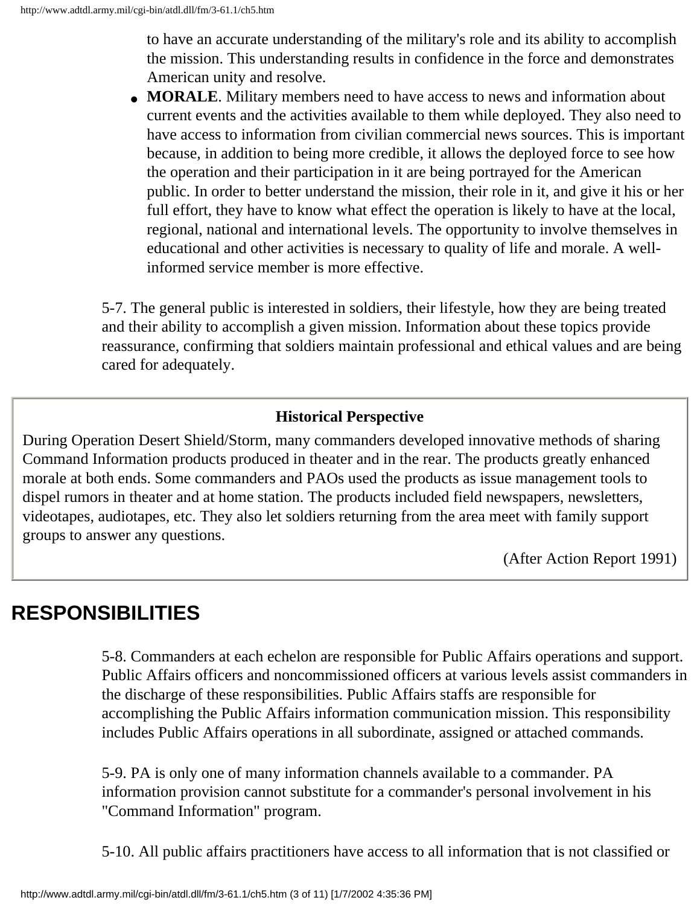to have an accurate understanding of the military's role and its ability to accomplish the mission. This understanding results in confidence in the force and demonstrates American unity and resolve.

- **MORALE**. Military members need to have access to news and information about current events and the activities available to them while deployed. They also need to have access to information from civilian commercial news sources. This is important because, in addition to being more credible, it allows the deployed force to see how the operation and their participation in it are being portrayed for the American public. In order to better understand the mission, their role in it, and give it his or her full effort, they have to know what effect the operation is likely to have at the local, regional, national and international levels. The opportunity to involve themselves in educational and other activities is necessary to quality of life and morale. A well-informed service member is more effective.

5-7. The general public is interested in soldiers, their lifestyle, how they are being treated and their ability to accomplish a given mission. Information about these topics provide reassurance, confirming that soldiers maintain professional and ethical values and are being cared for adequately.

> **Historical Perspective**
>
> During Operation Desert Shield/Storm, many commanders developed innovative methods of sharing Command Information products produced in theater and in the rear. The products greatly enhanced morale at both ends. Some commanders and PAOs used the products as issue management tools to dispel rumors in theater and at home station. The products included field newspapers, newsletters, videotapes, audiotapes, etc. They also let soldiers returning from the area meet with family support groups to answer any questions.
>
> (After Action Report 1991)

## RESPONSIBILITIES

5-8. Commanders at each echelon are responsible for Public Affairs operations and support. Public Affairs officers and noncommissioned officers at various levels assist commanders in the discharge of these responsibilities. Public Affairs staffs are responsible for accomplishing the Public Affairs information communication mission. This responsibility includes Public Affairs operations in all subordinate, assigned or attached commands.

5-9. PA is only one of many information channels available to a commander. PA information provision cannot substitute for a commander's personal involvement in his "Command Information" program.

5-10. All public affairs practitioners have access to all information that is not classified or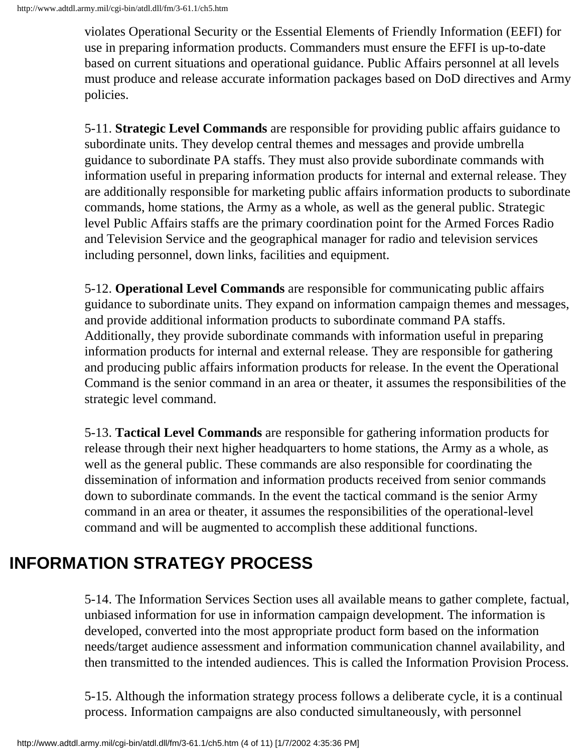violates Operational Security or the Essential Elements of Friendly Information (EEFI) for use in preparing information products. Commanders must ensure the EFFI is up-to-date based on current situations and operational guidance. Public Affairs personnel at all levels must produce and release accurate information packages based on DoD directives and Army policies.

5-11. **Strategic Level Commands** are responsible for providing public affairs guidance to subordinate units. They develop central themes and messages and provide umbrella guidance to subordinate PA staffs. They must also provide subordinate commands with information useful in preparing information products for internal and external release. They are additionally responsible for marketing public affairs information products to subordinate commands, home stations, the Army as a whole, as well as the general public. Strategic level Public Affairs staffs are the primary coordination point for the Armed Forces Radio and Television Service and the geographical manager for radio and television services including personnel, down links, facilities and equipment.

5-12. **Operational Level Commands** are responsible for communicating public affairs guidance to subordinate units. They expand on information campaign themes and messages, and provide additional information products to subordinate command PA staffs. Additionally, they provide subordinate commands with information useful in preparing information products for internal and external release. They are responsible for gathering and producing public affairs information products for release. In the event the Operational Command is the senior command in an area or theater, it assumes the responsibilities of the strategic level command.

5-13. **Tactical Level Commands** are responsible for gathering information products for release through their next higher headquarters to home stations, the Army as a whole, as well as the general public. These commands are also responsible for coordinating the dissemination of information and information products received from senior commands down to subordinate commands. In the event the tactical command is the senior Army command in an area or theater, it assumes the responsibilities of the operational-level command and will be augmented to accomplish these additional functions.

## INFORMATION STRATEGY PROCESS

5-14. The Information Services Section uses all available means to gather complete, factual, unbiased information for use in information campaign development. The information is developed, converted into the most appropriate product form based on the information needs/target audience assessment and information communication channel availability, and then transmitted to the intended audiences. This is called the Information Provision Process.

5-15. Although the information strategy process follows a deliberate cycle, it is a continual process. Information campaigns are also conducted simultaneously, with personnel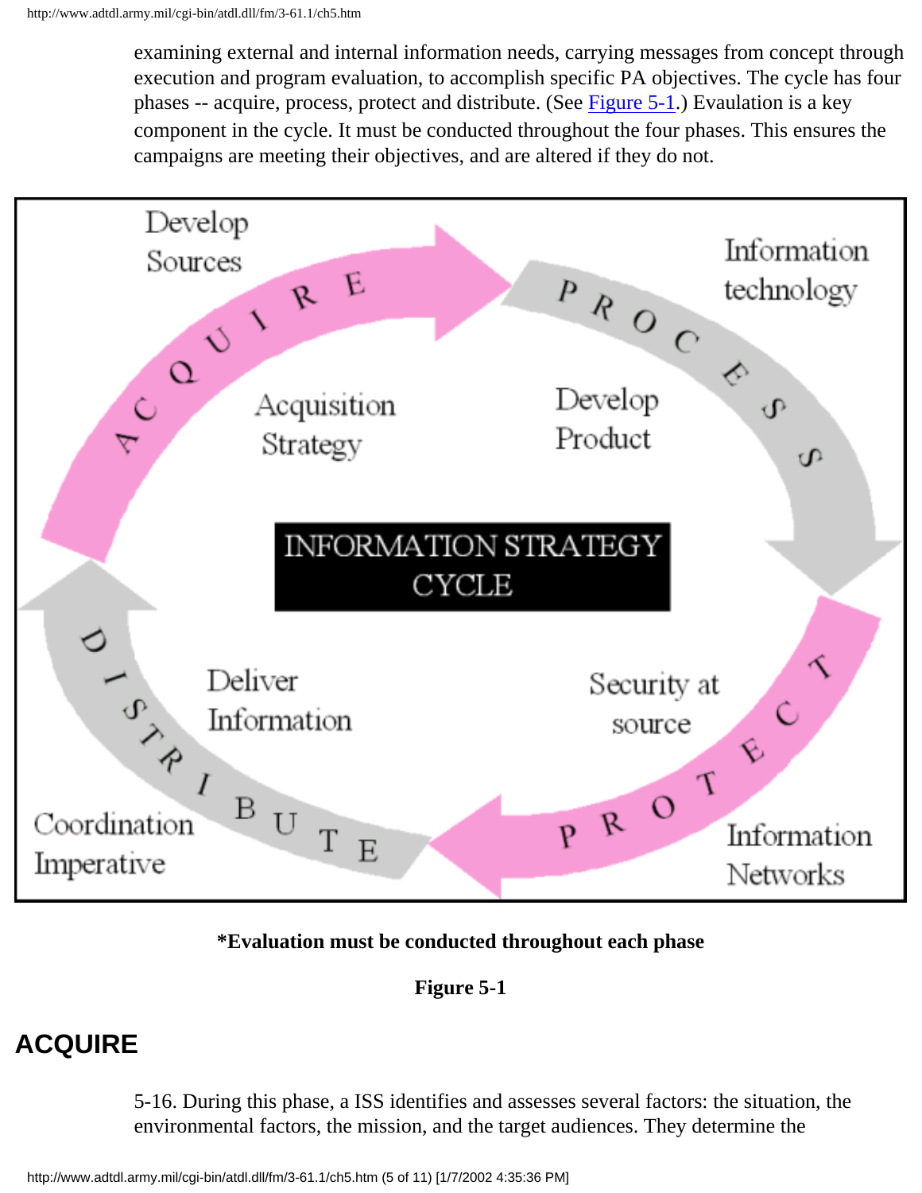examining external and internal information needs, carrying messages from concept through execution and program evaluation, to accomplish specific PA objectives. The cycle has four phases -- acquire, process, protect and distribute. (See Figure 5-1.) Evaluation is a key component in the cycle. It must be conducted throughout the four phases. This ensures the campaigns are meeting their objectives, and are altered if they do not.

**\*Evaluation must be conducted throughout each phase**

**Figure 5-1**

## ACQUIRE

5-16. During this phase, a ISS identifies and assesses several factors: the situation, the environmental factors, the mission, and the target audiences. They determine the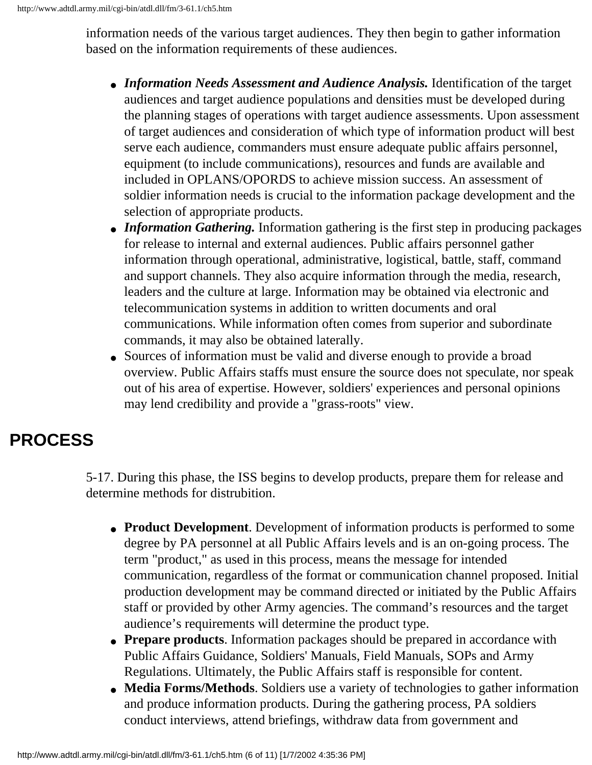information needs of the various target audiences. They then begin to gather information based on the information requirements of these audiences.

- ***Information Needs Assessment and Audience Analysis.*** Identification of the target audiences and target audience populations and densities must be developed during the planning stages of operations with target audience assessments. Upon assessment of target audiences and consideration of which type of information product will best serve each audience, commanders must ensure adequate public affairs personnel, equipment (to include communications), resources and funds are available and included in OPLANS/OPORDS to achieve mission success. An assessment of soldier information needs is crucial to the information package development and the selection of appropriate products.
- ***Information Gathering.*** Information gathering is the first step in producing packages for release to internal and external audiences. Public affairs personnel gather information through operational, administrative, logistical, battle, staff, command and support channels. They also acquire information through the media, research, leaders and the culture at large. Information may be obtained via electronic and telecommunication systems in addition to written documents and oral communications. While information often comes from superior and subordinate commands, it may also be obtained laterally.
- Sources of information must be valid and diverse enough to provide a broad overview. Public Affairs staffs must ensure the source does not speculate, nor speak out of his area of expertise. However, soldiers' experiences and personal opinions may lend credibility and provide a "grass-roots" view.

## PROCESS

5-17. During this phase, the ISS begins to develop products, prepare them for release and determine methods for distrubition.

- **Product Development**. Development of information products is performed to some degree by PA personnel at all Public Affairs levels and is an on-going process. The term "product," as used in this process, means the message for intended communication, regardless of the format or communication channel proposed. Initial production development may be command directed or initiated by the Public Affairs staff or provided by other Army agencies. The command's resources and the target audience's requirements will determine the product type.
- **Prepare products**. Information packages should be prepared in accordance with Public Affairs Guidance, Soldiers' Manuals, Field Manuals, SOPs and Army Regulations. Ultimately, the Public Affairs staff is responsible for content.
- **Media Forms/Methods**. Soldiers use a variety of technologies to gather information and produce information products. During the gathering process, PA soldiers conduct interviews, attend briefings, withdraw data from government and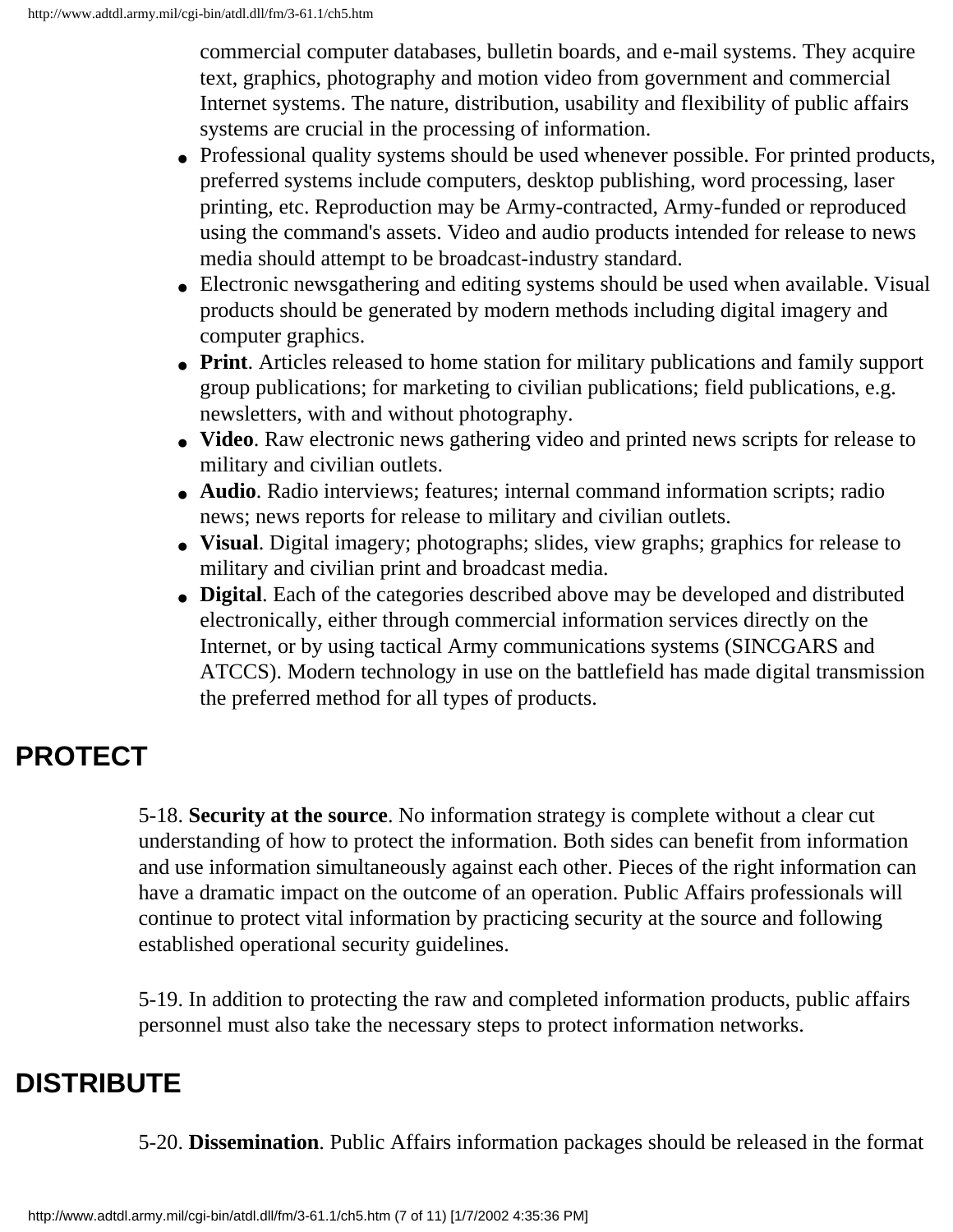commercial computer databases, bulletin boards, and e-mail systems. They acquire text, graphics, photography and motion video from government and commercial Internet systems. The nature, distribution, usability and flexibility of public affairs systems are crucial in the processing of information.

- Professional quality systems should be used whenever possible. For printed products, preferred systems include computers, desktop publishing, word processing, laser printing, etc. Reproduction may be Army-contracted, Army-funded or reproduced using the command's assets. Video and audio products intended for release to news media should attempt to be broadcast-industry standard.
- Electronic newsgathering and editing systems should be used when available. Visual products should be generated by modern methods including digital imagery and computer graphics.
- **Print**. Articles released to home station for military publications and family support group publications; for marketing to civilian publications; field publications, e.g. newsletters, with and without photography.
- **Video**. Raw electronic news gathering video and printed news scripts for release to military and civilian outlets.
- **Audio**. Radio interviews; features; internal command information scripts; radio news; news reports for release to military and civilian outlets.
- **Visual**. Digital imagery; photographs; slides, view graphs; graphics for release to military and civilian print and broadcast media.
- **Digital**. Each of the categories described above may be developed and distributed electronically, either through commercial information services directly on the Internet, or by using tactical Army communications systems (SINCGARS and ATCCS). Modern technology in use on the battlefield has made digital transmission the preferred method for all types of products.

## PROTECT

5-18. **Security at the source**. No information strategy is complete without a clear cut understanding of how to protect the information. Both sides can benefit from information and use information simultaneously against each other. Pieces of the right information can have a dramatic impact on the outcome of an operation. Public Affairs professionals will continue to protect vital information by practicing security at the source and following established operational security guidelines.

5-19. In addition to protecting the raw and completed information products, public affairs personnel must also take the necessary steps to protect information networks.

## DISTRIBUTE

5-20. **Dissemination**. Public Affairs information packages should be released in the format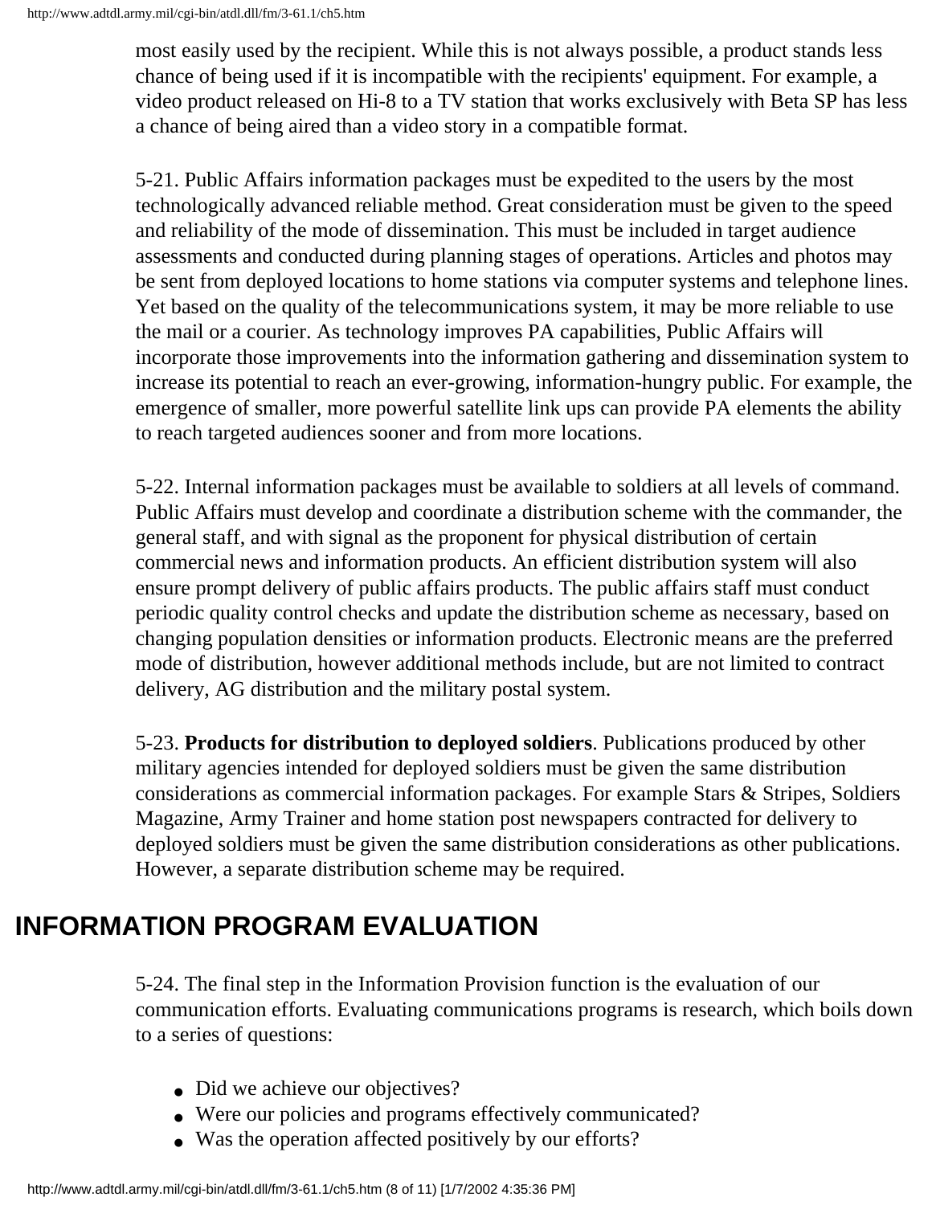most easily used by the recipient. While this is not always possible, a product stands less chance of being used if it is incompatible with the recipients' equipment. For example, a video product released on Hi-8 to a TV station that works exclusively with Beta SP has less a chance of being aired than a video story in a compatible format.

5-21. Public Affairs information packages must be expedited to the users by the most technologically advanced reliable method. Great consideration must be given to the speed and reliability of the mode of dissemination. This must be included in target audience assessments and conducted during planning stages of operations. Articles and photos may be sent from deployed locations to home stations via computer systems and telephone lines. Yet based on the quality of the telecommunications system, it may be more reliable to use the mail or a courier. As technology improves PA capabilities, Public Affairs will incorporate those improvements into the information gathering and dissemination system to increase its potential to reach an ever-growing, information-hungry public. For example, the emergence of smaller, more powerful satellite link ups can provide PA elements the ability to reach targeted audiences sooner and from more locations.

5-22. Internal information packages must be available to soldiers at all levels of command. Public Affairs must develop and coordinate a distribution scheme with the commander, the general staff, and with signal as the proponent for physical distribution of certain commercial news and information products. An efficient distribution system will also ensure prompt delivery of public affairs products. The public affairs staff must conduct periodic quality control checks and update the distribution scheme as necessary, based on changing population densities or information products. Electronic means are the preferred mode of distribution, however additional methods include, but are not limited to contract delivery, AG distribution and the military postal system.

5-23. **Products for distribution to deployed soldiers**. Publications produced by other military agencies intended for deployed soldiers must be given the same distribution considerations as commercial information packages. For example Stars & Stripes, Soldiers Magazine, Army Trainer and home station post newspapers contracted for delivery to deployed soldiers must be given the same distribution considerations as other publications. However, a separate distribution scheme may be required.

## INFORMATION PROGRAM EVALUATION

5-24. The final step in the Information Provision function is the evaluation of our communication efforts. Evaluating communications programs is research, which boils down to a series of questions:

- Did we achieve our objectives?
- Were our policies and programs effectively communicated?
- Was the operation affected positively by our efforts?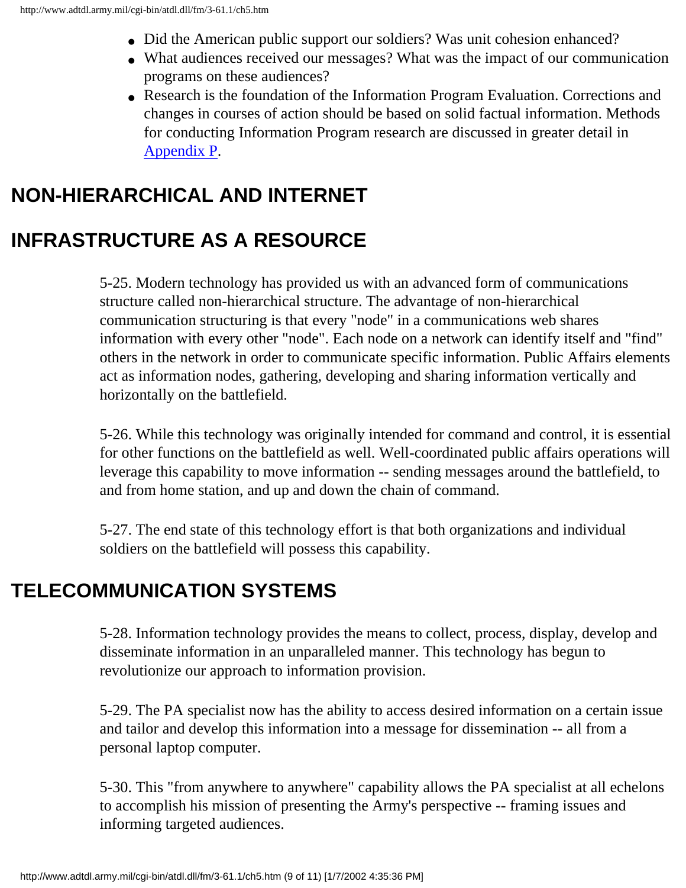- Did the American public support our soldiers? Was unit cohesion enhanced?
- What audiences received our messages? What was the impact of our communication programs on these audiences?
- Research is the foundation of the Information Program Evaluation. Corrections and changes in courses of action should be based on solid factual information. Methods for conducting Information Program research are discussed in greater detail in Appendix P.

## NON-HIERARCHICAL AND INTERNET

## INFRASTRUCTURE AS A RESOURCE

5-25. Modern technology has provided us with an advanced form of communications structure called non-hierarchical structure. The advantage of non-hierarchical communication structuring is that every "node" in a communications web shares information with every other "node". Each node on a network can identify itself and "find" others in the network in order to communicate specific information. Public Affairs elements act as information nodes, gathering, developing and sharing information vertically and horizontally on the battlefield.

5-26. While this technology was originally intended for command and control, it is essential for other functions on the battlefield as well. Well-coordinated public affairs operations will leverage this capability to move information -- sending messages around the battlefield, to and from home station, and up and down the chain of command.

5-27. The end state of this technology effort is that both organizations and individual soldiers on the battlefield will possess this capability.

## TELECOMMUNICATION SYSTEMS

5-28. Information technology provides the means to collect, process, display, develop and disseminate information in an unparalleled manner. This technology has begun to revolutionize our approach to information provision.

5-29. The PA specialist now has the ability to access desired information on a certain issue and tailor and develop this information into a message for dissemination -- all from a personal laptop computer.

5-30. This "from anywhere to anywhere" capability allows the PA specialist at all echelons to accomplish his mission of presenting the Army's perspective -- framing issues and informing targeted audiences.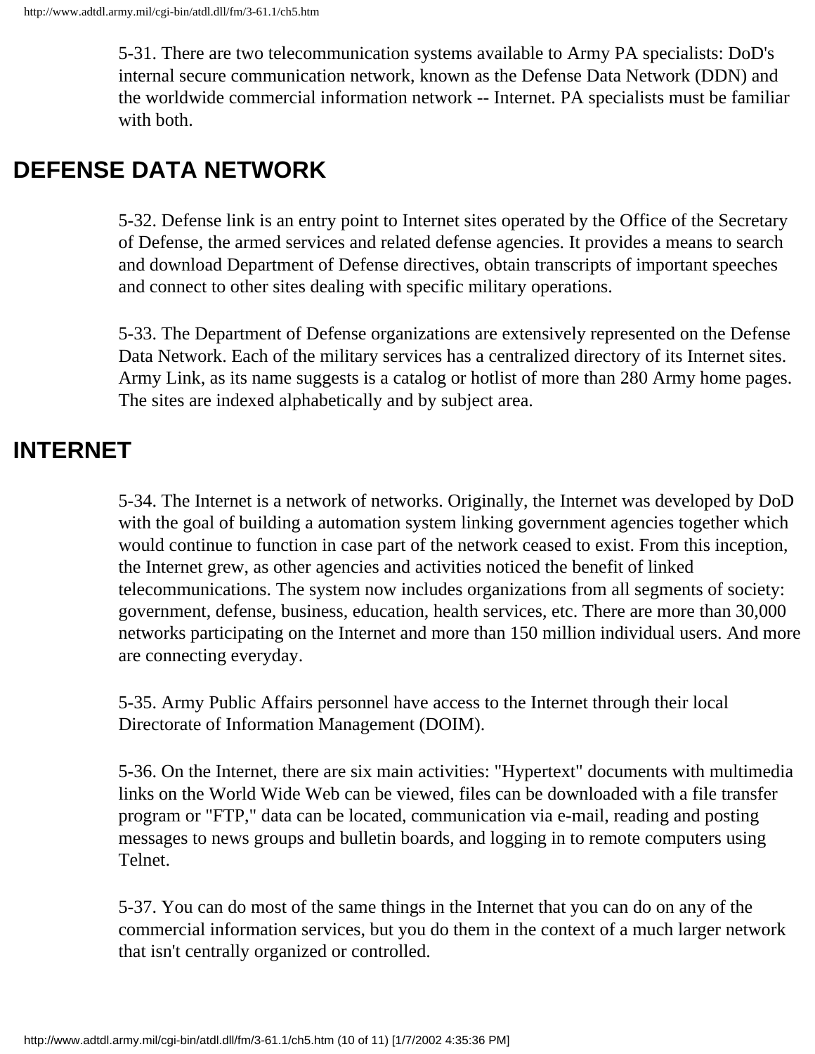5-31. There are two telecommunication systems available to Army PA specialists: DoD's internal secure communication network, known as the Defense Data Network (DDN) and the worldwide commercial information network -- Internet. PA specialists must be familiar with both.

## DEFENSE DATA NETWORK

5-32. Defense link is an entry point to Internet sites operated by the Office of the Secretary of Defense, the armed services and related defense agencies. It provides a means to search and download Department of Defense directives, obtain transcripts of important speeches and connect to other sites dealing with specific military operations.

5-33. The Department of Defense organizations are extensively represented on the Defense Data Network. Each of the military services has a centralized directory of its Internet sites. Army Link, as its name suggests is a catalog or hotlist of more than 280 Army home pages. The sites are indexed alphabetically and by subject area.

## INTERNET

5-34. The Internet is a network of networks. Originally, the Internet was developed by DoD with the goal of building a automation system linking government agencies together which would continue to function in case part of the network ceased to exist. From this inception, the Internet grew, as other agencies and activities noticed the benefit of linked telecommunications. The system now includes organizations from all segments of society: government, defense, business, education, health services, etc. There are more than 30,000 networks participating on the Internet and more than 150 million individual users. And more are connecting everyday.

5-35. Army Public Affairs personnel have access to the Internet through their local Directorate of Information Management (DOIM).

5-36. On the Internet, there are six main activities: "Hypertext" documents with multimedia links on the World Wide Web can be viewed, files can be downloaded with a file transfer program or "FTP," data can be located, communication via e-mail, reading and posting messages to news groups and bulletin boards, and logging in to remote computers using Telnet.

5-37. You can do most of the same things in the Internet that you can do on any of the commercial information services, but you do them in the context of a much larger network that isn't centrally organized or controlled.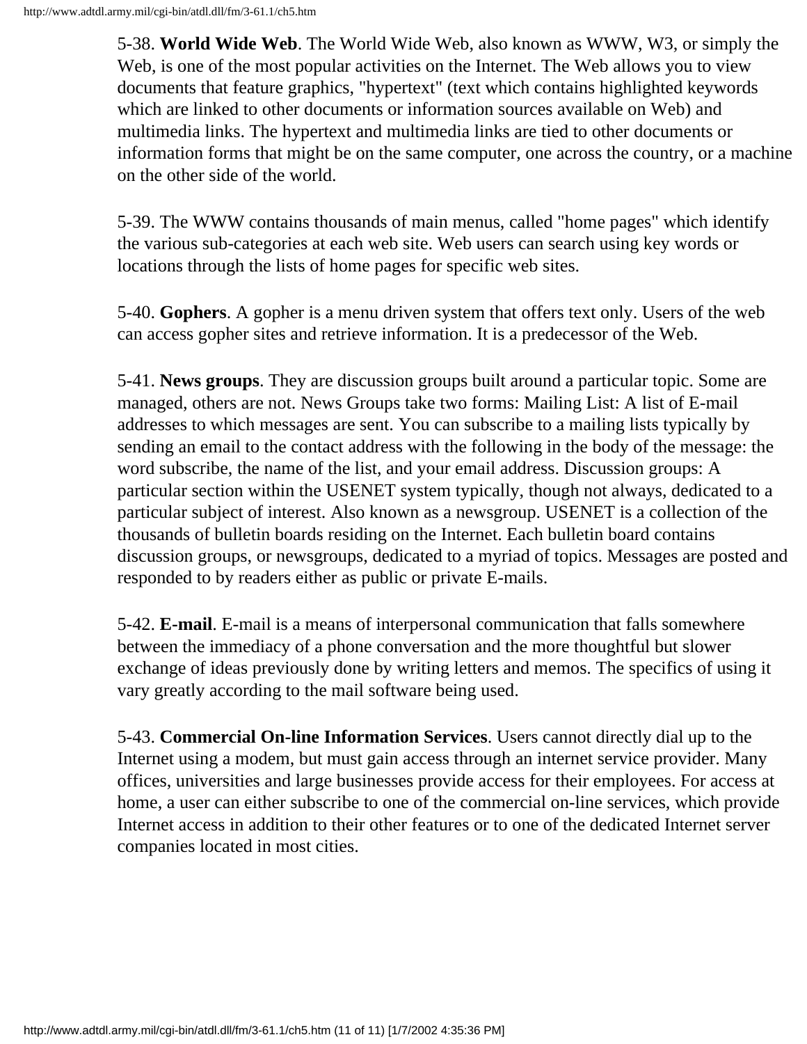5-38. **World Wide Web**. The World Wide Web, also known as WWW, W3, or simply the Web, is one of the most popular activities on the Internet. The Web allows you to view documents that feature graphics, "hypertext" (text which contains highlighted keywords which are linked to other documents or information sources available on Web) and multimedia links. The hypertext and multimedia links are tied to other documents or information forms that might be on the same computer, one across the country, or a machine on the other side of the world.

5-39. The WWW contains thousands of main menus, called "home pages" which identify the various sub-categories at each web site. Web users can search using key words or locations through the lists of home pages for specific web sites.

5-40. **Gophers**. A gopher is a menu driven system that offers text only. Users of the web can access gopher sites and retrieve information. It is a predecessor of the Web.

5-41. **News groups**. They are discussion groups built around a particular topic. Some are managed, others are not. News Groups take two forms: Mailing List: A list of E-mail addresses to which messages are sent. You can subscribe to a mailing lists typically by sending an email to the contact address with the following in the body of the message: the word subscribe, the name of the list, and your email address. Discussion groups: A particular section within the USENET system typically, though not always, dedicated to a particular subject of interest. Also known as a newsgroup. USENET is a collection of the thousands of bulletin boards residing on the Internet. Each bulletin board contains discussion groups, or newsgroups, dedicated to a myriad of topics. Messages are posted and responded to by readers either as public or private E-mails.

5-42. **E-mail**. E-mail is a means of interpersonal communication that falls somewhere between the immediacy of a phone conversation and the more thoughtful but slower exchange of ideas previously done by writing letters and memos. The specifics of using it vary greatly according to the mail software being used.

5-43. **Commercial On-line Information Services**. Users cannot directly dial up to the Internet using a modem, but must gain access through an internet service provider. Many offices, universities and large businesses provide access for their employees. For access at home, a user can either subscribe to one of the commercial on-line services, which provide Internet access in addition to their other features or to one of the dedicated Internet server companies located in most cities.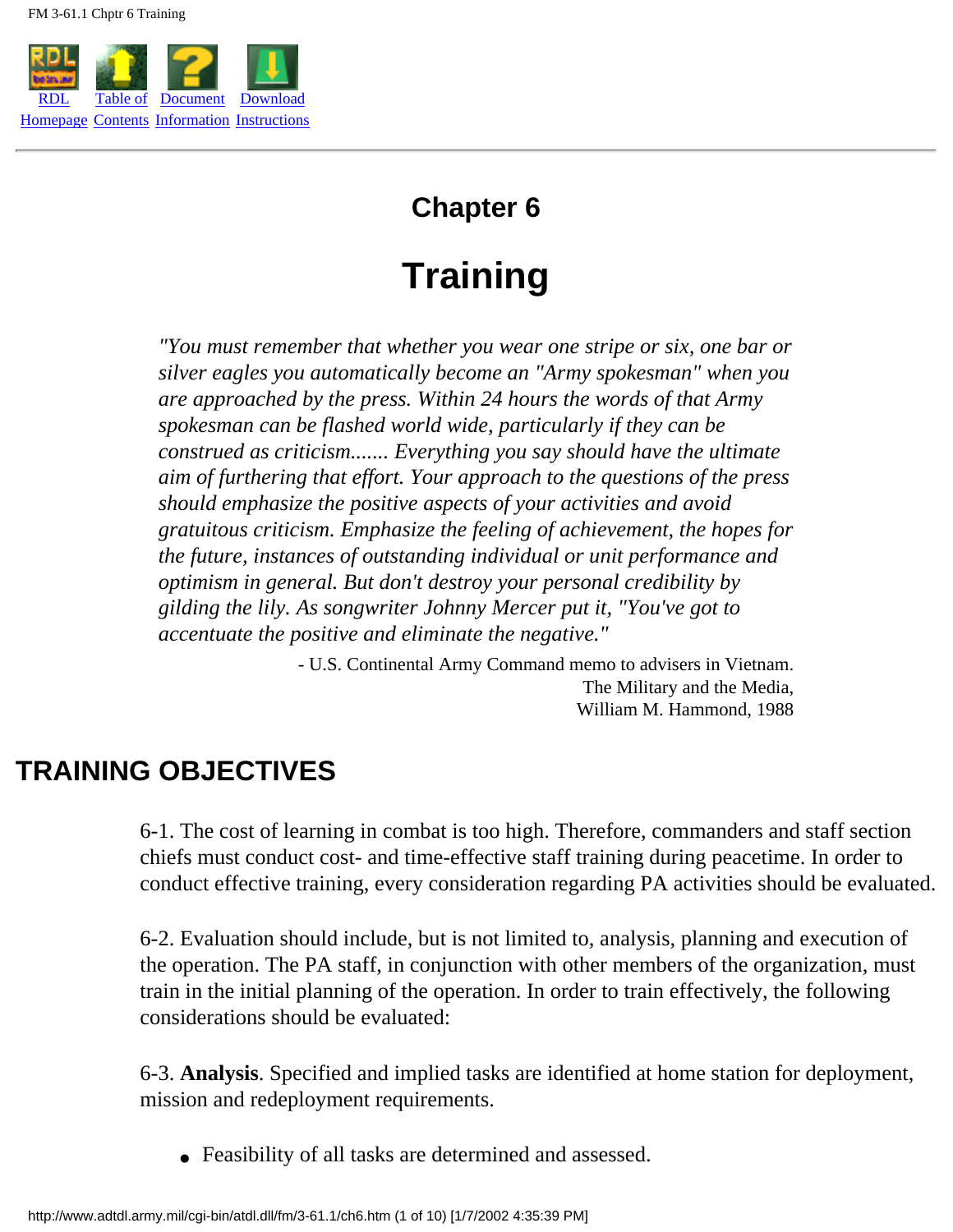# Chapter 6

# Training

*"You must remember that whether you wear one stripe or six, one bar or silver eagles you automatically become an "Army spokesman" when you are approached by the press. Within 24 hours the words of that Army spokesman can be flashed world wide, particularly if they can be construed as criticism....... Everything you say should have the ultimate aim of furthering that effort. Your approach to the questions of the press should emphasize the positive aspects of your activities and avoid gratuitous criticism. Emphasize the feeling of achievement, the hopes for the future, instances of outstanding individual or unit performance and optimism in general. But don't destroy your personal credibility by gilding the lily. As songwriter Johnny Mercer put it, "You've got to accentuate the positive and eliminate the negative."*

- U.S. Continental Army Command memo to advisers in Vietnam.
The Military and the Media,
William M. Hammond, 1988

## TRAINING OBJECTIVES

6-1. The cost of learning in combat is too high. Therefore, commanders and staff section chiefs must conduct cost- and time-effective staff training during peacetime. In order to conduct effective training, every consideration regarding PA activities should be evaluated.

6-2. Evaluation should include, but is not limited to, analysis, planning and execution of the operation. The PA staff, in conjunction with other members of the organization, must train in the initial planning of the operation. In order to train effectively, the following considerations should be evaluated:

6-3. **Analysis**. Specified and implied tasks are identified at home station for deployment, mission and redeployment requirements.

- Feasibility of all tasks are determined and assessed.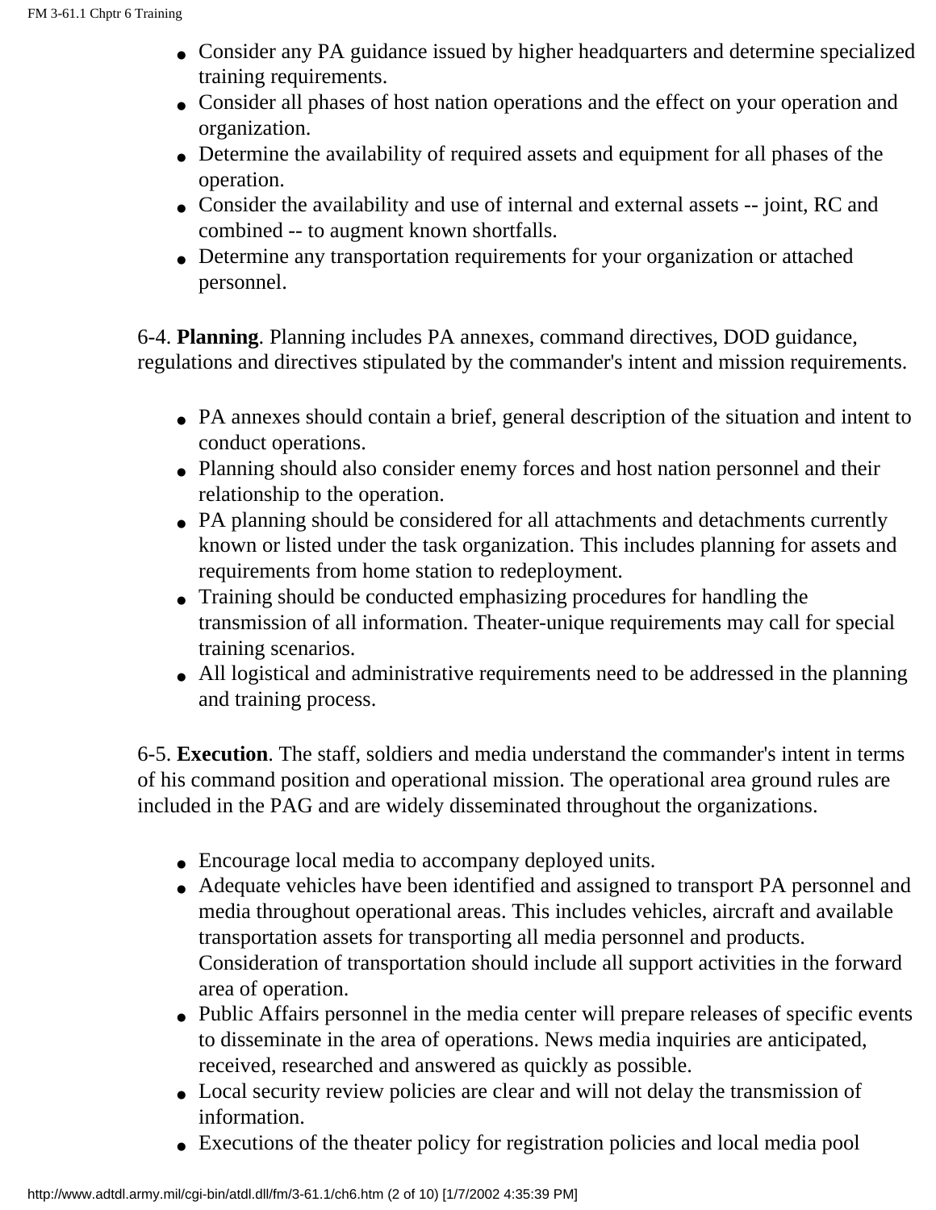- Consider any PA guidance issued by higher headquarters and determine specialized training requirements.
- Consider all phases of host nation operations and the effect on your operation and organization.
- Determine the availability of required assets and equipment for all phases of the operation.
- Consider the availability and use of internal and external assets -- joint, RC and combined -- to augment known shortfalls.
- Determine any transportation requirements for your organization or attached personnel.

6-4. **Planning**. Planning includes PA annexes, command directives, DOD guidance, regulations and directives stipulated by the commander's intent and mission requirements.

- PA annexes should contain a brief, general description of the situation and intent to conduct operations.
- Planning should also consider enemy forces and host nation personnel and their relationship to the operation.
- PA planning should be considered for all attachments and detachments currently known or listed under the task organization. This includes planning for assets and requirements from home station to redeployment.
- Training should be conducted emphasizing procedures for handling the transmission of all information. Theater-unique requirements may call for special training scenarios.
- All logistical and administrative requirements need to be addressed in the planning and training process.

6-5. **Execution**. The staff, soldiers and media understand the commander's intent in terms of his command position and operational mission. The operational area ground rules are included in the PAG and are widely disseminated throughout the organizations.

- Encourage local media to accompany deployed units.
- Adequate vehicles have been identified and assigned to transport PA personnel and media throughout operational areas. This includes vehicles, aircraft and available transportation assets for transporting all media personnel and products. Consideration of transportation should include all support activities in the forward area of operation.
- Public Affairs personnel in the media center will prepare releases of specific events to disseminate in the area of operations. News media inquiries are anticipated, received, researched and answered as quickly as possible.
- Local security review policies are clear and will not delay the transmission of information.
- Executions of the theater policy for registration policies and local media pool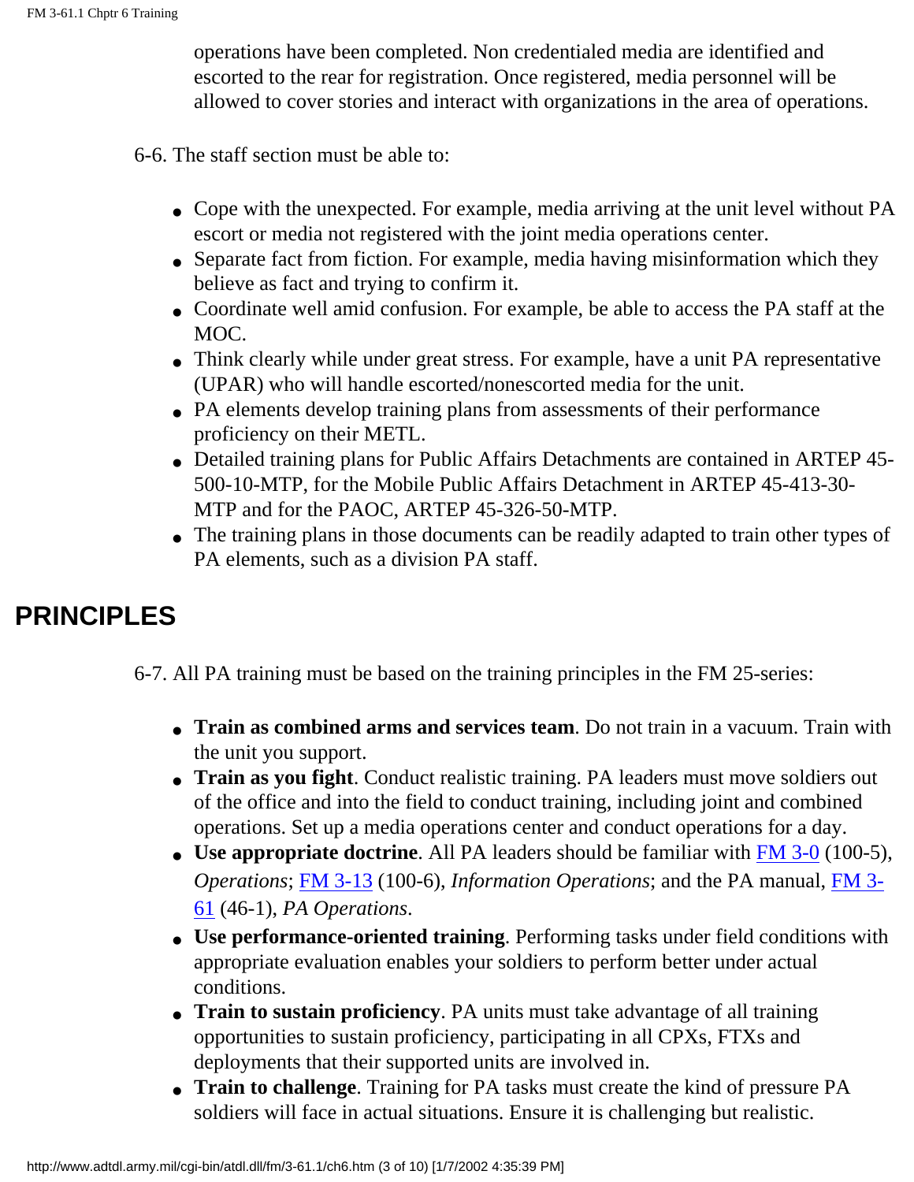operations have been completed. Non credentialed media are identified and escorted to the rear for registration. Once registered, media personnel will be allowed to cover stories and interact with organizations in the area of operations.

6-6. The staff section must be able to:

- Cope with the unexpected. For example, media arriving at the unit level without PA escort or media not registered with the joint media operations center.
- Separate fact from fiction. For example, media having misinformation which they believe as fact and trying to confirm it.
- Coordinate well amid confusion. For example, be able to access the PA staff at the MOC.
- Think clearly while under great stress. For example, have a unit PA representative (UPAR) who will handle escorted/nonescorted media for the unit.
- PA elements develop training plans from assessments of their performance proficiency on their METL.
- Detailed training plans for Public Affairs Detachments are contained in ARTEP 45-500-10-MTP, for the Mobile Public Affairs Detachment in ARTEP 45-413-30-MTP and for the PAOC, ARTEP 45-326-50-MTP.
- The training plans in those documents can be readily adapted to train other types of PA elements, such as a division PA staff.

## PRINCIPLES

6-7. All PA training must be based on the training principles in the FM 25-series:

- **Train as combined arms and services team**. Do not train in a vacuum. Train with the unit you support.
- **Train as you fight**. Conduct realistic training. PA leaders must move soldiers out of the office and into the field to conduct training, including joint and combined operations. Set up a media operations center and conduct operations for a day.
- **Use appropriate doctrine**. All PA leaders should be familiar with FM 3-0 (100-5), *Operations*; FM 3-13 (100-6), *Information Operations*; and the PA manual, FM 3-61 (46-1), *PA Operations*.
- **Use performance-oriented training**. Performing tasks under field conditions with appropriate evaluation enables your soldiers to perform better under actual conditions.
- **Train to sustain proficiency**. PA units must take advantage of all training opportunities to sustain proficiency, participating in all CPXs, FTXs and deployments that their supported units are involved in.
- **Train to challenge**. Training for PA tasks must create the kind of pressure PA soldiers will face in actual situations. Ensure it is challenging but realistic.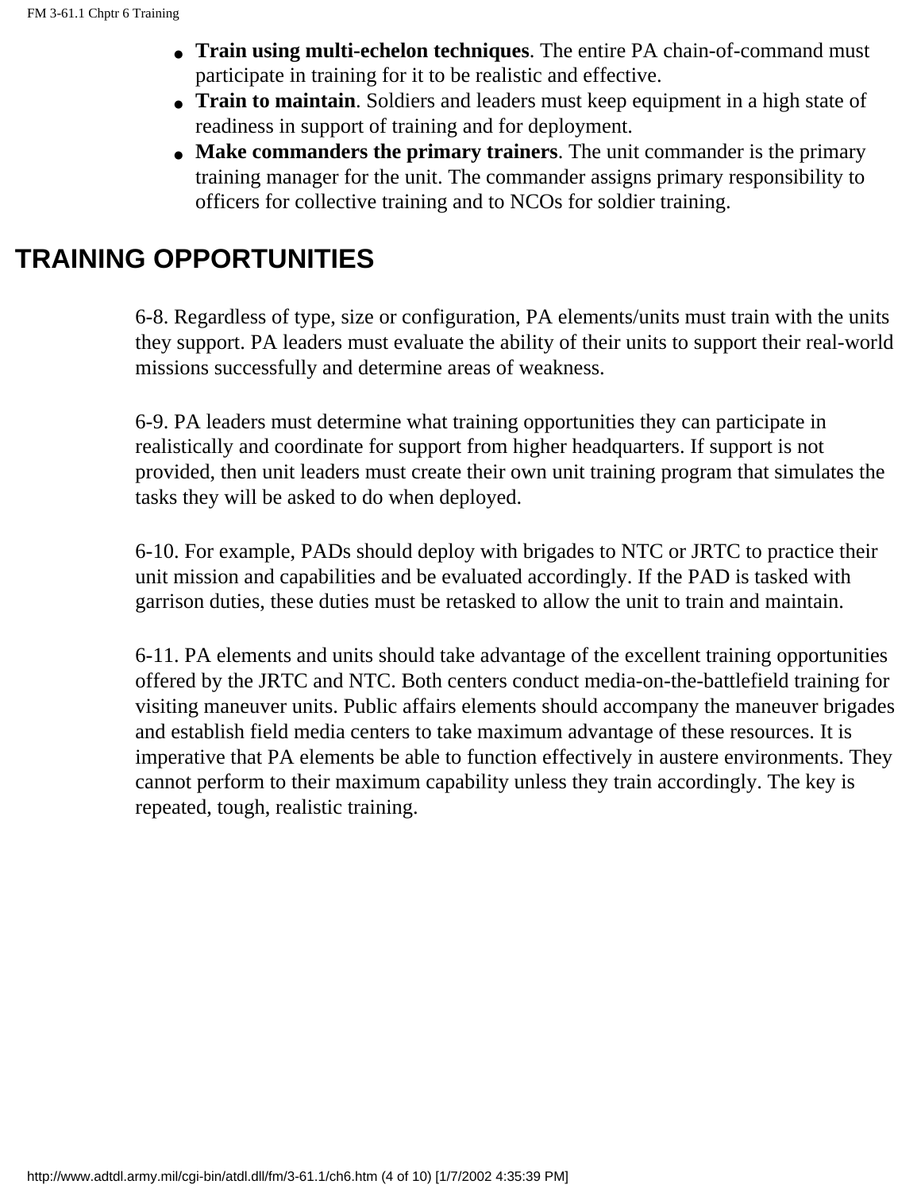- **Train using multi-echelon techniques**. The entire PA chain-of-command must participate in training for it to be realistic and effective.
- **Train to maintain**. Soldiers and leaders must keep equipment in a high state of readiness in support of training and for deployment.
- **Make commanders the primary trainers**. The unit commander is the primary training manager for the unit. The commander assigns primary responsibility to officers for collective training and to NCOs for soldier training.

## TRAINING OPPORTUNITIES

6-8. Regardless of type, size or configuration, PA elements/units must train with the units they support. PA leaders must evaluate the ability of their units to support their real-world missions successfully and determine areas of weakness.

6-9. PA leaders must determine what training opportunities they can participate in realistically and coordinate for support from higher headquarters. If support is not provided, then unit leaders must create their own unit training program that simulates the tasks they will be asked to do when deployed.

6-10. For example, PADs should deploy with brigades to NTC or JRTC to practice their unit mission and capabilities and be evaluated accordingly. If the PAD is tasked with garrison duties, these duties must be retasked to allow the unit to train and maintain.

6-11. PA elements and units should take advantage of the excellent training opportunities offered by the JRTC and NTC. Both centers conduct media-on-the-battlefield training for visiting maneuver units. Public affairs elements should accompany the maneuver brigades and establish field media centers to take maximum advantage of these resources. It is imperative that PA elements be able to function effectively in austere environments. They cannot perform to their maximum capability unless they train accordingly. The key is repeated, tough, realistic training.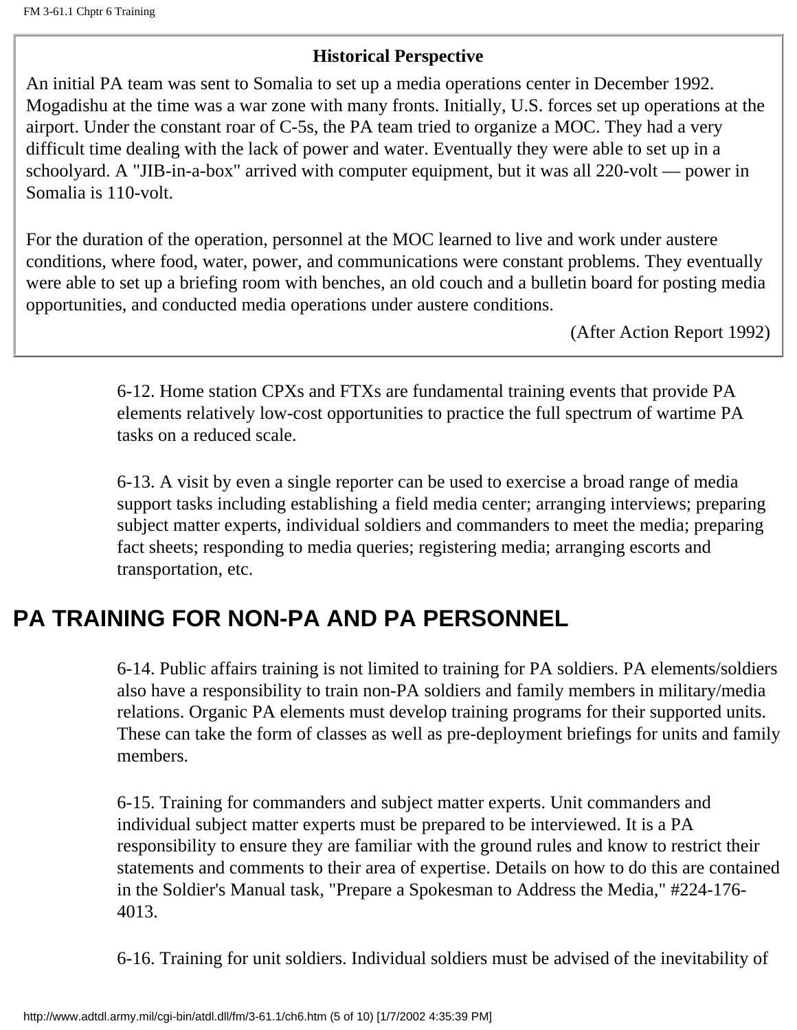**Historical Perspective**

An initial PA team was sent to Somalia to set up a media operations center in December 1992. Mogadishu at the time was a war zone with many fronts. Initially, U.S. forces set up operations at the airport. Under the constant roar of C-5s, the PA team tried to organize a MOC. They had a very difficult time dealing with the lack of power and water. Eventually they were able to set up in a schoolyard. A "JIB-in-a-box" arrived with computer equipment, but it was all 220-volt — power in Somalia is 110-volt.

For the duration of the operation, personnel at the MOC learned to live and work under austere conditions, where food, water, power, and communications were constant problems. They eventually were able to set up a briefing room with benches, an old couch and a bulletin board for posting media opportunities, and conducted media operations under austere conditions.

(After Action Report 1992)

6-12. Home station CPXs and FTXs are fundamental training events that provide PA elements relatively low-cost opportunities to practice the full spectrum of wartime PA tasks on a reduced scale.

6-13. A visit by even a single reporter can be used to exercise a broad range of media support tasks including establishing a field media center; arranging interviews; preparing subject matter experts, individual soldiers and commanders to meet the media; preparing fact sheets; responding to media queries; registering media; arranging escorts and transportation, etc.

## PA TRAINING FOR NON-PA AND PA PERSONNEL

6-14. Public affairs training is not limited to training for PA soldiers. PA elements/soldiers also have a responsibility to train non-PA soldiers and family members in military/media relations. Organic PA elements must develop training programs for their supported units. These can take the form of classes as well as pre-deployment briefings for units and family members.

6-15. Training for commanders and subject matter experts. Unit commanders and individual subject matter experts must be prepared to be interviewed. It is a PA responsibility to ensure they are familiar with the ground rules and know to restrict their statements and comments to their area of expertise. Details on how to do this are contained in the Soldier's Manual task, "Prepare a Spokesman to Address the Media," #224-176-4013.

6-16. Training for unit soldiers. Individual soldiers must be advised of the inevitability of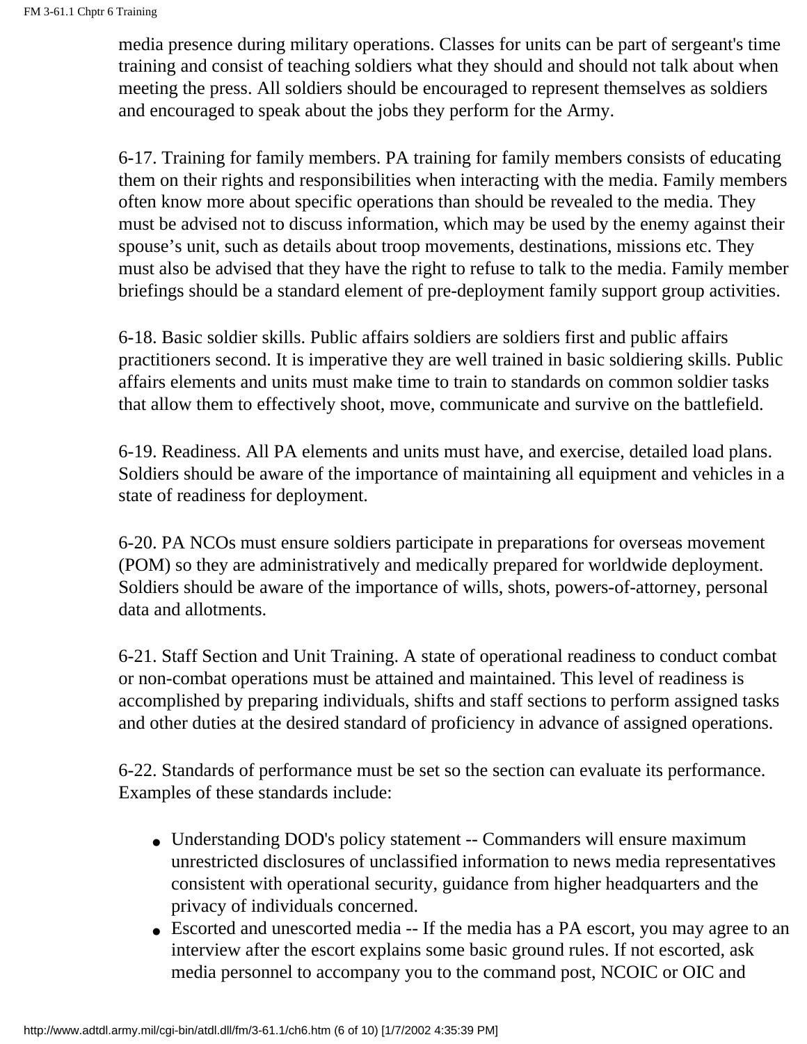media presence during military operations. Classes for units can be part of sergeant's time training and consist of teaching soldiers what they should and should not talk about when meeting the press. All soldiers should be encouraged to represent themselves as soldiers and encouraged to speak about the jobs they perform for the Army.

6-17. Training for family members. PA training for family members consists of educating them on their rights and responsibilities when interacting with the media. Family members often know more about specific operations than should be revealed to the media. They must be advised not to discuss information, which may be used by the enemy against their spouse’s unit, such as details about troop movements, destinations, missions etc. They must also be advised that they have the right to refuse to talk to the media. Family member briefings should be a standard element of pre-deployment family support group activities.

6-18. Basic soldier skills. Public affairs soldiers are soldiers first and public affairs practitioners second. It is imperative they are well trained in basic soldiering skills. Public affairs elements and units must make time to train to standards on common soldier tasks that allow them to effectively shoot, move, communicate and survive on the battlefield.

6-19. Readiness. All PA elements and units must have, and exercise, detailed load plans. Soldiers should be aware of the importance of maintaining all equipment and vehicles in a state of readiness for deployment.

6-20. PA NCOs must ensure soldiers participate in preparations for overseas movement (POM) so they are administratively and medically prepared for worldwide deployment. Soldiers should be aware of the importance of wills, shots, powers-of-attorney, personal data and allotments.

6-21. Staff Section and Unit Training. A state of operational readiness to conduct combat or non-combat operations must be attained and maintained. This level of readiness is accomplished by preparing individuals, shifts and staff sections to perform assigned tasks and other duties at the desired standard of proficiency in advance of assigned operations.

6-22. Standards of performance must be set so the section can evaluate its performance. Examples of these standards include:

- Understanding DOD's policy statement -- Commanders will ensure maximum unrestricted disclosures of unclassified information to news media representatives consistent with operational security, guidance from higher headquarters and the privacy of individuals concerned.
- Escorted and unescorted media -- If the media has a PA escort, you may agree to an interview after the escort explains some basic ground rules. If not escorted, ask media personnel to accompany you to the command post, NCOIC or OIC and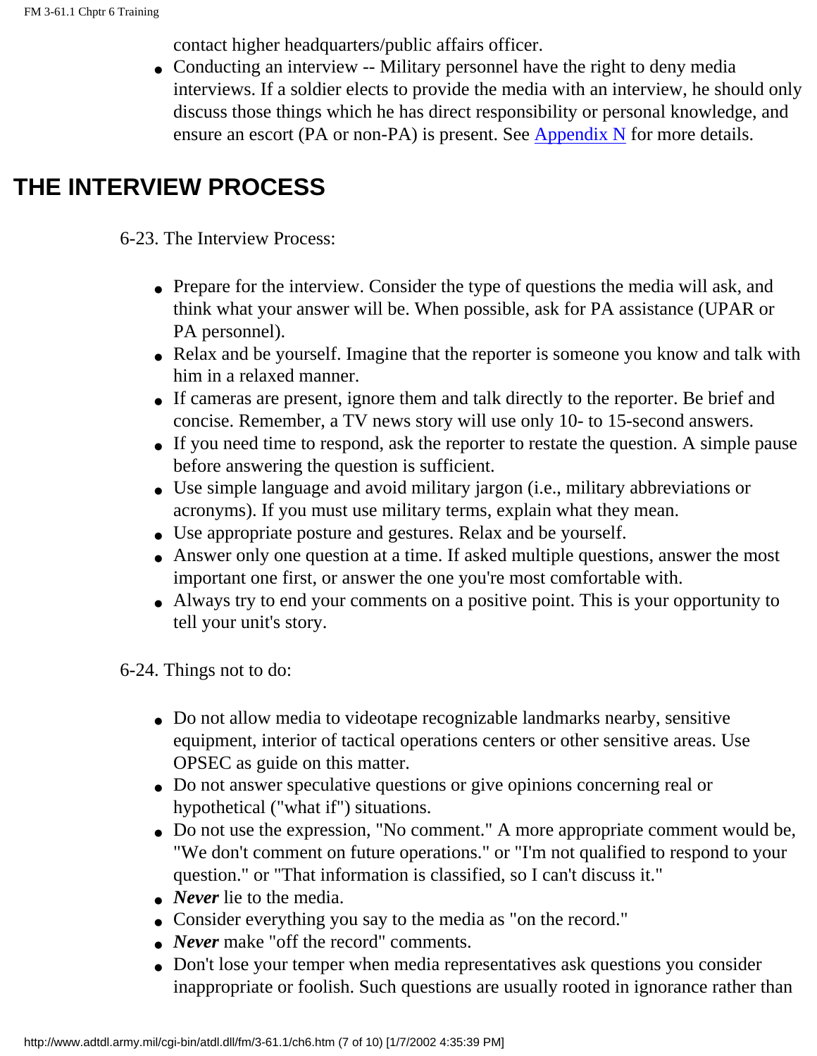contact higher headquarters/public affairs officer.

- Conducting an interview -- Military personnel have the right to deny media interviews. If a soldier elects to provide the media with an interview, he should only discuss those things which he has direct responsibility or personal knowledge, and ensure an escort (PA or non-PA) is present. See Appendix N for more details.

## THE INTERVIEW PROCESS

6-23. The Interview Process:

- Prepare for the interview. Consider the type of questions the media will ask, and think what your answer will be. When possible, ask for PA assistance (UPAR or PA personnel).
- Relax and be yourself. Imagine that the reporter is someone you know and talk with him in a relaxed manner.
- If cameras are present, ignore them and talk directly to the reporter. Be brief and concise. Remember, a TV news story will use only 10- to 15-second answers.
- If you need time to respond, ask the reporter to restate the question. A simple pause before answering the question is sufficient.
- Use simple language and avoid military jargon (i.e., military abbreviations or acronyms). If you must use military terms, explain what they mean.
- Use appropriate posture and gestures. Relax and be yourself.
- Answer only one question at a time. If asked multiple questions, answer the most important one first, or answer the one you're most comfortable with.
- Always try to end your comments on a positive point. This is your opportunity to tell your unit's story.

6-24. Things not to do:

- Do not allow media to videotape recognizable landmarks nearby, sensitive equipment, interior of tactical operations centers or other sensitive areas. Use OPSEC as guide on this matter.
- Do not answer speculative questions or give opinions concerning real or hypothetical ("what if") situations.
- Do not use the expression, "No comment." A more appropriate comment would be, "We don't comment on future operations." or "I'm not qualified to respond to your question." or "That information is classified, so I can't discuss it."
- ***Never*** lie to the media.
- Consider everything you say to the media as "on the record."
- ***Never*** make "off the record" comments.
- Don't lose your temper when media representatives ask questions you consider inappropriate or foolish. Such questions are usually rooted in ignorance rather than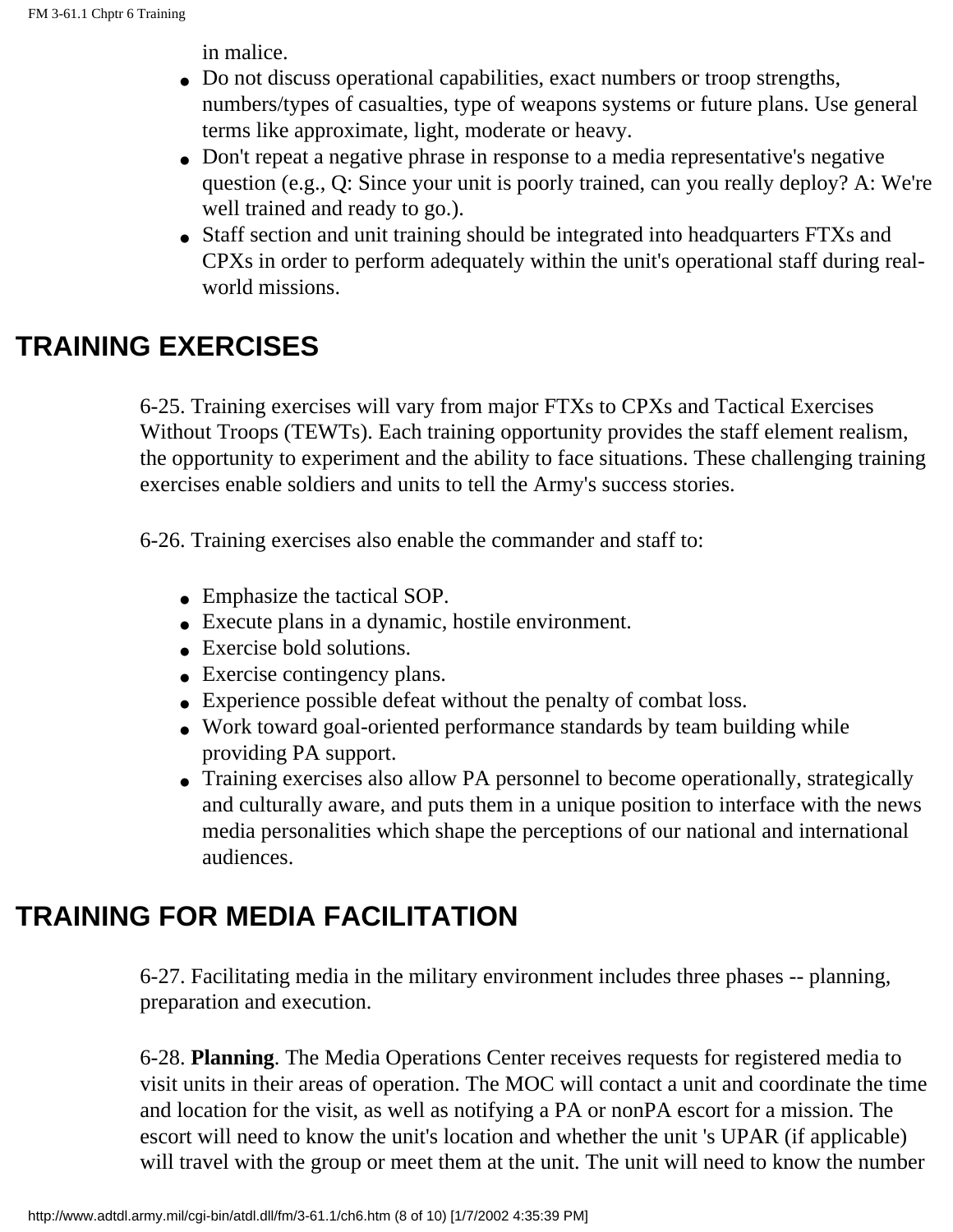in malice.

- Do not discuss operational capabilities, exact numbers or troop strengths, numbers/types of casualties, type of weapons systems or future plans. Use general terms like approximate, light, moderate or heavy.
- Don't repeat a negative phrase in response to a media representative's negative question (e.g., Q: Since your unit is poorly trained, can you really deploy? A: We're well trained and ready to go.).
- Staff section and unit training should be integrated into headquarters FTXs and CPXs in order to perform adequately within the unit's operational staff during real-world missions.

## TRAINING EXERCISES

6-25. Training exercises will vary from major FTXs to CPXs and Tactical Exercises Without Troops (TEWTs). Each training opportunity provides the staff element realism, the opportunity to experiment and the ability to face situations. These challenging training exercises enable soldiers and units to tell the Army's success stories.

6-26. Training exercises also enable the commander and staff to:

- Emphasize the tactical SOP.
- Execute plans in a dynamic, hostile environment.
- Exercise bold solutions.
- Exercise contingency plans.
- Experience possible defeat without the penalty of combat loss.
- Work toward goal-oriented performance standards by team building while providing PA support.
- Training exercises also allow PA personnel to become operationally, strategically and culturally aware, and puts them in a unique position to interface with the news media personalities which shape the perceptions of our national and international audiences.

## TRAINING FOR MEDIA FACILITATION

6-27. Facilitating media in the military environment includes three phases -- planning, preparation and execution.

6-28. **Planning**. The Media Operations Center receives requests for registered media to visit units in their areas of operation. The MOC will contact a unit and coordinate the time and location for the visit, as well as notifying a PA or nonPA escort for a mission. The escort will need to know the unit's location and whether the unit 's UPAR (if applicable) will travel with the group or meet them at the unit. The unit will need to know the number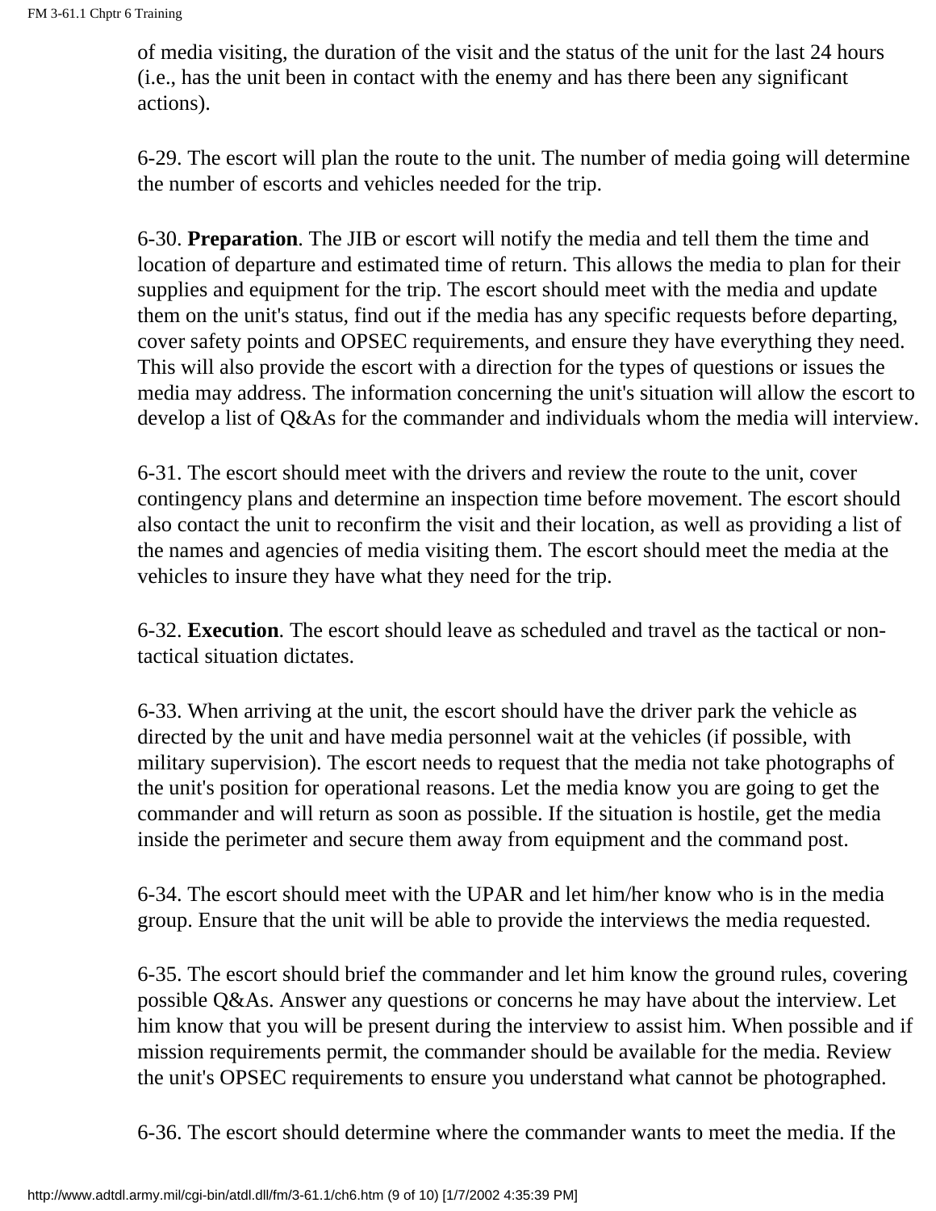of media visiting, the duration of the visit and the status of the unit for the last 24 hours (i.e., has the unit been in contact with the enemy and has there been any significant actions).

6-29. The escort will plan the route to the unit. The number of media going will determine the number of escorts and vehicles needed for the trip.

6-30. **Preparation**. The JIB or escort will notify the media and tell them the time and location of departure and estimated time of return. This allows the media to plan for their supplies and equipment for the trip. The escort should meet with the media and update them on the unit's status, find out if the media has any specific requests before departing, cover safety points and OPSEC requirements, and ensure they have everything they need. This will also provide the escort with a direction for the types of questions or issues the media may address. The information concerning the unit's situation will allow the escort to develop a list of Q&As for the commander and individuals whom the media will interview.

6-31. The escort should meet with the drivers and review the route to the unit, cover contingency plans and determine an inspection time before movement. The escort should also contact the unit to reconfirm the visit and their location, as well as providing a list of the names and agencies of media visiting them. The escort should meet the media at the vehicles to insure they have what they need for the trip.

6-32. **Execution**. The escort should leave as scheduled and travel as the tactical or non-tactical situation dictates.

6-33. When arriving at the unit, the escort should have the driver park the vehicle as directed by the unit and have media personnel wait at the vehicles (if possible, with military supervision). The escort needs to request that the media not take photographs of the unit's position for operational reasons. Let the media know you are going to get the commander and will return as soon as possible. If the situation is hostile, get the media inside the perimeter and secure them away from equipment and the command post.

6-34. The escort should meet with the UPAR and let him/her know who is in the media group. Ensure that the unit will be able to provide the interviews the media requested.

6-35. The escort should brief the commander and let him know the ground rules, covering possible Q&As. Answer any questions or concerns he may have about the interview. Let him know that you will be present during the interview to assist him. When possible and if mission requirements permit, the commander should be available for the media. Review the unit's OPSEC requirements to ensure you understand what cannot be photographed.

6-36. The escort should determine where the commander wants to meet the media. If the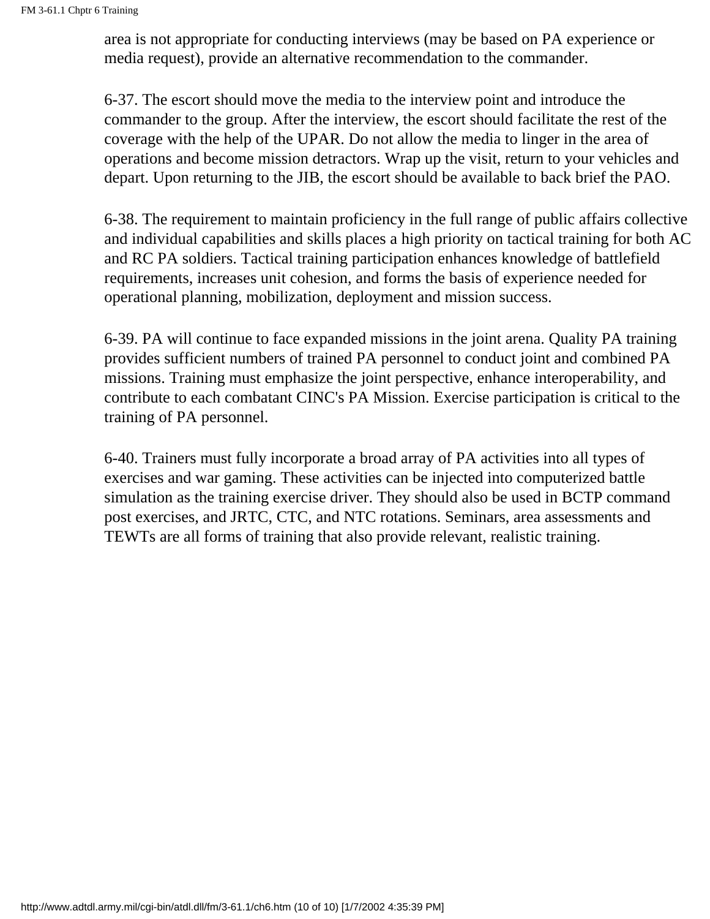area is not appropriate for conducting interviews (may be based on PA experience or media request), provide an alternative recommendation to the commander.

6-37. The escort should move the media to the interview point and introduce the commander to the group. After the interview, the escort should facilitate the rest of the coverage with the help of the UPAR. Do not allow the media to linger in the area of operations and become mission detractors. Wrap up the visit, return to your vehicles and depart. Upon returning to the JIB, the escort should be available to back brief the PAO.

6-38. The requirement to maintain proficiency in the full range of public affairs collective and individual capabilities and skills places a high priority on tactical training for both AC and RC PA soldiers. Tactical training participation enhances knowledge of battlefield requirements, increases unit cohesion, and forms the basis of experience needed for operational planning, mobilization, deployment and mission success.

6-39. PA will continue to face expanded missions in the joint arena. Quality PA training provides sufficient numbers of trained PA personnel to conduct joint and combined PA missions. Training must emphasize the joint perspective, enhance interoperability, and contribute to each combatant CINC's PA Mission. Exercise participation is critical to the training of PA personnel.

6-40. Trainers must fully incorporate a broad array of PA activities into all types of exercises and war gaming. These activities can be injected into computerized battle simulation as the training exercise driver. They should also be used in BCTP command post exercises, and JRTC, CTC, and NTC rotations. Seminars, area assessments and TEWTs are all forms of training that also provide relevant, realistic training.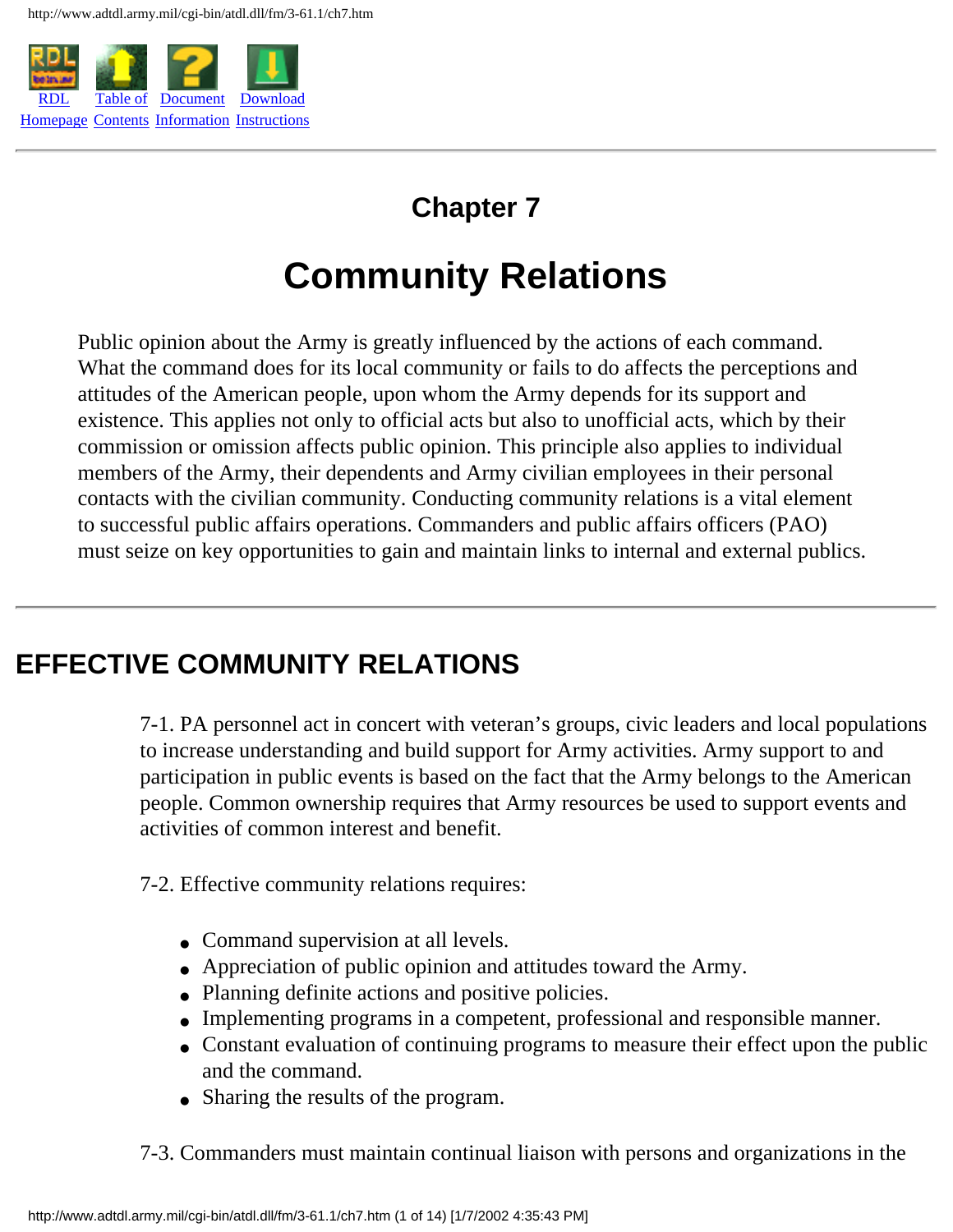# Chapter 7

# Community Relations

Public opinion about the Army is greatly influenced by the actions of each command. What the command does for its local community or fails to do affects the perceptions and attitudes of the American people, upon whom the Army depends for its support and existence. This applies not only to official acts but also to unofficial acts, which by their commission or omission affects public opinion. This principle also applies to individual members of the Army, their dependents and Army civilian employees in their personal contacts with the civilian community. Conducting community relations is a vital element to successful public affairs operations. Commanders and public affairs officers (PAO) must seize on key opportunities to gain and maintain links to internal and external publics.

## EFFECTIVE COMMUNITY RELATIONS

7-1. PA personnel act in concert with veteran's groups, civic leaders and local populations to increase understanding and build support for Army activities. Army support to and participation in public events is based on the fact that the Army belongs to the American people. Common ownership requires that Army resources be used to support events and activities of common interest and benefit.

7-2. Effective community relations requires:

- Command supervision at all levels.
- Appreciation of public opinion and attitudes toward the Army.
- Planning definite actions and positive policies.
- Implementing programs in a competent, professional and responsible manner.
- Constant evaluation of continuing programs to measure their effect upon the public and the command.
- Sharing the results of the program.

7-3. Commanders must maintain continual liaison with persons and organizations in the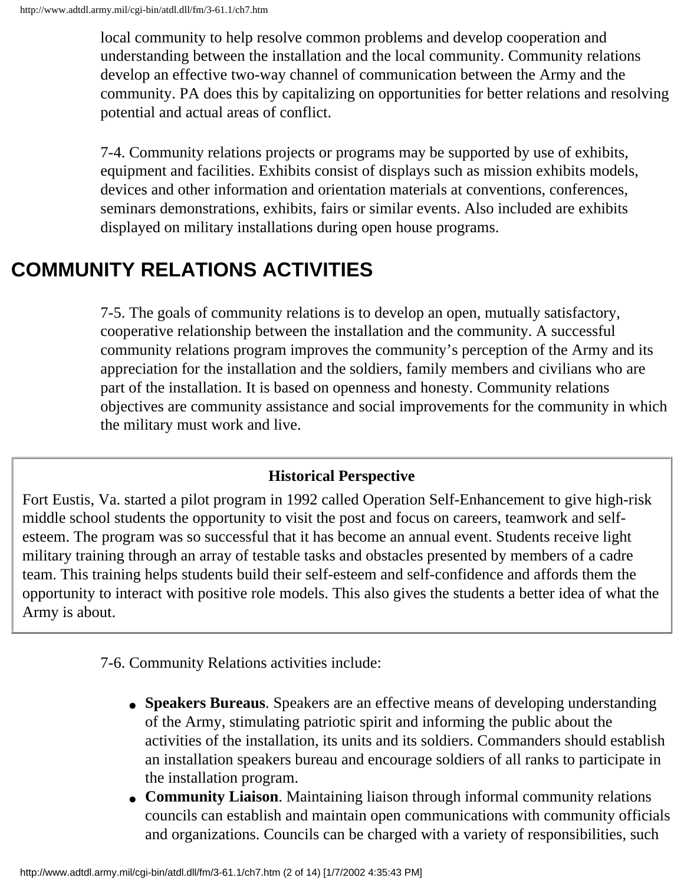local community to help resolve common problems and develop cooperation and understanding between the installation and the local community. Community relations develop an effective two-way channel of communication between the Army and the community. PA does this by capitalizing on opportunities for better relations and resolving potential and actual areas of conflict.

7-4. Community relations projects or programs may be supported by use of exhibits, equipment and facilities. Exhibits consist of displays such as mission exhibits models, devices and other information and orientation materials at conventions, conferences, seminars demonstrations, exhibits, fairs or similar events. Also included are exhibits displayed on military installations during open house programs.

## COMMUNITY RELATIONS ACTIVITIES

7-5. The goals of community relations is to develop an open, mutually satisfactory, cooperative relationship between the installation and the community. A successful community relations program improves the community's perception of the Army and its appreciation for the installation and the soldiers, family members and civilians who are part of the installation. It is based on openness and honesty. Community relations objectives are community assistance and social improvements for the community in which the military must work and live.

**Historical Perspective**

Fort Eustis, Va. started a pilot program in 1992 called Operation Self-Enhancement to give high-risk middle school students the opportunity to visit the post and focus on careers, teamwork and self-esteem. The program was so successful that it has become an annual event. Students receive light military training through an array of testable tasks and obstacles presented by members of a cadre team. This training helps students build their self-esteem and self-confidence and affords them the opportunity to interact with positive role models. This also gives the students a better idea of what the Army is about.

7-6. Community Relations activities include:

- **Speakers Bureaus**. Speakers are an effective means of developing understanding of the Army, stimulating patriotic spirit and informing the public about the activities of the installation, its units and its soldiers. Commanders should establish an installation speakers bureau and encourage soldiers of all ranks to participate in the installation program.
- **Community Liaison**. Maintaining liaison through informal community relations councils can establish and maintain open communications with community officials and organizations. Councils can be charged with a variety of responsibilities, such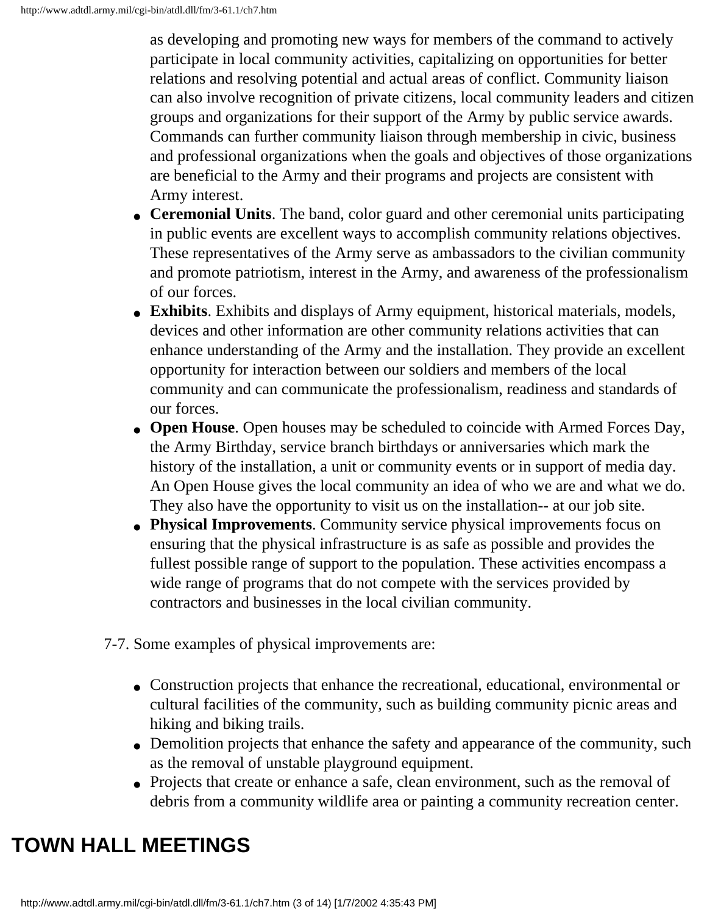as developing and promoting new ways for members of the command to actively participate in local community activities, capitalizing on opportunities for better relations and resolving potential and actual areas of conflict. Community liaison can also involve recognition of private citizens, local community leaders and citizen groups and organizations for their support of the Army by public service awards. Commands can further community liaison through membership in civic, business and professional organizations when the goals and objectives of those organizations are beneficial to the Army and their programs and projects are consistent with Army interest.

- **Ceremonial Units**. The band, color guard and other ceremonial units participating in public events are excellent ways to accomplish community relations objectives. These representatives of the Army serve as ambassadors to the civilian community and promote patriotism, interest in the Army, and awareness of the professionalism of our forces.
- **Exhibits**. Exhibits and displays of Army equipment, historical materials, models, devices and other information are other community relations activities that can enhance understanding of the Army and the installation. They provide an excellent opportunity for interaction between our soldiers and members of the local community and can communicate the professionalism, readiness and standards of our forces.
- **Open House**. Open houses may be scheduled to coincide with Armed Forces Day, the Army Birthday, service branch birthdays or anniversaries which mark the history of the installation, a unit or community events or in support of media day. An Open House gives the local community an idea of who we are and what we do. They also have the opportunity to visit us on the installation-- at our job site.
- **Physical Improvements**. Community service physical improvements focus on ensuring that the physical infrastructure is as safe as possible and provides the fullest possible range of support to the population. These activities encompass a wide range of programs that do not compete with the services provided by contractors and businesses in the local civilian community.

7-7. Some examples of physical improvements are:

- Construction projects that enhance the recreational, educational, environmental or cultural facilities of the community, such as building community picnic areas and hiking and biking trails.
- Demolition projects that enhance the safety and appearance of the community, such as the removal of unstable playground equipment.
- Projects that create or enhance a safe, clean environment, such as the removal of debris from a community wildlife area or painting a community recreation center.

# TOWN HALL MEETINGS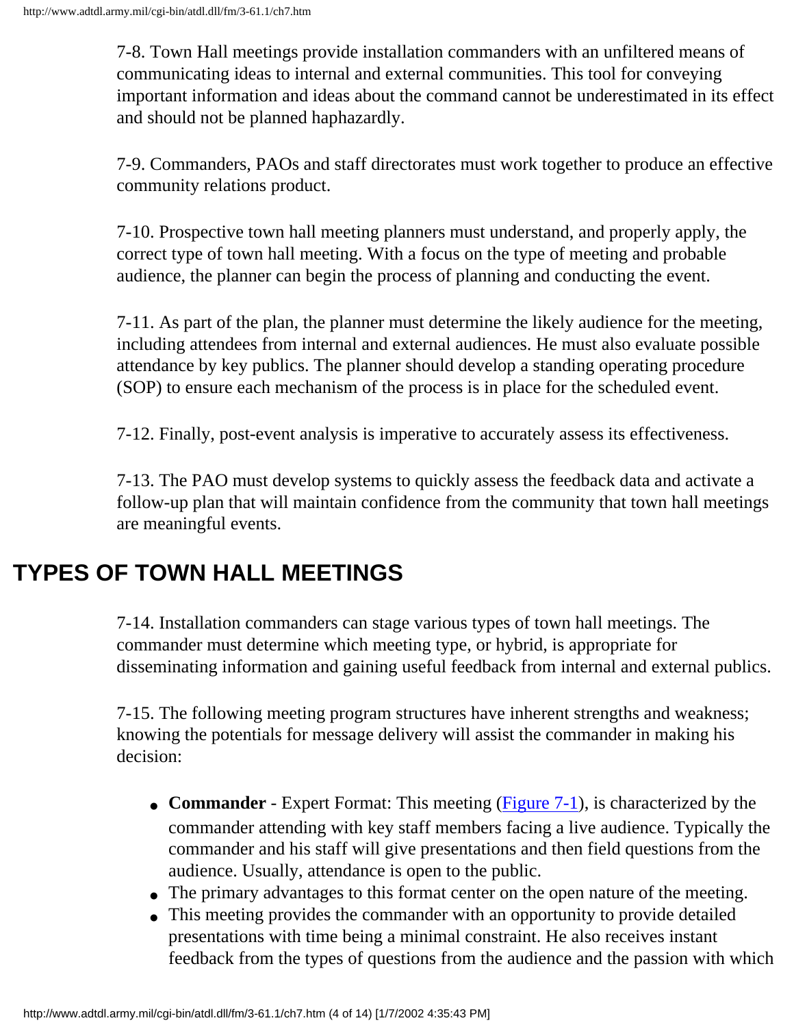7-8. Town Hall meetings provide installation commanders with an unfiltered means of communicating ideas to internal and external communities. This tool for conveying important information and ideas about the command cannot be underestimated in its effect and should not be planned haphazardly.

7-9. Commanders, PAOs and staff directorates must work together to produce an effective community relations product.

7-10. Prospective town hall meeting planners must understand, and properly apply, the correct type of town hall meeting. With a focus on the type of meeting and probable audience, the planner can begin the process of planning and conducting the event.

7-11. As part of the plan, the planner must determine the likely audience for the meeting, including attendees from internal and external audiences. He must also evaluate possible attendance by key publics. The planner should develop a standing operating procedure (SOP) to ensure each mechanism of the process is in place for the scheduled event.

7-12. Finally, post-event analysis is imperative to accurately assess its effectiveness.

7-13. The PAO must develop systems to quickly assess the feedback data and activate a follow-up plan that will maintain confidence from the community that town hall meetings are meaningful events.

## TYPES OF TOWN HALL MEETINGS

7-14. Installation commanders can stage various types of town hall meetings. The commander must determine which meeting type, or hybrid, is appropriate for disseminating information and gaining useful feedback from internal and external publics.

7-15. The following meeting program structures have inherent strengths and weakness; knowing the potentials for message delivery will assist the commander in making his decision:

- **Commander** - Expert Format: This meeting (Figure 7-1), is characterized by the commander attending with key staff members facing a live audience. Typically the commander and his staff will give presentations and then field questions from the audience. Usually, attendance is open to the public.
- The primary advantages to this format center on the open nature of the meeting.
- This meeting provides the commander with an opportunity to provide detailed presentations with time being a minimal constraint. He also receives instant feedback from the types of questions from the audience and the passion with which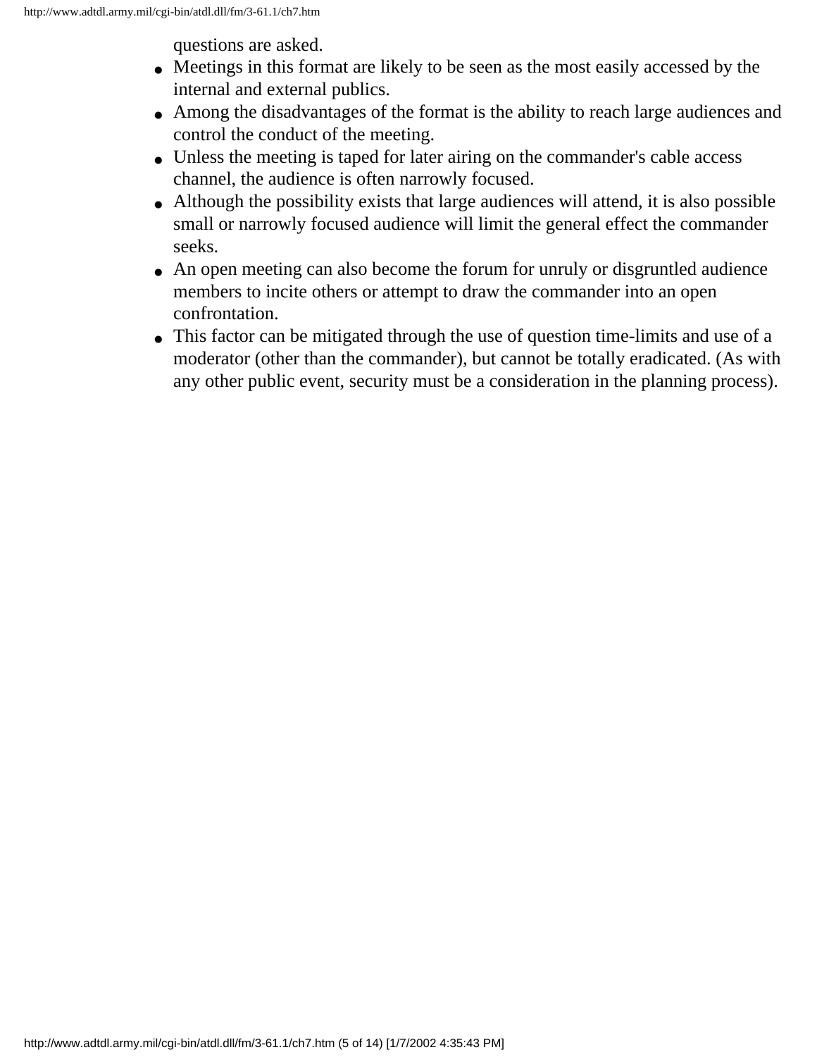questions are asked.

- Meetings in this format are likely to be seen as the most easily accessed by the internal and external publics.
- Among the disadvantages of the format is the ability to reach large audiences and control the conduct of the meeting.
- Unless the meeting is taped for later airing on the commander's cable access channel, the audience is often narrowly focused.
- Although the possibility exists that large audiences will attend, it is also possible small or narrowly focused audience will limit the general effect the commander seeks.
- An open meeting can also become the forum for unruly or disgruntled audience members to incite others or attempt to draw the commander into an open confrontation.
- This factor can be mitigated through the use of question time-limits and use of a moderator (other than the commander), but cannot be totally eradicated. (As with any other public event, security must be a consideration in the planning process).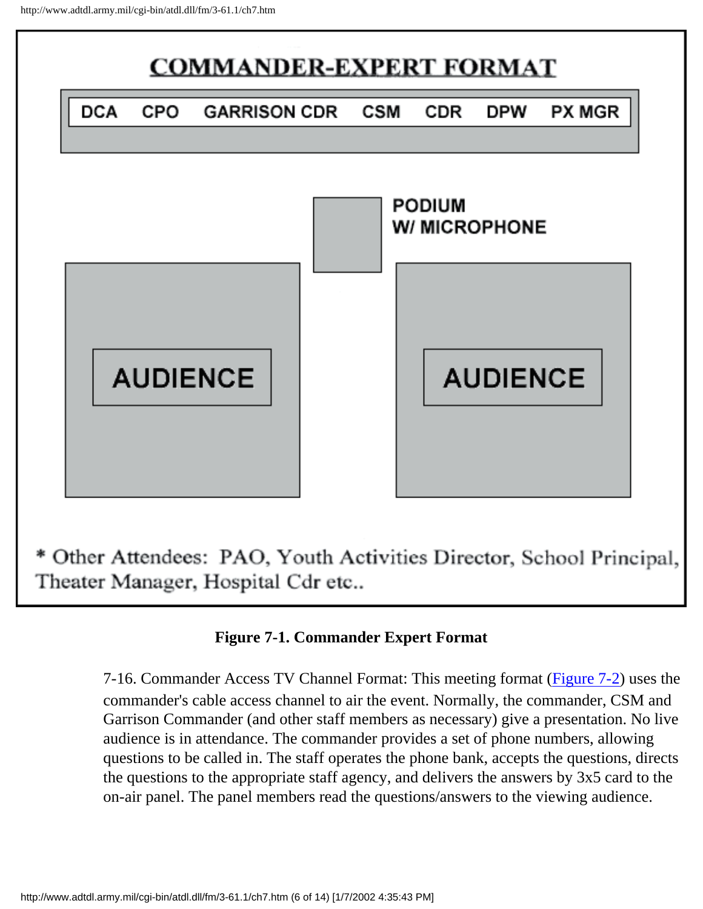## COMMANDER-EXPERT FORMAT

DCA CPO GARRISON CDR CSM CDR DPW PX MGR

PODIUM W/ MICROPHONE

AUDIENCE

AUDIENCE

* Other Attendees: PAO, Youth Activities Director, School Principal, Theater Manager, Hospital Cdr etc..

**Figure 7-1. Commander Expert Format**

7-16. Commander Access TV Channel Format: This meeting format (Figure 7-2) uses the commander's cable access channel to air the event. Normally, the commander, CSM and Garrison Commander (and other staff members as necessary) give a presentation. No live audience is in attendance. The commander provides a set of phone numbers, allowing questions to be called in. The staff operates the phone bank, accepts the questions, directs the questions to the appropriate staff agency, and delivers the answers by 3x5 card to the on-air panel. The panel members read the questions/answers to the viewing audience.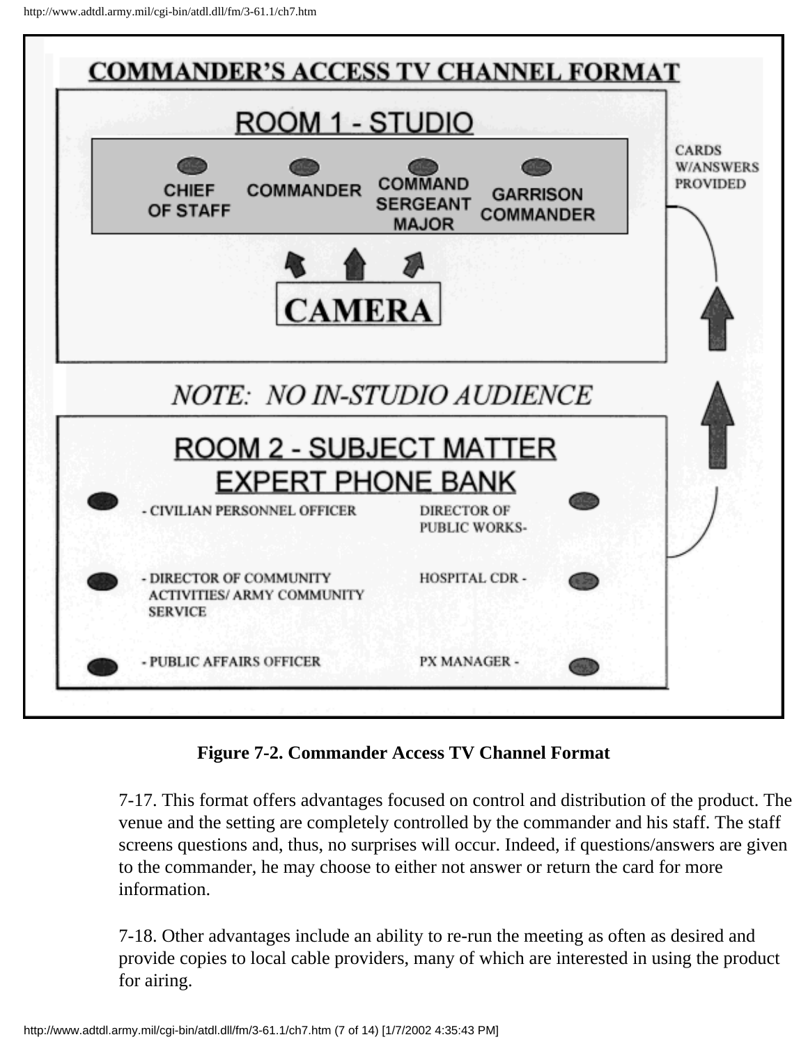**COMMANDER'S ACCESS TV CHANNEL FORMAT**

ROOM 1 - STUDIO

CHIEF OF STAFF — COMMANDER — COMMAND SERGEANT MAJOR — GARRISON COMMANDER

CAMERA

CARDS W/ANSWERS PROVIDED

*NOTE: NO IN-STUDIO AUDIENCE*

ROOM 2 - SUBJECT MATTER EXPERT PHONE BANK

- CIVILIAN PERSONNEL OFFICER
- DIRECTOR OF PUBLIC WORKS
- DIRECTOR OF COMMUNITY ACTIVITIES/ ARMY COMMUNITY SERVICE
- HOSPITAL CDR
- PUBLIC AFFAIRS OFFICER
- PX MANAGER

**Figure 7-2. Commander Access TV Channel Format**

7-17. This format offers advantages focused on control and distribution of the product. The venue and the setting are completely controlled by the commander and his staff. The staff screens questions and, thus, no surprises will occur. Indeed, if questions/answers are given to the commander, he may choose to either not answer or return the card for more information.

7-18. Other advantages include an ability to re-run the meeting as often as desired and provide copies to local cable providers, many of which are interested in using the product for airing.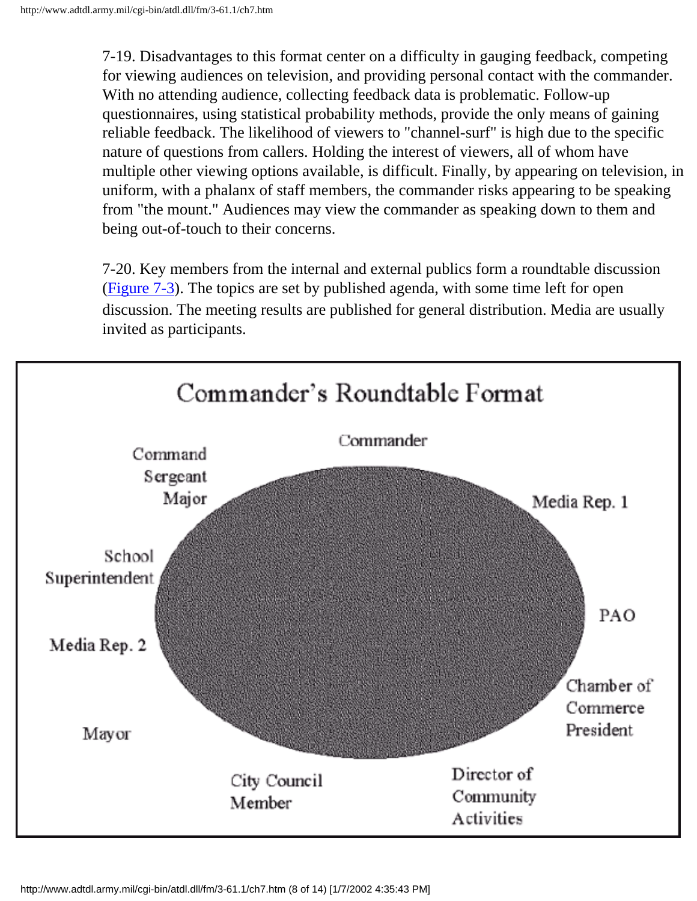7-19. Disadvantages to this format center on a difficulty in gauging feedback, competing for viewing audiences on television, and providing personal contact with the commander. With no attending audience, collecting feedback data is problematic. Follow-up questionnaires, using statistical probability methods, provide the only means of gaining reliable feedback. The likelihood of viewers to "channel-surf" is high due to the specific nature of questions from callers. Holding the interest of viewers, all of whom have multiple other viewing options available, is difficult. Finally, by appearing on television, in uniform, with a phalanx of staff members, the commander risks appearing to be speaking from "the mount." Audiences may view the commander as speaking down to them and being out-of-touch to their concerns.

7-20. Key members from the internal and external publics form a roundtable discussion (Figure 7-3). The topics are set by published agenda, with some time left for open discussion. The meeting results are published for general distribution. Media are usually invited as participants.

**Commander's Roundtable Format**

Commander

Media Rep. 1

PAO

Chamber of Commerce President

Director of Community Activities

City Council Member

Mayor

Media Rep. 2

School Superintendent

Command Sergeant Major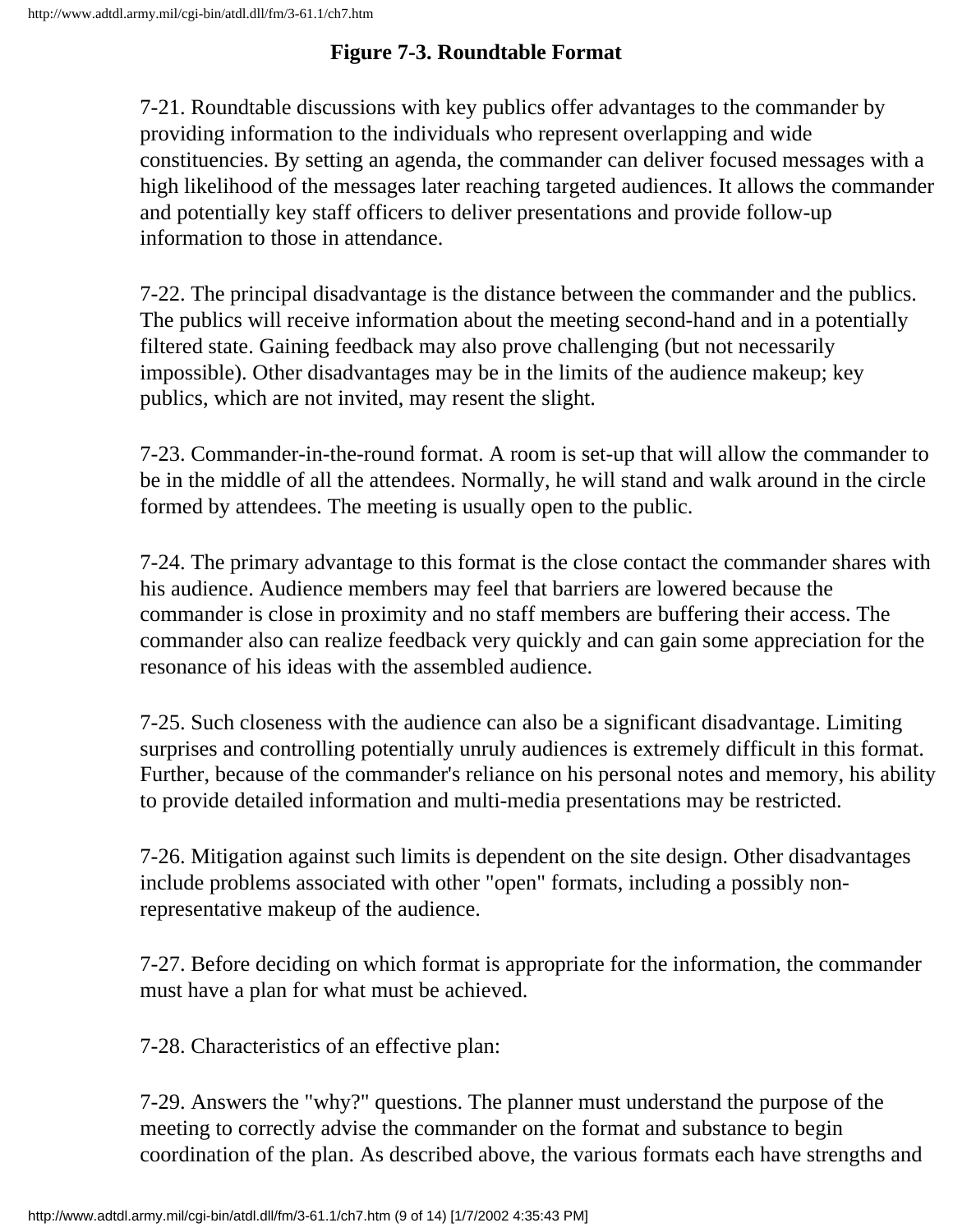**Figure 7-3. Roundtable Format**

7-21. Roundtable discussions with key publics offer advantages to the commander by providing information to the individuals who represent overlapping and wide constituencies. By setting an agenda, the commander can deliver focused messages with a high likelihood of the messages later reaching targeted audiences. It allows the commander and potentially key staff officers to deliver presentations and provide follow-up information to those in attendance.

7-22. The principal disadvantage is the distance between the commander and the publics. The publics will receive information about the meeting second-hand and in a potentially filtered state. Gaining feedback may also prove challenging (but not necessarily impossible). Other disadvantages may be in the limits of the audience makeup; key publics, which are not invited, may resent the slight.

7-23. Commander-in-the-round format. A room is set-up that will allow the commander to be in the middle of all the attendees. Normally, he will stand and walk around in the circle formed by attendees. The meeting is usually open to the public.

7-24. The primary advantage to this format is the close contact the commander shares with his audience. Audience members may feel that barriers are lowered because the commander is close in proximity and no staff members are buffering their access. The commander also can realize feedback very quickly and can gain some appreciation for the resonance of his ideas with the assembled audience.

7-25. Such closeness with the audience can also be a significant disadvantage. Limiting surprises and controlling potentially unruly audiences is extremely difficult in this format. Further, because of the commander's reliance on his personal notes and memory, his ability to provide detailed information and multi-media presentations may be restricted.

7-26. Mitigation against such limits is dependent on the site design. Other disadvantages include problems associated with other "open" formats, including a possibly non-representative makeup of the audience.

7-27. Before deciding on which format is appropriate for the information, the commander must have a plan for what must be achieved.

7-28. Characteristics of an effective plan:

7-29. Answers the "why?" questions. The planner must understand the purpose of the meeting to correctly advise the commander on the format and substance to begin coordination of the plan. As described above, the various formats each have strengths and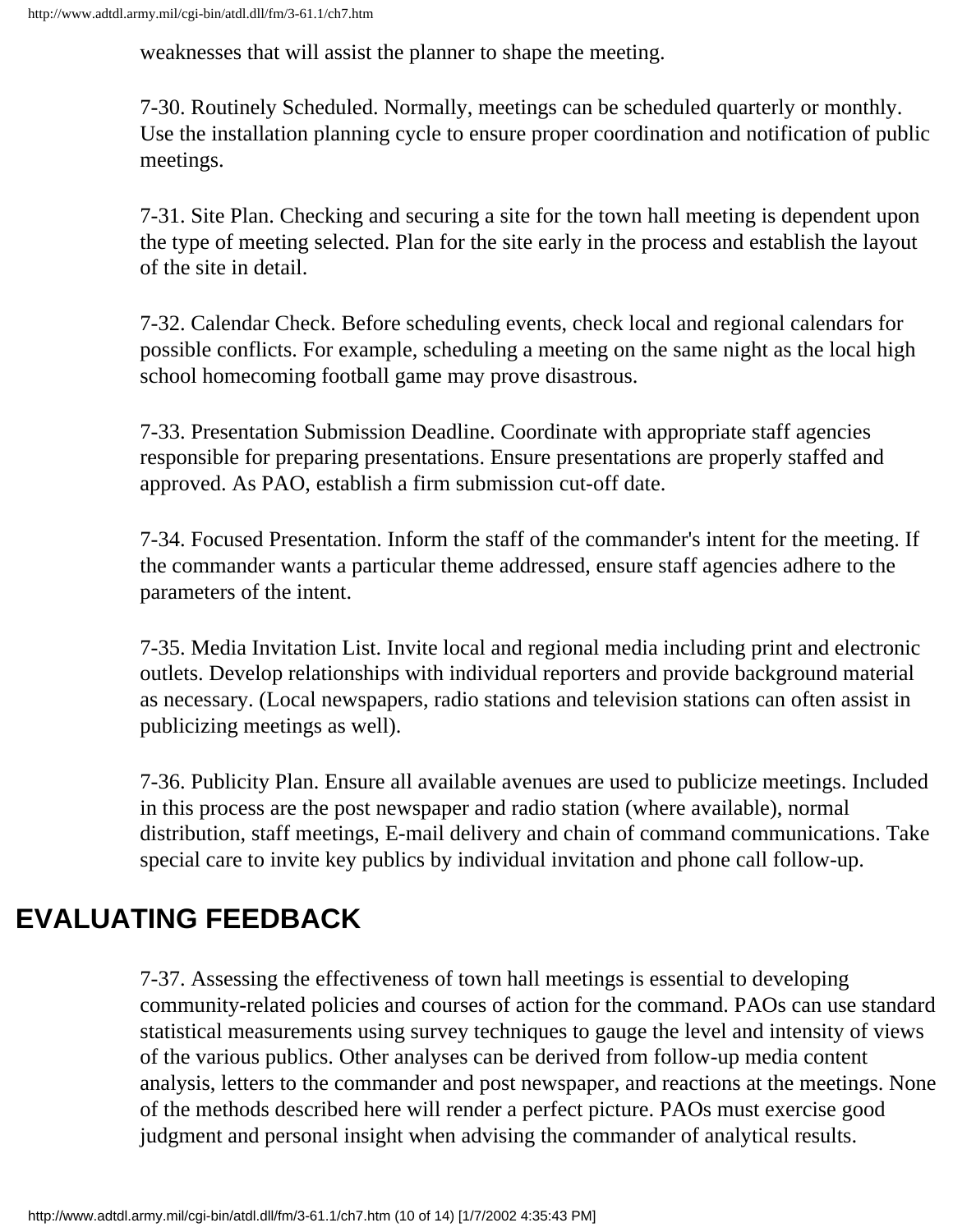weaknesses that will assist the planner to shape the meeting.

7-30. Routinely Scheduled. Normally, meetings can be scheduled quarterly or monthly. Use the installation planning cycle to ensure proper coordination and notification of public meetings.

7-31. Site Plan. Checking and securing a site for the town hall meeting is dependent upon the type of meeting selected. Plan for the site early in the process and establish the layout of the site in detail.

7-32. Calendar Check. Before scheduling events, check local and regional calendars for possible conflicts. For example, scheduling a meeting on the same night as the local high school homecoming football game may prove disastrous.

7-33. Presentation Submission Deadline. Coordinate with appropriate staff agencies responsible for preparing presentations. Ensure presentations are properly staffed and approved. As PAO, establish a firm submission cut-off date.

7-34. Focused Presentation. Inform the staff of the commander's intent for the meeting. If the commander wants a particular theme addressed, ensure staff agencies adhere to the parameters of the intent.

7-35. Media Invitation List. Invite local and regional media including print and electronic outlets. Develop relationships with individual reporters and provide background material as necessary. (Local newspapers, radio stations and television stations can often assist in publicizing meetings as well).

7-36. Publicity Plan. Ensure all available avenues are used to publicize meetings. Included in this process are the post newspaper and radio station (where available), normal distribution, staff meetings, E-mail delivery and chain of command communications. Take special care to invite key publics by individual invitation and phone call follow-up.

## EVALUATING FEEDBACK

7-37. Assessing the effectiveness of town hall meetings is essential to developing community-related policies and courses of action for the command. PAOs can use standard statistical measurements using survey techniques to gauge the level and intensity of views of the various publics. Other analyses can be derived from follow-up media content analysis, letters to the commander and post newspaper, and reactions at the meetings. None of the methods described here will render a perfect picture. PAOs must exercise good judgment and personal insight when advising the commander of analytical results.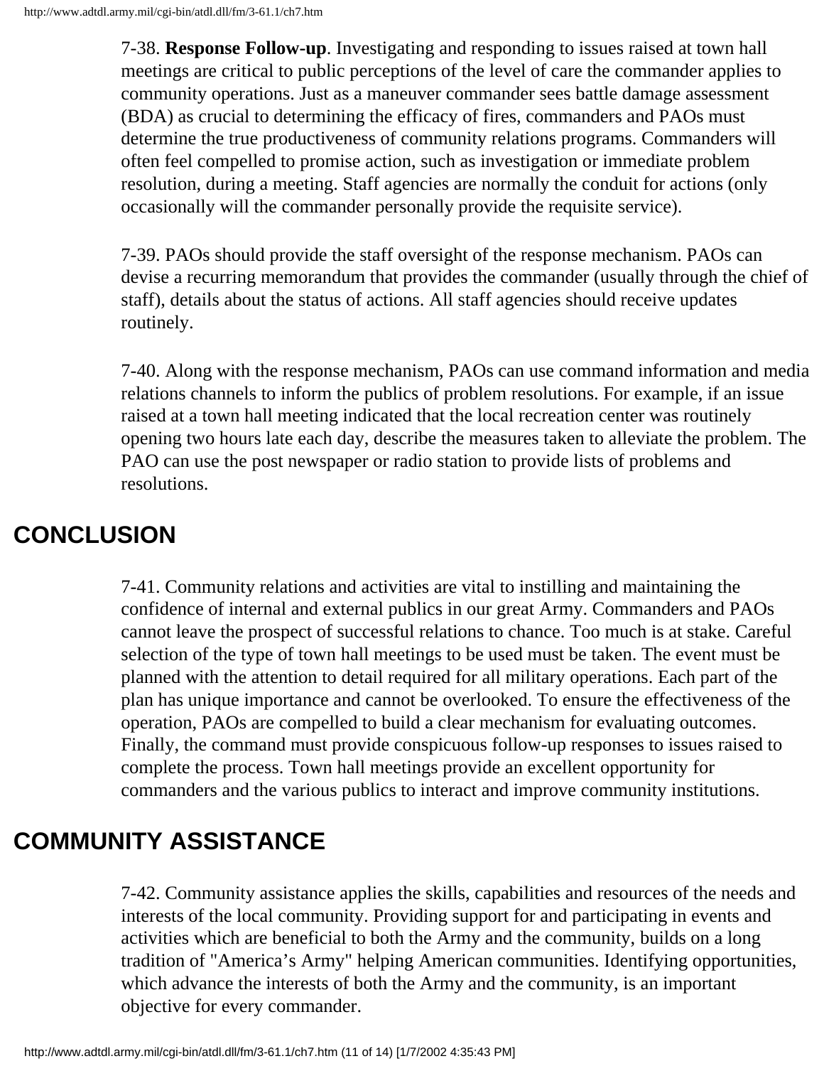7-38. **Response Follow-up**. Investigating and responding to issues raised at town hall meetings are critical to public perceptions of the level of care the commander applies to community operations. Just as a maneuver commander sees battle damage assessment (BDA) as crucial to determining the efficacy of fires, commanders and PAOs must determine the true productiveness of community relations programs. Commanders will often feel compelled to promise action, such as investigation or immediate problem resolution, during a meeting. Staff agencies are normally the conduit for actions (only occasionally will the commander personally provide the requisite service).

7-39. PAOs should provide the staff oversight of the response mechanism. PAOs can devise a recurring memorandum that provides the commander (usually through the chief of staff), details about the status of actions. All staff agencies should receive updates routinely.

7-40. Along with the response mechanism, PAOs can use command information and media relations channels to inform the publics of problem resolutions. For example, if an issue raised at a town hall meeting indicated that the local recreation center was routinely opening two hours late each day, describe the measures taken to alleviate the problem. The PAO can use the post newspaper or radio station to provide lists of problems and resolutions.

## CONCLUSION

7-41. Community relations and activities are vital to instilling and maintaining the confidence of internal and external publics in our great Army. Commanders and PAOs cannot leave the prospect of successful relations to chance. Too much is at stake. Careful selection of the type of town hall meetings to be used must be taken. The event must be planned with the attention to detail required for all military operations. Each part of the plan has unique importance and cannot be overlooked. To ensure the effectiveness of the operation, PAOs are compelled to build a clear mechanism for evaluating outcomes. Finally, the command must provide conspicuous follow-up responses to issues raised to complete the process. Town hall meetings provide an excellent opportunity for commanders and the various publics to interact and improve community institutions.

## COMMUNITY ASSISTANCE

7-42. Community assistance applies the skills, capabilities and resources of the needs and interests of the local community. Providing support for and participating in events and activities which are beneficial to both the Army and the community, builds on a long tradition of "America's Army" helping American communities. Identifying opportunities, which advance the interests of both the Army and the community, is an important objective for every commander.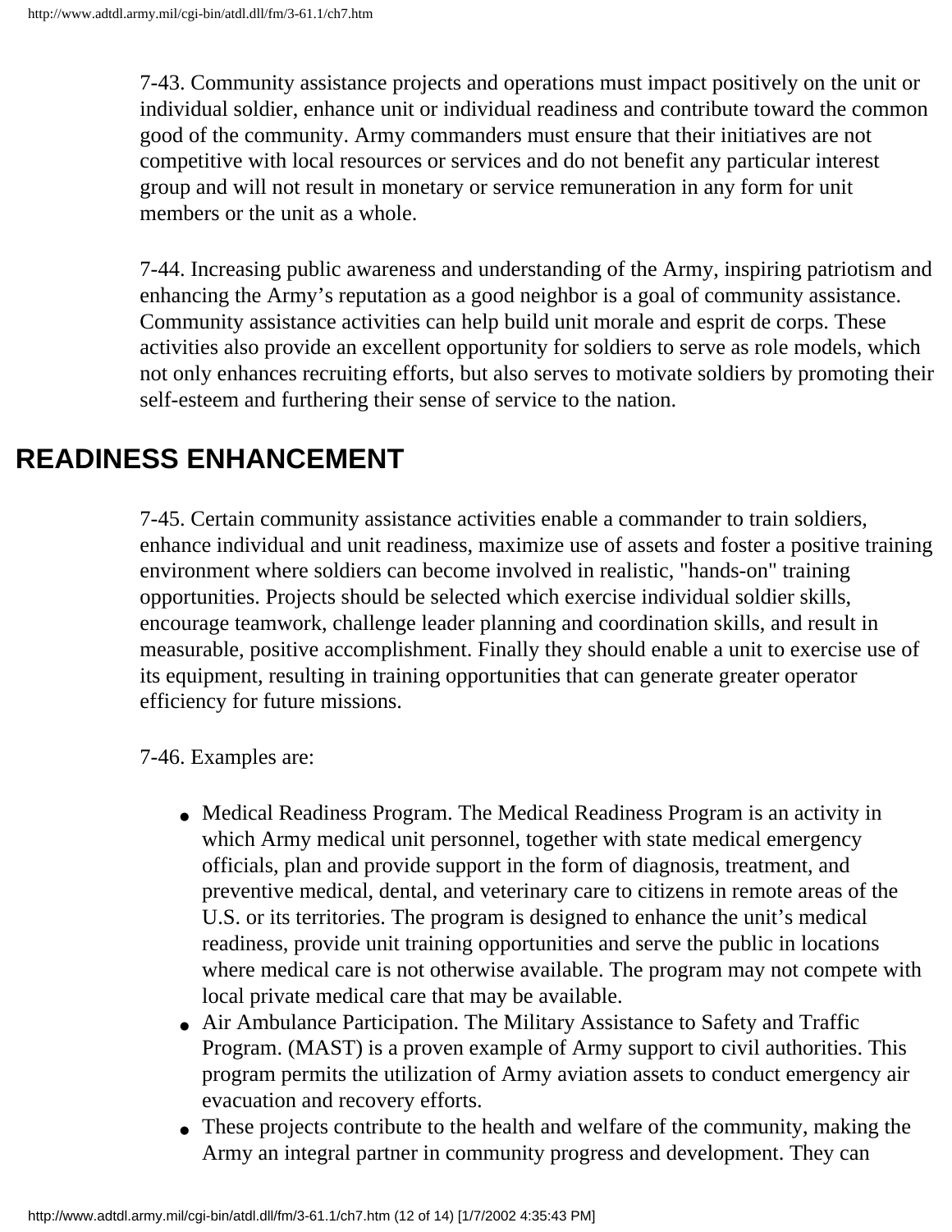7-43. Community assistance projects and operations must impact positively on the unit or individual soldier, enhance unit or individual readiness and contribute toward the common good of the community. Army commanders must ensure that their initiatives are not competitive with local resources or services and do not benefit any particular interest group and will not result in monetary or service remuneration in any form for unit members or the unit as a whole.

7-44. Increasing public awareness and understanding of the Army, inspiring patriotism and enhancing the Army's reputation as a good neighbor is a goal of community assistance. Community assistance activities can help build unit morale and esprit de corps. These activities also provide an excellent opportunity for soldiers to serve as role models, which not only enhances recruiting efforts, but also serves to motivate soldiers by promoting their self-esteem and furthering their sense of service to the nation.

## READINESS ENHANCEMENT

7-45. Certain community assistance activities enable a commander to train soldiers, enhance individual and unit readiness, maximize use of assets and foster a positive training environment where soldiers can become involved in realistic, "hands-on" training opportunities. Projects should be selected which exercise individual soldier skills, encourage teamwork, challenge leader planning and coordination skills, and result in measurable, positive accomplishment. Finally they should enable a unit to exercise use of its equipment, resulting in training opportunities that can generate greater operator efficiency for future missions.

7-46. Examples are:

- Medical Readiness Program. The Medical Readiness Program is an activity in which Army medical unit personnel, together with state medical emergency officials, plan and provide support in the form of diagnosis, treatment, and preventive medical, dental, and veterinary care to citizens in remote areas of the U.S. or its territories. The program is designed to enhance the unit's medical readiness, provide unit training opportunities and serve the public in locations where medical care is not otherwise available. The program may not compete with local private medical care that may be available.
- Air Ambulance Participation. The Military Assistance to Safety and Traffic Program. (MAST) is a proven example of Army support to civil authorities. This program permits the utilization of Army aviation assets to conduct emergency air evacuation and recovery efforts.
- These projects contribute to the health and welfare of the community, making the Army an integral partner in community progress and development. They can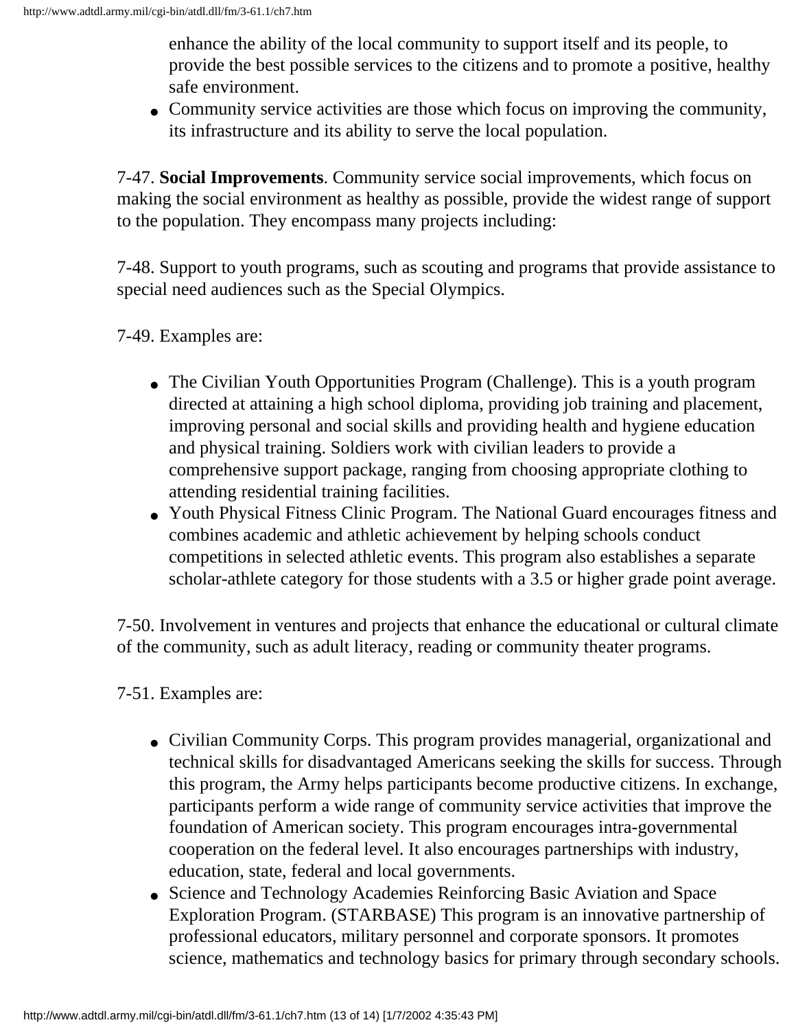enhance the ability of the local community to support itself and its people, to provide the best possible services to the citizens and to promote a positive, healthy safe environment.

- Community service activities are those which focus on improving the community, its infrastructure and its ability to serve the local population.

7-47. **Social Improvements**. Community service social improvements, which focus on making the social environment as healthy as possible, provide the widest range of support to the population. They encompass many projects including:

7-48. Support to youth programs, such as scouting and programs that provide assistance to special need audiences such as the Special Olympics.

7-49. Examples are:

- The Civilian Youth Opportunities Program (Challenge). This is a youth program directed at attaining a high school diploma, providing job training and placement, improving personal and social skills and providing health and hygiene education and physical training. Soldiers work with civilian leaders to provide a comprehensive support package, ranging from choosing appropriate clothing to attending residential training facilities.
- Youth Physical Fitness Clinic Program. The National Guard encourages fitness and combines academic and athletic achievement by helping schools conduct competitions in selected athletic events. This program also establishes a separate scholar-athlete category for those students with a 3.5 or higher grade point average.

7-50. Involvement in ventures and projects that enhance the educational or cultural climate of the community, such as adult literacy, reading or community theater programs.

7-51. Examples are:

- Civilian Community Corps. This program provides managerial, organizational and technical skills for disadvantaged Americans seeking the skills for success. Through this program, the Army helps participants become productive citizens. In exchange, participants perform a wide range of community service activities that improve the foundation of American society. This program encourages intra-governmental cooperation on the federal level. It also encourages partnerships with industry, education, state, federal and local governments.
- Science and Technology Academies Reinforcing Basic Aviation and Space Exploration Program. (STARBASE) This program is an innovative partnership of professional educators, military personnel and corporate sponsors. It promotes science, mathematics and technology basics for primary through secondary schools.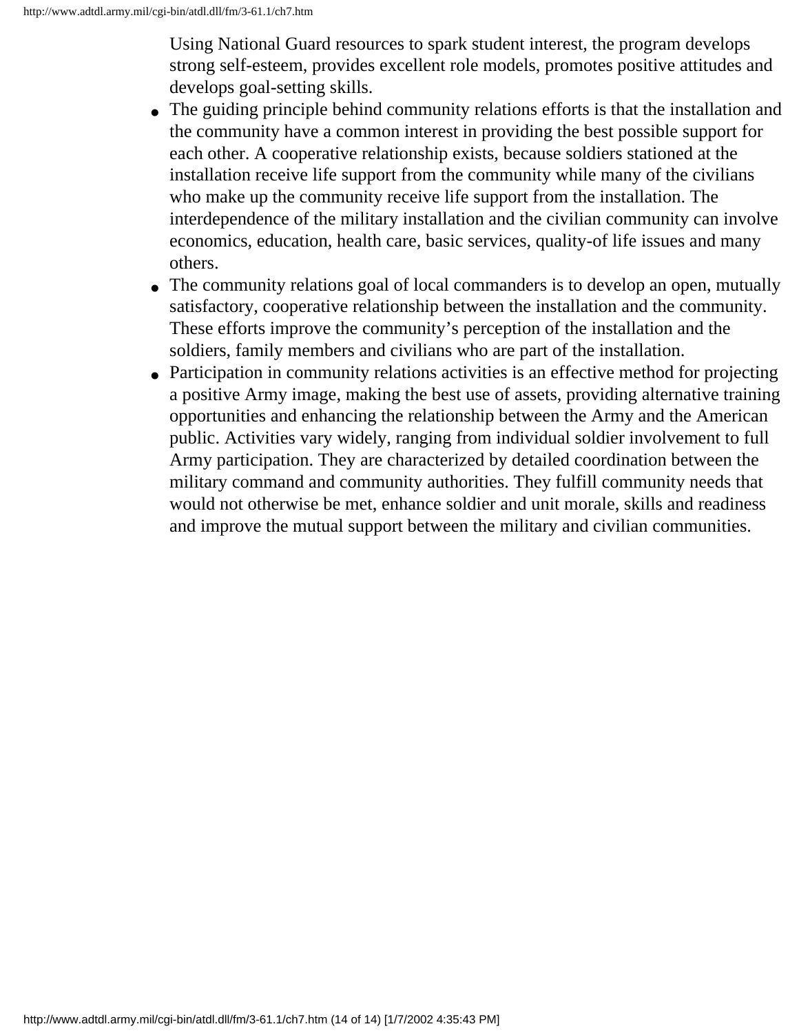Using National Guard resources to spark student interest, the program develops strong self-esteem, provides excellent role models, promotes positive attitudes and develops goal-setting skills.

- The guiding principle behind community relations efforts is that the installation and the community have a common interest in providing the best possible support for each other. A cooperative relationship exists, because soldiers stationed at the installation receive life support from the community while many of the civilians who make up the community receive life support from the installation. The interdependence of the military installation and the civilian community can involve economics, education, health care, basic services, quality-of life issues and many others.
- The community relations goal of local commanders is to develop an open, mutually satisfactory, cooperative relationship between the installation and the community. These efforts improve the community's perception of the installation and the soldiers, family members and civilians who are part of the installation.
- Participation in community relations activities is an effective method for projecting a positive Army image, making the best use of assets, providing alternative training opportunities and enhancing the relationship between the Army and the American public. Activities vary widely, ranging from individual soldier involvement to full Army participation. They are characterized by detailed coordination between the military command and community authorities. They fulfill community needs that would not otherwise be met, enhance soldier and unit morale, skills and readiness and improve the mutual support between the military and civilian communities.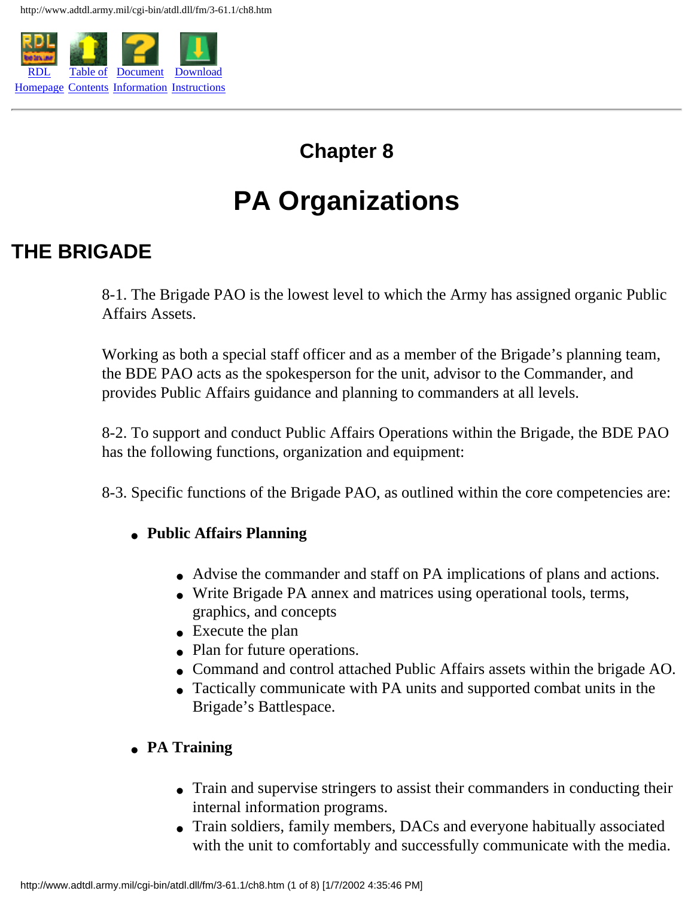# Chapter 8

# PA Organizations

## THE BRIGADE

8-1. The Brigade PAO is the lowest level to which the Army has assigned organic Public Affairs Assets.

Working as both a special staff officer and as a member of the Brigade's planning team, the BDE PAO acts as the spokesperson for the unit, advisor to the Commander, and provides Public Affairs guidance and planning to commanders at all levels.

8-2. To support and conduct Public Affairs Operations within the Brigade, the BDE PAO has the following functions, organization and equipment:

8-3. Specific functions of the Brigade PAO, as outlined within the core competencies are:

- **Public Affairs Planning**
  - Advise the commander and staff on PA implications of plans and actions.
  - Write Brigade PA annex and matrices using operational tools, terms, graphics, and concepts
  - Execute the plan
  - Plan for future operations.
  - Command and control attached Public Affairs assets within the brigade AO.
  - Tactically communicate with PA units and supported combat units in the Brigade's Battlespace.
- **PA Training**
  - Train and supervise stringers to assist their commanders in conducting their internal information programs.
  - Train soldiers, family members, DACs and everyone habitually associated with the unit to comfortably and successfully communicate with the media.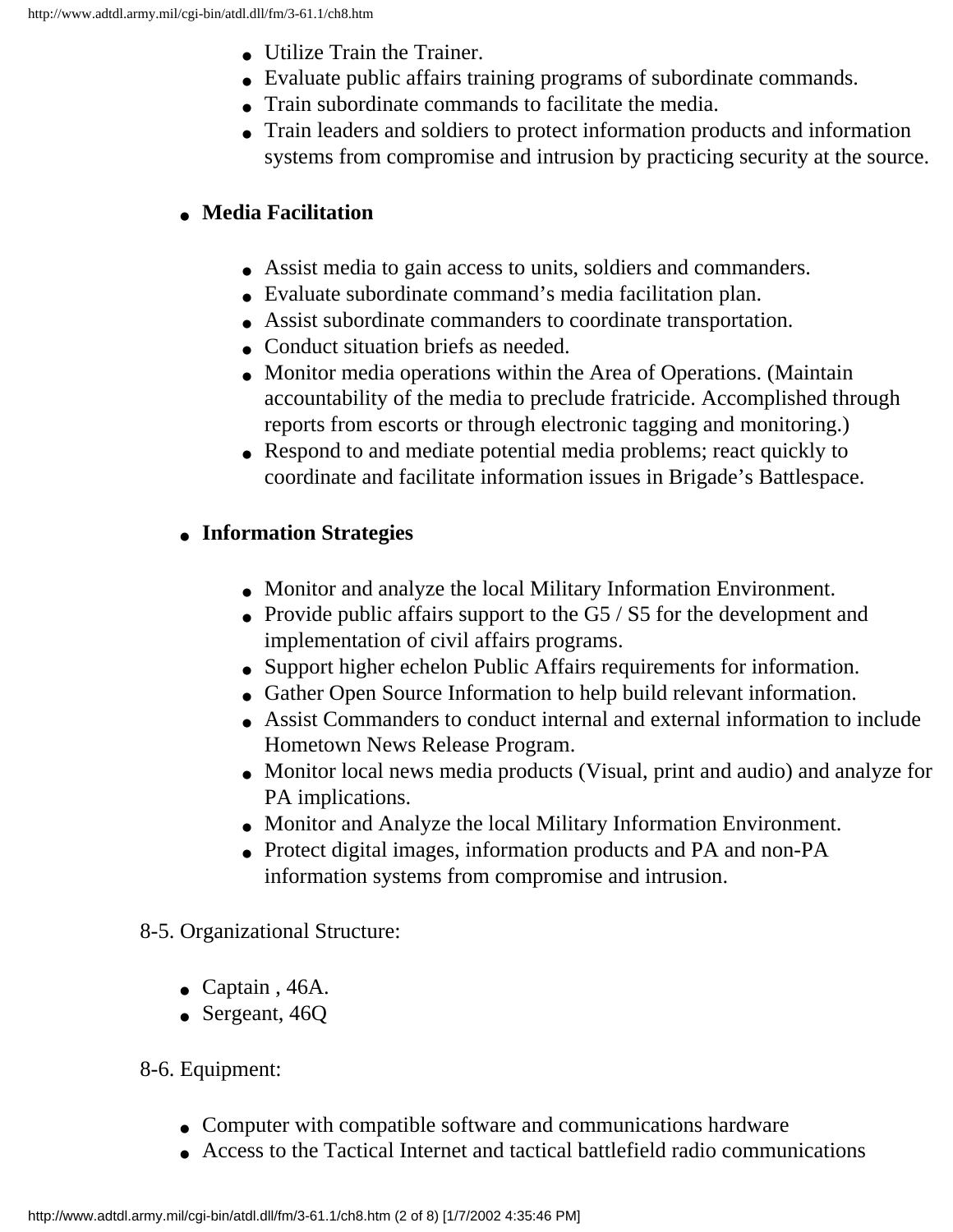- Utilize Train the Trainer.
- Evaluate public affairs training programs of subordinate commands.
- Train subordinate commands to facilitate the media.
- Train leaders and soldiers to protect information products and information systems from compromise and intrusion by practicing security at the source.

- **Media Facilitation**

  - Assist media to gain access to units, soldiers and commanders.
  - Evaluate subordinate command's media facilitation plan.
  - Assist subordinate commanders to coordinate transportation.
  - Conduct situation briefs as needed.
  - Monitor media operations within the Area of Operations. (Maintain accountability of the media to preclude fratricide. Accomplished through reports from escorts or through electronic tagging and monitoring.)
  - Respond to and mediate potential media problems; react quickly to coordinate and facilitate information issues in Brigade's Battlespace.

- **Information Strategies**

  - Monitor and analyze the local Military Information Environment.
  - Provide public affairs support to the G5 / S5 for the development and implementation of civil affairs programs.
  - Support higher echelon Public Affairs requirements for information.
  - Gather Open Source Information to help build relevant information.
  - Assist Commanders to conduct internal and external information to include Hometown News Release Program.
  - Monitor local news media products (Visual, print and audio) and analyze for PA implications.
  - Monitor and Analyze the local Military Information Environment.
  - Protect digital images, information products and PA and non-PA information systems from compromise and intrusion.

8-5. Organizational Structure:

- Captain , 46A.
- Sergeant, 46Q

8-6. Equipment:

- Computer with compatible software and communications hardware
- Access to the Tactical Internet and tactical battlefield radio communications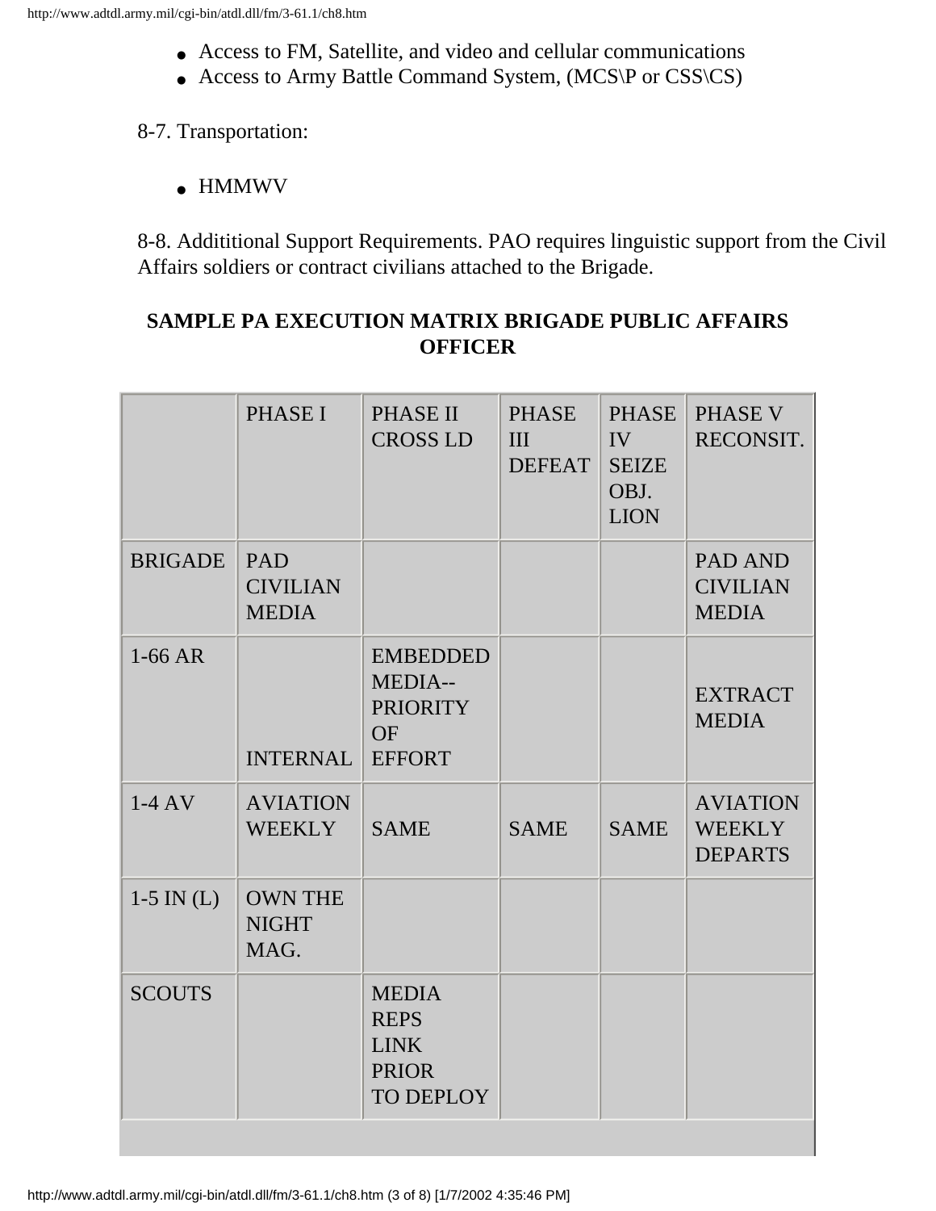- Access to FM, Satellite, and video and cellular communications
- Access to Army Battle Command System, (MCS\P or CSS\CS)

8-7. Transportation:

- HMMWV

8-8. Addititional Support Requirements. PAO requires linguistic support from the Civil Affairs soldiers or contract civilians attached to the Brigade.

**SAMPLE PA EXECUTION MATRIX BRIGADE PUBLIC AFFAIRS OFFICER**

| | PHASE I | PHASE II CROSS LD | PHASE III DEFEAT | PHASE IV SEIZE OBJ. LION | PHASE V RECONSIT. |
|---|---|---|---|---|---|
| BRIGADE | PAD CIVILIAN MEDIA | | | | PAD AND CIVILIAN MEDIA |
| 1-66 AR | INTERNAL | EMBEDDED MEDIA--PRIORITY OF EFFORT | | | EXTRACT MEDIA |
| 1-4 AV | AVIATION WEEKLY | SAME | SAME | SAME | AVIATION WEEKLY DEPARTS |
| 1-5 IN (L) | OWN THE NIGHT MAG. | | | | |
| SCOUTS | | MEDIA REPS LINK PRIOR TO DEPLOY | | | |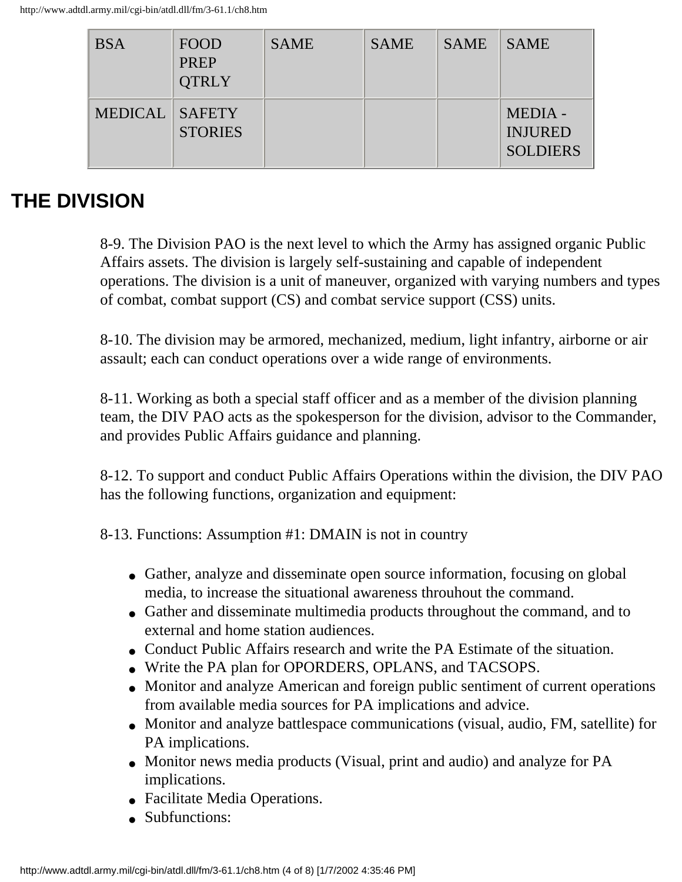| BSA | FOOD PREP QTRLY | SAME | SAME | SAME | SAME |
|---|---|---|---|---|---|
| MEDICAL | SAFETY STORIES | | | | MEDIA - INJURED SOLDIERS |

## THE DIVISION

8-9. The Division PAO is the next level to which the Army has assigned organic Public Affairs assets. The division is largely self-sustaining and capable of independent operations. The division is a unit of maneuver, organized with varying numbers and types of combat, combat support (CS) and combat service support (CSS) units.

8-10. The division may be armored, mechanized, medium, light infantry, airborne or air assault; each can conduct operations over a wide range of environments.

8-11. Working as both a special staff officer and as a member of the division planning team, the DIV PAO acts as the spokesperson for the division, advisor to the Commander, and provides Public Affairs guidance and planning.

8-12. To support and conduct Public Affairs Operations within the division, the DIV PAO has the following functions, organization and equipment:

8-13. Functions: Assumption #1: DMAIN is not in country

- Gather, analyze and disseminate open source information, focusing on global media, to increase the situational awareness throuhout the command.
- Gather and disseminate multimedia products throughout the command, and to external and home station audiences.
- Conduct Public Affairs research and write the PA Estimate of the situation.
- Write the PA plan for OPORDERS, OPLANS, and TACSOPS.
- Monitor and analyze American and foreign public sentiment of current operations from available media sources for PA implications and advice.
- Monitor and analyze battlespace communications (visual, audio, FM, satellite) for PA implications.
- Monitor news media products (Visual, print and audio) and analyze for PA implications.
- Facilitate Media Operations.
- Subfunctions: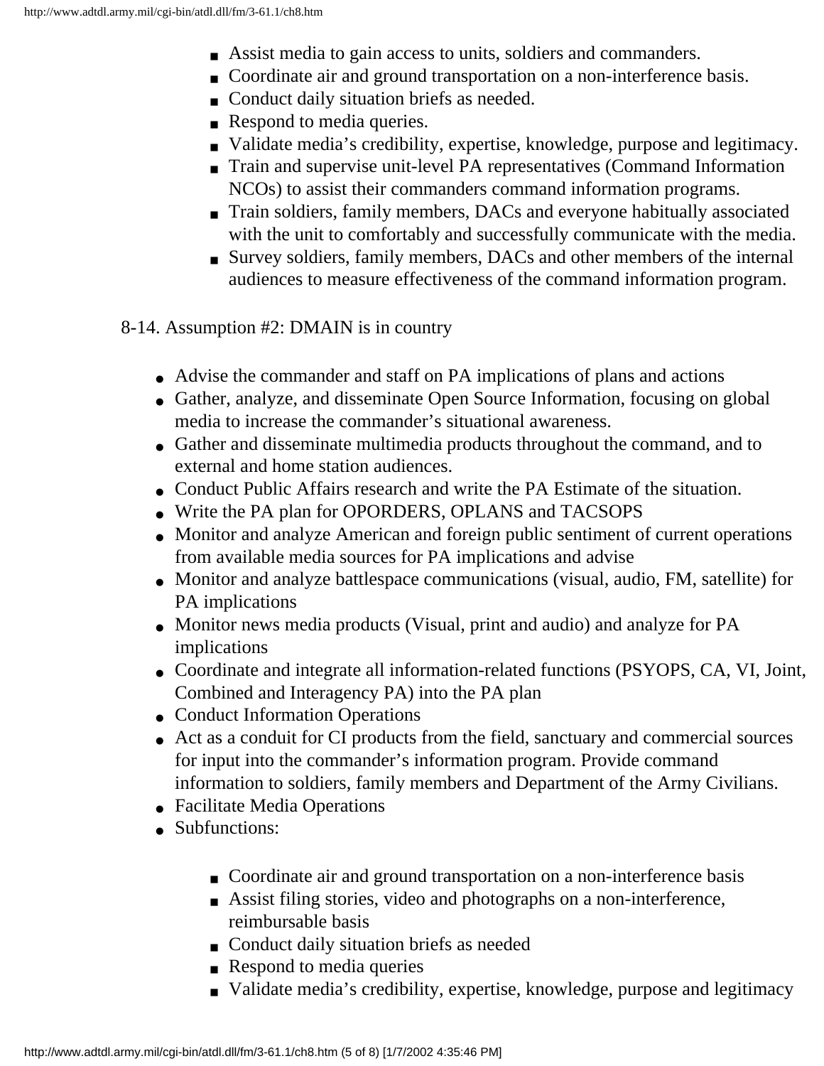- Assist media to gain access to units, soldiers and commanders.
- Coordinate air and ground transportation on a non-interference basis.
- Conduct daily situation briefs as needed.
- Respond to media queries.
- Validate media's credibility, expertise, knowledge, purpose and legitimacy.
- Train and supervise unit-level PA representatives (Command Information NCOs) to assist their commanders command information programs.
- Train soldiers, family members, DACs and everyone habitually associated with the unit to comfortably and successfully communicate with the media.
- Survey soldiers, family members, DACs and other members of the internal audiences to measure effectiveness of the command information program.

8-14. Assumption #2: DMAIN is in country

- Advise the commander and staff on PA implications of plans and actions
- Gather, analyze, and disseminate Open Source Information, focusing on global media to increase the commander's situational awareness.
- Gather and disseminate multimedia products throughout the command, and to external and home station audiences.
- Conduct Public Affairs research and write the PA Estimate of the situation.
- Write the PA plan for OPORDERS, OPLANS and TACSOPS
- Monitor and analyze American and foreign public sentiment of current operations from available media sources for PA implications and advise
- Monitor and analyze battlespace communications (visual, audio, FM, satellite) for PA implications
- Monitor news media products (Visual, print and audio) and analyze for PA implications
- Coordinate and integrate all information-related functions (PSYOPS, CA, VI, Joint, Combined and Interagency PA) into the PA plan
- Conduct Information Operations
- Act as a conduit for CI products from the field, sanctuary and commercial sources for input into the commander's information program. Provide command information to soldiers, family members and Department of the Army Civilians.
- Facilitate Media Operations
- Subfunctions:
    - Coordinate air and ground transportation on a non-interference basis
    - Assist filing stories, video and photographs on a non-interference, reimbursable basis
    - Conduct daily situation briefs as needed
    - Respond to media queries
    - Validate media's credibility, expertise, knowledge, purpose and legitimacy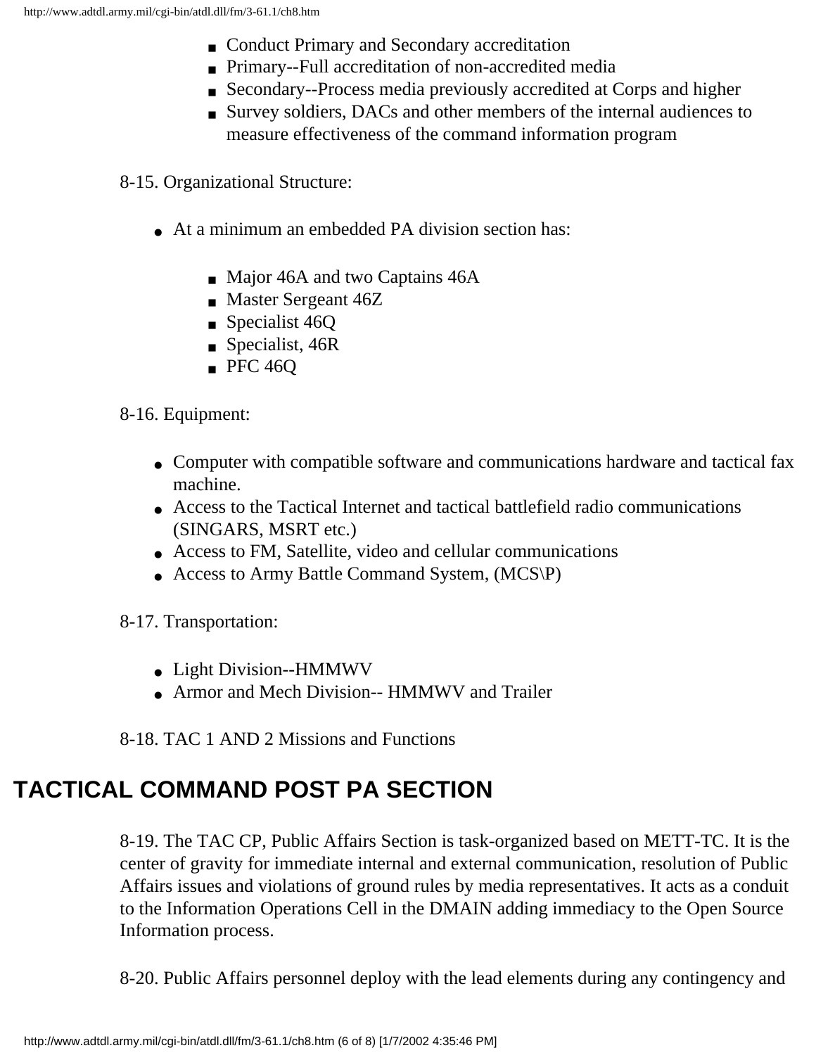- Conduct Primary and Secondary accreditation
- Primary--Full accreditation of non-accredited media
- Secondary--Process media previously accredited at Corps and higher
- Survey soldiers, DACs and other members of the internal audiences to measure effectiveness of the command information program

8-15. Organizational Structure:

- At a minimum an embedded PA division section has:
  - Major 46A and two Captains 46A
  - Master Sergeant 46Z
  - Specialist 46Q
  - Specialist, 46R
  - PFC 46Q

8-16. Equipment:

- Computer with compatible software and communications hardware and tactical fax machine.
- Access to the Tactical Internet and tactical battlefield radio communications (SINGARS, MSRT etc.)
- Access to FM, Satellite, video and cellular communications
- Access to Army Battle Command System, (MCS\P)

8-17. Transportation:

- Light Division--HMMWV
- Armor and Mech Division-- HMMWV and Trailer

8-18. TAC 1 AND 2 Missions and Functions

## TACTICAL COMMAND POST PA SECTION

8-19. The TAC CP, Public Affairs Section is task-organized based on METT-TC. It is the center of gravity for immediate internal and external communication, resolution of Public Affairs issues and violations of ground rules by media representatives. It acts as a conduit to the Information Operations Cell in the DMAIN adding immediacy to the Open Source Information process.

8-20. Public Affairs personnel deploy with the lead elements during any contingency and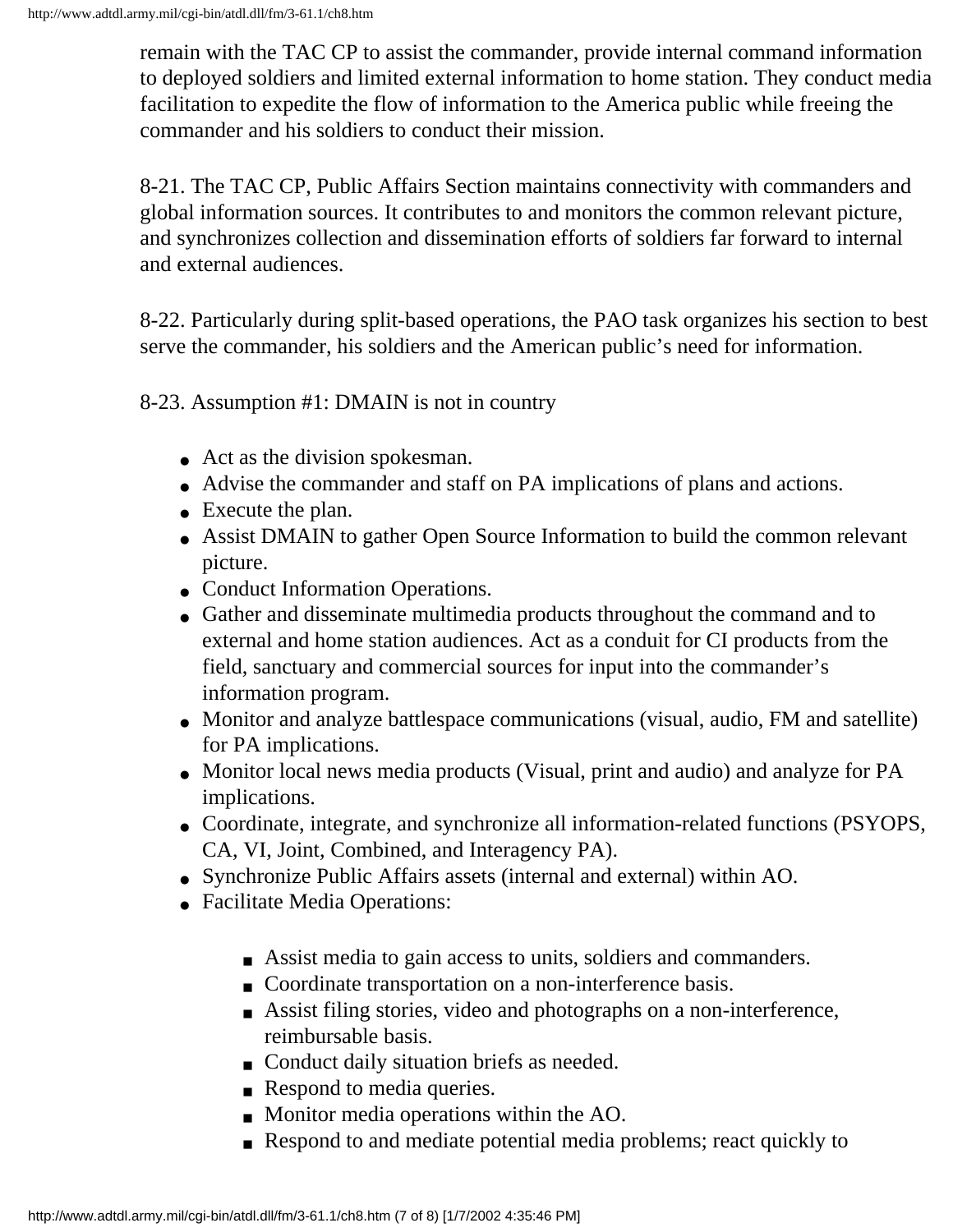remain with the TAC CP to assist the commander, provide internal command information to deployed soldiers and limited external information to home station. They conduct media facilitation to expedite the flow of information to the America public while freeing the commander and his soldiers to conduct their mission.

8-21. The TAC CP, Public Affairs Section maintains connectivity with commanders and global information sources. It contributes to and monitors the common relevant picture, and synchronizes collection and dissemination efforts of soldiers far forward to internal and external audiences.

8-22. Particularly during split-based operations, the PAO task organizes his section to best serve the commander, his soldiers and the American public's need for information.

8-23. Assumption #1: DMAIN is not in country

- Act as the division spokesman.
- Advise the commander and staff on PA implications of plans and actions.
- Execute the plan.
- Assist DMAIN to gather Open Source Information to build the common relevant picture.
- Conduct Information Operations.
- Gather and disseminate multimedia products throughout the command and to external and home station audiences. Act as a conduit for CI products from the field, sanctuary and commercial sources for input into the commander's information program.
- Monitor and analyze battlespace communications (visual, audio, FM and satellite) for PA implications.
- Monitor local news media products (Visual, print and audio) and analyze for PA implications.
- Coordinate, integrate, and synchronize all information-related functions (PSYOPS, CA, VI, Joint, Combined, and Interagency PA).
- Synchronize Public Affairs assets (internal and external) within AO.
- Facilitate Media Operations:
  - Assist media to gain access to units, soldiers and commanders.
  - Coordinate transportation on a non-interference basis.
  - Assist filing stories, video and photographs on a non-interference, reimbursable basis.
  - Conduct daily situation briefs as needed.
  - Respond to media queries.
  - Monitor media operations within the AO.
  - Respond to and mediate potential media problems; react quickly to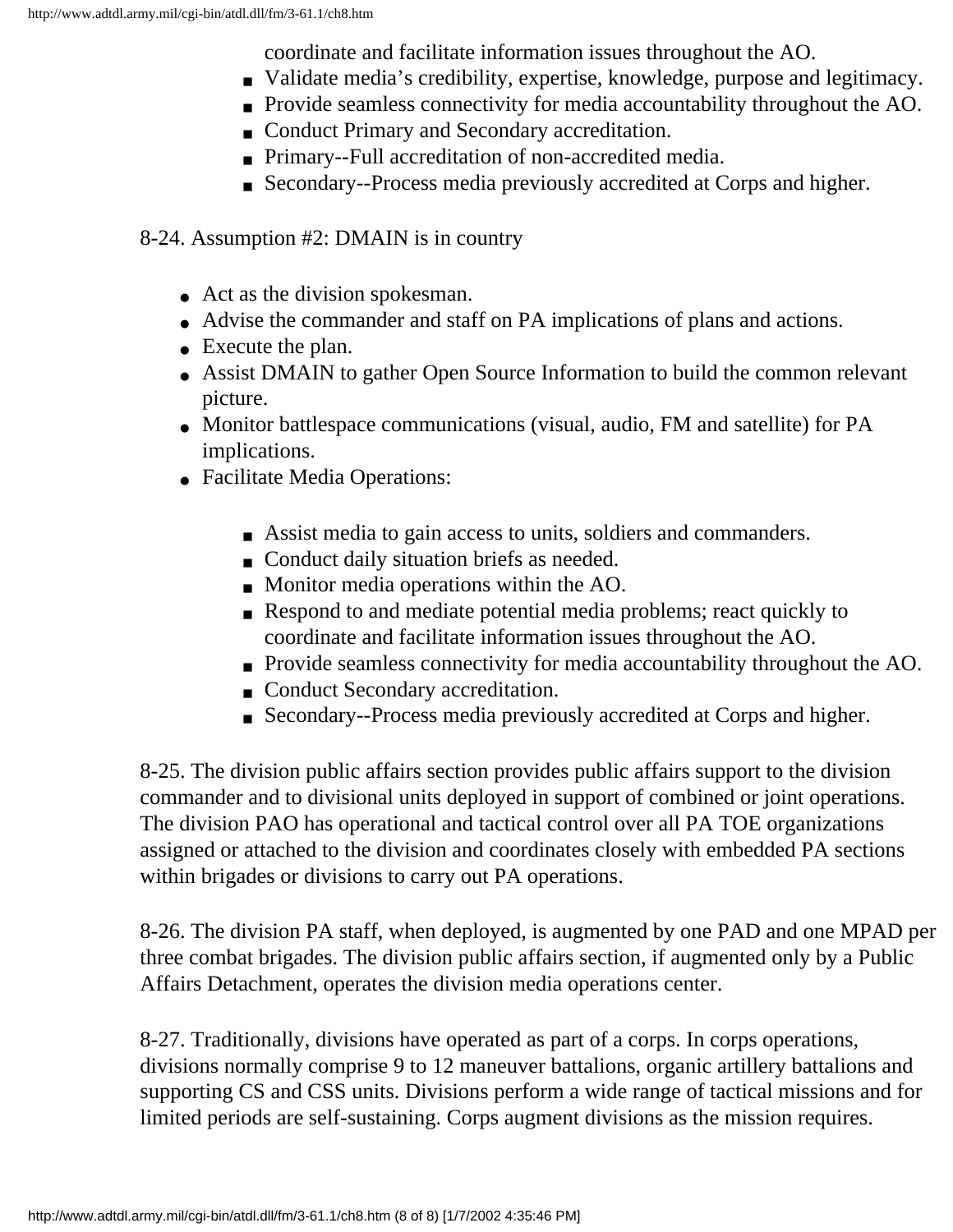coordinate and facilitate information issues throughout the AO.
    - Validate media's credibility, expertise, knowledge, purpose and legitimacy.
    - Provide seamless connectivity for media accountability throughout the AO.
    - Conduct Primary and Secondary accreditation.
    - Primary--Full accreditation of non-accredited media.
    - Secondary--Process media previously accredited at Corps and higher.

8-24. Assumption #2: DMAIN is in country

- Act as the division spokesman.
- Advise the commander and staff on PA implications of plans and actions.
- Execute the plan.
- Assist DMAIN to gather Open Source Information to build the common relevant picture.
- Monitor battlespace communications (visual, audio, FM and satellite) for PA implications.
- Facilitate Media Operations:
    - Assist media to gain access to units, soldiers and commanders.
    - Conduct daily situation briefs as needed.
    - Monitor media operations within the AO.
    - Respond to and mediate potential media problems; react quickly to coordinate and facilitate information issues throughout the AO.
    - Provide seamless connectivity for media accountability throughout the AO.
    - Conduct Secondary accreditation.
    - Secondary--Process media previously accredited at Corps and higher.

8-25. The division public affairs section provides public affairs support to the division commander and to divisional units deployed in support of combined or joint operations. The division PAO has operational and tactical control over all PA TOE organizations assigned or attached to the division and coordinates closely with embedded PA sections within brigades or divisions to carry out PA operations.

8-26. The division PA staff, when deployed, is augmented by one PAD and one MPAD per three combat brigades. The division public affairs section, if augmented only by a Public Affairs Detachment, operates the division media operations center.

8-27. Traditionally, divisions have operated as part of a corps. In corps operations, divisions normally comprise 9 to 12 maneuver battalions, organic artillery battalions and supporting CS and CSS units. Divisions perform a wide range of tactical missions and for limited periods are self-sustaining. Corps augment divisions as the mission requires.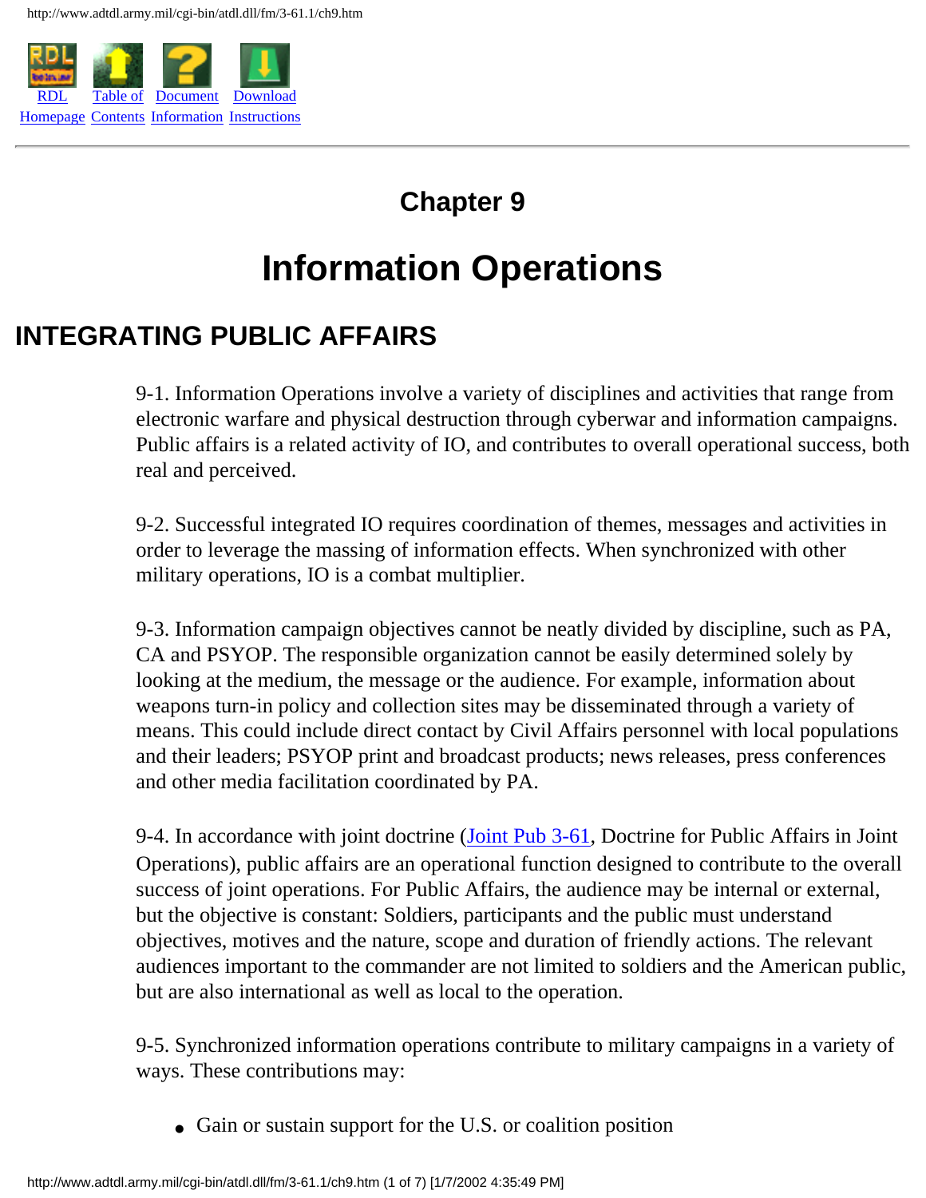# Chapter 9

# Information Operations

## INTEGRATING PUBLIC AFFAIRS

9-1. Information Operations involve a variety of disciplines and activities that range from electronic warfare and physical destruction through cyberwar and information campaigns. Public affairs is a related activity of IO, and contributes to overall operational success, both real and perceived.

9-2. Successful integrated IO requires coordination of themes, messages and activities in order to leverage the massing of information effects. When synchronized with other military operations, IO is a combat multiplier.

9-3. Information campaign objectives cannot be neatly divided by discipline, such as PA, CA and PSYOP. The responsible organization cannot be easily determined solely by looking at the medium, the message or the audience. For example, information about weapons turn-in policy and collection sites may be disseminated through a variety of means. This could include direct contact by Civil Affairs personnel with local populations and their leaders; PSYOP print and broadcast products; news releases, press conferences and other media facilitation coordinated by PA.

9-4. In accordance with joint doctrine (Joint Pub 3-61, Doctrine for Public Affairs in Joint Operations), public affairs are an operational function designed to contribute to the overall success of joint operations. For Public Affairs, the audience may be internal or external, but the objective is constant: Soldiers, participants and the public must understand objectives, motives and the nature, scope and duration of friendly actions. The relevant audiences important to the commander are not limited to soldiers and the American public, but are also international as well as local to the operation.

9-5. Synchronized information operations contribute to military campaigns in a variety of ways. These contributions may:

- Gain or sustain support for the U.S. or coalition position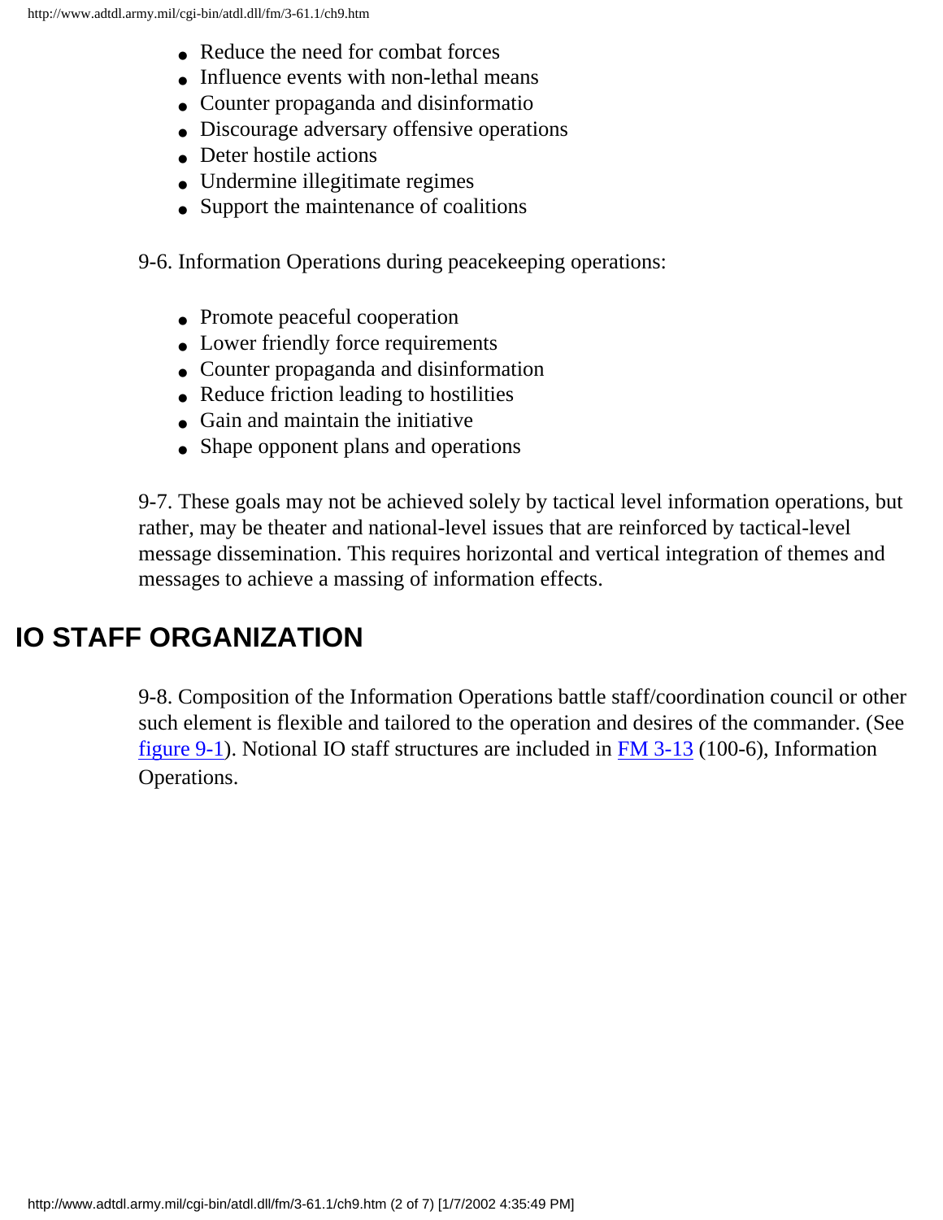- Reduce the need for combat forces
- Influence events with non-lethal means
- Counter propaganda and disinformatio
- Discourage adversary offensive operations
- Deter hostile actions
- Undermine illegitimate regimes
- Support the maintenance of coalitions

9-6. Information Operations during peacekeeping operations:

- Promote peaceful cooperation
- Lower friendly force requirements
- Counter propaganda and disinformation
- Reduce friction leading to hostilities
- Gain and maintain the initiative
- Shape opponent plans and operations

9-7. These goals may not be achieved solely by tactical level information operations, but rather, may be theater and national-level issues that are reinforced by tactical-level message dissemination. This requires horizontal and vertical integration of themes and messages to achieve a massing of information effects.

## IO STAFF ORGANIZATION

9-8. Composition of the Information Operations battle staff/coordination council or other such element is flexible and tailored to the operation and desires of the commander. (See figure 9-1). Notional IO staff structures are included in FM 3-13 (100-6), Information Operations.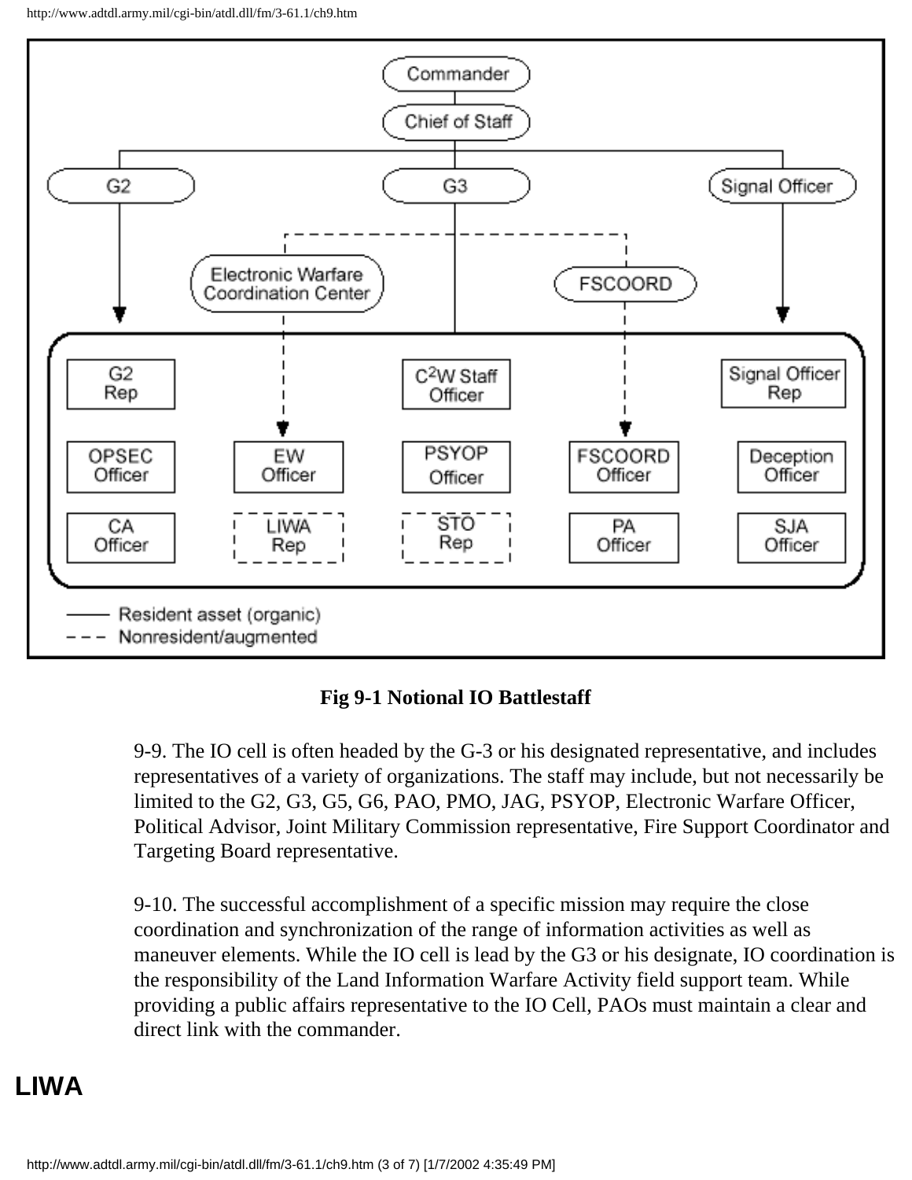Fig 9-1 Notional IO Battlestaff

9-9. The IO cell is often headed by the G-3 or his designated representative, and includes representatives of a variety of organizations. The staff may include, but not necessarily be limited to the G2, G3, G5, G6, PAO, PMO, JAG, PSYOP, Electronic Warfare Officer, Political Advisor, Joint Military Commission representative, Fire Support Coordinator and Targeting Board representative.

9-10. The successful accomplishment of a specific mission may require the close coordination and synchronization of the range of information activities as well as maneuver elements. While the IO cell is lead by the G3 or his designate, IO coordination is the responsibility of the Land Information Warfare Activity field support team. While providing a public affairs representative to the IO Cell, PAOs must maintain a clear and direct link with the commander.

# LIWA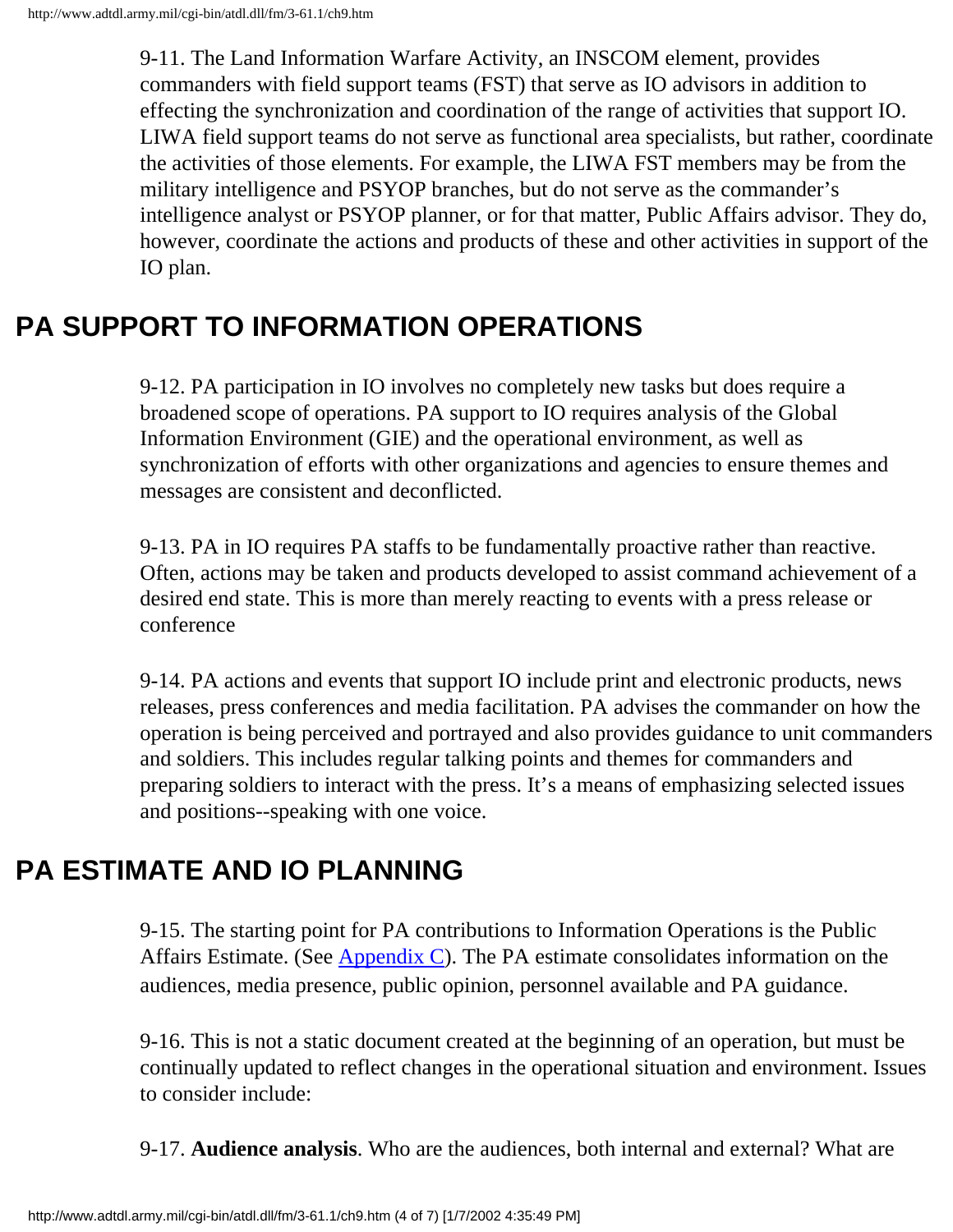9-11. The Land Information Warfare Activity, an INSCOM element, provides commanders with field support teams (FST) that serve as IO advisors in addition to effecting the synchronization and coordination of the range of activities that support IO. LIWA field support teams do not serve as functional area specialists, but rather, coordinate the activities of those elements. For example, the LIWA FST members may be from the military intelligence and PSYOP branches, but do not serve as the commander's intelligence analyst or PSYOP planner, or for that matter, Public Affairs advisor. They do, however, coordinate the actions and products of these and other activities in support of the IO plan.

## PA SUPPORT TO INFORMATION OPERATIONS

9-12. PA participation in IO involves no completely new tasks but does require a broadened scope of operations. PA support to IO requires analysis of the Global Information Environment (GIE) and the operational environment, as well as synchronization of efforts with other organizations and agencies to ensure themes and messages are consistent and deconflicted.

9-13. PA in IO requires PA staffs to be fundamentally proactive rather than reactive. Often, actions may be taken and products developed to assist command achievement of a desired end state. This is more than merely reacting to events with a press release or conference

9-14. PA actions and events that support IO include print and electronic products, news releases, press conferences and media facilitation. PA advises the commander on how the operation is being perceived and portrayed and also provides guidance to unit commanders and soldiers. This includes regular talking points and themes for commanders and preparing soldiers to interact with the press. It's a means of emphasizing selected issues and positions--speaking with one voice.

## PA ESTIMATE AND IO PLANNING

9-15. The starting point for PA contributions to Information Operations is the Public Affairs Estimate. (See Appendix C). The PA estimate consolidates information on the audiences, media presence, public opinion, personnel available and PA guidance.

9-16. This is not a static document created at the beginning of an operation, but must be continually updated to reflect changes in the operational situation and environment. Issues to consider include:

9-17. **Audience analysis**. Who are the audiences, both internal and external? What are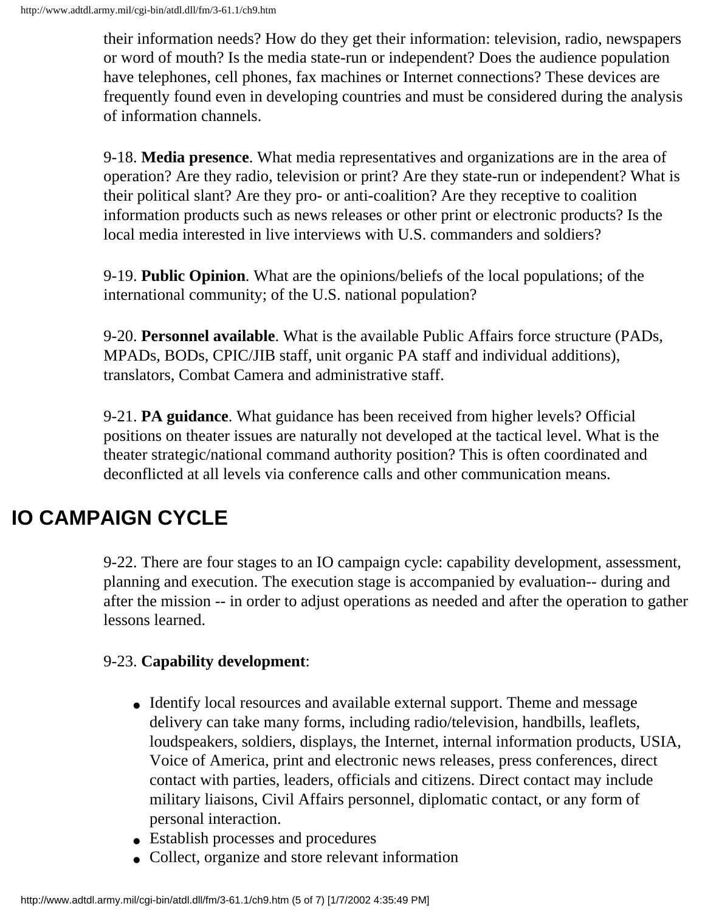their information needs? How do they get their information: television, radio, newspapers or word of mouth? Is the media state-run or independent? Does the audience population have telephones, cell phones, fax machines or Internet connections? These devices are frequently found even in developing countries and must be considered during the analysis of information channels.

9-18. **Media presence**. What media representatives and organizations are in the area of operation? Are they radio, television or print? Are they state-run or independent? What is their political slant? Are they pro- or anti-coalition? Are they receptive to coalition information products such as news releases or other print or electronic products? Is the local media interested in live interviews with U.S. commanders and soldiers?

9-19. **Public Opinion**. What are the opinions/beliefs of the local populations; of the international community; of the U.S. national population?

9-20. **Personnel available**. What is the available Public Affairs force structure (PADs, MPADs, BODs, CPIC/JIB staff, unit organic PA staff and individual additions), translators, Combat Camera and administrative staff.

9-21. **PA guidance**. What guidance has been received from higher levels? Official positions on theater issues are naturally not developed at the tactical level. What is the theater strategic/national command authority position? This is often coordinated and deconflicted at all levels via conference calls and other communication means.

## IO CAMPAIGN CYCLE

9-22. There are four stages to an IO campaign cycle: capability development, assessment, planning and execution. The execution stage is accompanied by evaluation-- during and after the mission -- in order to adjust operations as needed and after the operation to gather lessons learned.

9-23. **Capability development**:

- Identify local resources and available external support. Theme and message delivery can take many forms, including radio/television, handbills, leaflets, loudspeakers, soldiers, displays, the Internet, internal information products, USIA, Voice of America, print and electronic news releases, press conferences, direct contact with parties, leaders, officials and citizens. Direct contact may include military liaisons, Civil Affairs personnel, diplomatic contact, or any form of personal interaction.
- Establish processes and procedures
- Collect, organize and store relevant information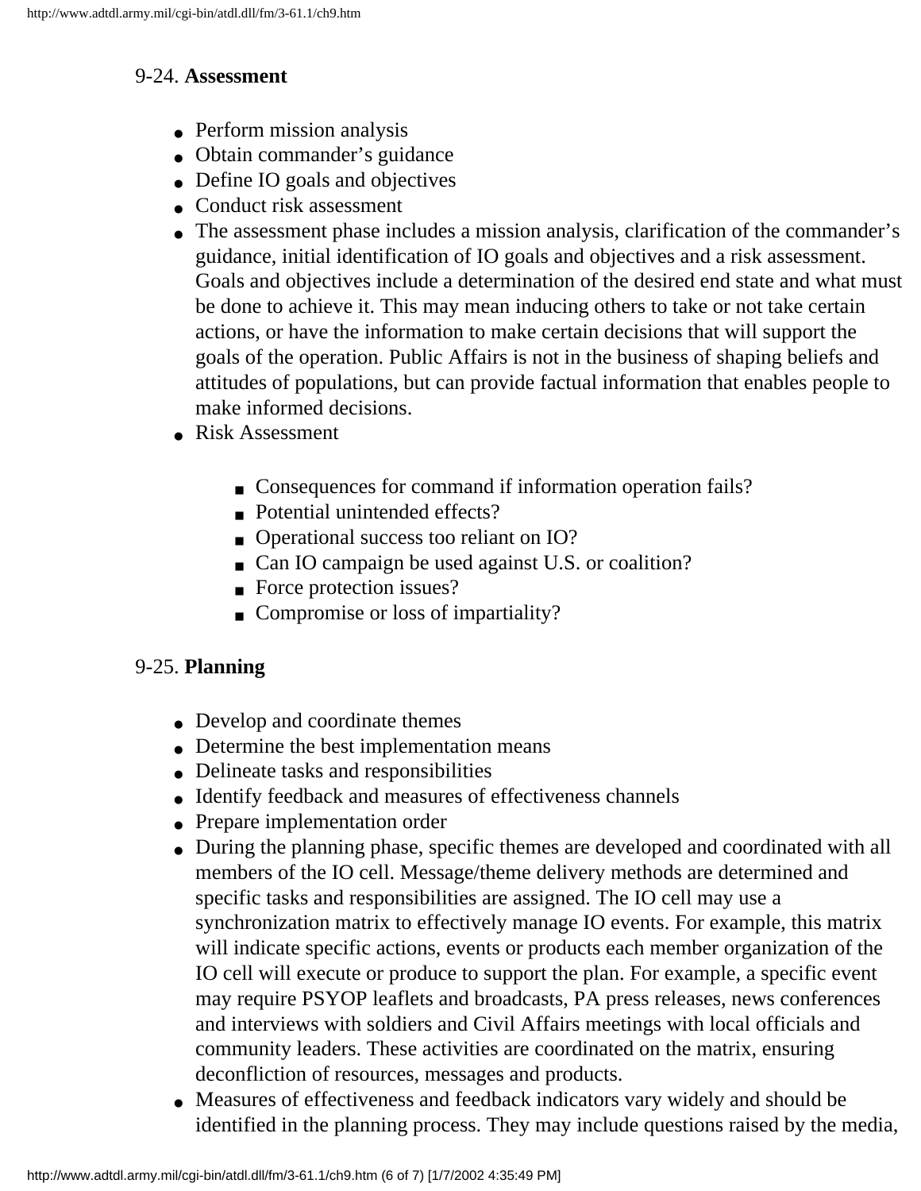9-24. **Assessment**

- Perform mission analysis
- Obtain commander's guidance
- Define IO goals and objectives
- Conduct risk assessment
- The assessment phase includes a mission analysis, clarification of the commander's guidance, initial identification of IO goals and objectives and a risk assessment. Goals and objectives include a determination of the desired end state and what must be done to achieve it. This may mean inducing others to take or not take certain actions, or have the information to make certain decisions that will support the goals of the operation. Public Affairs is not in the business of shaping beliefs and attitudes of populations, but can provide factual information that enables people to make informed decisions.
- Risk Assessment
    - Consequences for command if information operation fails?
    - Potential unintended effects?
    - Operational success too reliant on IO?
    - Can IO campaign be used against U.S. or coalition?
    - Force protection issues?
    - Compromise or loss of impartiality?

9-25. **Planning**

- Develop and coordinate themes
- Determine the best implementation means
- Delineate tasks and responsibilities
- Identify feedback and measures of effectiveness channels
- Prepare implementation order
- During the planning phase, specific themes are developed and coordinated with all members of the IO cell. Message/theme delivery methods are determined and specific tasks and responsibilities are assigned. The IO cell may use a synchronization matrix to effectively manage IO events. For example, this matrix will indicate specific actions, events or products each member organization of the IO cell will execute or produce to support the plan. For example, a specific event may require PSYOP leaflets and broadcasts, PA press releases, news conferences and interviews with soldiers and Civil Affairs meetings with local officials and community leaders. These activities are coordinated on the matrix, ensuring deconfliction of resources, messages and products.
- Measures of effectiveness and feedback indicators vary widely and should be identified in the planning process. They may include questions raised by the media,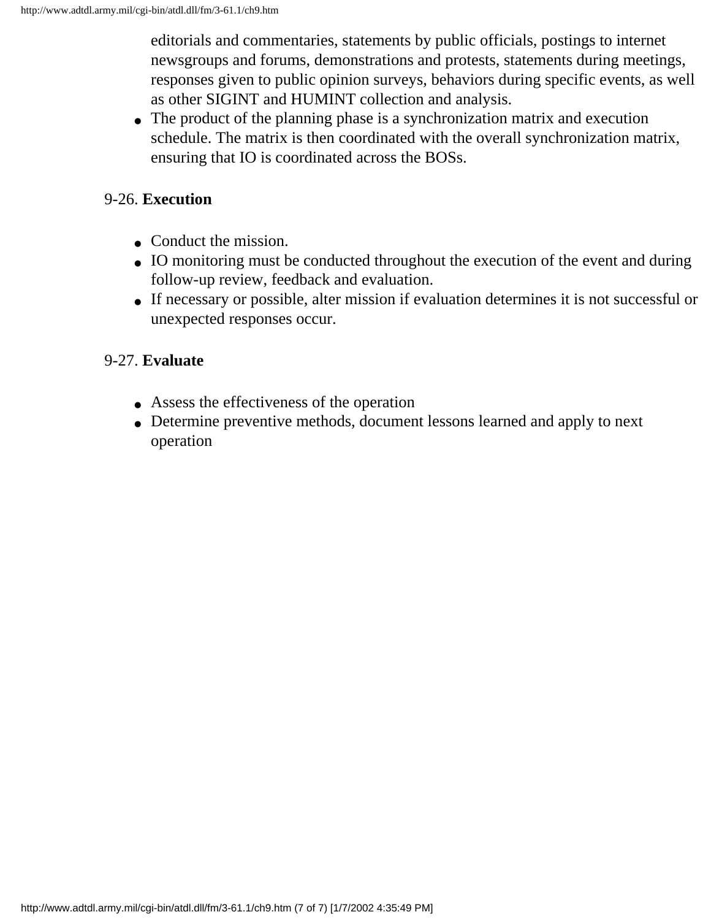editorials and commentaries, statements by public officials, postings to internet newsgroups and forums, demonstrations and protests, statements during meetings, responses given to public opinion surveys, behaviors during specific events, as well as other SIGINT and HUMINT collection and analysis.

- The product of the planning phase is a synchronization matrix and execution schedule. The matrix is then coordinated with the overall synchronization matrix, ensuring that IO is coordinated across the BOSs.

9-26. **Execution**

- Conduct the mission.
- IO monitoring must be conducted throughout the execution of the event and during follow-up review, feedback and evaluation.
- If necessary or possible, alter mission if evaluation determines it is not successful or unexpected responses occur.

9-27. **Evaluate**

- Assess the effectiveness of the operation
- Determine preventive methods, document lessons learned and apply to next operation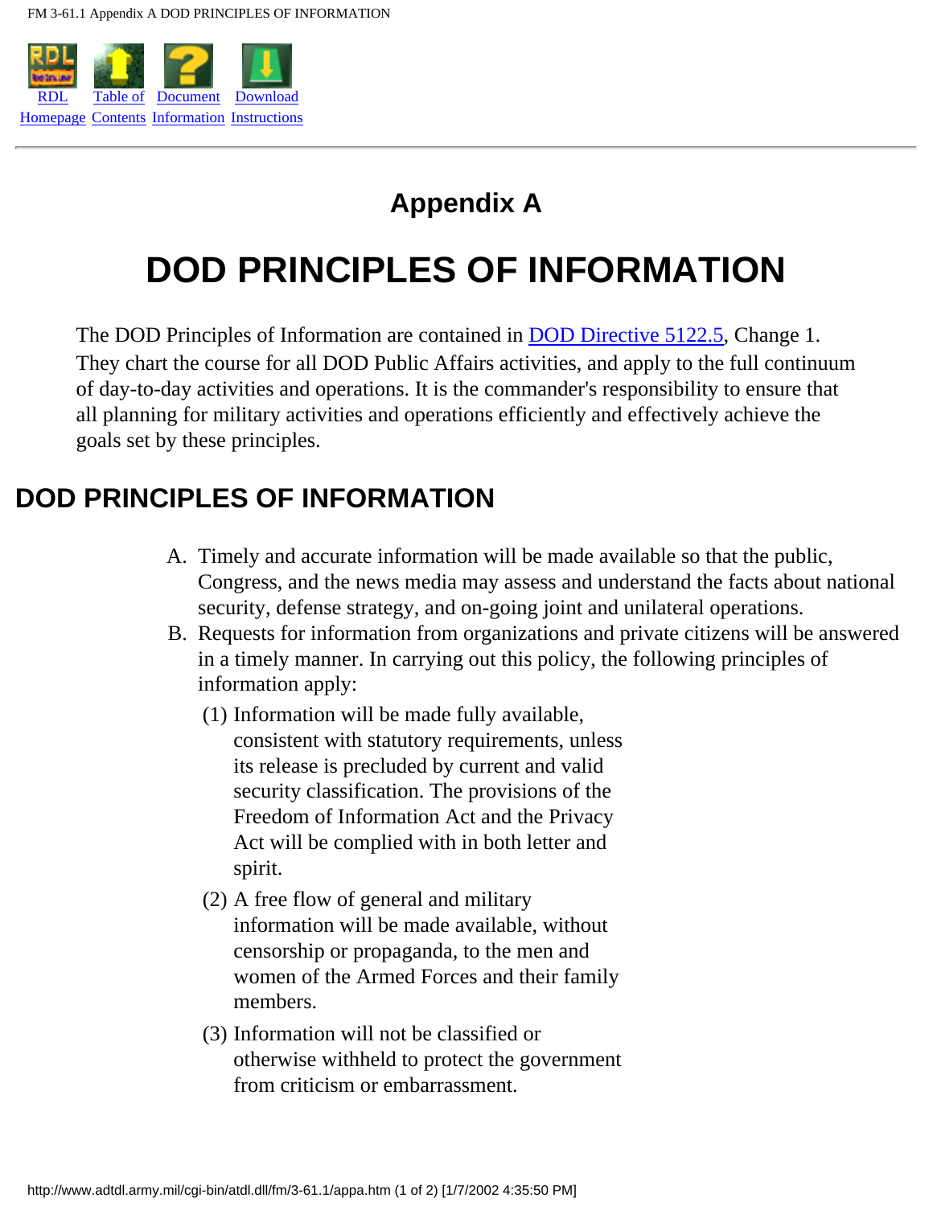# Appendix A

# DOD PRINCIPLES OF INFORMATION

The DOD Principles of Information are contained in DOD Directive 5122.5, Change 1. They chart the course for all DOD Public Affairs activities, and apply to the full continuum of day-to-day activities and operations. It is the commander's responsibility to ensure that all planning for military activities and operations efficiently and effectively achieve the goals set by these principles.

## DOD PRINCIPLES OF INFORMATION

A. Timely and accurate information will be made available so that the public, Congress, and the news media may assess and understand the facts about national security, defense strategy, and on-going joint and unilateral operations.

B. Requests for information from organizations and private citizens will be answered in a timely manner. In carrying out this policy, the following principles of information apply:

   (1) Information will be made fully available, consistent with statutory requirements, unless its release is precluded by current and valid security classification. The provisions of the Freedom of Information Act and the Privacy Act will be complied with in both letter and spirit.

   (2) A free flow of general and military information will be made available, without censorship or propaganda, to the men and women of the Armed Forces and their family members.

   (3) Information will not be classified or otherwise withheld to protect the government from criticism or embarrassment.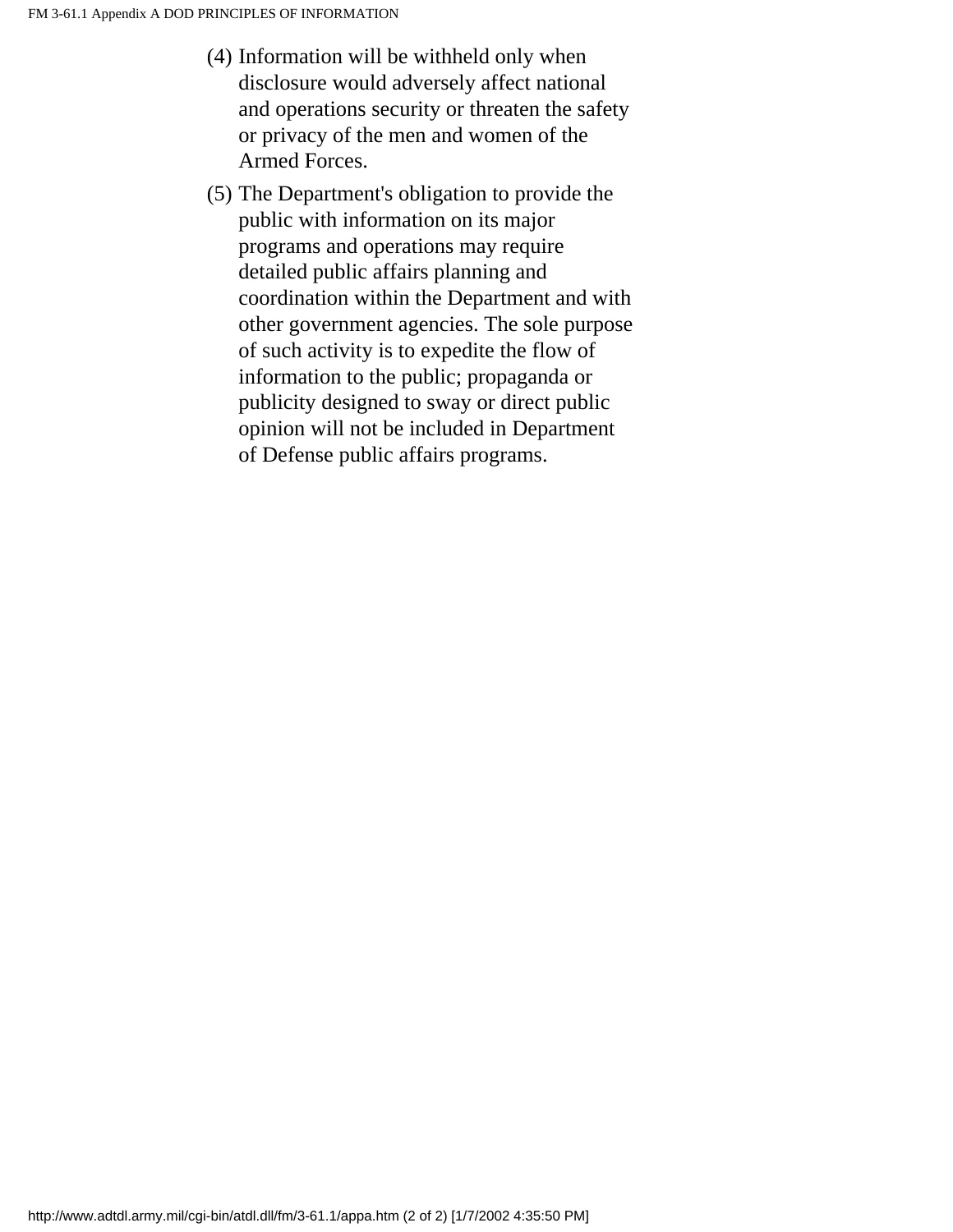(4) Information will be withheld only when disclosure would adversely affect national and operations security or threaten the safety or privacy of the men and women of the Armed Forces.

(5) The Department's obligation to provide the public with information on its major programs and operations may require detailed public affairs planning and coordination within the Department and with other government agencies. The sole purpose of such activity is to expedite the flow of information to the public; propaganda or publicity designed to sway or direct public opinion will not be included in Department of Defense public affairs programs.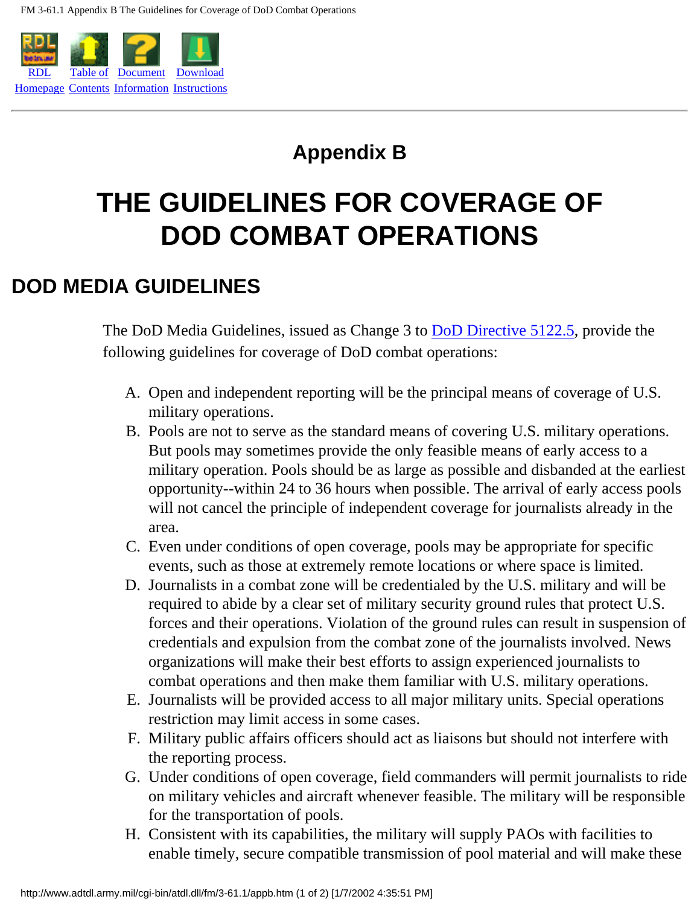# Appendix B

# THE GUIDELINES FOR COVERAGE OF DOD COMBAT OPERATIONS

## DOD MEDIA GUIDELINES

The DoD Media Guidelines, issued as Change 3 to DoD Directive 5122.5, provide the following guidelines for coverage of DoD combat operations:

A. Open and independent reporting will be the principal means of coverage of U.S. military operations.
B. Pools are not to serve as the standard means of covering U.S. military operations. But pools may sometimes provide the only feasible means of early access to a military operation. Pools should be as large as possible and disbanded at the earliest opportunity--within 24 to 36 hours when possible. The arrival of early access pools will not cancel the principle of independent coverage for journalists already in the area.
C. Even under conditions of open coverage, pools may be appropriate for specific events, such as those at extremely remote locations or where space is limited.
D. Journalists in a combat zone will be credentialed by the U.S. military and will be required to abide by a clear set of military security ground rules that protect U.S. forces and their operations. Violation of the ground rules can result in suspension of credentials and expulsion from the combat zone of the journalists involved. News organizations will make their best efforts to assign experienced journalists to combat operations and then make them familiar with U.S. military operations.
E. Journalists will be provided access to all major military units. Special operations restriction may limit access in some cases.
F. Military public affairs officers should act as liaisons but should not interfere with the reporting process.
G. Under conditions of open coverage, field commanders will permit journalists to ride on military vehicles and aircraft whenever feasible. The military will be responsible for the transportation of pools.
H. Consistent with its capabilities, the military will supply PAOs with facilities to enable timely, secure compatible transmission of pool material and will make these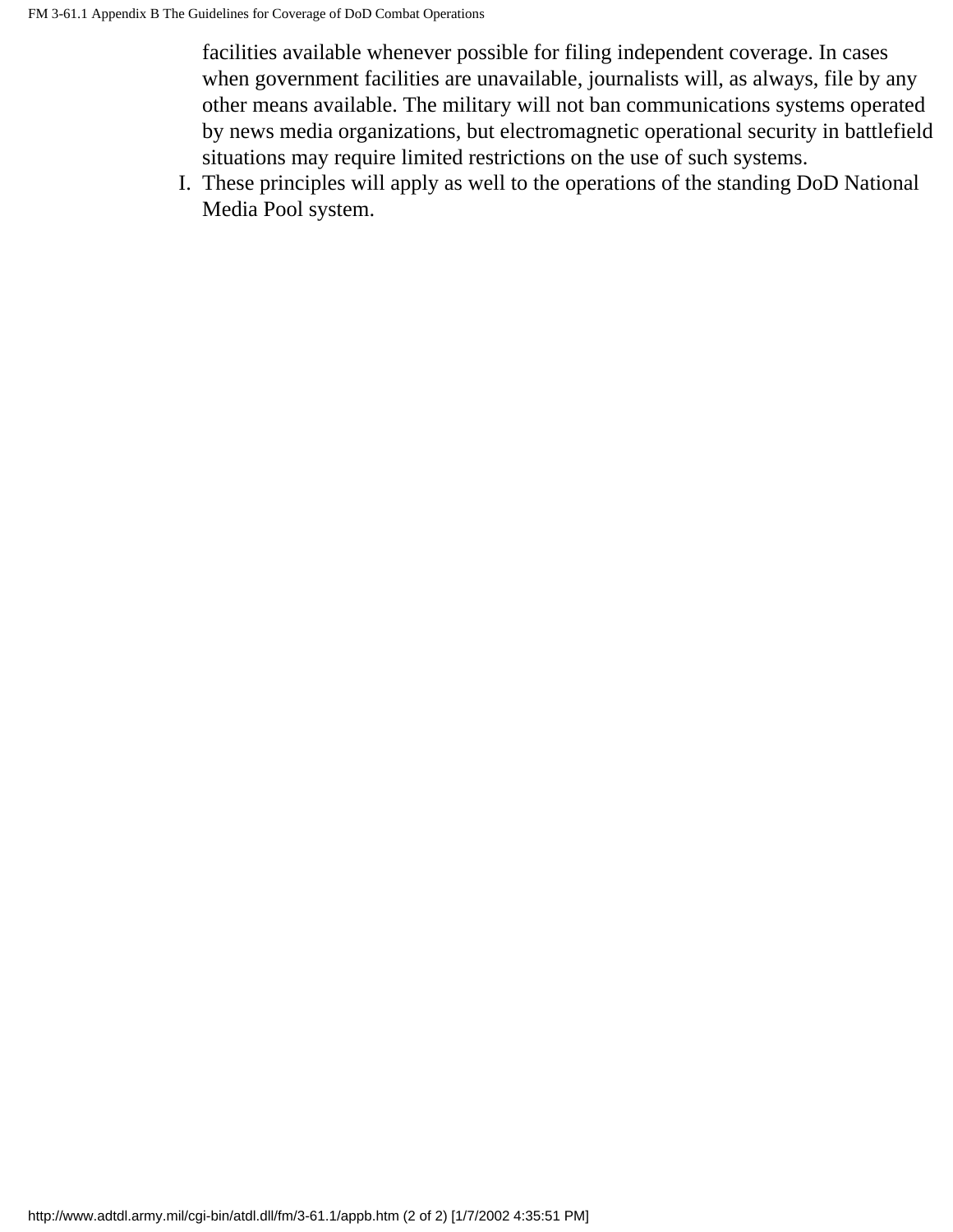facilities available whenever possible for filing independent coverage. In cases when government facilities are unavailable, journalists will, as always, file by any other means available. The military will not ban communications systems operated by news media organizations, but electromagnetic operational security in battlefield situations may require limited restrictions on the use of such systems.

I. These principles will apply as well to the operations of the standing DoD National Media Pool system.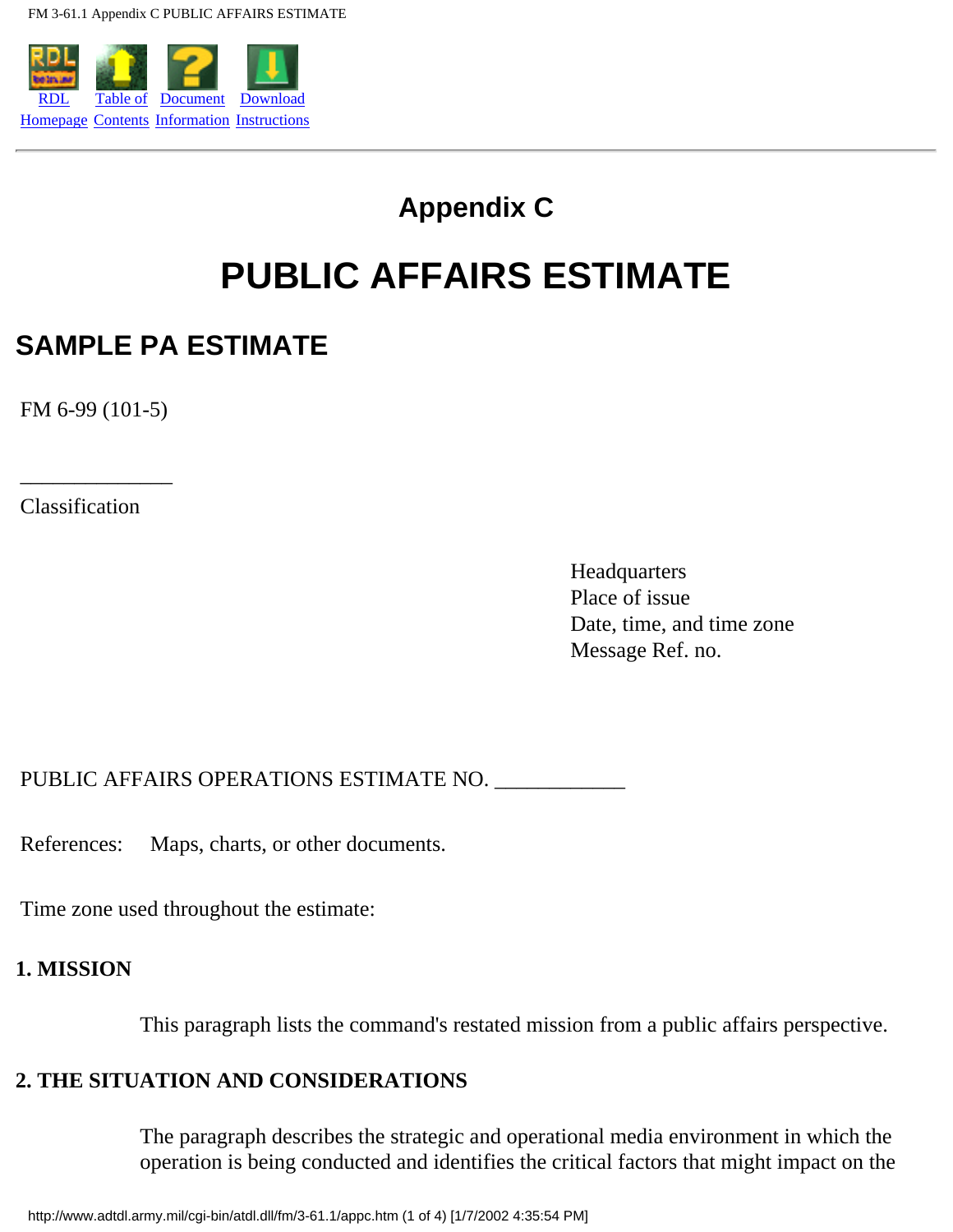# Appendix C

# PUBLIC AFFAIRS ESTIMATE

## SAMPLE PA ESTIMATE

FM 6-99 (101-5)

______________
Classification

Headquarters
Place of issue
Date, time, and time zone
Message Ref. no.

PUBLIC AFFAIRS OPERATIONS ESTIMATE NO. ____________

References: Maps, charts, or other documents.

Time zone used throughout the estimate:

**1. MISSION**

This paragraph lists the command's restated mission from a public affairs perspective.

**2. THE SITUATION AND CONSIDERATIONS**

The paragraph describes the strategic and operational media environment in which the operation is being conducted and identifies the critical factors that might impact on the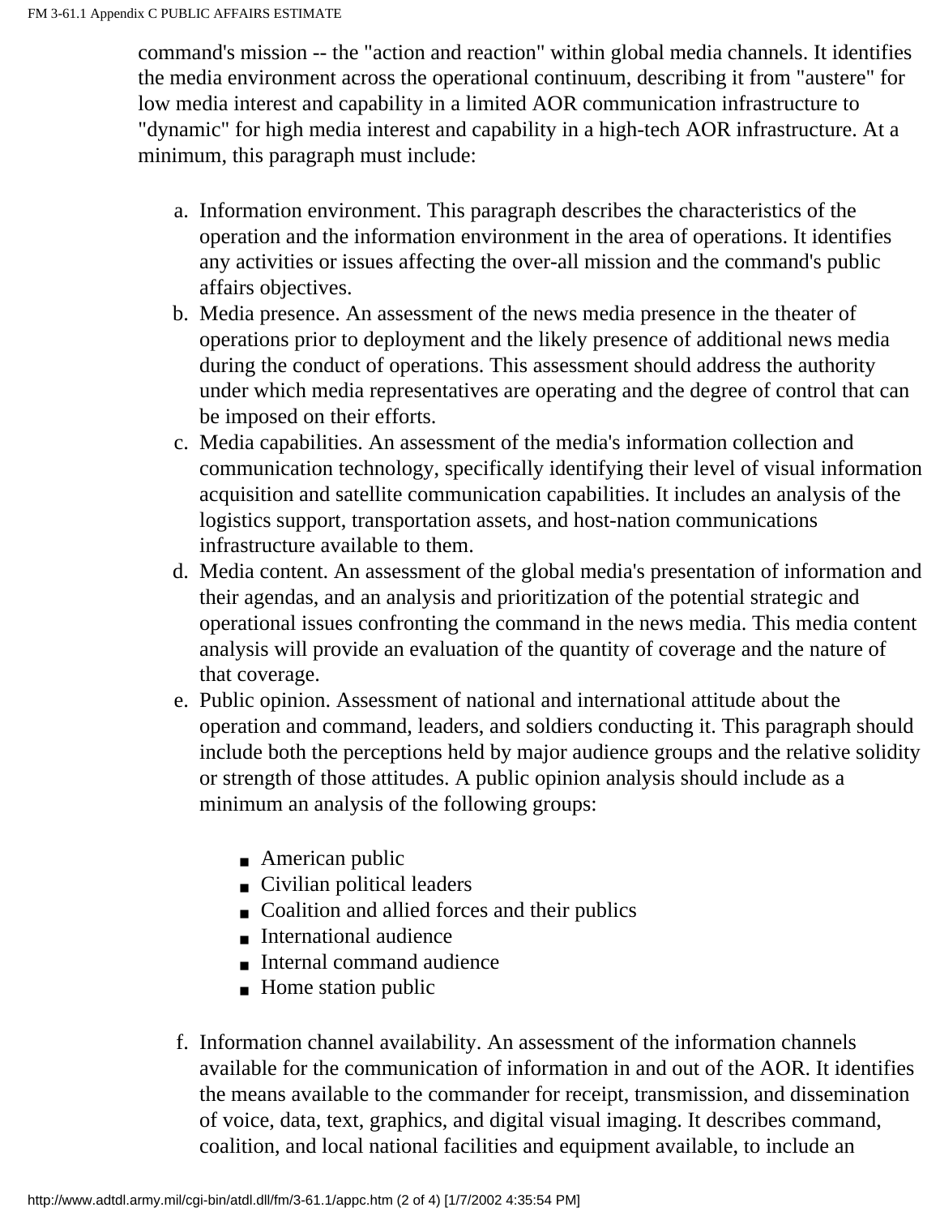command's mission -- the "action and reaction" within global media channels. It identifies the media environment across the operational continuum, describing it from "austere" for low media interest and capability in a limited AOR communication infrastructure to "dynamic" for high media interest and capability in a high-tech AOR infrastructure. At a minimum, this paragraph must include:

a. Information environment. This paragraph describes the characteristics of the operation and the information environment in the area of operations. It identifies any activities or issues affecting the over-all mission and the command's public affairs objectives.
b. Media presence. An assessment of the news media presence in the theater of operations prior to deployment and the likely presence of additional news media during the conduct of operations. This assessment should address the authority under which media representatives are operating and the degree of control that can be imposed on their efforts.
c. Media capabilities. An assessment of the media's information collection and communication technology, specifically identifying their level of visual information acquisition and satellite communication capabilities. It includes an analysis of the logistics support, transportation assets, and host-nation communications infrastructure available to them.
d. Media content. An assessment of the global media's presentation of information and their agendas, and an analysis and prioritization of the potential strategic and operational issues confronting the command in the news media. This media content analysis will provide an evaluation of the quantity of coverage and the nature of that coverage.
e. Public opinion. Assessment of national and international attitude about the operation and command, leaders, and soldiers conducting it. This paragraph should include both the perceptions held by major audience groups and the relative solidity or strength of those attitudes. A public opinion analysis should include as a minimum an analysis of the following groups:

   - American public
   - Civilian political leaders
   - Coalition and allied forces and their publics
   - International audience
   - Internal command audience
   - Home station public

f. Information channel availability. An assessment of the information channels available for the communication of information in and out of the AOR. It identifies the means available to the commander for receipt, transmission, and dissemination of voice, data, text, graphics, and digital visual imaging. It describes command, coalition, and local national facilities and equipment available, to include an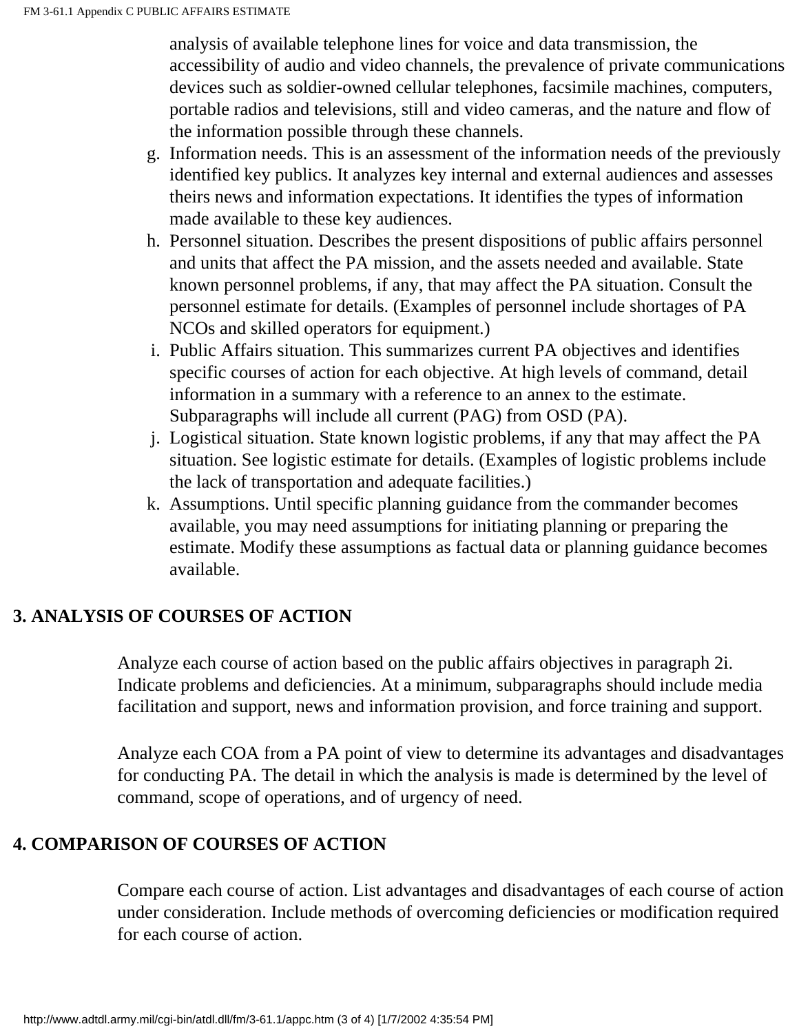analysis of available telephone lines for voice and data transmission, the accessibility of audio and video channels, the prevalence of private communications devices such as soldier-owned cellular telephones, facsimile machines, computers, portable radios and televisions, still and video cameras, and the nature and flow of the information possible through these channels.

g. Information needs. This is an assessment of the information needs of the previously identified key publics. It analyzes key internal and external audiences and assesses theirs news and information expectations. It identifies the types of information made available to these key audiences.
h. Personnel situation. Describes the present dispositions of public affairs personnel and units that affect the PA mission, and the assets needed and available. State known personnel problems, if any, that may affect the PA situation. Consult the personnel estimate for details. (Examples of personnel include shortages of PA NCOs and skilled operators for equipment.)
i. Public Affairs situation. This summarizes current PA objectives and identifies specific courses of action for each objective. At high levels of command, detail information in a summary with a reference to an annex to the estimate. Subparagraphs will include all current (PAG) from OSD (PA).
j. Logistical situation. State known logistic problems, if any that may affect the PA situation. See logistic estimate for details. (Examples of logistic problems include the lack of transportation and adequate facilities.)
k. Assumptions. Until specific planning guidance from the commander becomes available, you may need assumptions for initiating planning or preparing the estimate. Modify these assumptions as factual data or planning guidance becomes available.

## 3. ANALYSIS OF COURSES OF ACTION

Analyze each course of action based on the public affairs objectives in paragraph 2i. Indicate problems and deficiencies. At a minimum, subparagraphs should include media facilitation and support, news and information provision, and force training and support.

Analyze each COA from a PA point of view to determine its advantages and disadvantages for conducting PA. The detail in which the analysis is made is determined by the level of command, scope of operations, and of urgency of need.

## 4. COMPARISON OF COURSES OF ACTION

Compare each course of action. List advantages and disadvantages of each course of action under consideration. Include methods of overcoming deficiencies or modification required for each course of action.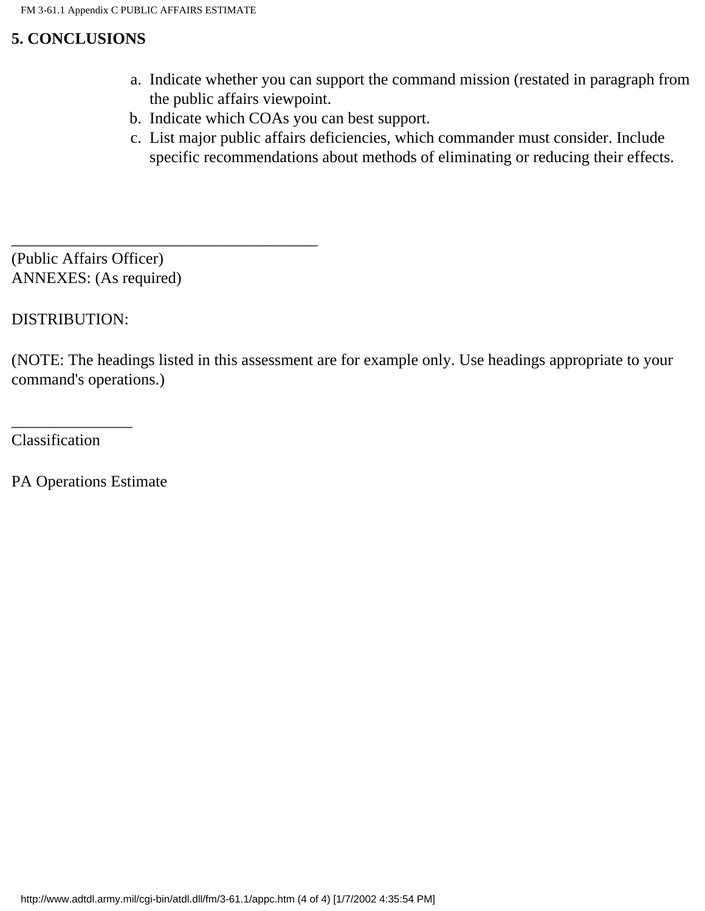**5. CONCLUSIONS**

a. Indicate whether you can support the command mission (restated in paragraph from the public affairs viewpoint.
b. Indicate which COAs you can best support.
c. List major public affairs deficiencies, which commander must consider. Include specific recommendations about methods of eliminating or reducing their effects.

________________________________________
(Public Affairs Officer)
ANNEXES: (As required)

DISTRIBUTION:

(NOTE: The headings listed in this assessment are for example only. Use headings appropriate to your command's operations.)

_______________
Classification

PA Operations Estimate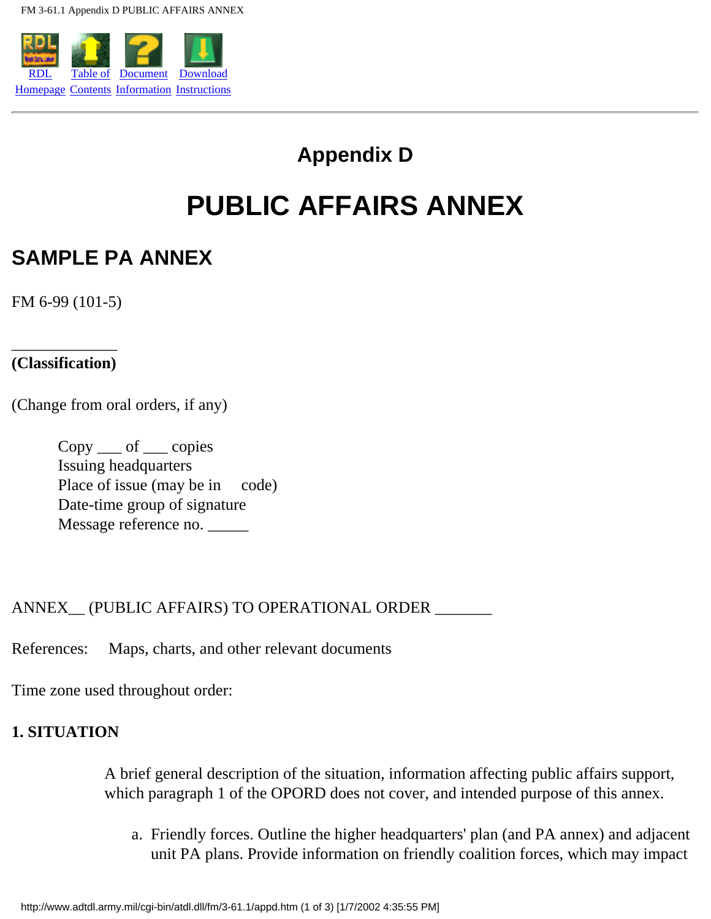# Appendix D

# PUBLIC AFFAIRS ANNEX

## SAMPLE PA ANNEX

FM 6-99 (101-5)

_____________
**(Classification)**

(Change from oral orders, if any)

Copy ___ of ___ copies
Issuing headquarters
Place of issue (may be in code)
Date-time group of signature
Message reference no. _____

ANNEX__ (PUBLIC AFFAIRS) TO OPERATIONAL ORDER _______

References: Maps, charts, and other relevant documents

Time zone used throughout order:

**1. SITUATION**

A brief general description of the situation, information affecting public affairs support, which paragraph 1 of the OPORD does not cover, and intended purpose of this annex.

a. Friendly forces. Outline the higher headquarters' plan (and PA annex) and adjacent unit PA plans. Provide information on friendly coalition forces, which may impact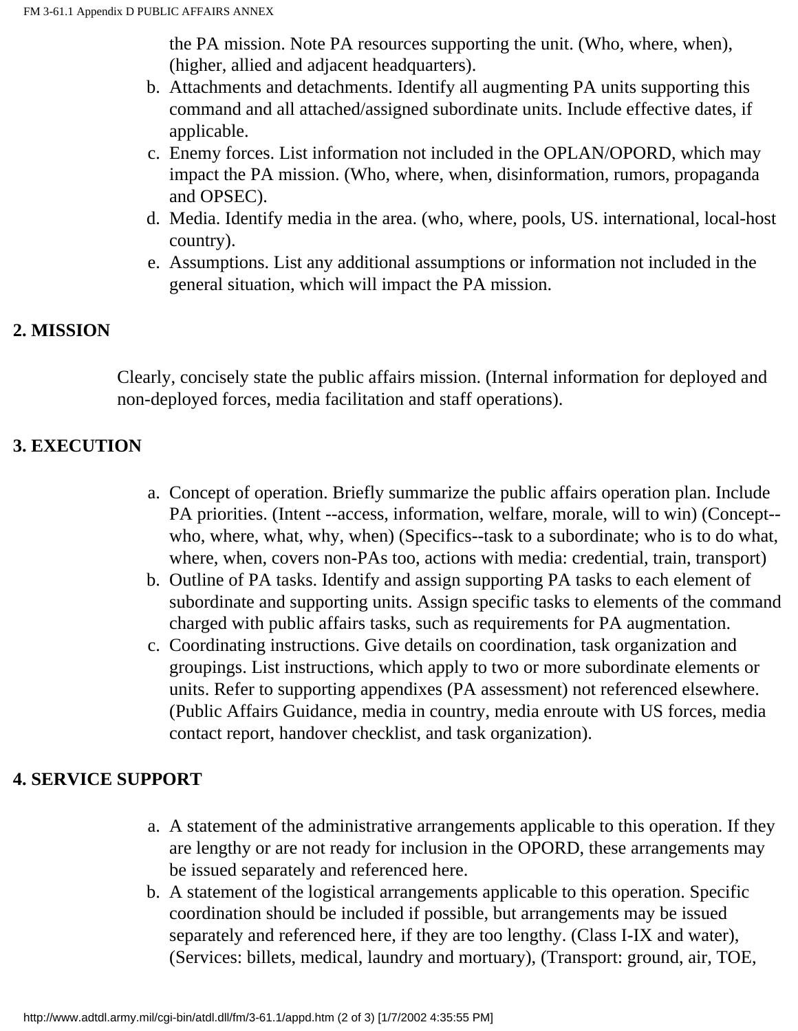the PA mission. Note PA resources supporting the unit. (Who, where, when), (higher, allied and adjacent headquarters).

b. Attachments and detachments. Identify all augmenting PA units supporting this command and all attached/assigned subordinate units. Include effective dates, if applicable.
c. Enemy forces. List information not included in the OPLAN/OPORD, which may impact the PA mission. (Who, where, when, disinformation, rumors, propaganda and OPSEC).
d. Media. Identify media in the area. (who, where, pools, US. international, local-host country).
e. Assumptions. List any additional assumptions or information not included in the general situation, which will impact the PA mission.

**2. MISSION**

Clearly, concisely state the public affairs mission. (Internal information for deployed and non-deployed forces, media facilitation and staff operations).

**3. EXECUTION**

a. Concept of operation. Briefly summarize the public affairs operation plan. Include PA priorities. (Intent --access, information, welfare, morale, will to win) (Concept--who, where, what, why, when) (Specifics--task to a subordinate; who is to do what, where, when, covers non-PAs too, actions with media: credential, train, transport)
b. Outline of PA tasks. Identify and assign supporting PA tasks to each element of subordinate and supporting units. Assign specific tasks to elements of the command charged with public affairs tasks, such as requirements for PA augmentation.
c. Coordinating instructions. Give details on coordination, task organization and groupings. List instructions, which apply to two or more subordinate elements or units. Refer to supporting appendixes (PA assessment) not referenced elsewhere. (Public Affairs Guidance, media in country, media enroute with US forces, media contact report, handover checklist, and task organization).

**4. SERVICE SUPPORT**

a. A statement of the administrative arrangements applicable to this operation. If they are lengthy or are not ready for inclusion in the OPORD, these arrangements may be issued separately and referenced here.
b. A statement of the logistical arrangements applicable to this operation. Specific coordination should be included if possible, but arrangements may be issued separately and referenced here, if they are too lengthy. (Class I-IX and water), (Services: billets, medical, laundry and mortuary), (Transport: ground, air, TOE,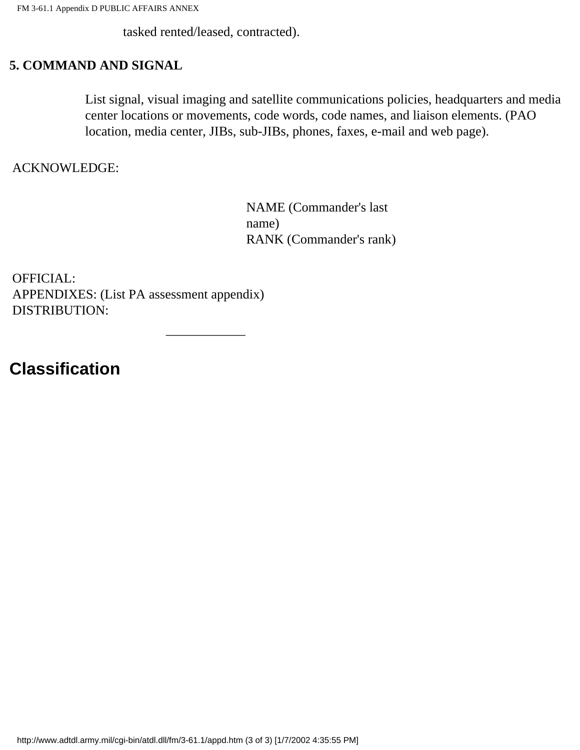tasked rented/leased, contracted).

**5. COMMAND AND SIGNAL**

List signal, visual imaging and satellite communications policies, headquarters and media center locations or movements, code words, code names, and liaison elements. (PAO location, media center, JIBs, sub-JIBs, phones, faxes, e-mail and web page).

ACKNOWLEDGE:

NAME (Commander's last name)
RANK (Commander's rank)

OFFICIAL:
APPENDIXES: (List PA assessment appendix)
DISTRIBUTION:

___________

**Classification**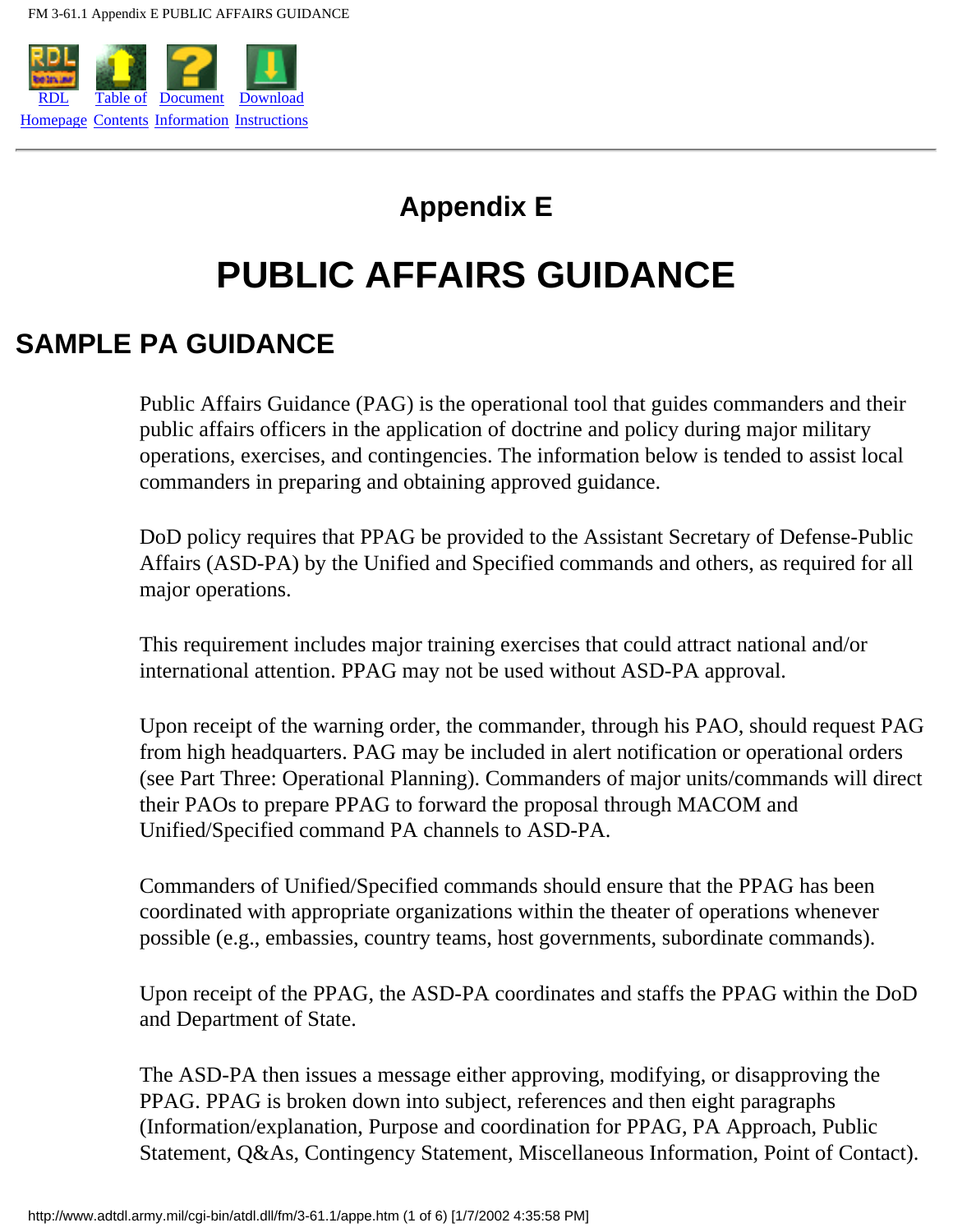# Appendix E

# PUBLIC AFFAIRS GUIDANCE

## SAMPLE PA GUIDANCE

Public Affairs Guidance (PAG) is the operational tool that guides commanders and their public affairs officers in the application of doctrine and policy during major military operations, exercises, and contingencies. The information below is tended to assist local commanders in preparing and obtaining approved guidance.

DoD policy requires that PPAG be provided to the Assistant Secretary of Defense-Public Affairs (ASD-PA) by the Unified and Specified commands and others, as required for all major operations.

This requirement includes major training exercises that could attract national and/or international attention. PPAG may not be used without ASD-PA approval.

Upon receipt of the warning order, the commander, through his PAO, should request PAG from high headquarters. PAG may be included in alert notification or operational orders (see Part Three: Operational Planning). Commanders of major units/commands will direct their PAOs to prepare PPAG to forward the proposal through MACOM and Unified/Specified command PA channels to ASD-PA.

Commanders of Unified/Specified commands should ensure that the PPAG has been coordinated with appropriate organizations within the theater of operations whenever possible (e.g., embassies, country teams, host governments, subordinate commands).

Upon receipt of the PPAG, the ASD-PA coordinates and staffs the PPAG within the DoD and Department of State.

The ASD-PA then issues a message either approving, modifying, or disapproving the PPAG. PPAG is broken down into subject, references and then eight paragraphs (Information/explanation, Purpose and coordination for PPAG, PA Approach, Public Statement, Q&As, Contingency Statement, Miscellaneous Information, Point of Contact).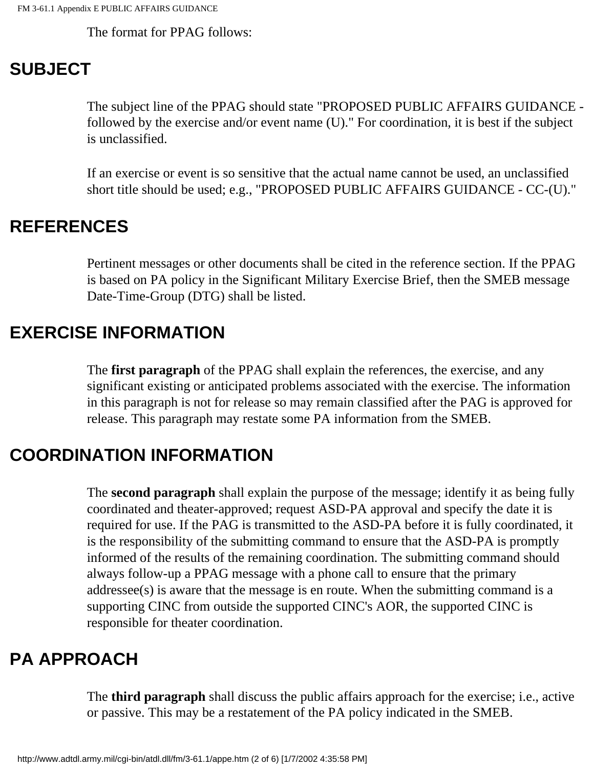The format for PPAG follows:

## SUBJECT

The subject line of the PPAG should state "PROPOSED PUBLIC AFFAIRS GUIDANCE - followed by the exercise and/or event name (U)." For coordination, it is best if the subject is unclassified.

If an exercise or event is so sensitive that the actual name cannot be used, an unclassified short title should be used; e.g., "PROPOSED PUBLIC AFFAIRS GUIDANCE - CC-(U)."

## REFERENCES

Pertinent messages or other documents shall be cited in the reference section. If the PPAG is based on PA policy in the Significant Military Exercise Brief, then the SMEB message Date-Time-Group (DTG) shall be listed.

## EXERCISE INFORMATION

The **first paragraph** of the PPAG shall explain the references, the exercise, and any significant existing or anticipated problems associated with the exercise. The information in this paragraph is not for release so may remain classified after the PAG is approved for release. This paragraph may restate some PA information from the SMEB.

## COORDINATION INFORMATION

The **second paragraph** shall explain the purpose of the message; identify it as being fully coordinated and theater-approved; request ASD-PA approval and specify the date it is required for use. If the PAG is transmitted to the ASD-PA before it is fully coordinated, it is the responsibility of the submitting command to ensure that the ASD-PA is promptly informed of the results of the remaining coordination. The submitting command should always follow-up a PPAG message with a phone call to ensure that the primary addressee(s) is aware that the message is en route. When the submitting command is a supporting CINC from outside the supported CINC's AOR, the supported CINC is responsible for theater coordination.

## PA APPROACH

The **third paragraph** shall discuss the public affairs approach for the exercise; i.e., active or passive. This may be a restatement of the PA policy indicated in the SMEB.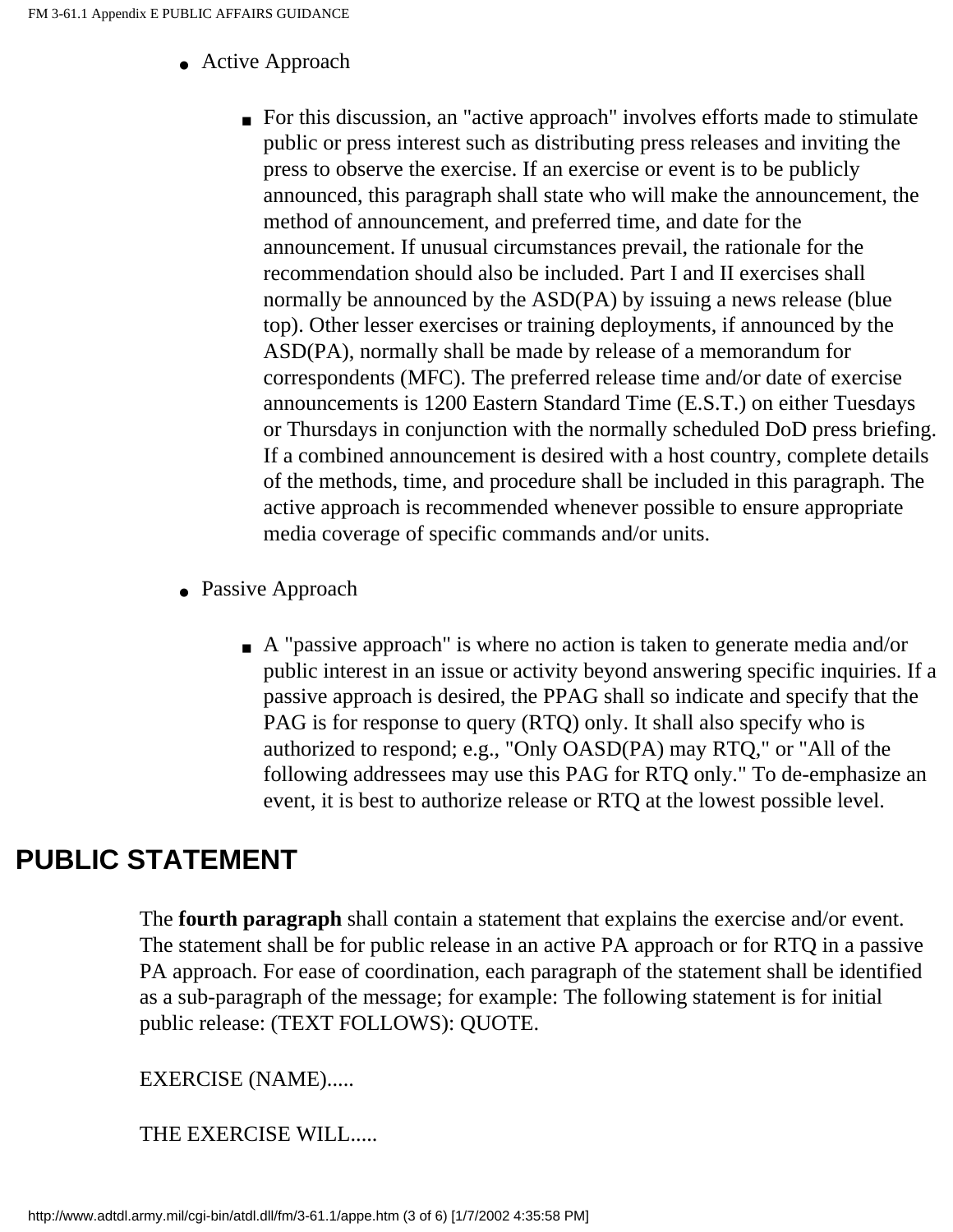- Active Approach

  - For this discussion, an "active approach" involves efforts made to stimulate public or press interest such as distributing press releases and inviting the press to observe the exercise. If an exercise or event is to be publicly announced, this paragraph shall state who will make the announcement, the method of announcement, and preferred time, and date for the announcement. If unusual circumstances prevail, the rationale for the recommendation should also be included. Part I and II exercises shall normally be announced by the ASD(PA) by issuing a news release (blue top). Other lesser exercises or training deployments, if announced by the ASD(PA), normally shall be made by release of a memorandum for correspondents (MFC). The preferred release time and/or date of exercise announcements is 1200 Eastern Standard Time (E.S.T.) on either Tuesdays or Thursdays in conjunction with the normally scheduled DoD press briefing. If a combined announcement is desired with a host country, complete details of the methods, time, and procedure shall be included in this paragraph. The active approach is recommended whenever possible to ensure appropriate media coverage of specific commands and/or units.

- Passive Approach

  - A "passive approach" is where no action is taken to generate media and/or public interest in an issue or activity beyond answering specific inquiries. If a passive approach is desired, the PPAG shall so indicate and specify that the PAG is for response to query (RTQ) only. It shall also specify who is authorized to respond; e.g., "Only OASD(PA) may RTQ," or "All of the following addressees may use this PAG for RTQ only." To de-emphasize an event, it is best to authorize release or RTQ at the lowest possible level.

## PUBLIC STATEMENT

The **fourth paragraph** shall contain a statement that explains the exercise and/or event. The statement shall be for public release in an active PA approach or for RTQ in a passive PA approach. For ease of coordination, each paragraph of the statement shall be identified as a sub-paragraph of the message; for example: The following statement is for initial public release: (TEXT FOLLOWS): QUOTE.

EXERCISE (NAME).....

THE EXERCISE WILL.....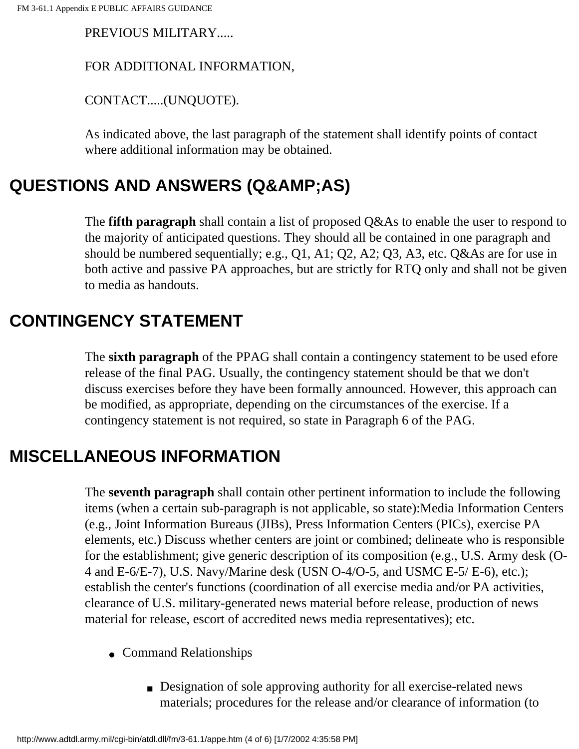PREVIOUS MILITARY.....

FOR ADDITIONAL INFORMATION,

CONTACT.....(UNQUOTE).

As indicated above, the last paragraph of the statement shall identify points of contact where additional information may be obtained.

## QUESTIONS AND ANSWERS (Q&AMP;AS)

The **fifth paragraph** shall contain a list of proposed Q&As to enable the user to respond to the majority of anticipated questions. They should all be contained in one paragraph and should be numbered sequentially; e.g., Q1, A1; Q2, A2; Q3, A3, etc. Q&As are for use in both active and passive PA approaches, but are strictly for RTQ only and shall not be given to media as handouts.

## CONTINGENCY STATEMENT

The **sixth paragraph** of the PPAG shall contain a contingency statement to be used efore release of the final PAG. Usually, the contingency statement should be that we don't discuss exercises before they have been formally announced. However, this approach can be modified, as appropriate, depending on the circumstances of the exercise. If a contingency statement is not required, so state in Paragraph 6 of the PAG.

## MISCELLANEOUS INFORMATION

The **seventh paragraph** shall contain other pertinent information to include the following items (when a certain sub-paragraph is not applicable, so state):Media Information Centers (e.g., Joint Information Bureaus (JIBs), Press Information Centers (PICs), exercise PA elements, etc.) Discuss whether centers are joint or combined; delineate who is responsible for the establishment; give generic description of its composition (e.g., U.S. Army desk (O-4 and E-6/E-7), U.S. Navy/Marine desk (USN O-4/O-5, and USMC E-5/ E-6), etc.); establish the center's functions (coordination of all exercise media and/or PA activities, clearance of U.S. military-generated news material before release, production of news material for release, escort of accredited news media representatives); etc.

- Command Relationships
  - Designation of sole approving authority for all exercise-related news materials; procedures for the release and/or clearance of information (to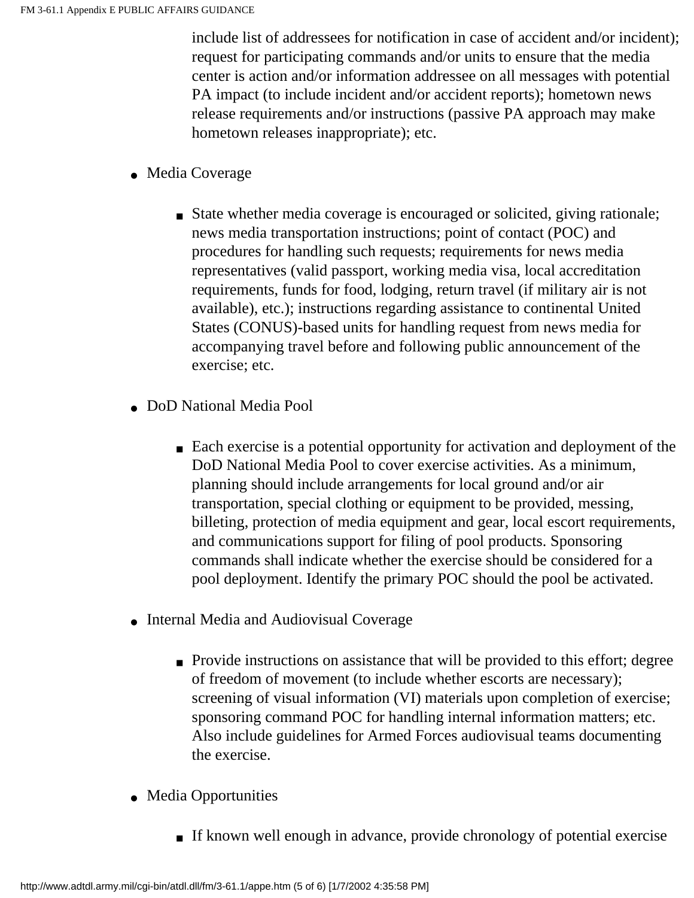include list of addressees for notification in case of accident and/or incident); request for participating commands and/or units to ensure that the media center is action and/or information addressee on all messages with potential PA impact (to include incident and/or accident reports); hometown news release requirements and/or instructions (passive PA approach may make hometown releases inappropriate); etc.

- Media Coverage
  - State whether media coverage is encouraged or solicited, giving rationale; news media transportation instructions; point of contact (POC) and procedures for handling such requests; requirements for news media representatives (valid passport, working media visa, local accreditation requirements, funds for food, lodging, return travel (if military air is not available), etc.); instructions regarding assistance to continental United States (CONUS)-based units for handling request from news media for accompanying travel before and following public announcement of the exercise; etc.
- DoD National Media Pool
  - Each exercise is a potential opportunity for activation and deployment of the DoD National Media Pool to cover exercise activities. As a minimum, planning should include arrangements for local ground and/or air transportation, special clothing or equipment to be provided, messing, billeting, protection of media equipment and gear, local escort requirements, and communications support for filing of pool products. Sponsoring commands shall indicate whether the exercise should be considered for a pool deployment. Identify the primary POC should the pool be activated.
- Internal Media and Audiovisual Coverage
  - Provide instructions on assistance that will be provided to this effort; degree of freedom of movement (to include whether escorts are necessary); screening of visual information (VI) materials upon completion of exercise; sponsoring command POC for handling internal information matters; etc. Also include guidelines for Armed Forces audiovisual teams documenting the exercise.
- Media Opportunities
  - If known well enough in advance, provide chronology of potential exercise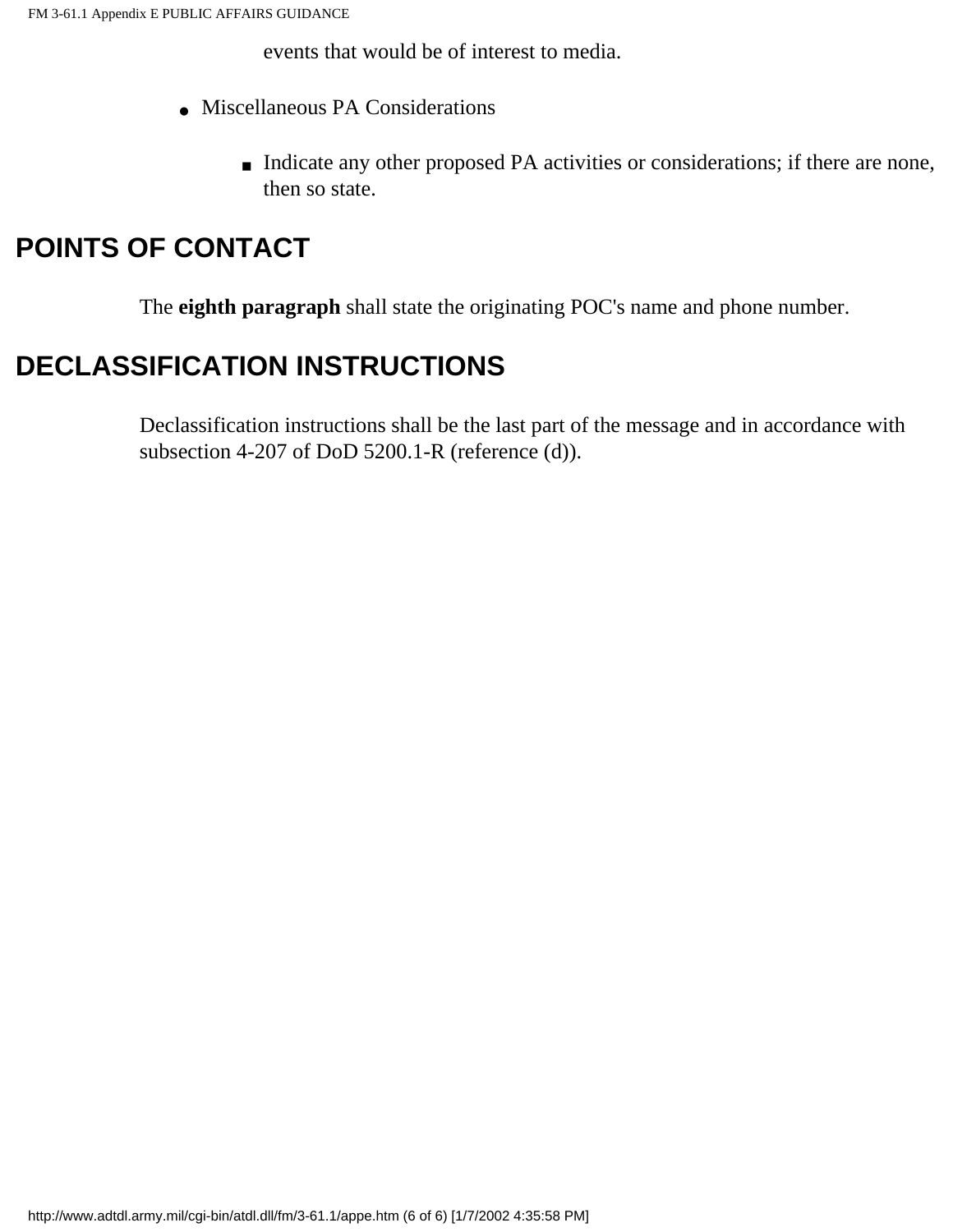events that would be of interest to media.

- Miscellaneous PA Considerations
  - Indicate any other proposed PA activities or considerations; if there are none, then so state.

## POINTS OF CONTACT

The **eighth paragraph** shall state the originating POC's name and phone number.

## DECLASSIFICATION INSTRUCTIONS

Declassification instructions shall be the last part of the message and in accordance with subsection 4-207 of DoD 5200.1-R (reference (d)).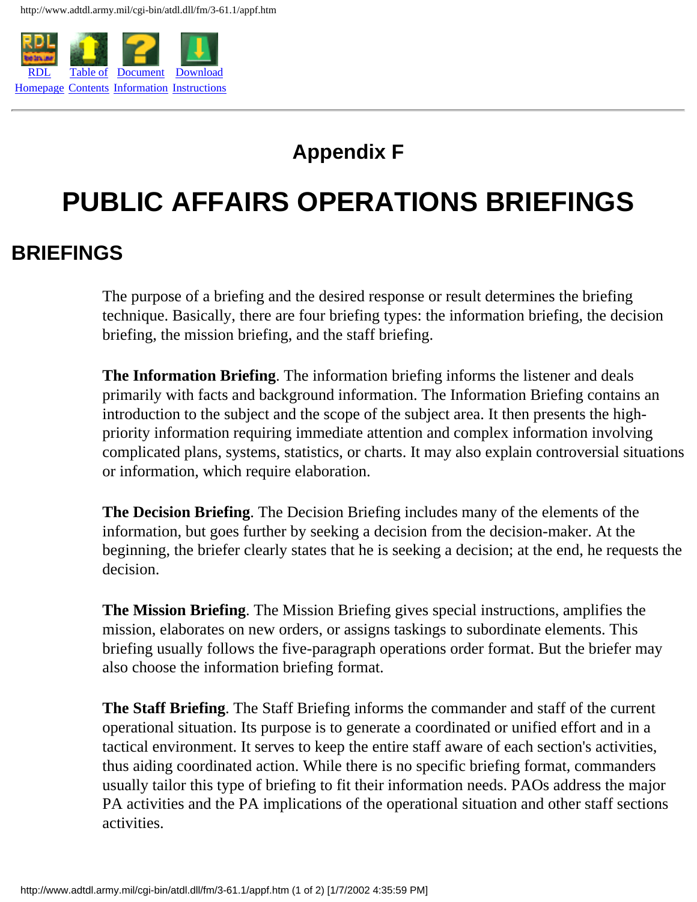# Appendix F

# PUBLIC AFFAIRS OPERATIONS BRIEFINGS

## BRIEFINGS

The purpose of a briefing and the desired response or result determines the briefing technique. Basically, there are four briefing types: the information briefing, the decision briefing, the mission briefing, and the staff briefing.

**The Information Briefing**. The information briefing informs the listener and deals primarily with facts and background information. The Information Briefing contains an introduction to the subject and the scope of the subject area. It then presents the high-priority information requiring immediate attention and complex information involving complicated plans, systems, statistics, or charts. It may also explain controversial situations or information, which require elaboration.

**The Decision Briefing**. The Decision Briefing includes many of the elements of the information, but goes further by seeking a decision from the decision-maker. At the beginning, the briefer clearly states that he is seeking a decision; at the end, he requests the decision.

**The Mission Briefing**. The Mission Briefing gives special instructions, amplifies the mission, elaborates on new orders, or assigns taskings to subordinate elements. This briefing usually follows the five-paragraph operations order format. But the briefer may also choose the information briefing format.

**The Staff Briefing**. The Staff Briefing informs the commander and staff of the current operational situation. Its purpose is to generate a coordinated or unified effort and in a tactical environment. It serves to keep the entire staff aware of each section's activities, thus aiding coordinated action. While there is no specific briefing format, commanders usually tailor this type of briefing to fit their information needs. PAOs address the major PA activities and the PA implications of the operational situation and other staff sections activities.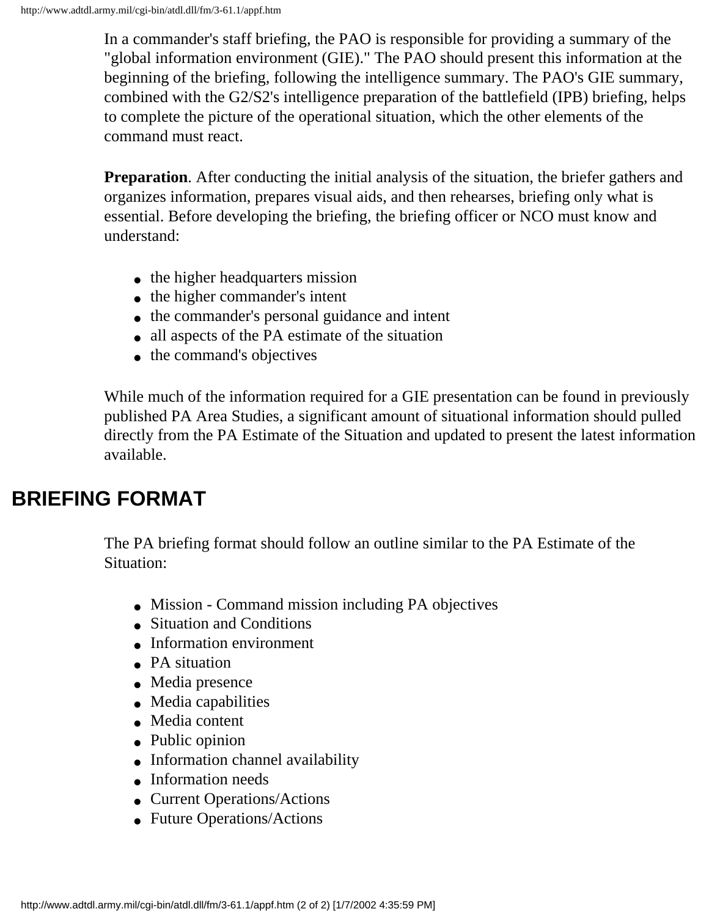In a commander's staff briefing, the PAO is responsible for providing a summary of the "global information environment (GIE)." The PAO should present this information at the beginning of the briefing, following the intelligence summary. The PAO's GIE summary, combined with the G2/S2's intelligence preparation of the battlefield (IPB) briefing, helps to complete the picture of the operational situation, which the other elements of the command must react.

**Preparation**. After conducting the initial analysis of the situation, the briefer gathers and organizes information, prepares visual aids, and then rehearses, briefing only what is essential. Before developing the briefing, the briefing officer or NCO must know and understand:

- the higher headquarters mission
- the higher commander's intent
- the commander's personal guidance and intent
- all aspects of the PA estimate of the situation
- the command's objectives

While much of the information required for a GIE presentation can be found in previously published PA Area Studies, a significant amount of situational information should pulled directly from the PA Estimate of the Situation and updated to present the latest information available.

## BRIEFING FORMAT

The PA briefing format should follow an outline similar to the PA Estimate of the Situation:

- Mission - Command mission including PA objectives
- Situation and Conditions
- Information environment
- PA situation
- Media presence
- Media capabilities
- Media content
- Public opinion
- Information channel availability
- Information needs
- Current Operations/Actions
- Future Operations/Actions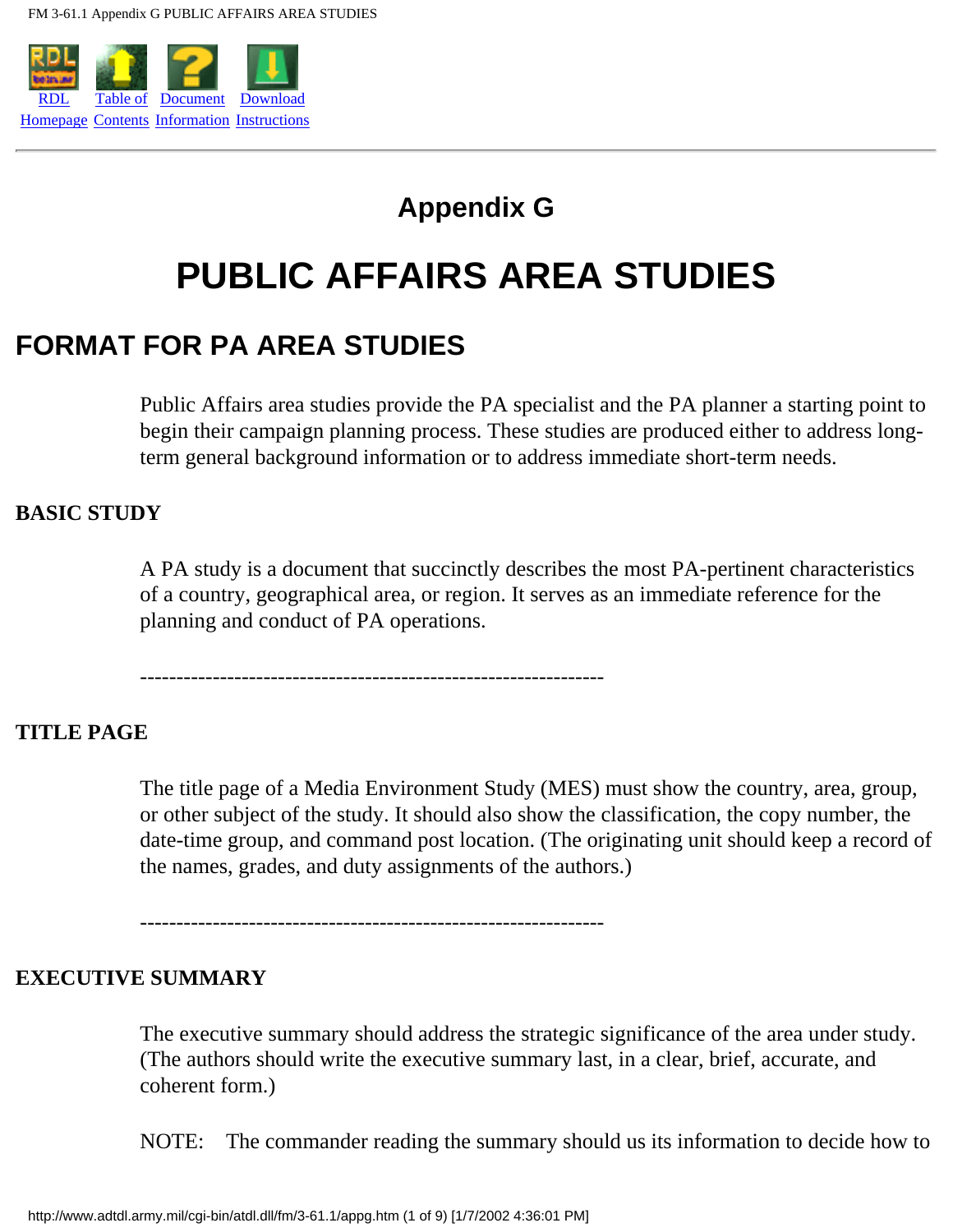# Appendix G

# PUBLIC AFFAIRS AREA STUDIES

## FORMAT FOR PA AREA STUDIES

Public Affairs area studies provide the PA specialist and the PA planner a starting point to begin their campaign planning process. These studies are produced either to address long-term general background information or to address immediate short-term needs.

### BASIC STUDY

A PA study is a document that succinctly describes the most PA-pertinent characteristics of a country, geographical area, or region. It serves as an immediate reference for the planning and conduct of PA operations.

---------------------------------------------------------------

### TITLE PAGE

The title page of a Media Environment Study (MES) must show the country, area, group, or other subject of the study. It should also show the classification, the copy number, the date-time group, and command post location. (The originating unit should keep a record of the names, grades, and duty assignments of the authors.)

---------------------------------------------------------------

### EXECUTIVE SUMMARY

The executive summary should address the strategic significance of the area under study. (The authors should write the executive summary last, in a clear, brief, accurate, and coherent form.)

NOTE: The commander reading the summary should us its information to decide how to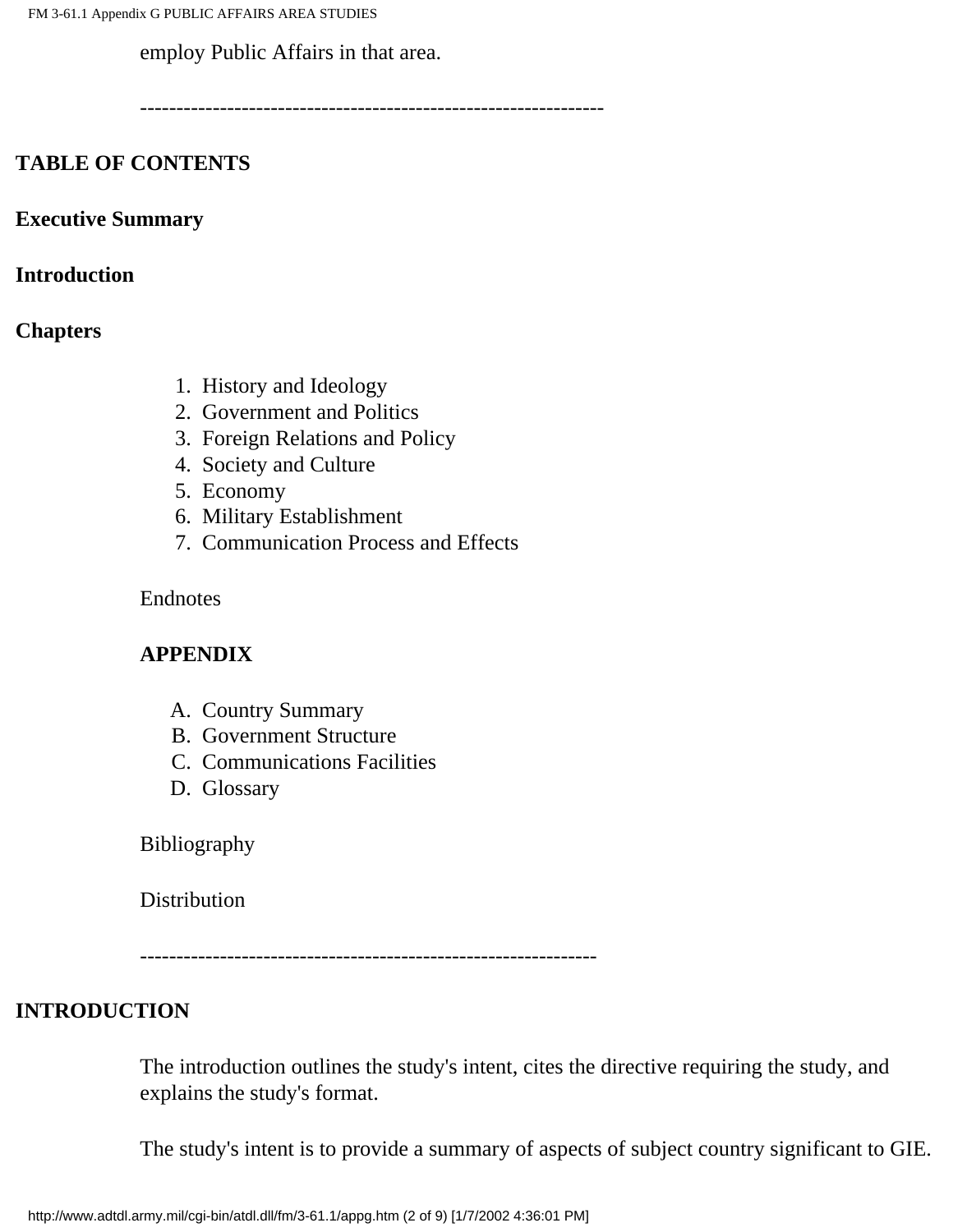employ Public Affairs in that area.

---

**TABLE OF CONTENTS**

**Executive Summary**

**Introduction**

**Chapters**

1. History and Ideology
2. Government and Politics
3. Foreign Relations and Policy
4. Society and Culture
5. Economy
6. Military Establishment
7. Communication Process and Effects

Endnotes

**APPENDIX**

A. Country Summary
B. Government Structure
C. Communications Facilities
D. Glossary

Bibliography

Distribution

---

**INTRODUCTION**

The introduction outlines the study's intent, cites the directive requiring the study, and explains the study's format.

The study's intent is to provide a summary of aspects of subject country significant to GIE.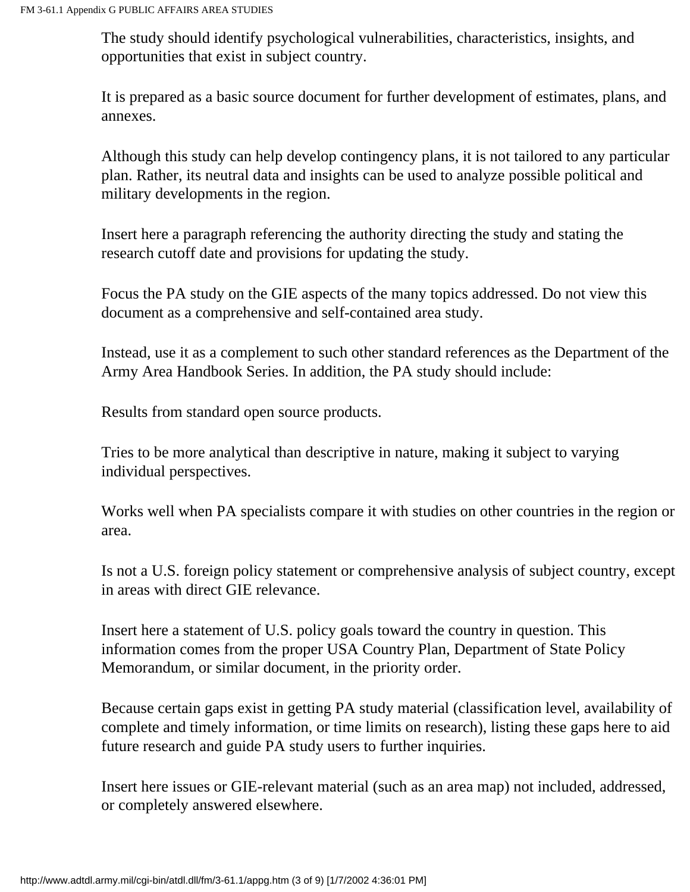The study should identify psychological vulnerabilities, characteristics, insights, and opportunities that exist in subject country.

It is prepared as a basic source document for further development of estimates, plans, and annexes.

Although this study can help develop contingency plans, it is not tailored to any particular plan. Rather, its neutral data and insights can be used to analyze possible political and military developments in the region.

Insert here a paragraph referencing the authority directing the study and stating the research cutoff date and provisions for updating the study.

Focus the PA study on the GIE aspects of the many topics addressed. Do not view this document as a comprehensive and self-contained area study.

Instead, use it as a complement to such other standard references as the Department of the Army Area Handbook Series. In addition, the PA study should include:

Results from standard open source products.

Tries to be more analytical than descriptive in nature, making it subject to varying individual perspectives.

Works well when PA specialists compare it with studies on other countries in the region or area.

Is not a U.S. foreign policy statement or comprehensive analysis of subject country, except in areas with direct GIE relevance.

Insert here a statement of U.S. policy goals toward the country in question. This information comes from the proper USA Country Plan, Department of State Policy Memorandum, or similar document, in the priority order.

Because certain gaps exist in getting PA study material (classification level, availability of complete and timely information, or time limits on research), listing these gaps here to aid future research and guide PA study users to further inquiries.

Insert here issues or GIE-relevant material (such as an area map) not included, addressed, or completely answered elsewhere.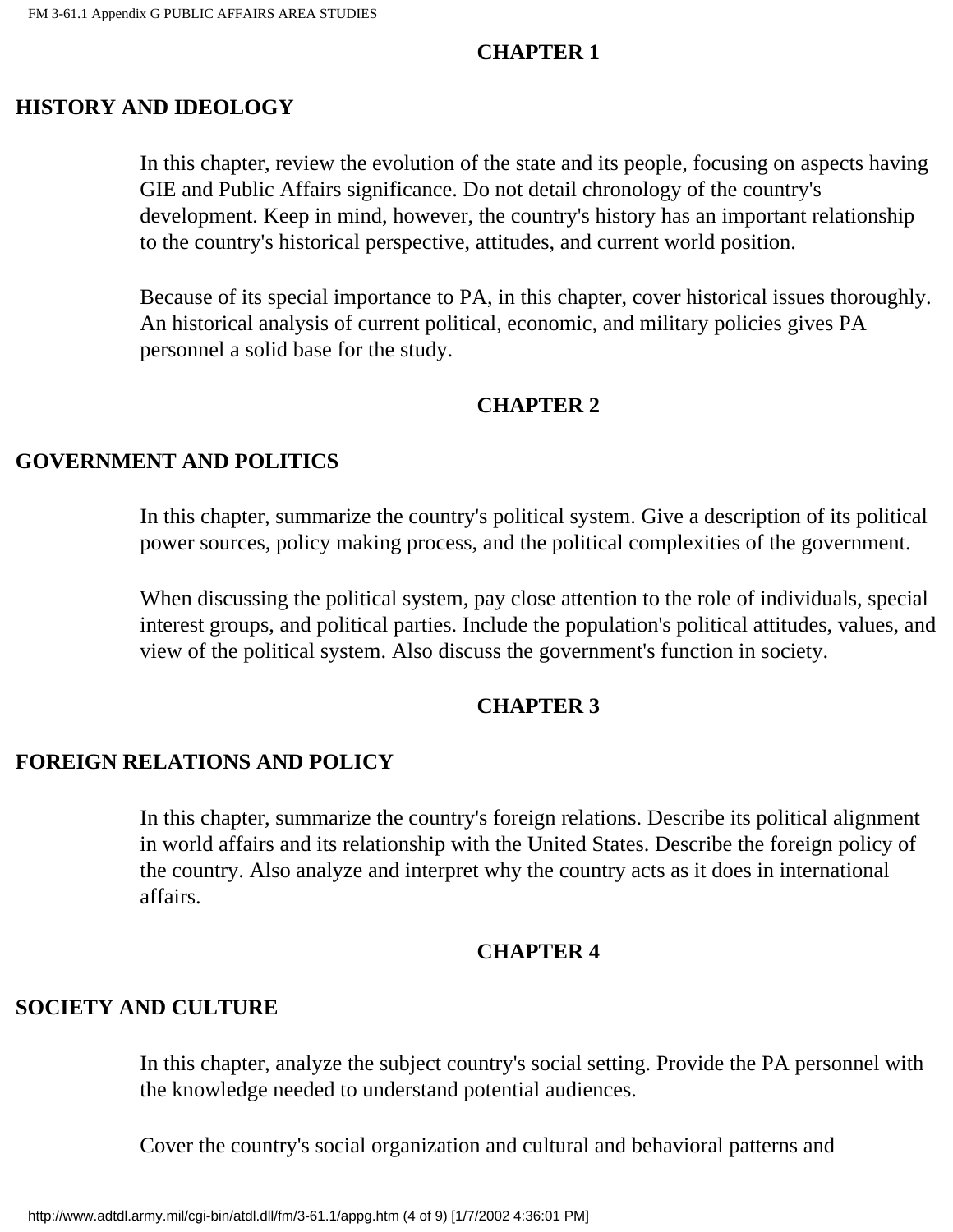## CHAPTER 1

### HISTORY AND IDEOLOGY

In this chapter, review the evolution of the state and its people, focusing on aspects having GIE and Public Affairs significance. Do not detail chronology of the country's development. Keep in mind, however, the country's history has an important relationship to the country's historical perspective, attitudes, and current world position.

Because of its special importance to PA, in this chapter, cover historical issues thoroughly. An historical analysis of current political, economic, and military policies gives PA personnel a solid base for the study.

## CHAPTER 2

### GOVERNMENT AND POLITICS

In this chapter, summarize the country's political system. Give a description of its political power sources, policy making process, and the political complexities of the government.

When discussing the political system, pay close attention to the role of individuals, special interest groups, and political parties. Include the population's political attitudes, values, and view of the political system. Also discuss the government's function in society.

## CHAPTER 3

### FOREIGN RELATIONS AND POLICY

In this chapter, summarize the country's foreign relations. Describe its political alignment in world affairs and its relationship with the United States. Describe the foreign policy of the country. Also analyze and interpret why the country acts as it does in international affairs.

## CHAPTER 4

### SOCIETY AND CULTURE

In this chapter, analyze the subject country's social setting. Provide the PA personnel with the knowledge needed to understand potential audiences.

Cover the country's social organization and cultural and behavioral patterns and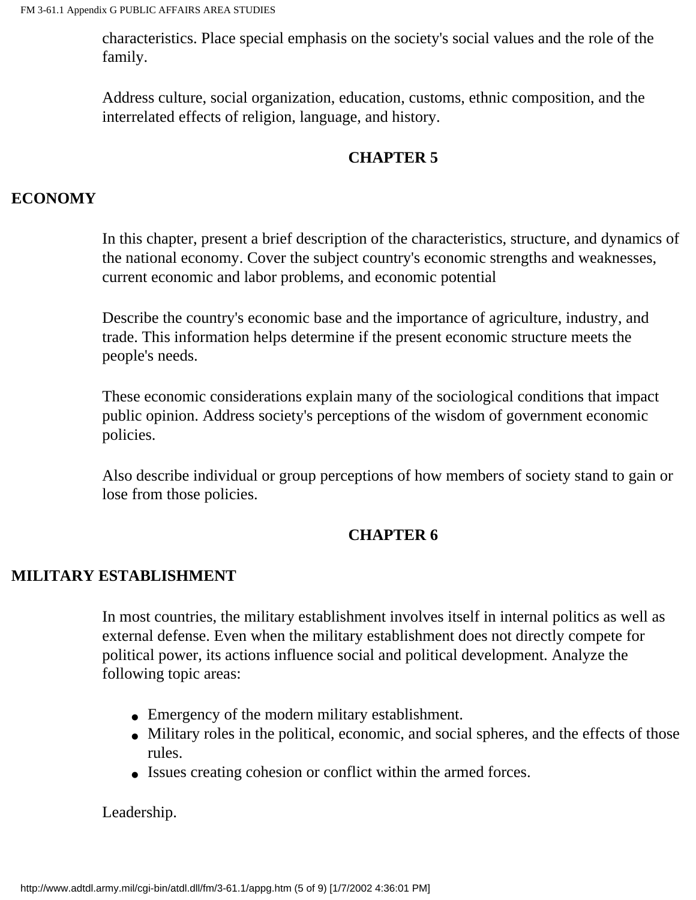characteristics. Place special emphasis on the society's social values and the role of the family.

Address culture, social organization, education, customs, ethnic composition, and the interrelated effects of religion, language, and history.

## CHAPTER 5

## ECONOMY

In this chapter, present a brief description of the characteristics, structure, and dynamics of the national economy. Cover the subject country's economic strengths and weaknesses, current economic and labor problems, and economic potential

Describe the country's economic base and the importance of agriculture, industry, and trade. This information helps determine if the present economic structure meets the people's needs.

These economic considerations explain many of the sociological conditions that impact public opinion. Address society's perceptions of the wisdom of government economic policies.

Also describe individual or group perceptions of how members of society stand to gain or lose from those policies.

## CHAPTER 6

## MILITARY ESTABLISHMENT

In most countries, the military establishment involves itself in internal politics as well as external defense. Even when the military establishment does not directly compete for political power, its actions influence social and political development. Analyze the following topic areas:

- Emergency of the modern military establishment.
- Military roles in the political, economic, and social spheres, and the effects of those rules.
- Issues creating cohesion or conflict within the armed forces.

Leadership.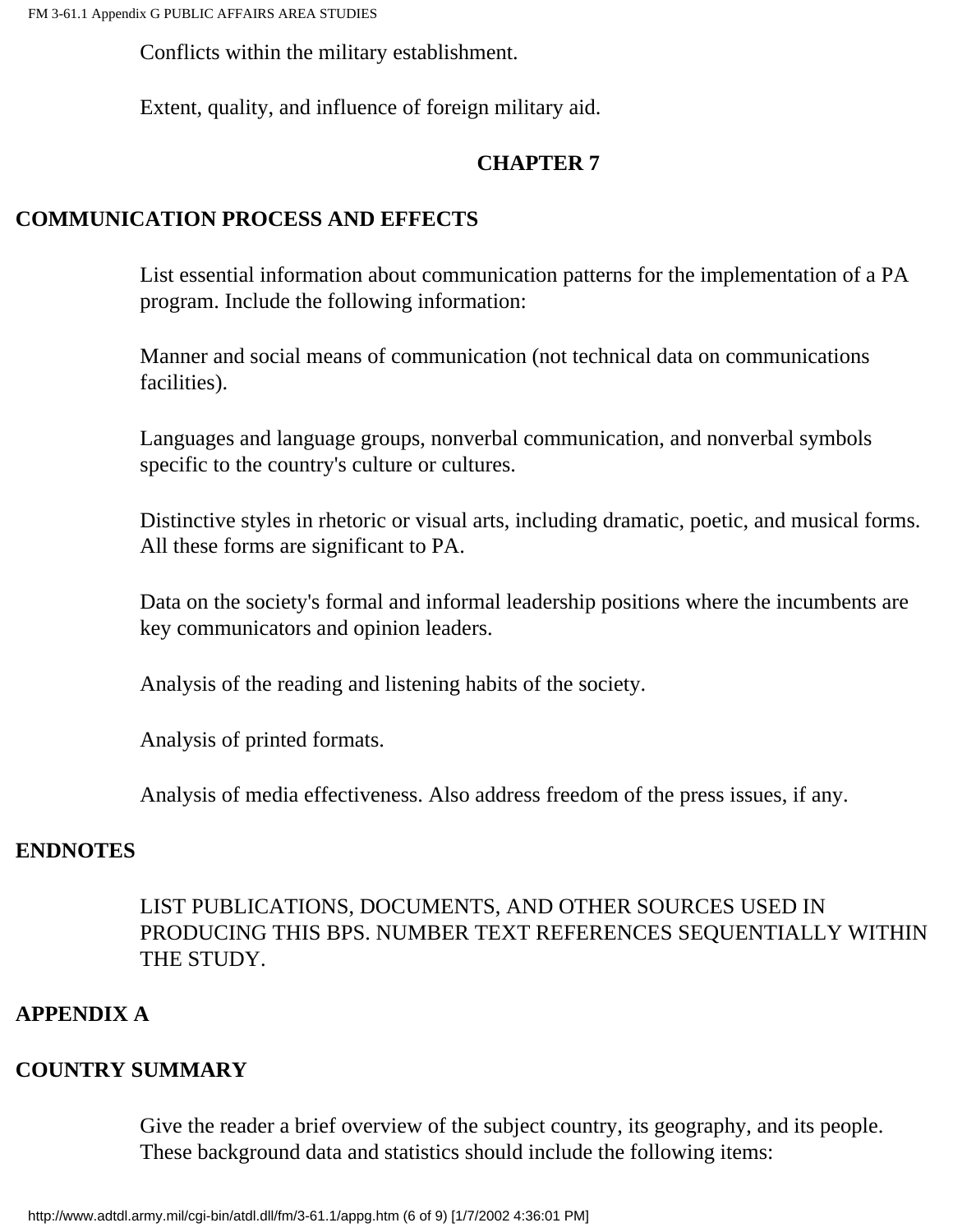Conflicts within the military establishment.

Extent, quality, and influence of foreign military aid.

## CHAPTER 7

### COMMUNICATION PROCESS AND EFFECTS

List essential information about communication patterns for the implementation of a PA program. Include the following information:

Manner and social means of communication (not technical data on communications facilities).

Languages and language groups, nonverbal communication, and nonverbal symbols specific to the country's culture or cultures.

Distinctive styles in rhetoric or visual arts, including dramatic, poetic, and musical forms. All these forms are significant to PA.

Data on the society's formal and informal leadership positions where the incumbents are key communicators and opinion leaders.

Analysis of the reading and listening habits of the society.

Analysis of printed formats.

Analysis of media effectiveness. Also address freedom of the press issues, if any.

### ENDNOTES

LIST PUBLICATIONS, DOCUMENTS, AND OTHER SOURCES USED IN PRODUCING THIS BPS. NUMBER TEXT REFERENCES SEQUENTIALLY WITHIN THE STUDY.

### APPENDIX A

### COUNTRY SUMMARY

Give the reader a brief overview of the subject country, its geography, and its people. These background data and statistics should include the following items: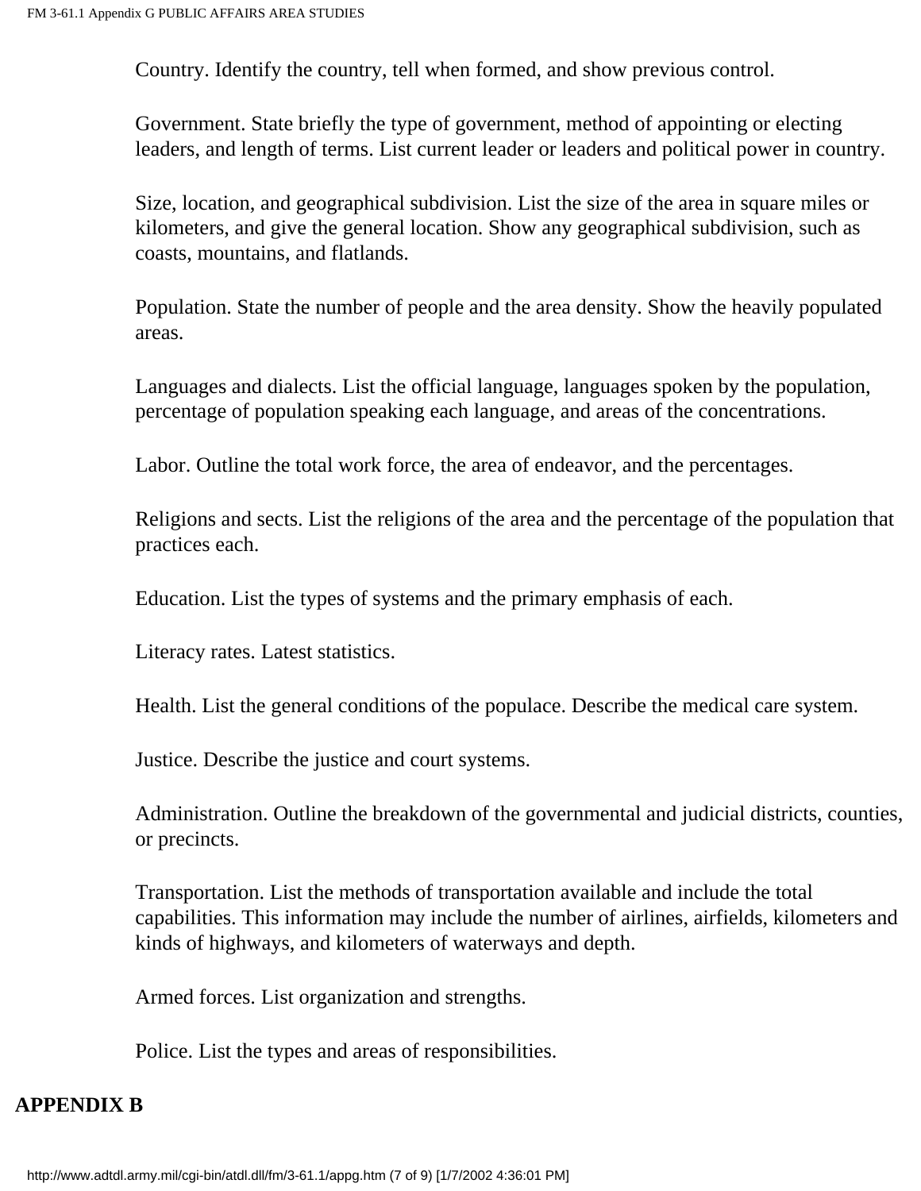Country. Identify the country, tell when formed, and show previous control.

Government. State briefly the type of government, method of appointing or electing leaders, and length of terms. List current leader or leaders and political power in country.

Size, location, and geographical subdivision. List the size of the area in square miles or kilometers, and give the general location. Show any geographical subdivision, such as coasts, mountains, and flatlands.

Population. State the number of people and the area density. Show the heavily populated areas.

Languages and dialects. List the official language, languages spoken by the population, percentage of population speaking each language, and areas of the concentrations.

Labor. Outline the total work force, the area of endeavor, and the percentages.

Religions and sects. List the religions of the area and the percentage of the population that practices each.

Education. List the types of systems and the primary emphasis of each.

Literacy rates. Latest statistics.

Health. List the general conditions of the populace. Describe the medical care system.

Justice. Describe the justice and court systems.

Administration. Outline the breakdown of the governmental and judicial districts, counties, or precincts.

Transportation. List the methods of transportation available and include the total capabilities. This information may include the number of airlines, airfields, kilometers and kinds of highways, and kilometers of waterways and depth.

Armed forces. List organization and strengths.

Police. List the types and areas of responsibilities.

**APPENDIX B**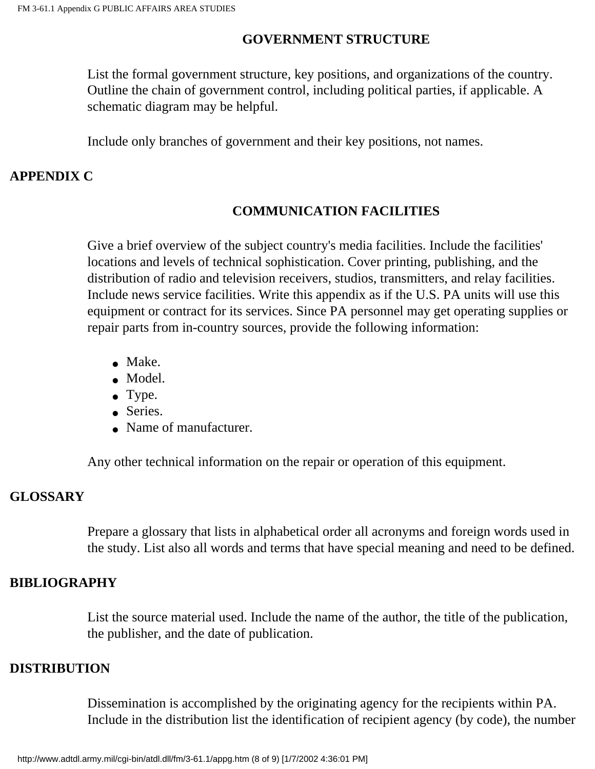### GOVERNMENT STRUCTURE

List the formal government structure, key positions, and organizations of the country. Outline the chain of government control, including political parties, if applicable. A schematic diagram may be helpful.

Include only branches of government and their key positions, not names.

## APPENDIX C

### COMMUNICATION FACILITIES

Give a brief overview of the subject country's media facilities. Include the facilities' locations and levels of technical sophistication. Cover printing, publishing, and the distribution of radio and television receivers, studios, transmitters, and relay facilities. Include news service facilities. Write this appendix as if the U.S. PA units will use this equipment or contract for its services. Since PA personnel may get operating supplies or repair parts from in-country sources, provide the following information:

- Make.
- Model.
- Type.
- Series.
- Name of manufacturer.

Any other technical information on the repair or operation of this equipment.

## GLOSSARY

Prepare a glossary that lists in alphabetical order all acronyms and foreign words used in the study. List also all words and terms that have special meaning and need to be defined.

## BIBLIOGRAPHY

List the source material used. Include the name of the author, the title of the publication, the publisher, and the date of publication.

## DISTRIBUTION

Dissemination is accomplished by the originating agency for the recipients within PA. Include in the distribution list the identification of recipient agency (by code), the number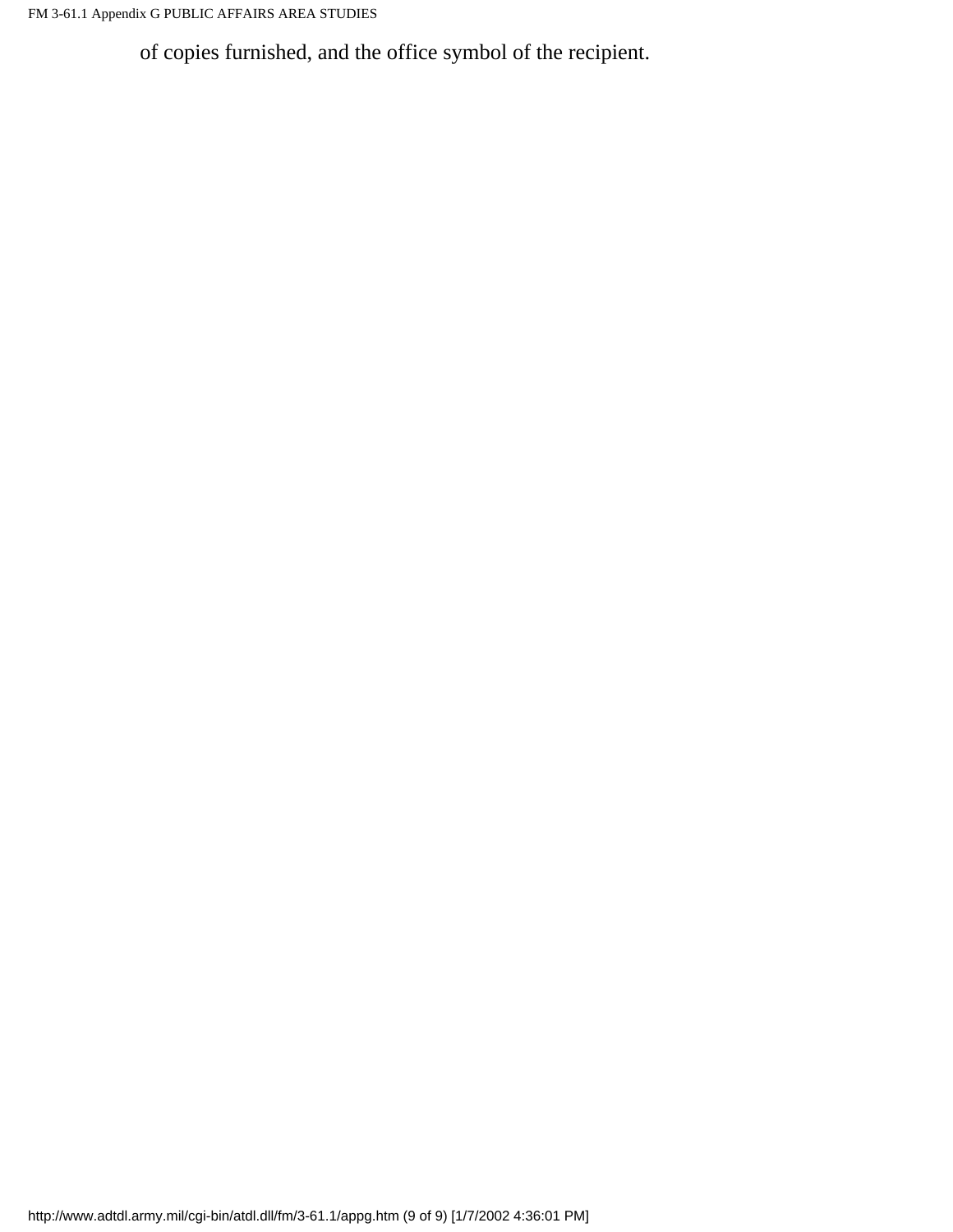of copies furnished, and the office symbol of the recipient.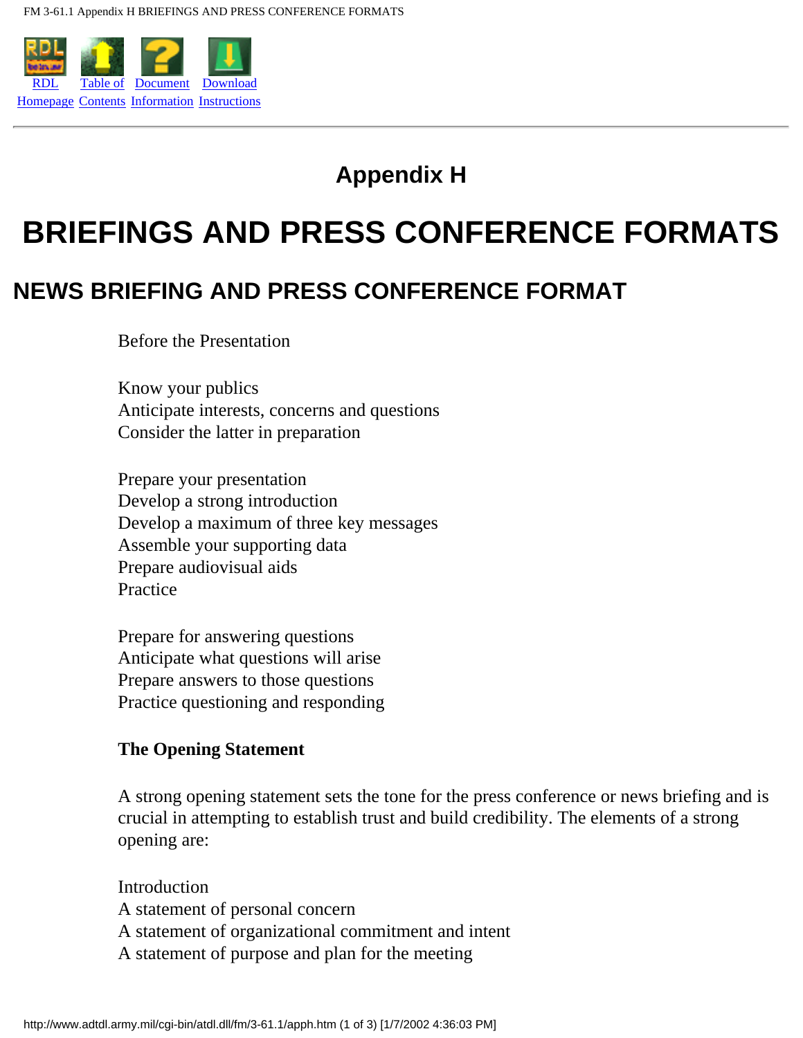# Appendix H

# BRIEFINGS AND PRESS CONFERENCE FORMATS

## NEWS BRIEFING AND PRESS CONFERENCE FORMAT

Before the Presentation

Know your publics
Anticipate interests, concerns and questions
Consider the latter in preparation

Prepare your presentation
Develop a strong introduction
Develop a maximum of three key messages
Assemble your supporting data
Prepare audiovisual aids
Practice

Prepare for answering questions
Anticipate what questions will arise
Prepare answers to those questions
Practice questioning and responding

**The Opening Statement**

A strong opening statement sets the tone for the press conference or news briefing and is crucial in attempting to establish trust and build credibility. The elements of a strong opening are:

Introduction
A statement of personal concern
A statement of organizational commitment and intent
A statement of purpose and plan for the meeting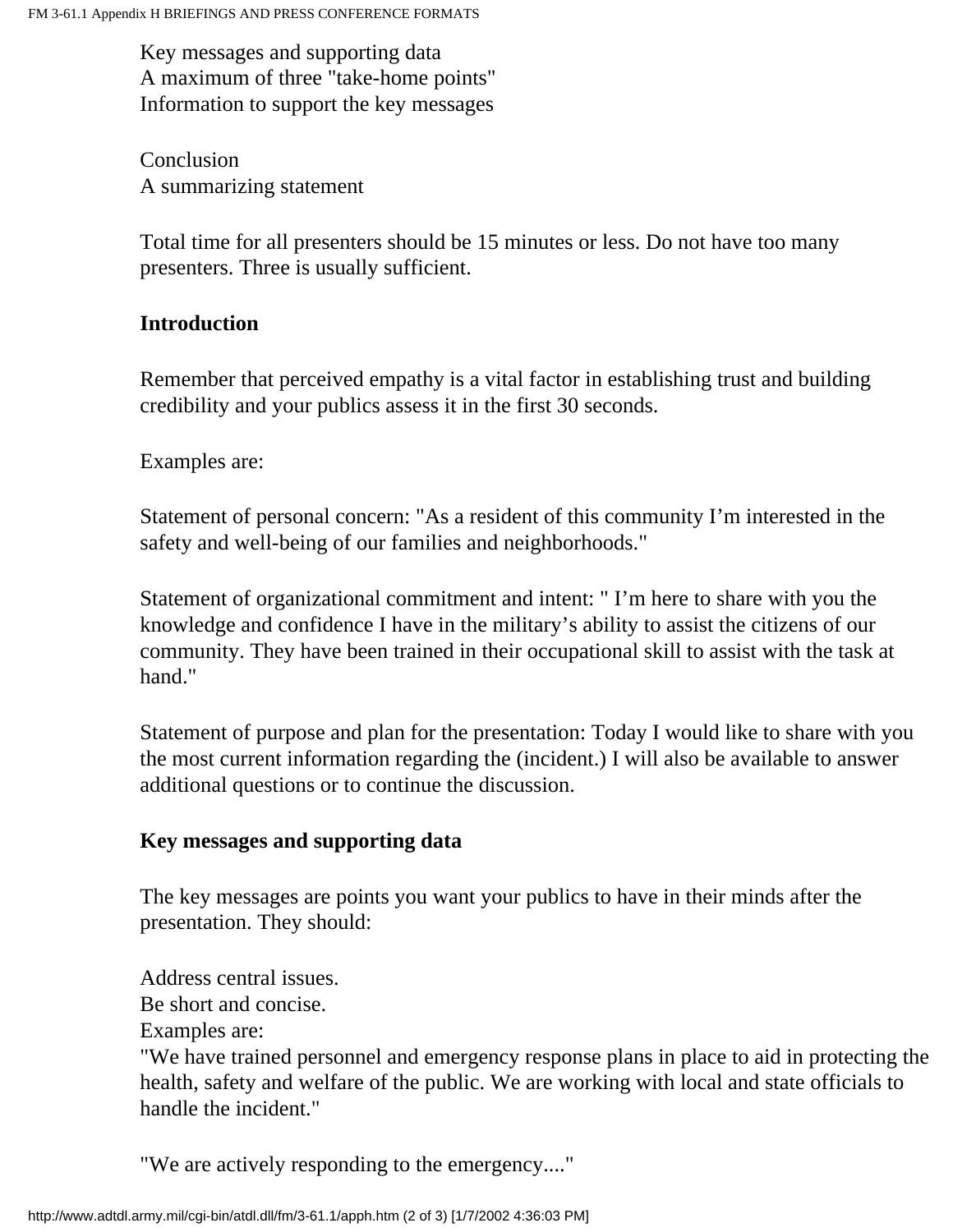Key messages and supporting data
A maximum of three "take-home points"
Information to support the key messages

Conclusion
A summarizing statement

Total time for all presenters should be 15 minutes or less. Do not have too many presenters. Three is usually sufficient.

**Introduction**

Remember that perceived empathy is a vital factor in establishing trust and building credibility and your publics assess it in the first 30 seconds.

Examples are:

Statement of personal concern: "As a resident of this community I'm interested in the safety and well-being of our families and neighborhoods."

Statement of organizational commitment and intent: " I'm here to share with you the knowledge and confidence I have in the military's ability to assist the citizens of our community. They have been trained in their occupational skill to assist with the task at hand."

Statement of purpose and plan for the presentation: Today I would like to share with you the most current information regarding the (incident.) I will also be available to answer additional questions or to continue the discussion.

**Key messages and supporting data**

The key messages are points you want your publics to have in their minds after the presentation. They should:

Address central issues.
Be short and concise.
Examples are:
"We have trained personnel and emergency response plans in place to aid in protecting the health, safety and welfare of the public. We are working with local and state officials to handle the incident."

"We are actively responding to the emergency...."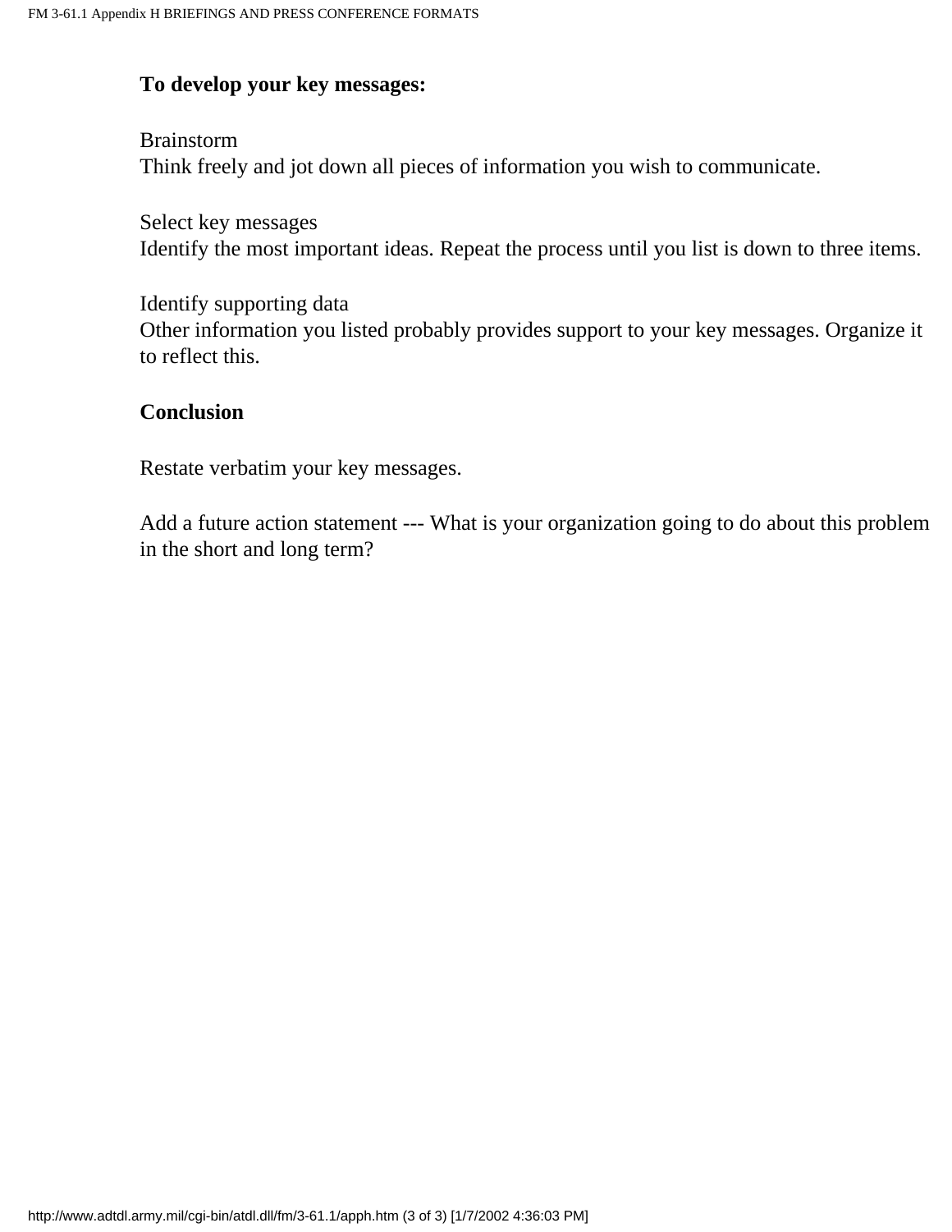**To develop your key messages:**

Brainstorm
Think freely and jot down all pieces of information you wish to communicate.

Select key messages
Identify the most important ideas. Repeat the process until you list is down to three items.

Identify supporting data
Other information you listed probably provides support to your key messages. Organize it to reflect this.

**Conclusion**

Restate verbatim your key messages.

Add a future action statement --- What is your organization going to do about this problem in the short and long term?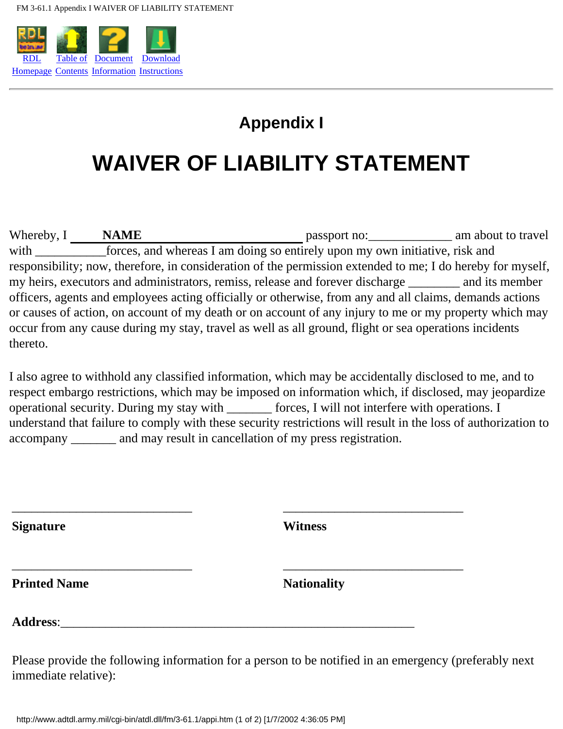# Appendix I

# WAIVER OF LIABILITY STATEMENT

Whereby, I **NAME** passport no:_____________ am about to travel with ___________forces, and whereas I am doing so entirely upon my own initiative, risk and responsibility; now, therefore, in consideration of the permission extended to me; I do hereby for myself, my heirs, executors and administrators, remiss, release and forever discharge ________ and its member officers, agents and employees acting officially or otherwise, from any and all claims, demands actions or causes of action, on account of my death or on account of any injury to me or my property which may occur from any cause during my stay, travel as well as all ground, flight or sea operations incidents thereto.

I also agree to withhold any classified information, which may be accidentally disclosed to me, and to respect embargo restrictions, which may be imposed on information which, if disclosed, may jeopardize operational security. During my stay with _______ forces, I will not interfere with operations. I understand that failure to comply with these security restrictions will result in the loss of authorization to accompany _______ and may result in cancellation of my press registration.

_____________________________ &nbsp;&nbsp;&nbsp;&nbsp; _____________________________

**Signature** &nbsp;&nbsp;&nbsp;&nbsp; **Witness**

_____________________________ &nbsp;&nbsp;&nbsp;&nbsp; _____________________________

**Printed Name** &nbsp;&nbsp;&nbsp;&nbsp; **Nationality**

**Address**:_________________________________________________________

Please provide the following information for a person to be notified in an emergency (preferably next immediate relative):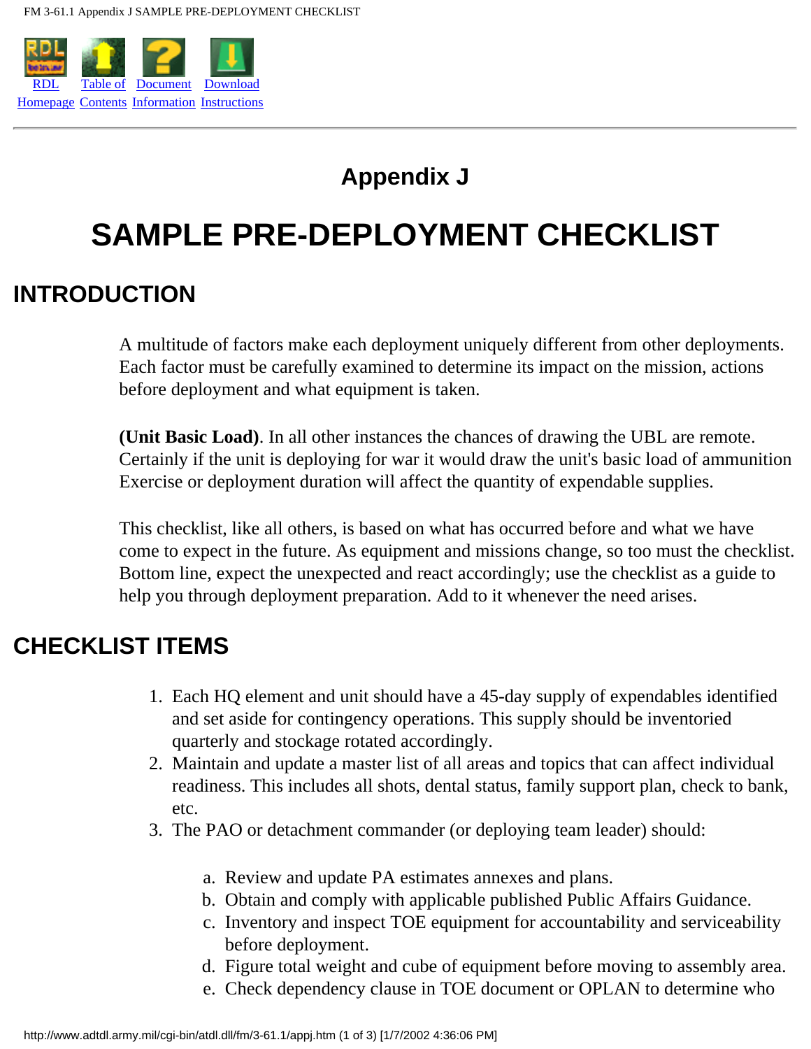RDL Homepage Table of Contents Document Information Download Instructions

# Appendix J

# SAMPLE PRE-DEPLOYMENT CHECKLIST

## INTRODUCTION

A multitude of factors make each deployment uniquely different from other deployments. Each factor must be carefully examined to determine its impact on the mission, actions before deployment and what equipment is taken.

**(Unit Basic Load)**. In all other instances the chances of drawing the UBL are remote. Certainly if the unit is deploying for war it would draw the unit's basic load of ammunition Exercise or deployment duration will affect the quantity of expendable supplies.

This checklist, like all others, is based on what has occurred before and what we have come to expect in the future. As equipment and missions change, so too must the checklist. Bottom line, expect the unexpected and react accordingly; use the checklist as a guide to help you through deployment preparation. Add to it whenever the need arises.

## CHECKLIST ITEMS

1. Each HQ element and unit should have a 45-day supply of expendables identified and set aside for contingency operations. This supply should be inventoried quarterly and stockage rotated accordingly.
2. Maintain and update a master list of all areas and topics that can affect individual readiness. This includes all shots, dental status, family support plan, check to bank, etc.
3. The PAO or detachment commander (or deploying team leader) should:

   a. Review and update PA estimates annexes and plans.
   b. Obtain and comply with applicable published Public Affairs Guidance.
   c. Inventory and inspect TOE equipment for accountability and serviceability before deployment.
   d. Figure total weight and cube of equipment before moving to assembly area.
   e. Check dependency clause in TOE document or OPLAN to determine who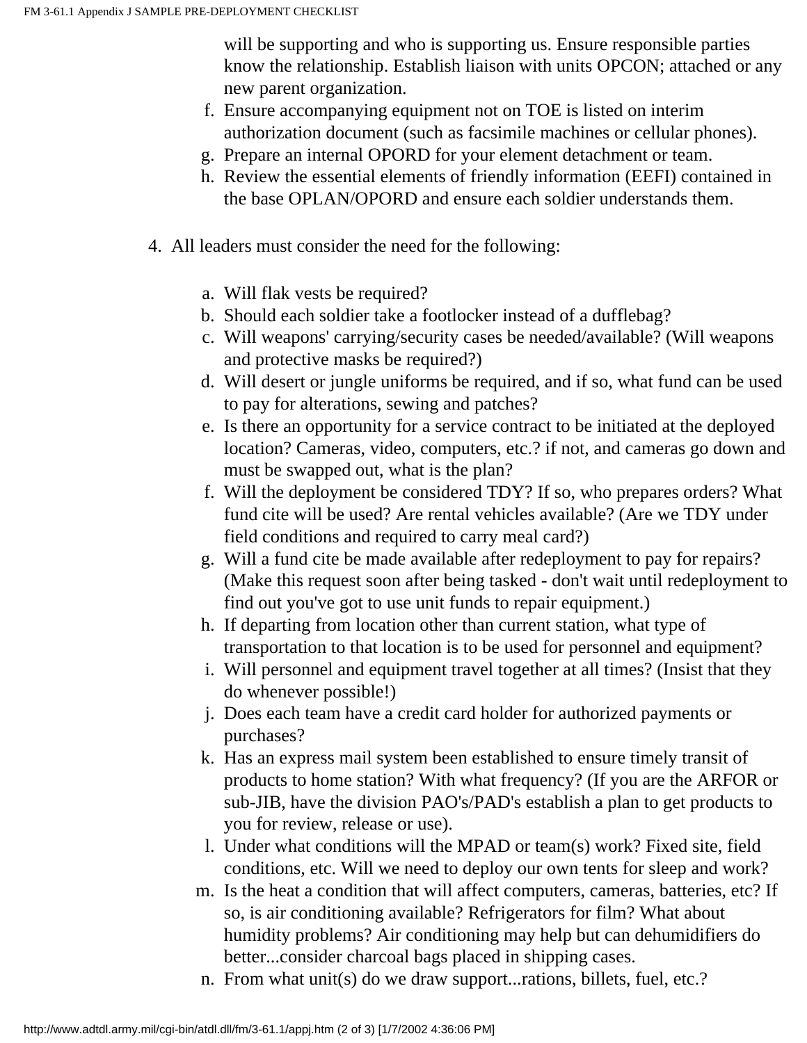will be supporting and who is supporting us. Ensure responsible parties know the relationship. Establish liaison with units OPCON; attached or any new parent organization.

f. Ensure accompanying equipment not on TOE is listed on interim authorization document (such as facsimile machines or cellular phones).
g. Prepare an internal OPORD for your element detachment or team.
h. Review the essential elements of friendly information (EEFI) contained in the base OPLAN/OPORD and ensure each soldier understands them.

4. All leaders must consider the need for the following:

   a. Will flak vests be required?
   b. Should each soldier take a footlocker instead of a dufflebag?
   c. Will weapons' carrying/security cases be needed/available? (Will weapons and protective masks be required?)
   d. Will desert or jungle uniforms be required, and if so, what fund can be used to pay for alterations, sewing and patches?
   e. Is there an opportunity for a service contract to be initiated at the deployed location? Cameras, video, computers, etc.? if not, and cameras go down and must be swapped out, what is the plan?
   f. Will the deployment be considered TDY? If so, who prepares orders? What fund cite will be used? Are rental vehicles available? (Are we TDY under field conditions and required to carry meal card?)
   g. Will a fund cite be made available after redeployment to pay for repairs? (Make this request soon after being tasked - don't wait until redeployment to find out you've got to use unit funds to repair equipment.)
   h. If departing from location other than current station, what type of transportation to that location is to be used for personnel and equipment?
   i. Will personnel and equipment travel together at all times? (Insist that they do whenever possible!)
   j. Does each team have a credit card holder for authorized payments or purchases?
   k. Has an express mail system been established to ensure timely transit of products to home station? With what frequency? (If you are the ARFOR or sub-JIB, have the division PAO's/PAD's establish a plan to get products to you for review, release or use).
   l. Under what conditions will the MPAD or team(s) work? Fixed site, field conditions, etc. Will we need to deploy our own tents for sleep and work?
   m. Is the heat a condition that will affect computers, cameras, batteries, etc? If so, is air conditioning available? Refrigerators for film? What about humidity problems? Air conditioning may help but can dehumidifiers do better...consider charcoal bags placed in shipping cases.
   n. From what unit(s) do we draw support...rations, billets, fuel, etc.?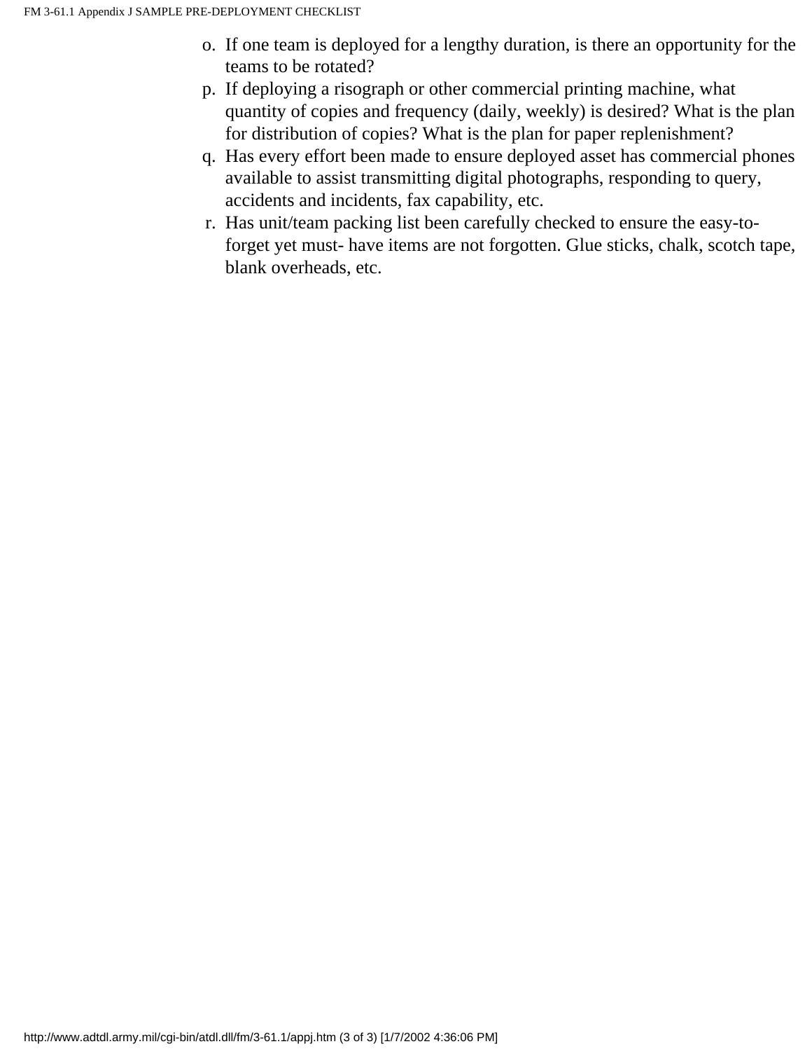o. If one team is deployed for a lengthy duration, is there an opportunity for the teams to be rotated?
p. If deploying a risograph or other commercial printing machine, what quantity of copies and frequency (daily, weekly) is desired? What is the plan for distribution of copies? What is the plan for paper replenishment?
q. Has every effort been made to ensure deployed asset has commercial phones available to assist transmitting digital photographs, responding to query, accidents and incidents, fax capability, etc.
r. Has unit/team packing list been carefully checked to ensure the easy-to-forget yet must- have items are not forgotten. Glue sticks, chalk, scotch tape, blank overheads, etc.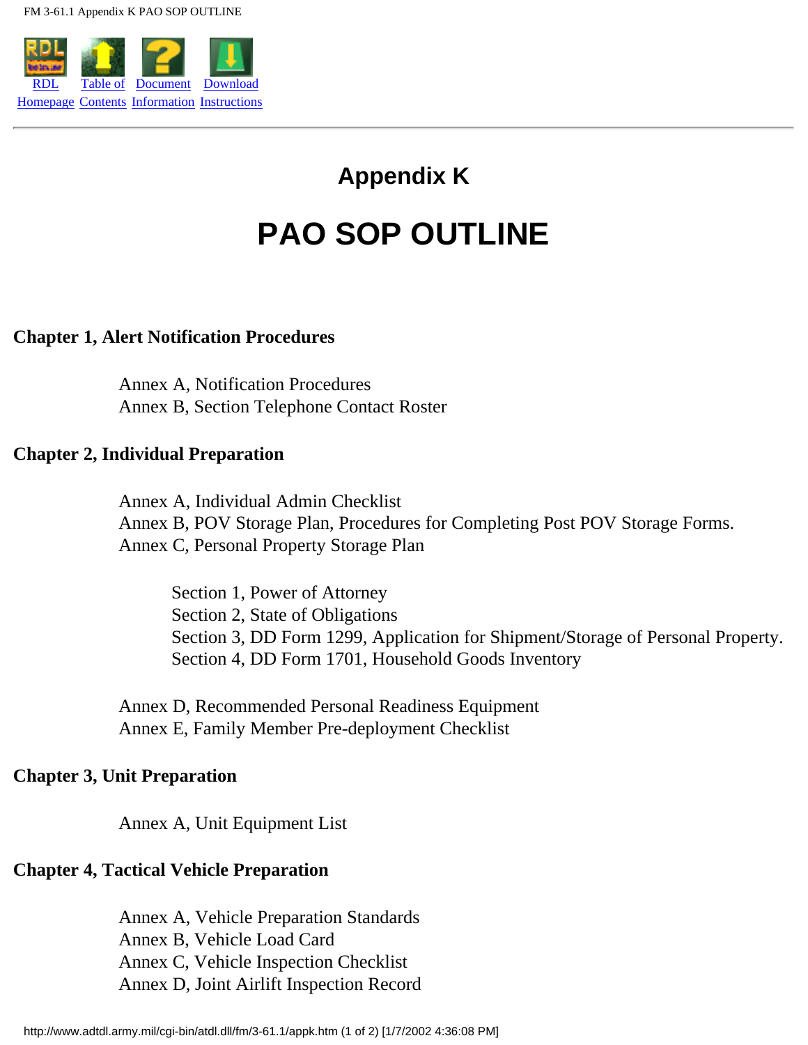# Appendix K

# PAO SOP OUTLINE

**Chapter 1, Alert Notification Procedures**

- Annex A, Notification Procedures
- Annex B, Section Telephone Contact Roster

**Chapter 2, Individual Preparation**

- Annex A, Individual Admin Checklist
- Annex B, POV Storage Plan, Procedures for Completing Post POV Storage Forms.
- Annex C, Personal Property Storage Plan
    - Section 1, Power of Attorney
    - Section 2, State of Obligations
    - Section 3, DD Form 1299, Application for Shipment/Storage of Personal Property.
    - Section 4, DD Form 1701, Household Goods Inventory
- Annex D, Recommended Personal Readiness Equipment
- Annex E, Family Member Pre-deployment Checklist

**Chapter 3, Unit Preparation**

- Annex A, Unit Equipment List

**Chapter 4, Tactical Vehicle Preparation**

- Annex A, Vehicle Preparation Standards
- Annex B, Vehicle Load Card
- Annex C, Vehicle Inspection Checklist
- Annex D, Joint Airlift Inspection Record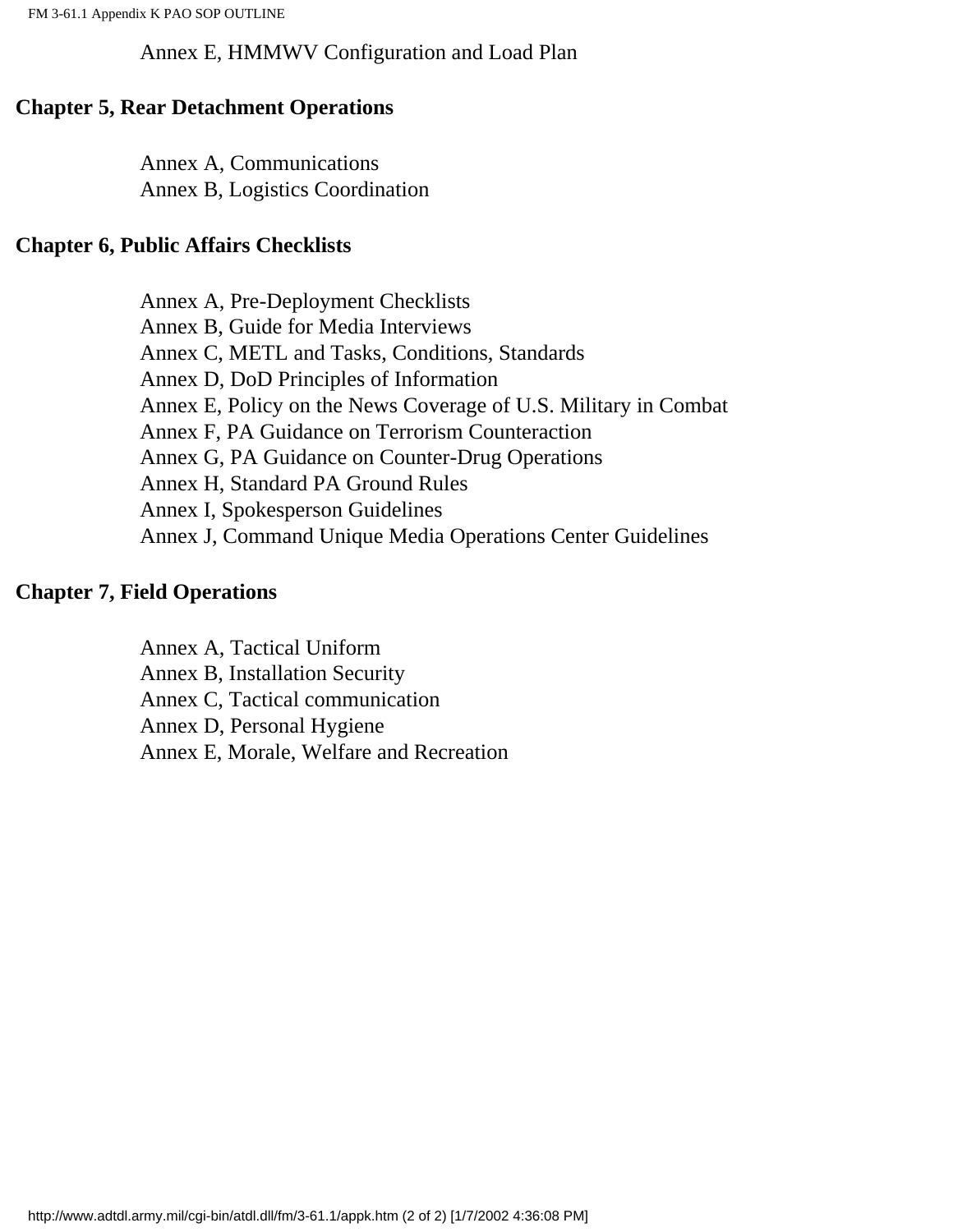Annex E, HMMWV Configuration and Load Plan

**Chapter 5, Rear Detachment Operations**

Annex A, Communications
Annex B, Logistics Coordination

**Chapter 6, Public Affairs Checklists**

Annex A, Pre-Deployment Checklists
Annex B, Guide for Media Interviews
Annex C, METL and Tasks, Conditions, Standards
Annex D, DoD Principles of Information
Annex E, Policy on the News Coverage of U.S. Military in Combat
Annex F, PA Guidance on Terrorism Counteraction
Annex G, PA Guidance on Counter-Drug Operations
Annex H, Standard PA Ground Rules
Annex I, Spokesperson Guidelines
Annex J, Command Unique Media Operations Center Guidelines

**Chapter 7, Field Operations**

Annex A, Tactical Uniform
Annex B, Installation Security
Annex C, Tactical communication
Annex D, Personal Hygiene
Annex E, Morale, Welfare and Recreation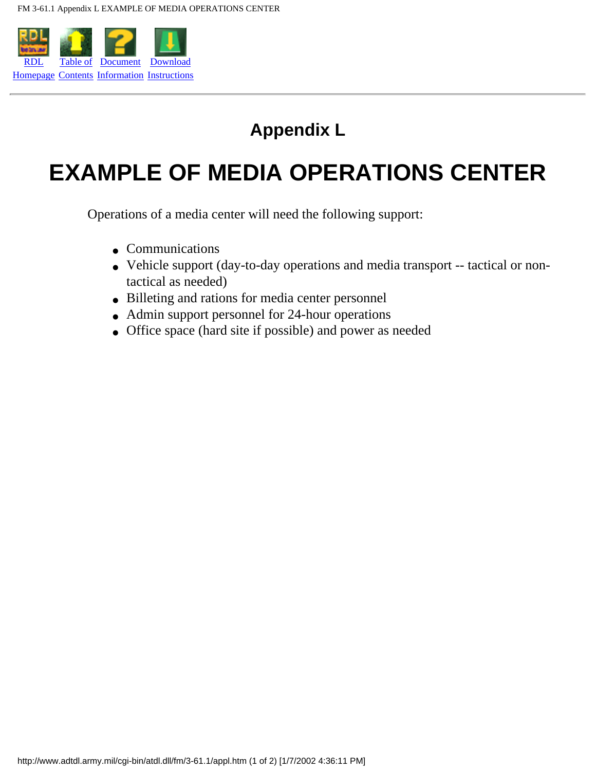# Appendix L

# EXAMPLE OF MEDIA OPERATIONS CENTER

Operations of a media center will need the following support:

- Communications
- Vehicle support (day-to-day operations and media transport -- tactical or non-tactical as needed)
- Billeting and rations for media center personnel
- Admin support personnel for 24-hour operations
- Office space (hard site if possible) and power as needed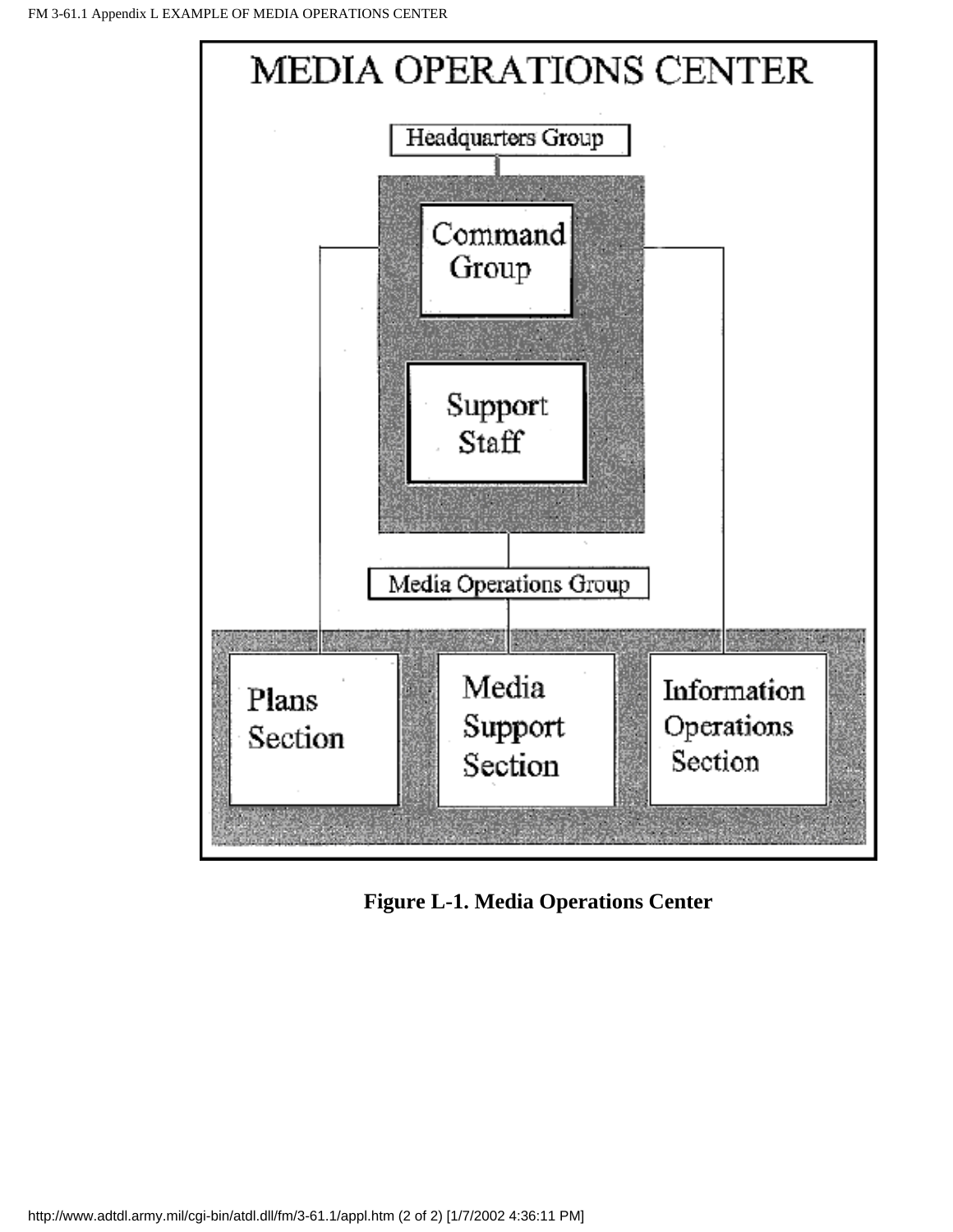MEDIA OPERATIONS CENTER

Headquarters Group

Command Group

Support Staff

Media Operations Group

Plans Section

Media Support Section

Information Operations Section

**Figure L-1. Media Operations Center**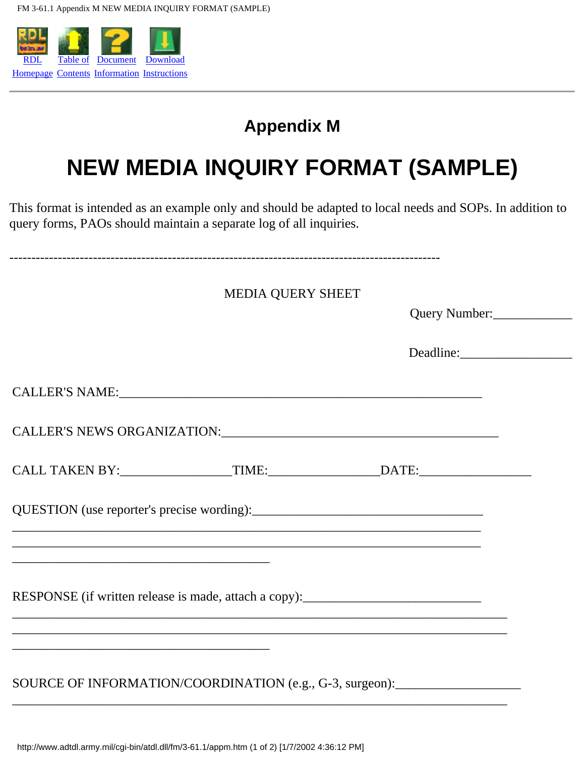# Appendix M

# NEW MEDIA INQUIRY FORMAT (SAMPLE)

This format is intended as an example only and should be adapted to local needs and SOPs. In addition to query forms, PAOs should maintain a separate log of all inquiries.

-----------------------------------------------------------------------------------------------

MEDIA QUERY SHEET

Query Number:____________

Deadline:_________________

CALLER'S NAME:_______________________________________________________

CALLER'S NEWS ORGANIZATION:__________________________________________

CALL TAKEN BY:________________TIME:________________DATE:________________

QUESTION (use reporter's precise wording):___________________________________
______________________________________________________________________
______________________________________________________________________
_______________________________________

RESPONSE (if written release is made, attach a copy):__________________________
__________________________________________________________________________
__________________________________________________________________________
_______________________________________

SOURCE OF INFORMATION/COORDINATION (e.g., G-3, surgeon):__________________
__________________________________________________________________________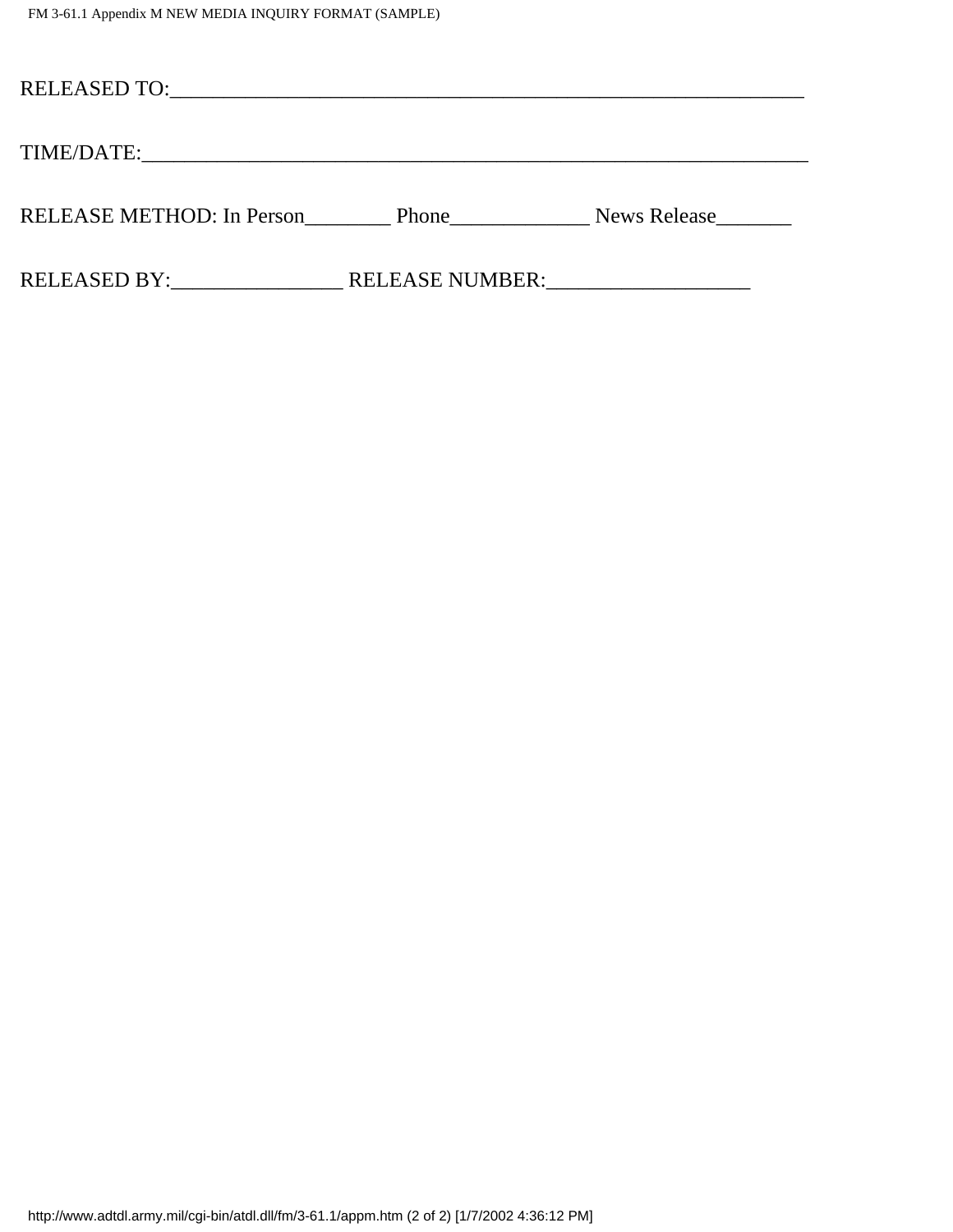RELEASED TO:_______________________________________________________________

TIME/DATE:_________________________________________________________________

RELEASE METHOD: In Person________ Phone_____________ News Release_______

RELEASED BY:________________ RELEASE NUMBER:___________________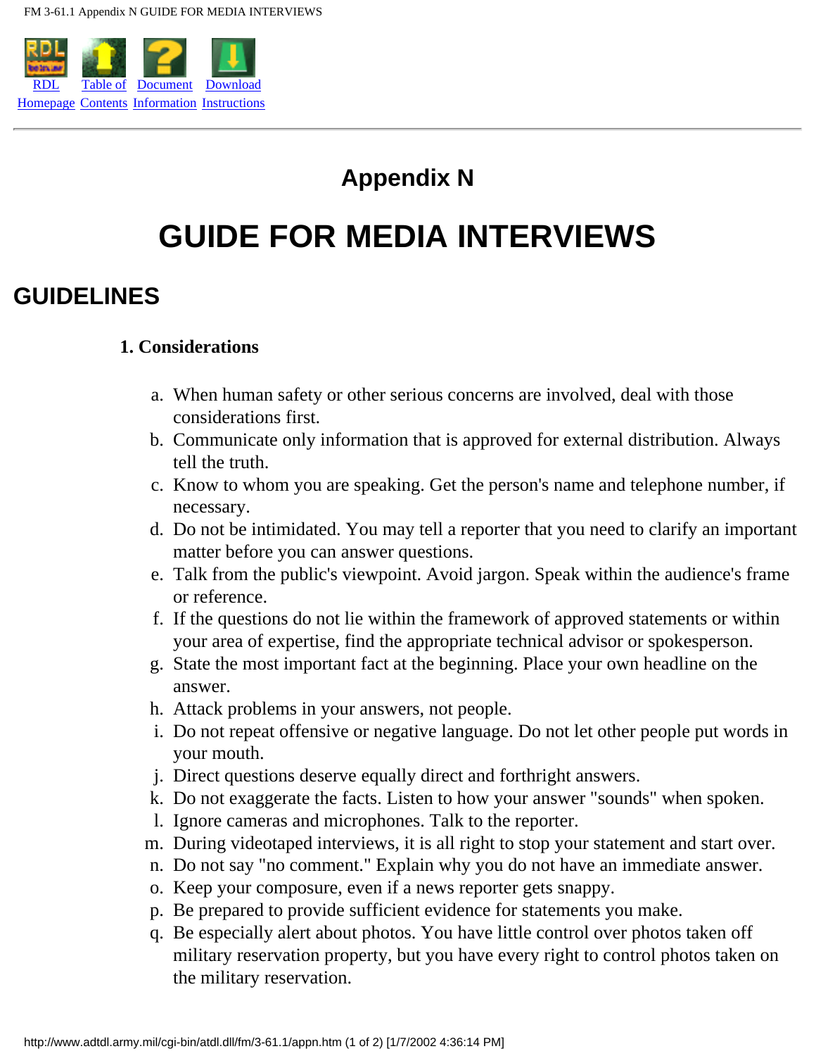# Appendix N

# GUIDE FOR MEDIA INTERVIEWS

## GUIDELINES

### 1. Considerations

a. When human safety or other serious concerns are involved, deal with those considerations first.
b. Communicate only information that is approved for external distribution. Always tell the truth.
c. Know to whom you are speaking. Get the person's name and telephone number, if necessary.
d. Do not be intimidated. You may tell a reporter that you need to clarify an important matter before you can answer questions.
e. Talk from the public's viewpoint. Avoid jargon. Speak within the audience's frame or reference.
f. If the questions do not lie within the framework of approved statements or within your area of expertise, find the appropriate technical advisor or spokesperson.
g. State the most important fact at the beginning. Place your own headline on the answer.
h. Attack problems in your answers, not people.
i. Do not repeat offensive or negative language. Do not let other people put words in your mouth.
j. Direct questions deserve equally direct and forthright answers.
k. Do not exaggerate the facts. Listen to how your answer "sounds" when spoken.
l. Ignore cameras and microphones. Talk to the reporter.
m. During videotaped interviews, it is all right to stop your statement and start over.
n. Do not say "no comment." Explain why you do not have an immediate answer.
o. Keep your composure, even if a news reporter gets snappy.
p. Be prepared to provide sufficient evidence for statements you make.
q. Be especially alert about photos. You have little control over photos taken off military reservation property, but you have every right to control photos taken on the military reservation.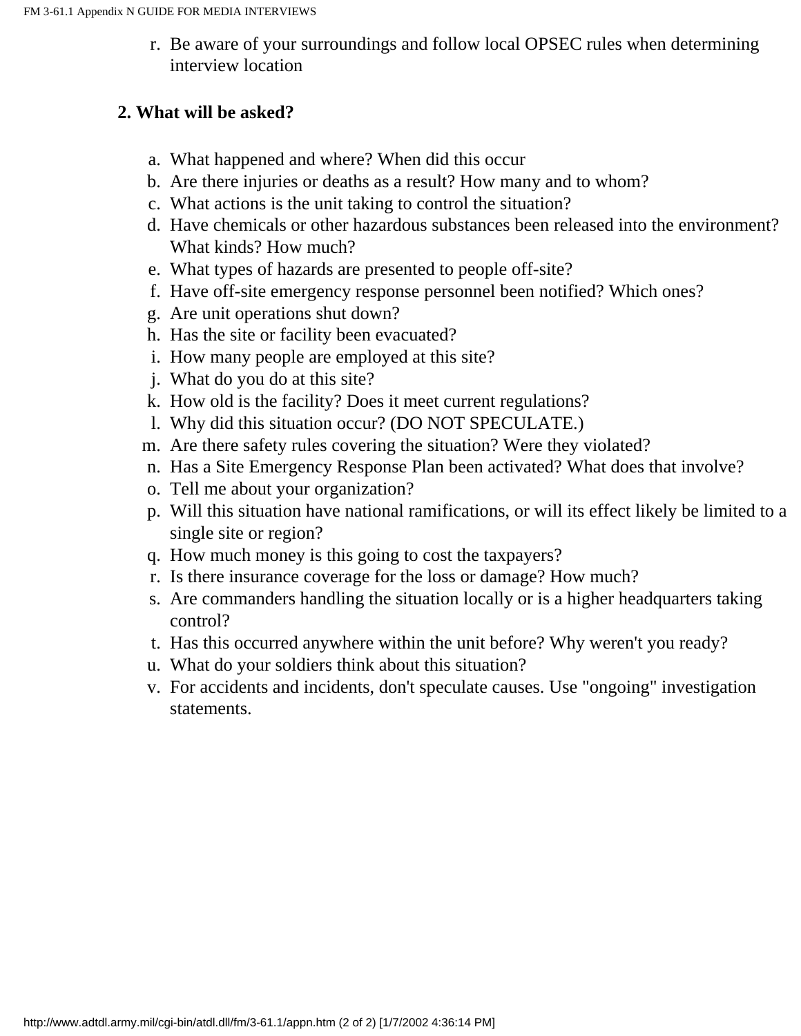r. Be aware of your surroundings and follow local OPSEC rules when determining interview location

**2. What will be asked?**

a. What happened and where? When did this occur
b. Are there injuries or deaths as a result? How many and to whom?
c. What actions is the unit taking to control the situation?
d. Have chemicals or other hazardous substances been released into the environment? What kinds? How much?
e. What types of hazards are presented to people off-site?
f. Have off-site emergency response personnel been notified? Which ones?
g. Are unit operations shut down?
h. Has the site or facility been evacuated?
i. How many people are employed at this site?
j. What do you do at this site?
k. How old is the facility? Does it meet current regulations?
l. Why did this situation occur? (DO NOT SPECULATE.)
m. Are there safety rules covering the situation? Were they violated?
n. Has a Site Emergency Response Plan been activated? What does that involve?
o. Tell me about your organization?
p. Will this situation have national ramifications, or will its effect likely be limited to a single site or region?
q. How much money is this going to cost the taxpayers?
r. Is there insurance coverage for the loss or damage? How much?
s. Are commanders handling the situation locally or is a higher headquarters taking control?
t. Has this occurred anywhere within the unit before? Why weren't you ready?
u. What do your soldiers think about this situation?
v. For accidents and incidents, don't speculate causes. Use "ongoing" investigation statements.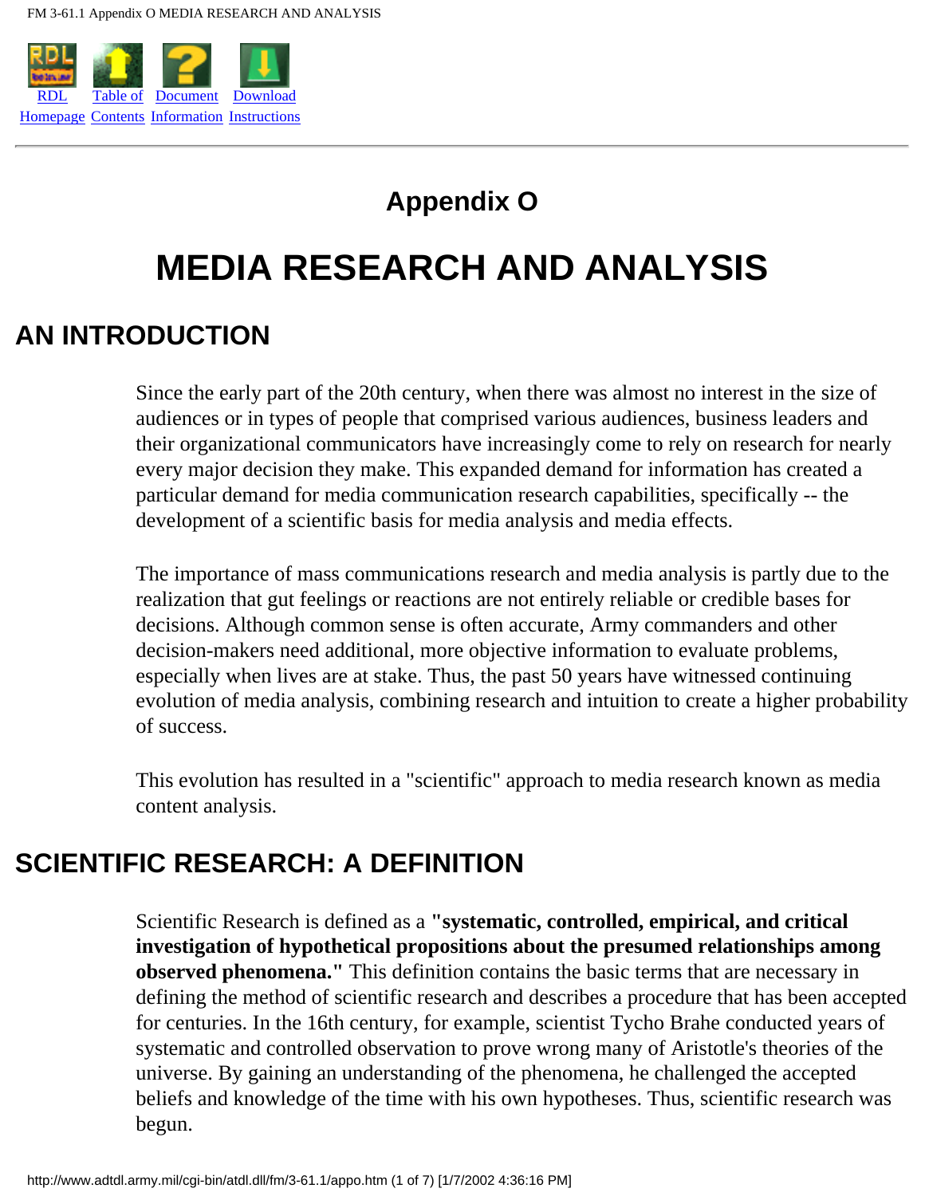# Appendix O

# MEDIA RESEARCH AND ANALYSIS

## AN INTRODUCTION

Since the early part of the 20th century, when there was almost no interest in the size of audiences or in types of people that comprised various audiences, business leaders and their organizational communicators have increasingly come to rely on research for nearly every major decision they make. This expanded demand for information has created a particular demand for media communication research capabilities, specifically -- the development of a scientific basis for media analysis and media effects.

The importance of mass communications research and media analysis is partly due to the realization that gut feelings or reactions are not entirely reliable or credible bases for decisions. Although common sense is often accurate, Army commanders and other decision-makers need additional, more objective information to evaluate problems, especially when lives are at stake. Thus, the past 50 years have witnessed continuing evolution of media analysis, combining research and intuition to create a higher probability of success.

This evolution has resulted in a "scientific" approach to media research known as media content analysis.

## SCIENTIFIC RESEARCH: A DEFINITION

Scientific Research is defined as a **"systematic, controlled, empirical, and critical investigation of hypothetical propositions about the presumed relationships among observed phenomena."** This definition contains the basic terms that are necessary in defining the method of scientific research and describes a procedure that has been accepted for centuries. In the 16th century, for example, scientist Tycho Brahe conducted years of systematic and controlled observation to prove wrong many of Aristotle's theories of the universe. By gaining an understanding of the phenomena, he challenged the accepted beliefs and knowledge of the time with his own hypotheses. Thus, scientific research was begun.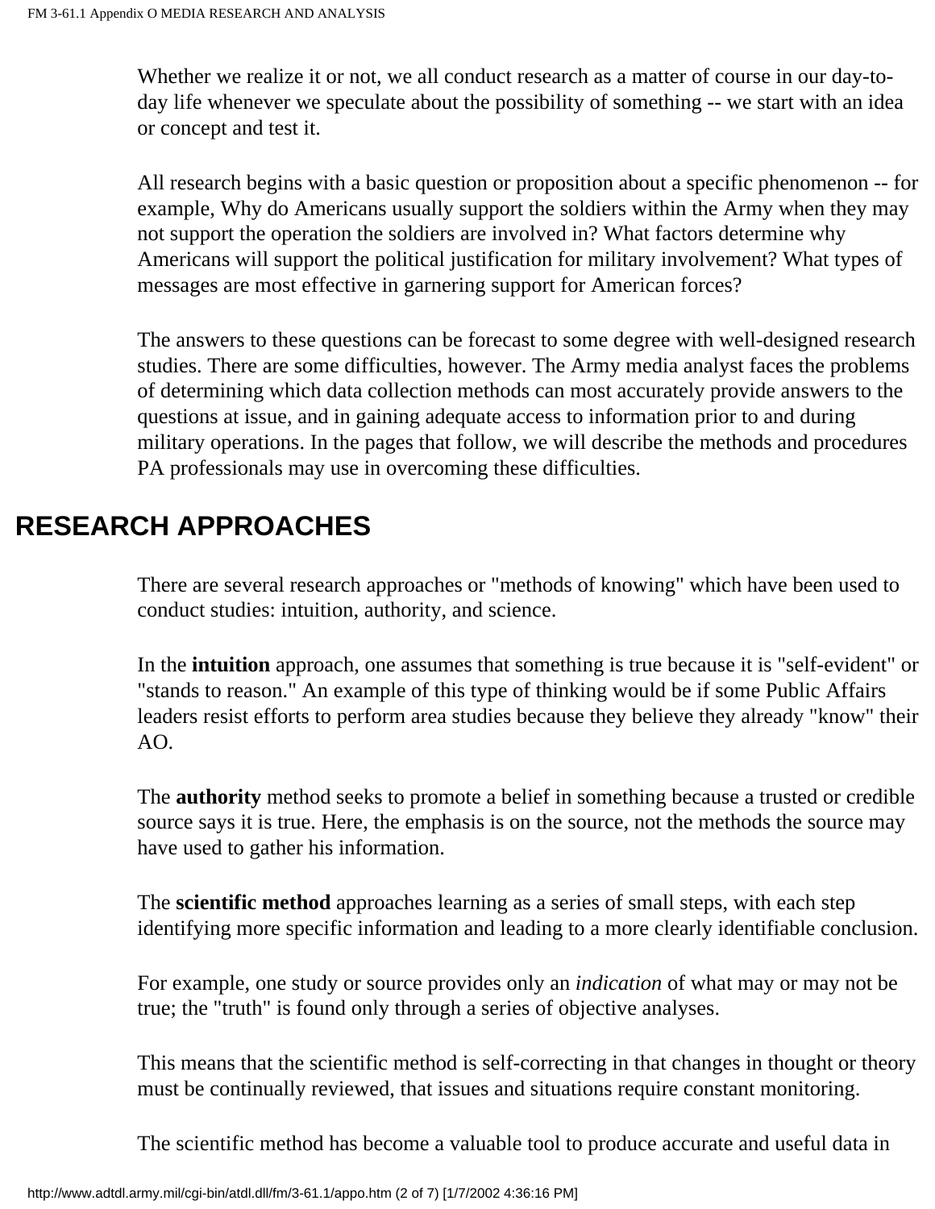Whether we realize it or not, we all conduct research as a matter of course in our day-to-day life whenever we speculate about the possibility of something -- we start with an idea or concept and test it.

All research begins with a basic question or proposition about a specific phenomenon -- for example, Why do Americans usually support the soldiers within the Army when they may not support the operation the soldiers are involved in? What factors determine why Americans will support the political justification for military involvement? What types of messages are most effective in garnering support for American forces?

The answers to these questions can be forecast to some degree with well-designed research studies. There are some difficulties, however. The Army media analyst faces the problems of determining which data collection methods can most accurately provide answers to the questions at issue, and in gaining adequate access to information prior to and during military operations. In the pages that follow, we will describe the methods and procedures PA professionals may use in overcoming these difficulties.

## RESEARCH APPROACHES

There are several research approaches or "methods of knowing" which have been used to conduct studies: intuition, authority, and science.

In the **intuition** approach, one assumes that something is true because it is "self-evident" or "stands to reason." An example of this type of thinking would be if some Public Affairs leaders resist efforts to perform area studies because they believe they already "know" their AO.

The **authority** method seeks to promote a belief in something because a trusted or credible source says it is true. Here, the emphasis is on the source, not the methods the source may have used to gather his information.

The **scientific method** approaches learning as a series of small steps, with each step identifying more specific information and leading to a more clearly identifiable conclusion.

For example, one study or source provides only an *indication* of what may or may not be true; the "truth" is found only through a series of objective analyses.

This means that the scientific method is self-correcting in that changes in thought or theory must be continually reviewed, that issues and situations require constant monitoring.

The scientific method has become a valuable tool to produce accurate and useful data in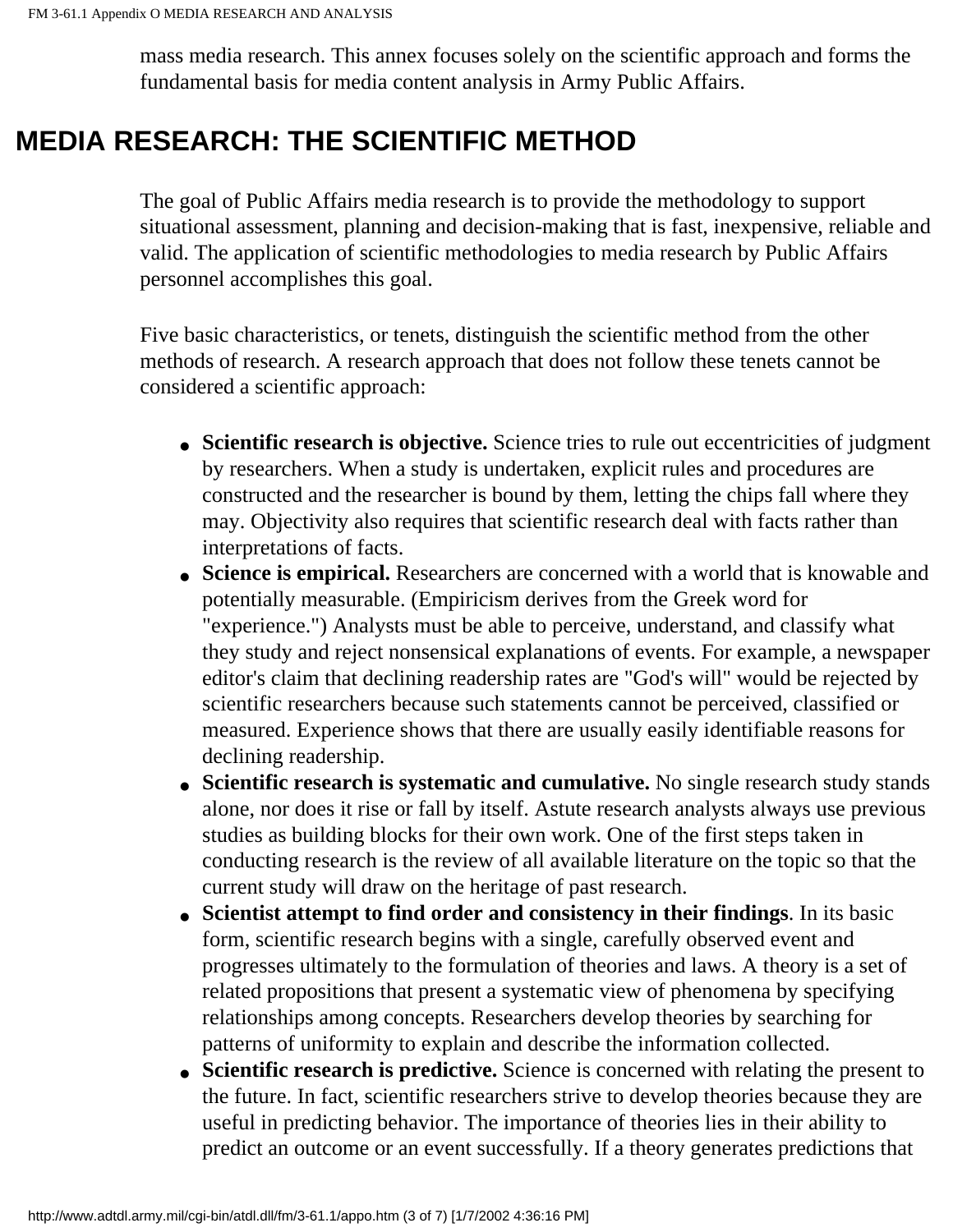mass media research. This annex focuses solely on the scientific approach and forms the fundamental basis for media content analysis in Army Public Affairs.

## MEDIA RESEARCH: THE SCIENTIFIC METHOD

The goal of Public Affairs media research is to provide the methodology to support situational assessment, planning and decision-making that is fast, inexpensive, reliable and valid. The application of scientific methodologies to media research by Public Affairs personnel accomplishes this goal.

Five basic characteristics, or tenets, distinguish the scientific method from the other methods of research. A research approach that does not follow these tenets cannot be considered a scientific approach:

- **Scientific research is objective.** Science tries to rule out eccentricities of judgment by researchers. When a study is undertaken, explicit rules and procedures are constructed and the researcher is bound by them, letting the chips fall where they may. Objectivity also requires that scientific research deal with facts rather than interpretations of facts.
- **Science is empirical.** Researchers are concerned with a world that is knowable and potentially measurable. (Empiricism derives from the Greek word for "experience.") Analysts must be able to perceive, understand, and classify what they study and reject nonsensical explanations of events. For example, a newspaper editor's claim that declining readership rates are "God's will" would be rejected by scientific researchers because such statements cannot be perceived, classified or measured. Experience shows that there are usually easily identifiable reasons for declining readership.
- **Scientific research is systematic and cumulative.** No single research study stands alone, nor does it rise or fall by itself. Astute research analysts always use previous studies as building blocks for their own work. One of the first steps taken in conducting research is the review of all available literature on the topic so that the current study will draw on the heritage of past research.
- **Scientist attempt to find order and consistency in their findings**. In its basic form, scientific research begins with a single, carefully observed event and progresses ultimately to the formulation of theories and laws. A theory is a set of related propositions that present a systematic view of phenomena by specifying relationships among concepts. Researchers develop theories by searching for patterns of uniformity to explain and describe the information collected.
- **Scientific research is predictive.** Science is concerned with relating the present to the future. In fact, scientific researchers strive to develop theories because they are useful in predicting behavior. The importance of theories lies in their ability to predict an outcome or an event successfully. If a theory generates predictions that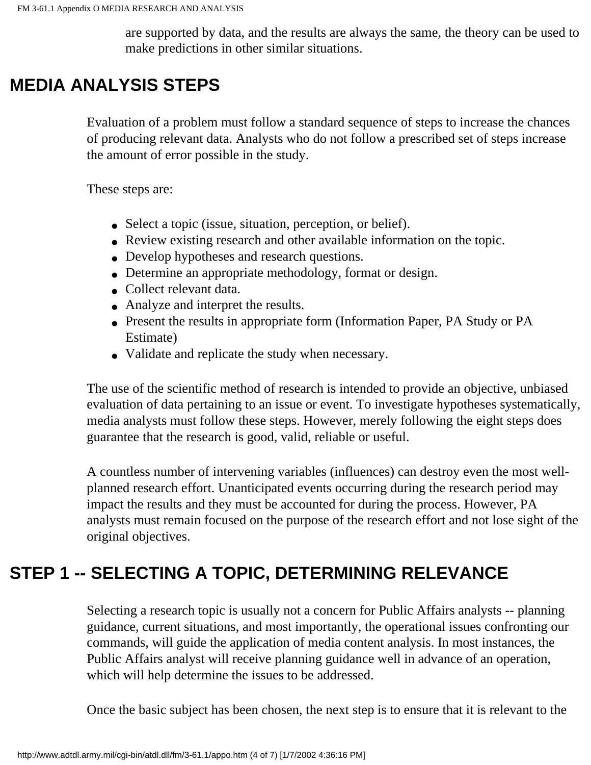are supported by data, and the results are always the same, the theory can be used to make predictions in other similar situations.

## MEDIA ANALYSIS STEPS

Evaluation of a problem must follow a standard sequence of steps to increase the chances of producing relevant data. Analysts who do not follow a prescribed set of steps increase the amount of error possible in the study.

These steps are:

- Select a topic (issue, situation, perception, or belief).
- Review existing research and other available information on the topic.
- Develop hypotheses and research questions.
- Determine an appropriate methodology, format or design.
- Collect relevant data.
- Analyze and interpret the results.
- Present the results in appropriate form (Information Paper, PA Study or PA Estimate)
- Validate and replicate the study when necessary.

The use of the scientific method of research is intended to provide an objective, unbiased evaluation of data pertaining to an issue or event. To investigate hypotheses systematically, media analysts must follow these steps. However, merely following the eight steps does guarantee that the research is good, valid, reliable or useful.

A countless number of intervening variables (influences) can destroy even the most well-planned research effort. Unanticipated events occurring during the research period may impact the results and they must be accounted for during the process. However, PA analysts must remain focused on the purpose of the research effort and not lose sight of the original objectives.

## STEP 1 -- SELECTING A TOPIC, DETERMINING RELEVANCE

Selecting a research topic is usually not a concern for Public Affairs analysts -- planning guidance, current situations, and most importantly, the operational issues confronting our commands, will guide the application of media content analysis. In most instances, the Public Affairs analyst will receive planning guidance well in advance of an operation, which will help determine the issues to be addressed.

Once the basic subject has been chosen, the next step is to ensure that it is relevant to the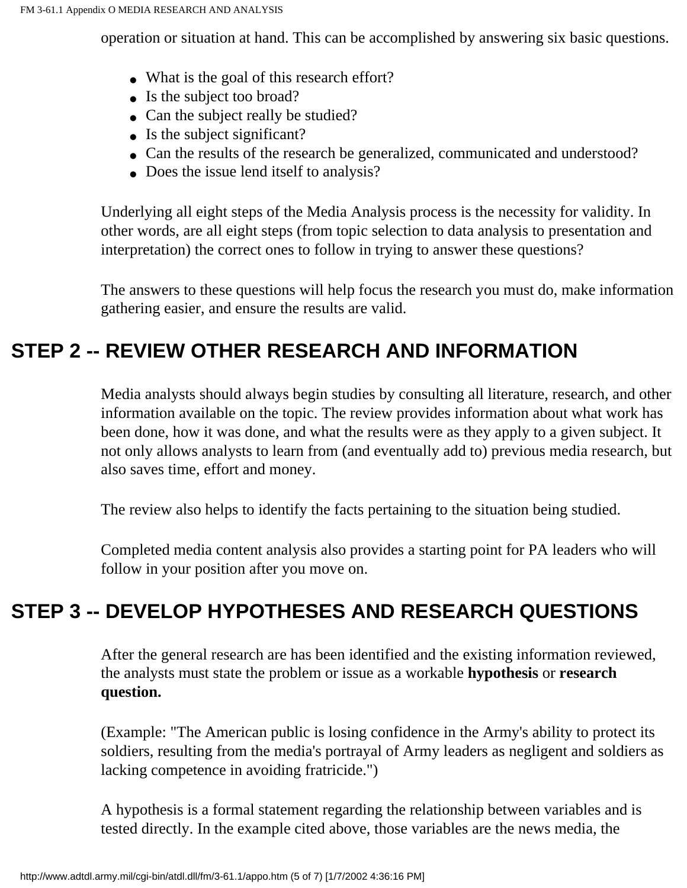operation or situation at hand. This can be accomplished by answering six basic questions.

- What is the goal of this research effort?
- Is the subject too broad?
- Can the subject really be studied?
- Is the subject significant?
- Can the results of the research be generalized, communicated and understood?
- Does the issue lend itself to analysis?

Underlying all eight steps of the Media Analysis process is the necessity for validity. In other words, are all eight steps (from topic selection to data analysis to presentation and interpretation) the correct ones to follow in trying to answer these questions?

The answers to these questions will help focus the research you must do, make information gathering easier, and ensure the results are valid.

## STEP 2 -- REVIEW OTHER RESEARCH AND INFORMATION

Media analysts should always begin studies by consulting all literature, research, and other information available on the topic. The review provides information about what work has been done, how it was done, and what the results were as they apply to a given subject. It not only allows analysts to learn from (and eventually add to) previous media research, but also saves time, effort and money.

The review also helps to identify the facts pertaining to the situation being studied.

Completed media content analysis also provides a starting point for PA leaders who will follow in your position after you move on.

## STEP 3 -- DEVELOP HYPOTHESES AND RESEARCH QUESTIONS

After the general research are has been identified and the existing information reviewed, the analysts must state the problem or issue as a workable **hypothesis** or **research question.**

(Example: "The American public is losing confidence in the Army's ability to protect its soldiers, resulting from the media's portrayal of Army leaders as negligent and soldiers as lacking competence in avoiding fratricide.")

A hypothesis is a formal statement regarding the relationship between variables and is tested directly. In the example cited above, those variables are the news media, the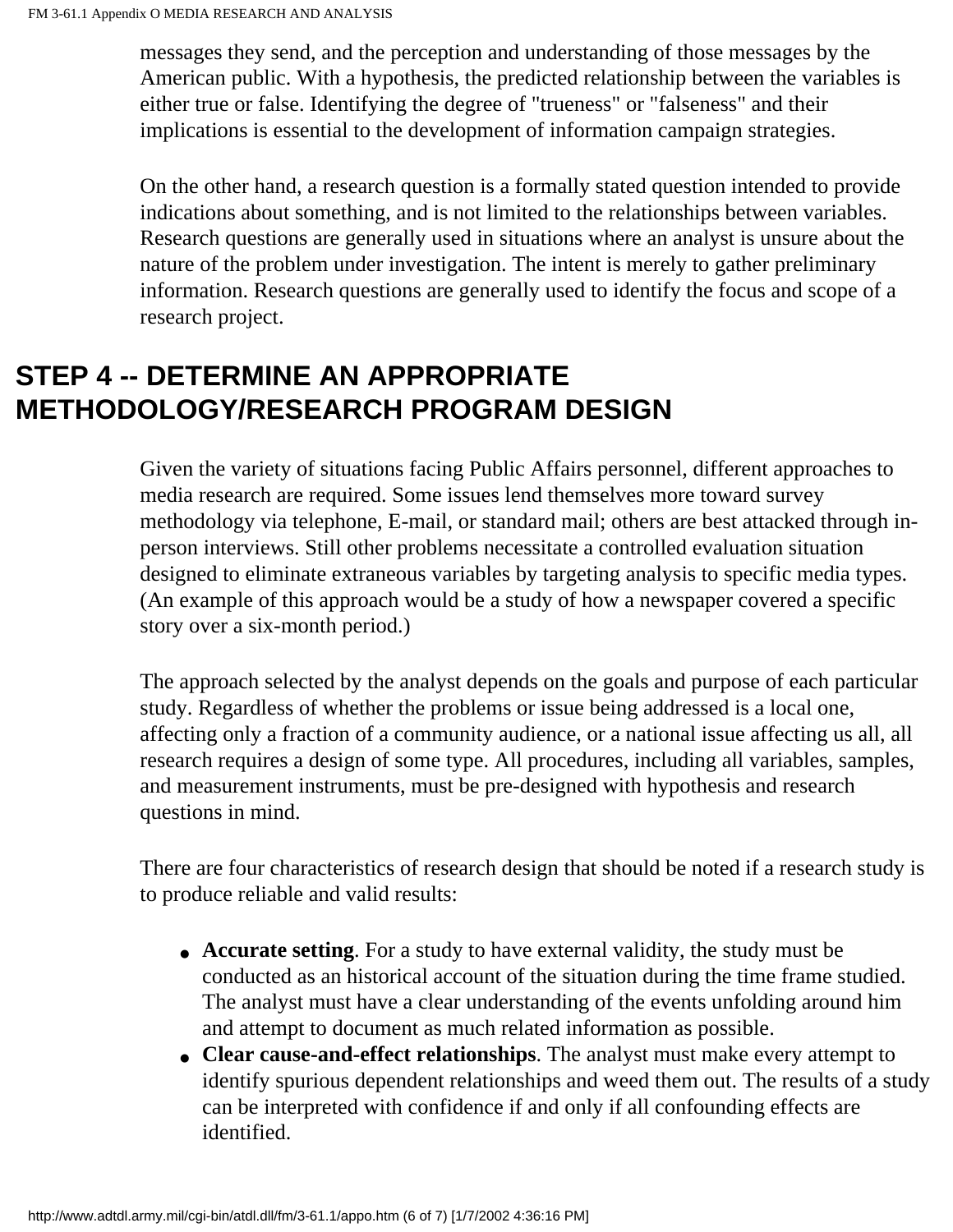messages they send, and the perception and understanding of those messages by the American public. With a hypothesis, the predicted relationship between the variables is either true or false. Identifying the degree of "trueness" or "falseness" and their implications is essential to the development of information campaign strategies.

On the other hand, a research question is a formally stated question intended to provide indications about something, and is not limited to the relationships between variables. Research questions are generally used in situations where an analyst is unsure about the nature of the problem under investigation. The intent is merely to gather preliminary information. Research questions are generally used to identify the focus and scope of a research project.

## STEP 4 -- DETERMINE AN APPROPRIATE METHODOLOGY/RESEARCH PROGRAM DESIGN

Given the variety of situations facing Public Affairs personnel, different approaches to media research are required. Some issues lend themselves more toward survey methodology via telephone, E-mail, or standard mail; others are best attacked through in-person interviews. Still other problems necessitate a controlled evaluation situation designed to eliminate extraneous variables by targeting analysis to specific media types. (An example of this approach would be a study of how a newspaper covered a specific story over a six-month period.)

The approach selected by the analyst depends on the goals and purpose of each particular study. Regardless of whether the problems or issue being addressed is a local one, affecting only a fraction of a community audience, or a national issue affecting us all, all research requires a design of some type. All procedures, including all variables, samples, and measurement instruments, must be pre-designed with hypothesis and research questions in mind.

There are four characteristics of research design that should be noted if a research study is to produce reliable and valid results:

- **Accurate setting**. For a study to have external validity, the study must be conducted as an historical account of the situation during the time frame studied. The analyst must have a clear understanding of the events unfolding around him and attempt to document as much related information as possible.
- **Clear cause-and-effect relationships**. The analyst must make every attempt to identify spurious dependent relationships and weed them out. The results of a study can be interpreted with confidence if and only if all confounding effects are identified.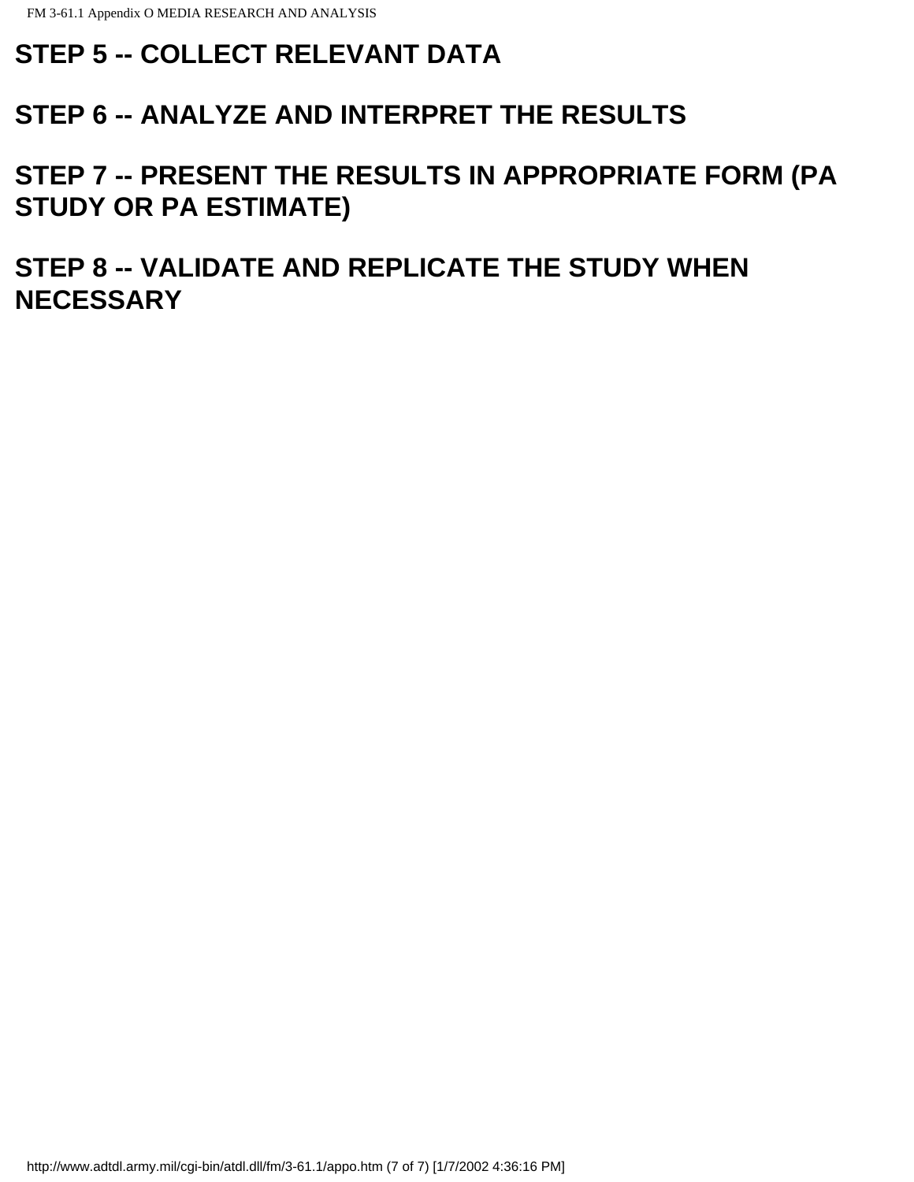## STEP 5 -- COLLECT RELEVANT DATA

## STEP 6 -- ANALYZE AND INTERPRET THE RESULTS

## STEP 7 -- PRESENT THE RESULTS IN APPROPRIATE FORM (PA STUDY OR PA ESTIMATE)

## STEP 8 -- VALIDATE AND REPLICATE THE STUDY WHEN NECESSARY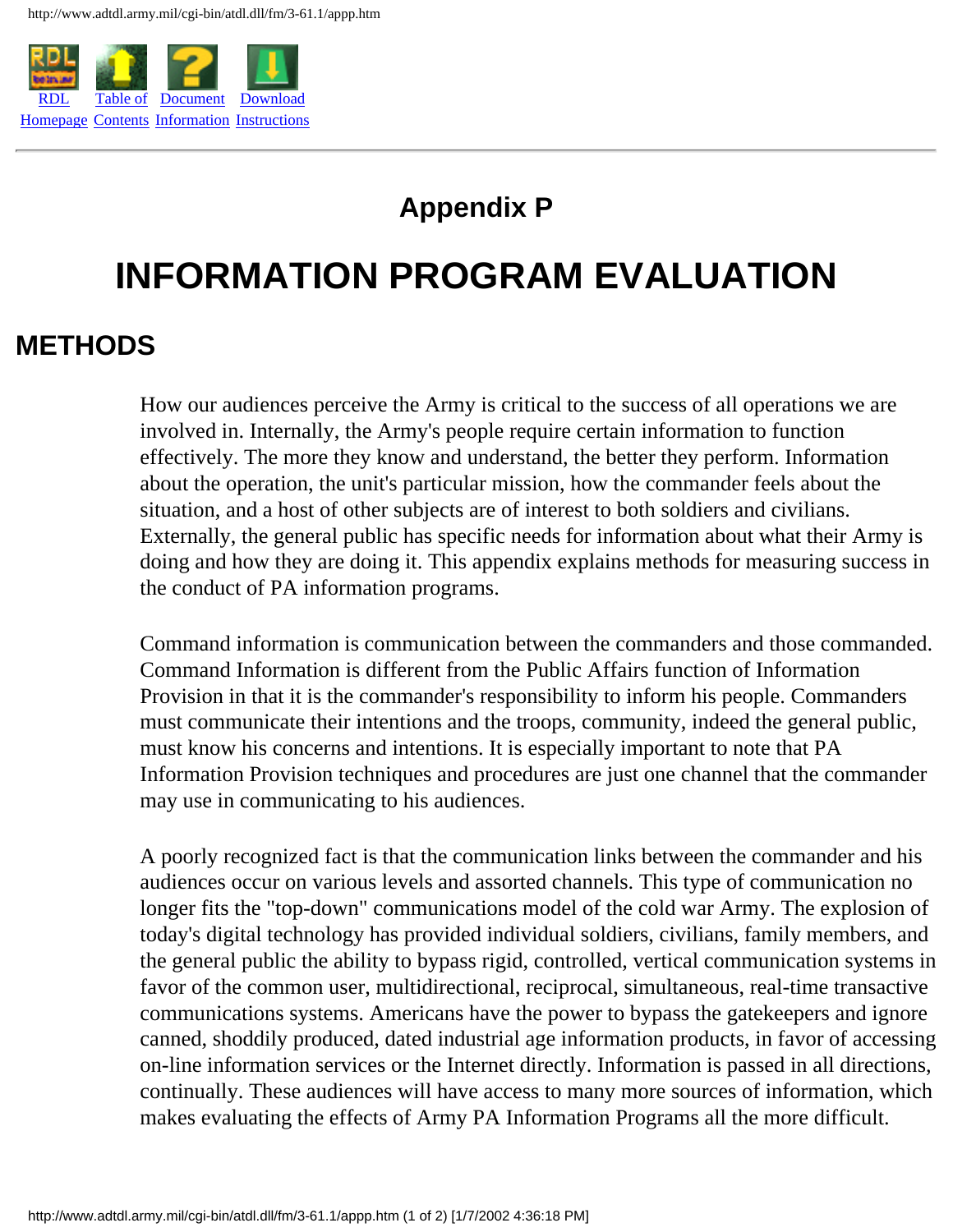# Appendix P

# INFORMATION PROGRAM EVALUATION

## METHODS

How our audiences perceive the Army is critical to the success of all operations we are involved in. Internally, the Army's people require certain information to function effectively. The more they know and understand, the better they perform. Information about the operation, the unit's particular mission, how the commander feels about the situation, and a host of other subjects are of interest to both soldiers and civilians. Externally, the general public has specific needs for information about what their Army is doing and how they are doing it. This appendix explains methods for measuring success in the conduct of PA information programs.

Command information is communication between the commanders and those commanded. Command Information is different from the Public Affairs function of Information Provision in that it is the commander's responsibility to inform his people. Commanders must communicate their intentions and the troops, community, indeed the general public, must know his concerns and intentions. It is especially important to note that PA Information Provision techniques and procedures are just one channel that the commander may use in communicating to his audiences.

A poorly recognized fact is that the communication links between the commander and his audiences occur on various levels and assorted channels. This type of communication no longer fits the "top-down" communications model of the cold war Army. The explosion of today's digital technology has provided individual soldiers, civilians, family members, and the general public the ability to bypass rigid, controlled, vertical communication systems in favor of the common user, multidirectional, reciprocal, simultaneous, real-time transactive communications systems. Americans have the power to bypass the gatekeepers and ignore canned, shoddily produced, dated industrial age information products, in favor of accessing on-line information services or the Internet directly. Information is passed in all directions, continually. These audiences will have access to many more sources of information, which makes evaluating the effects of Army PA Information Programs all the more difficult.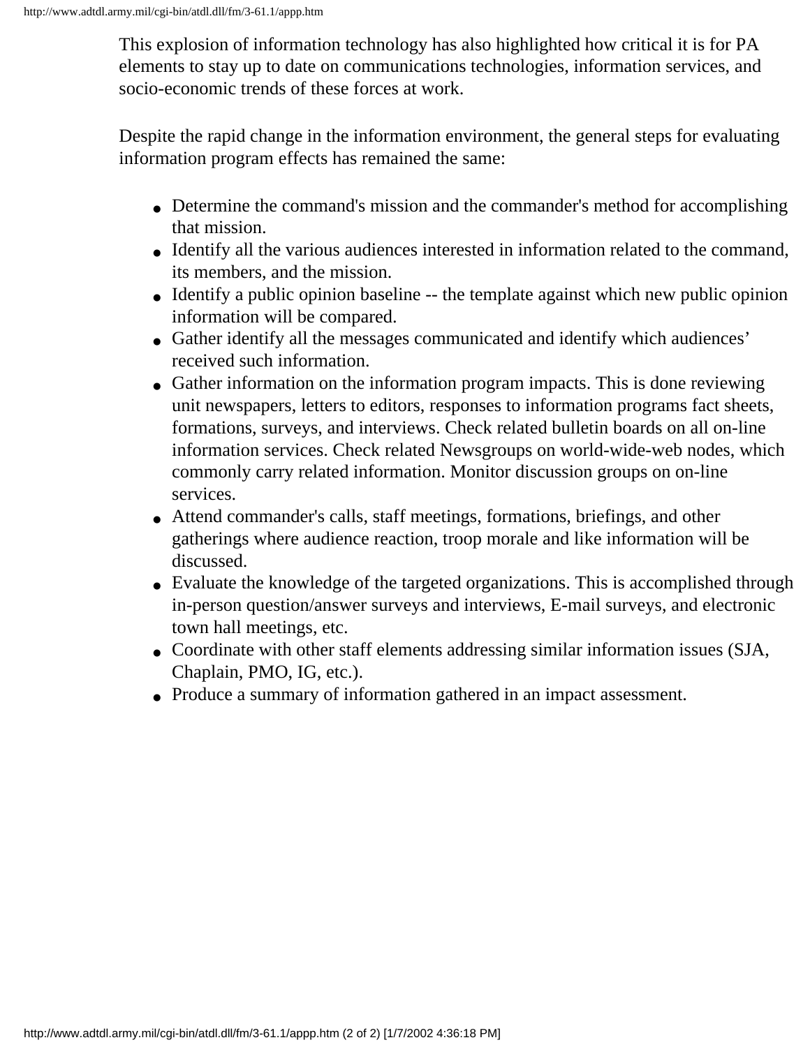This explosion of information technology has also highlighted how critical it is for PA elements to stay up to date on communications technologies, information services, and socio-economic trends of these forces at work.

Despite the rapid change in the information environment, the general steps for evaluating information program effects has remained the same:

- Determine the command's mission and the commander's method for accomplishing that mission.
- Identify all the various audiences interested in information related to the command, its members, and the mission.
- Identify a public opinion baseline -- the template against which new public opinion information will be compared.
- Gather identify all the messages communicated and identify which audiences' received such information.
- Gather information on the information program impacts. This is done reviewing unit newspapers, letters to editors, responses to information programs fact sheets, formations, surveys, and interviews. Check related bulletin boards on all on-line information services. Check related Newsgroups on world-wide-web nodes, which commonly carry related information. Monitor discussion groups on on-line services.
- Attend commander's calls, staff meetings, formations, briefings, and other gatherings where audience reaction, troop morale and like information will be discussed.
- Evaluate the knowledge of the targeted organizations. This is accomplished through in-person question/answer surveys and interviews, E-mail surveys, and electronic town hall meetings, etc.
- Coordinate with other staff elements addressing similar information issues (SJA, Chaplain, PMO, IG, etc.).
- Produce a summary of information gathered in an impact assessment.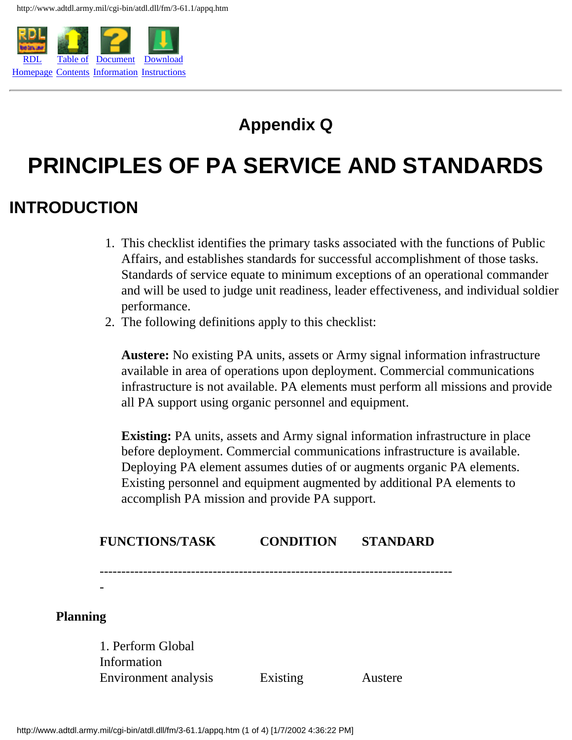# Appendix Q

# PRINCIPLES OF PA SERVICE AND STANDARDS

## INTRODUCTION

1. This checklist identifies the primary tasks associated with the functions of Public Affairs, and establishes standards for successful accomplishment of those tasks. Standards of service equate to minimum exceptions of an operational commander and will be used to judge unit readiness, leader effectiveness, and individual soldier performance.
2. The following definitions apply to this checklist:

   **Austere:** No existing PA units, assets or Army signal information infrastructure available in area of operations upon deployment. Commercial communications infrastructure is not available. PA elements must perform all missions and provide all PA support using organic personnel and equipment.

   **Existing:** PA units, assets and Army signal information infrastructure in place before deployment. Commercial communications infrastructure is available. Deploying PA element assumes duties of or augments organic PA elements. Existing personnel and equipment augmented by additional PA elements to accomplish PA mission and provide PA support.

| FUNCTIONS/TASK | CONDITION | STANDARD |
| --- | --- | --- |
| **Planning** | | |
| 1. Perform Global Information Environment analysis | Existing | Austere |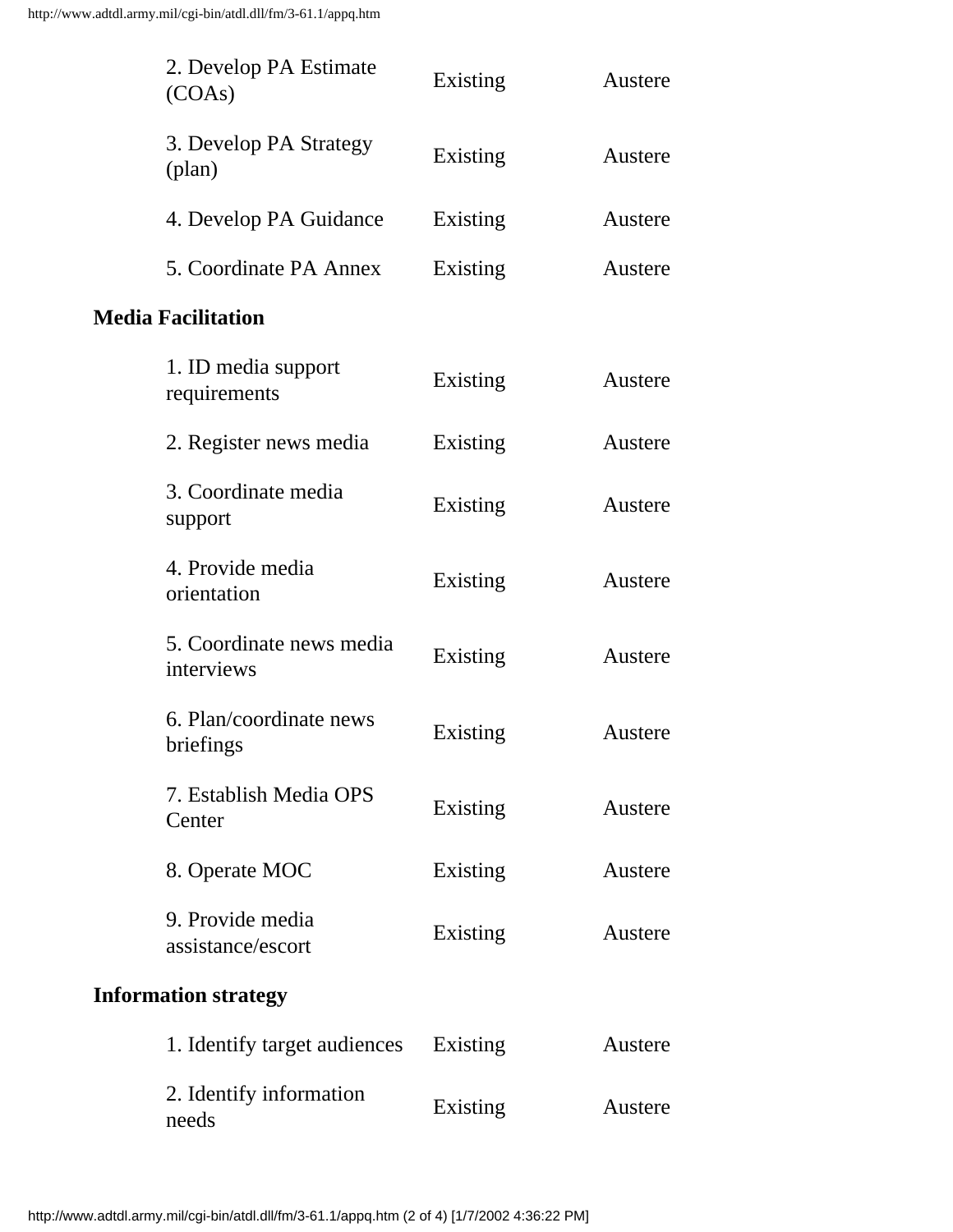| | | |
|---|---|---|
| 2. Develop PA Estimate (COAs) | Existing | Austere |
| 3. Develop PA Strategy (plan) | Existing | Austere |
| 4. Develop PA Guidance | Existing | Austere |
| 5. Coordinate PA Annex | Existing | Austere |
| **Media Facilitation** | | |
| 1. ID media support requirements | Existing | Austere |
| 2. Register news media | Existing | Austere |
| 3. Coordinate media support | Existing | Austere |
| 4. Provide media orientation | Existing | Austere |
| 5. Coordinate news media interviews | Existing | Austere |
| 6. Plan/coordinate news briefings | Existing | Austere |
| 7. Establish Media OPS Center | Existing | Austere |
| 8. Operate MOC | Existing | Austere |
| 9. Provide media assistance/escort | Existing | Austere |
| **Information strategy** | | |
| 1. Identify target audiences | Existing | Austere |
| 2. Identify information needs | Existing | Austere |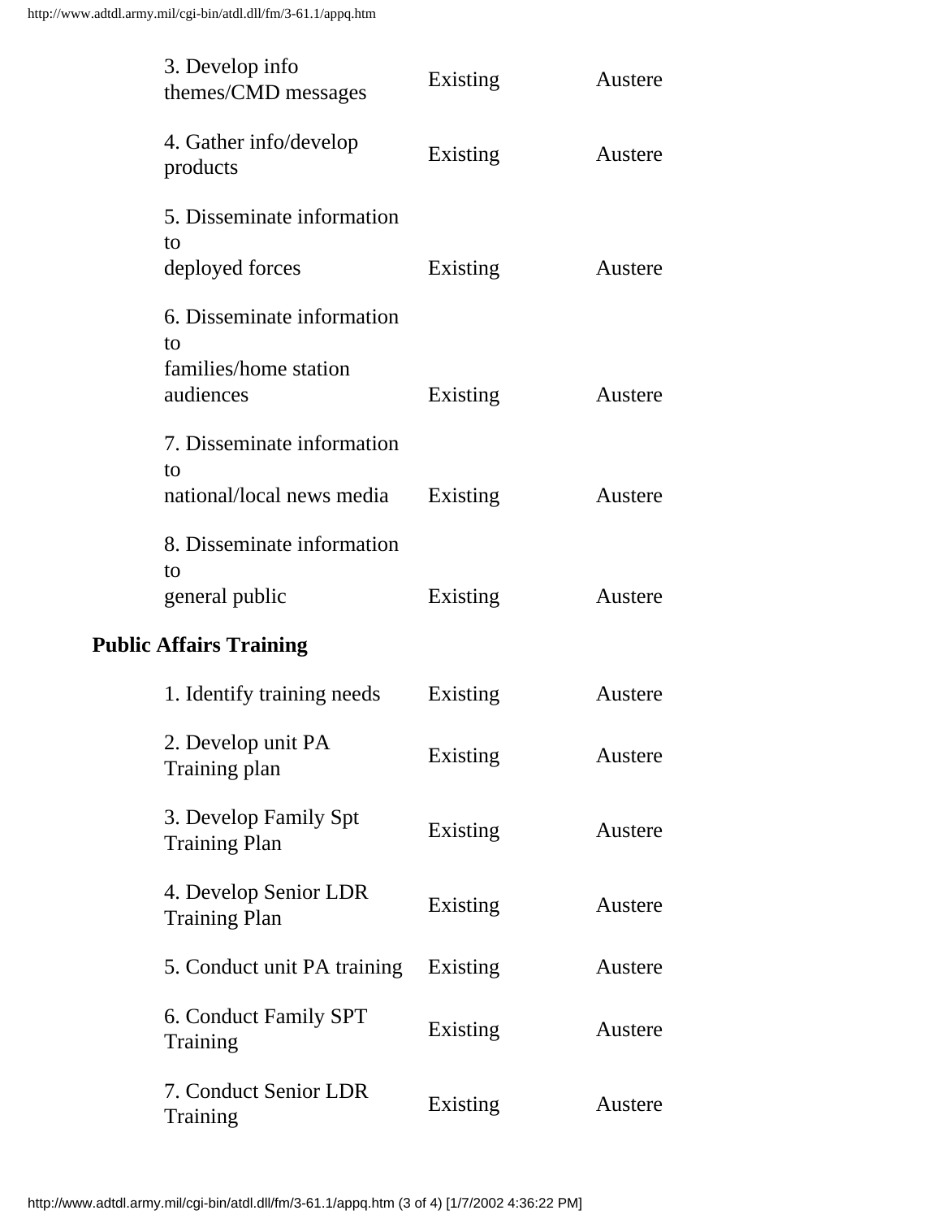| | | |
|---|---|---|
| 3. Develop info themes/CMD messages | Existing | Austere |
| 4. Gather info/develop products | Existing | Austere |
| 5. Disseminate information to deployed forces | Existing | Austere |
| 6. Disseminate information to families/home station audiences | Existing | Austere |
| 7. Disseminate information to national/local news media | Existing | Austere |
| 8. Disseminate information to general public | Existing | Austere |

**Public Affairs Training**

| | | |
|---|---|---|
| 1. Identify training needs | Existing | Austere |
| 2. Develop unit PA Training plan | Existing | Austere |
| 3. Develop Family Spt Training Plan | Existing | Austere |
| 4. Develop Senior LDR Training Plan | Existing | Austere |
| 5. Conduct unit PA training | Existing | Austere |
| 6. Conduct Family SPT Training | Existing | Austere |
| 7. Conduct Senior LDR Training | Existing | Austere |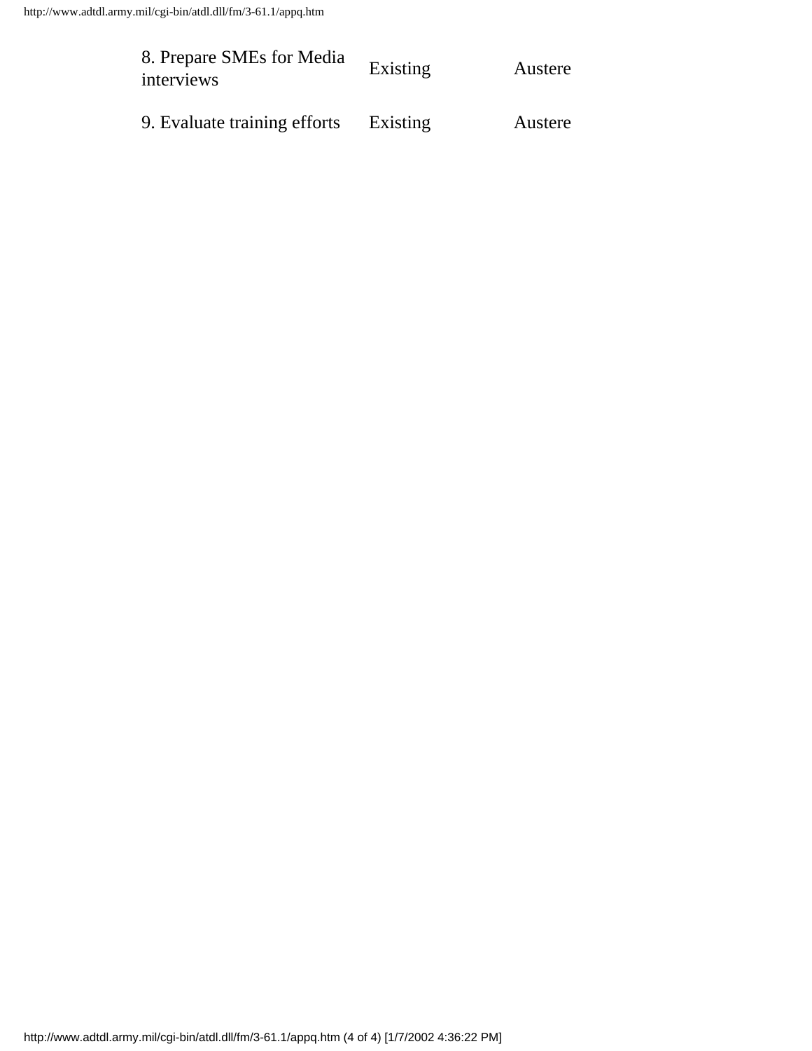| | | |
|---|---|---|
| 8. Prepare SMEs for Media interviews | Existing | Austere |
| 9. Evaluate training efforts | Existing | Austere |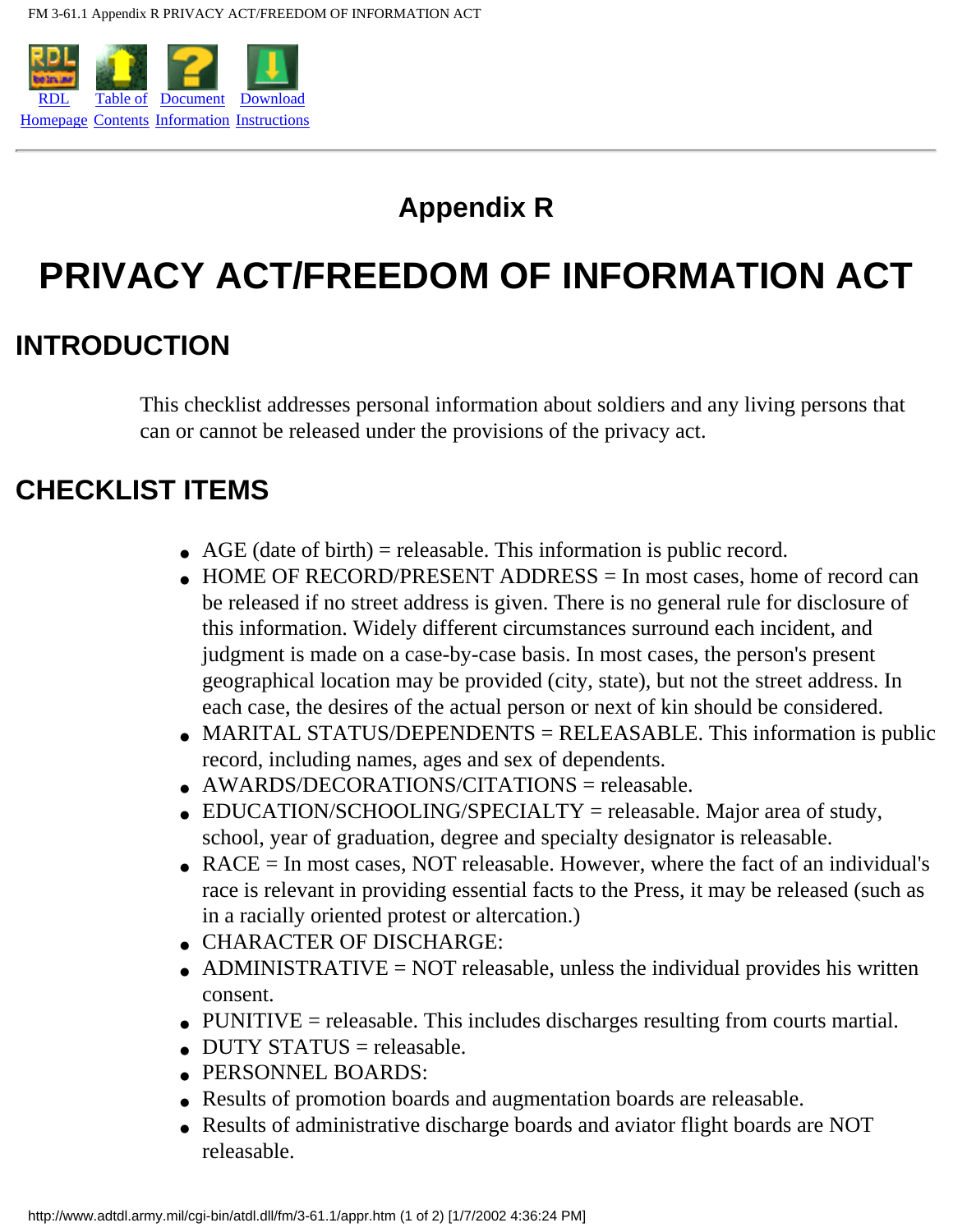# Appendix R

# PRIVACY ACT/FREEDOM OF INFORMATION ACT

## INTRODUCTION

This checklist addresses personal information about soldiers and any living persons that can or cannot be released under the provisions of the privacy act.

## CHECKLIST ITEMS

- AGE (date of birth) = releasable. This information is public record.
- HOME OF RECORD/PRESENT ADDRESS = In most cases, home of record can be released if no street address is given. There is no general rule for disclosure of this information. Widely different circumstances surround each incident, and judgment is made on a case-by-case basis. In most cases, the person's present geographical location may be provided (city, state), but not the street address. In each case, the desires of the actual person or next of kin should be considered.
- MARITAL STATUS/DEPENDENTS = RELEASABLE. This information is public record, including names, ages and sex of dependents.
- AWARDS/DECORATIONS/CITATIONS = releasable.
- EDUCATION/SCHOOLING/SPECIALTY = releasable. Major area of study, school, year of graduation, degree and specialty designator is releasable.
- RACE = In most cases, NOT releasable. However, where the fact of an individual's race is relevant in providing essential facts to the Press, it may be released (such as in a racially oriented protest or altercation.)
- CHARACTER OF DISCHARGE:
- ADMINISTRATIVE = NOT releasable, unless the individual provides his written consent.
- PUNITIVE = releasable. This includes discharges resulting from courts martial.
- DUTY STATUS = releasable.
- PERSONNEL BOARDS:
- Results of promotion boards and augmentation boards are releasable.
- Results of administrative discharge boards and aviator flight boards are NOT releasable.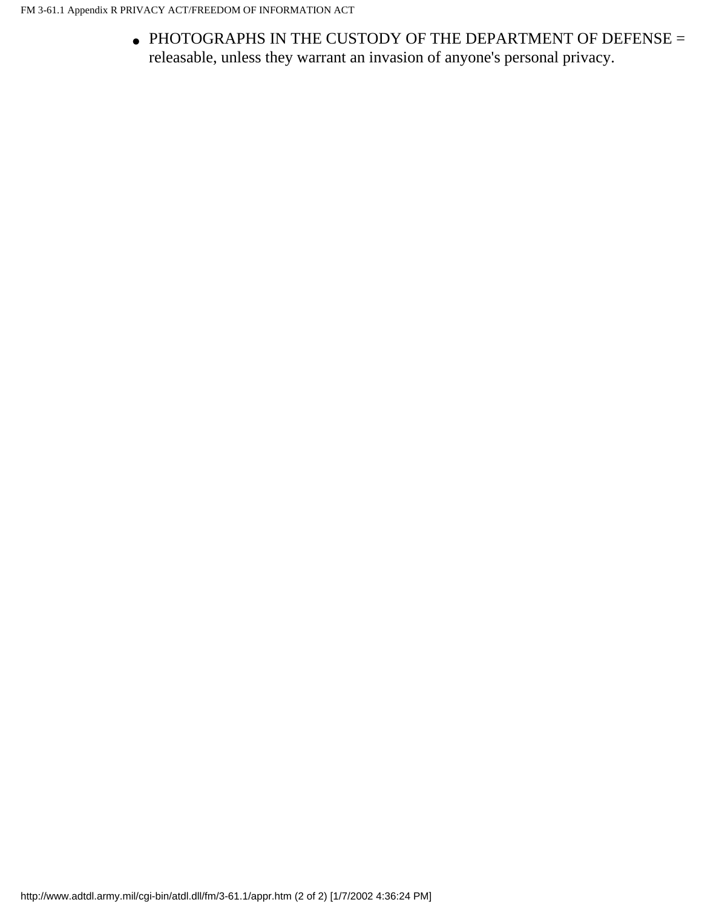- PHOTOGRAPHS IN THE CUSTODY OF THE DEPARTMENT OF DEFENSE = releasable, unless they warrant an invasion of anyone's personal privacy.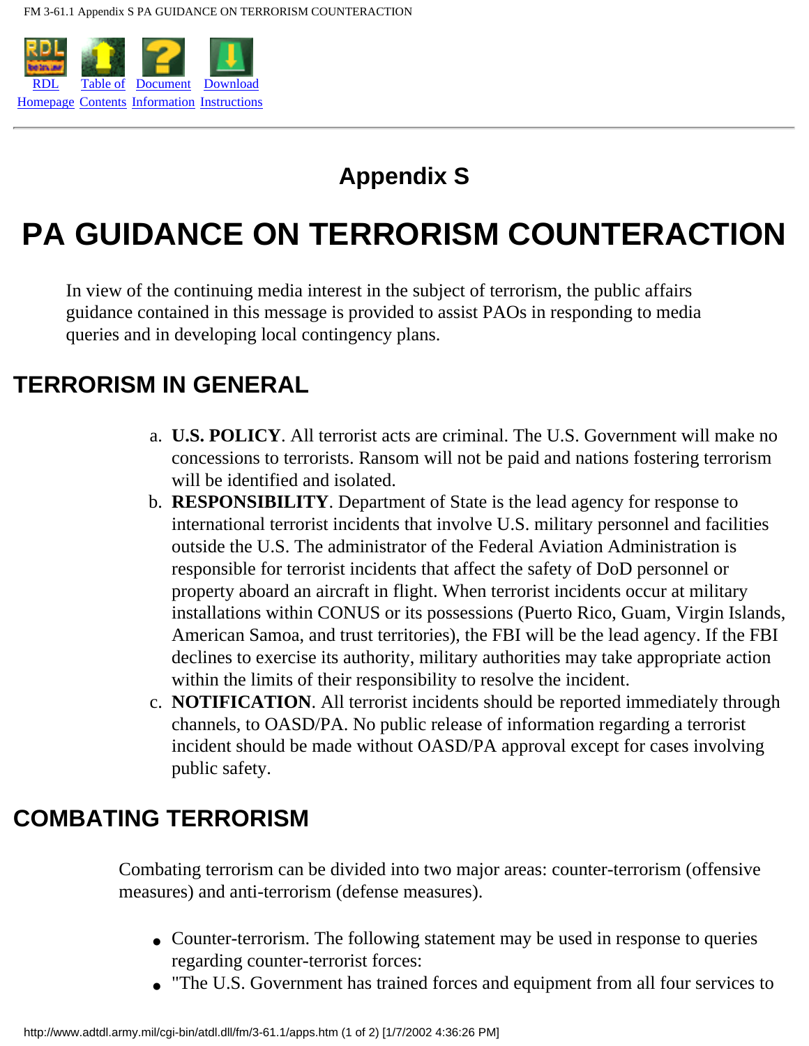# Appendix S

# PA GUIDANCE ON TERRORISM COUNTERACTION

In view of the continuing media interest in the subject of terrorism, the public affairs guidance contained in this message is provided to assist PAOs in responding to media queries and in developing local contingency plans.

## TERRORISM IN GENERAL

a. **U.S. POLICY**. All terrorist acts are criminal. The U.S. Government will make no concessions to terrorists. Ransom will not be paid and nations fostering terrorism will be identified and isolated.
b. **RESPONSIBILITY**. Department of State is the lead agency for response to international terrorist incidents that involve U.S. military personnel and facilities outside the U.S. The administrator of the Federal Aviation Administration is responsible for terrorist incidents that affect the safety of DoD personnel or property aboard an aircraft in flight. When terrorist incidents occur at military installations within CONUS or its possessions (Puerto Rico, Guam, Virgin Islands, American Samoa, and trust territories), the FBI will be the lead agency. If the FBI declines to exercise its authority, military authorities may take appropriate action within the limits of their responsibility to resolve the incident.
c. **NOTIFICATION**. All terrorist incidents should be reported immediately through channels, to OASD/PA. No public release of information regarding a terrorist incident should be made without OASD/PA approval except for cases involving public safety.

## COMBATING TERRORISM

Combating terrorism can be divided into two major areas: counter-terrorism (offensive measures) and anti-terrorism (defense measures).

- Counter-terrorism. The following statement may be used in response to queries regarding counter-terrorist forces:
- "The U.S. Government has trained forces and equipment from all four services to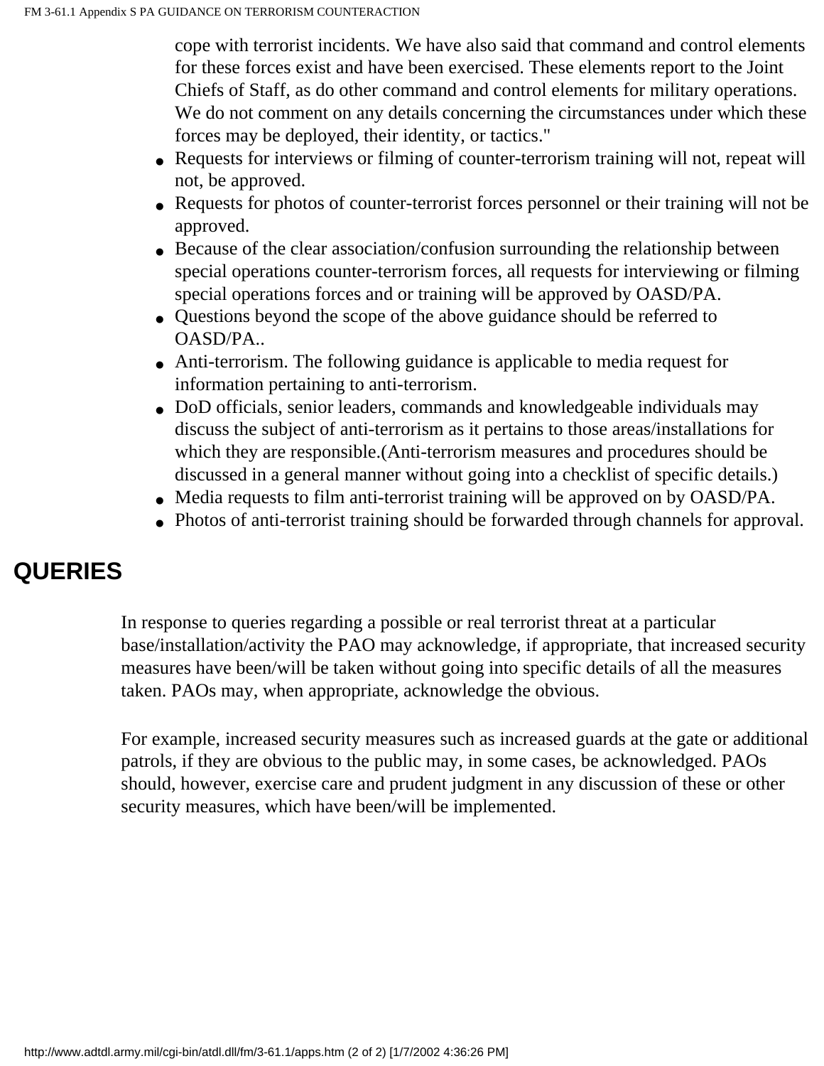cope with terrorist incidents. We have also said that command and control elements for these forces exist and have been exercised. These elements report to the Joint Chiefs of Staff, as do other command and control elements for military operations. We do not comment on any details concerning the circumstances under which these forces may be deployed, their identity, or tactics."

- Requests for interviews or filming of counter-terrorism training will not, repeat will not, be approved.
- Requests for photos of counter-terrorist forces personnel or their training will not be approved.
- Because of the clear association/confusion surrounding the relationship between special operations counter-terrorism forces, all requests for interviewing or filming special operations forces and or training will be approved by OASD/PA.
- Questions beyond the scope of the above guidance should be referred to OASD/PA..
- Anti-terrorism. The following guidance is applicable to media request for information pertaining to anti-terrorism.
- DoD officials, senior leaders, commands and knowledgeable individuals may discuss the subject of anti-terrorism as it pertains to those areas/installations for which they are responsible.(Anti-terrorism measures and procedures should be discussed in a general manner without going into a checklist of specific details.)
- Media requests to film anti-terrorist training will be approved on by OASD/PA.
- Photos of anti-terrorist training should be forwarded through channels for approval.

## QUERIES

In response to queries regarding a possible or real terrorist threat at a particular base/installation/activity the PAO may acknowledge, if appropriate, that increased security measures have been/will be taken without going into specific details of all the measures taken. PAOs may, when appropriate, acknowledge the obvious.

For example, increased security measures such as increased guards at the gate or additional patrols, if they are obvious to the public may, in some cases, be acknowledged. PAOs should, however, exercise care and prudent judgment in any discussion of these or other security measures, which have been/will be implemented.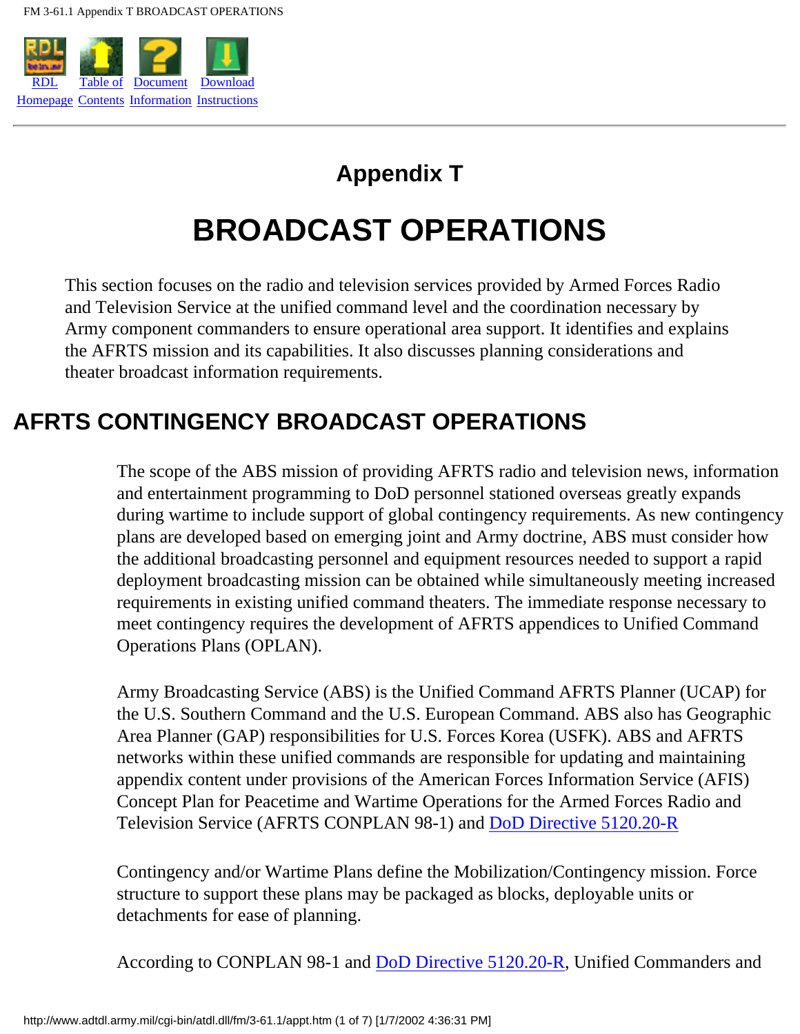# Appendix T

# BROADCAST OPERATIONS

This section focuses on the radio and television services provided by Armed Forces Radio and Television Service at the unified command level and the coordination necessary by Army component commanders to ensure operational area support. It identifies and explains the AFRTS mission and its capabilities. It also discusses planning considerations and theater broadcast information requirements.

## AFRTS CONTINGENCY BROADCAST OPERATIONS

The scope of the ABS mission of providing AFRTS radio and television news, information and entertainment programming to DoD personnel stationed overseas greatly expands during wartime to include support of global contingency requirements. As new contingency plans are developed based on emerging joint and Army doctrine, ABS must consider how the additional broadcasting personnel and equipment resources needed to support a rapid deployment broadcasting mission can be obtained while simultaneously meeting increased requirements in existing unified command theaters. The immediate response necessary to meet contingency requires the development of AFRTS appendices to Unified Command Operations Plans (OPLAN).

Army Broadcasting Service (ABS) is the Unified Command AFRTS Planner (UCAP) for the U.S. Southern Command and the U.S. European Command. ABS also has Geographic Area Planner (GAP) responsibilities for U.S. Forces Korea (USFK). ABS and AFRTS networks within these unified commands are responsible for updating and maintaining appendix content under provisions of the American Forces Information Service (AFIS) Concept Plan for Peacetime and Wartime Operations for the Armed Forces Radio and Television Service (AFRTS CONPLAN 98-1) and DoD Directive 5120.20-R

Contingency and/or Wartime Plans define the Mobilization/Contingency mission. Force structure to support these plans may be packaged as blocks, deployable units or detachments for ease of planning.

According to CONPLAN 98-1 and DoD Directive 5120.20-R, Unified Commanders and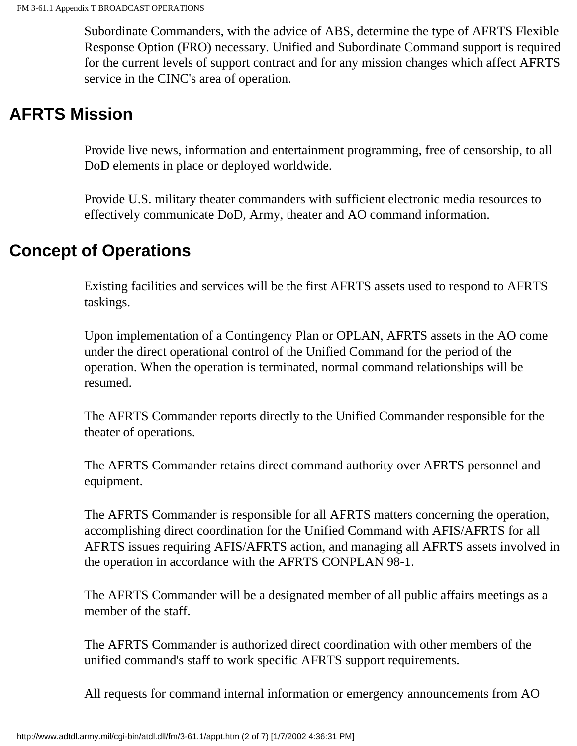Subordinate Commanders, with the advice of ABS, determine the type of AFRTS Flexible Response Option (FRO) necessary. Unified and Subordinate Command support is required for the current levels of support contract and for any mission changes which affect AFRTS service in the CINC's area of operation.

## AFRTS Mission

Provide live news, information and entertainment programming, free of censorship, to all DoD elements in place or deployed worldwide.

Provide U.S. military theater commanders with sufficient electronic media resources to effectively communicate DoD, Army, theater and AO command information.

## Concept of Operations

Existing facilities and services will be the first AFRTS assets used to respond to AFRTS taskings.

Upon implementation of a Contingency Plan or OPLAN, AFRTS assets in the AO come under the direct operational control of the Unified Command for the period of the operation. When the operation is terminated, normal command relationships will be resumed.

The AFRTS Commander reports directly to the Unified Commander responsible for the theater of operations.

The AFRTS Commander retains direct command authority over AFRTS personnel and equipment.

The AFRTS Commander is responsible for all AFRTS matters concerning the operation, accomplishing direct coordination for the Unified Command with AFIS/AFRTS for all AFRTS issues requiring AFIS/AFRTS action, and managing all AFRTS assets involved in the operation in accordance with the AFRTS CONPLAN 98-1.

The AFRTS Commander will be a designated member of all public affairs meetings as a member of the staff.

The AFRTS Commander is authorized direct coordination with other members of the unified command's staff to work specific AFRTS support requirements.

All requests for command internal information or emergency announcements from AO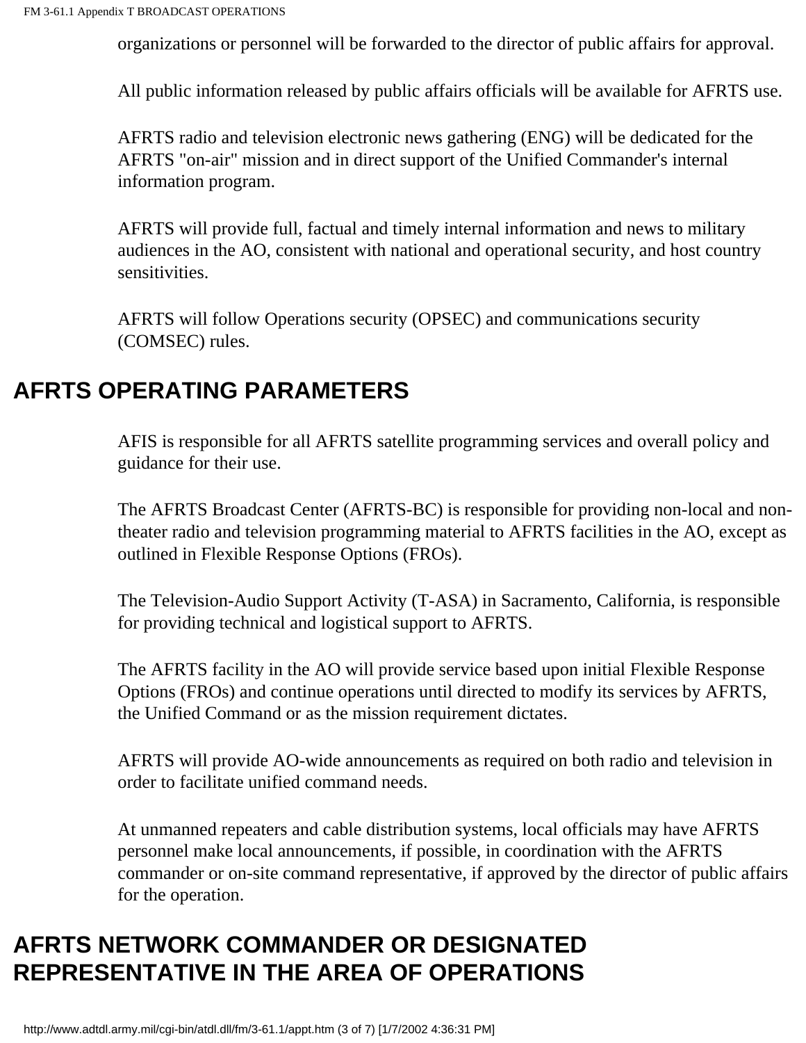organizations or personnel will be forwarded to the director of public affairs for approval.

All public information released by public affairs officials will be available for AFRTS use.

AFRTS radio and television electronic news gathering (ENG) will be dedicated for the AFRTS "on-air" mission and in direct support of the Unified Commander's internal information program.

AFRTS will provide full, factual and timely internal information and news to military audiences in the AO, consistent with national and operational security, and host country sensitivities.

AFRTS will follow Operations security (OPSEC) and communications security (COMSEC) rules.

## AFRTS OPERATING PARAMETERS

AFIS is responsible for all AFRTS satellite programming services and overall policy and guidance for their use.

The AFRTS Broadcast Center (AFRTS-BC) is responsible for providing non-local and non-theater radio and television programming material to AFRTS facilities in the AO, except as outlined in Flexible Response Options (FROs).

The Television-Audio Support Activity (T-ASA) in Sacramento, California, is responsible for providing technical and logistical support to AFRTS.

The AFRTS facility in the AO will provide service based upon initial Flexible Response Options (FROs) and continue operations until directed to modify its services by AFRTS, the Unified Command or as the mission requirement dictates.

AFRTS will provide AO-wide announcements as required on both radio and television in order to facilitate unified command needs.

At unmanned repeaters and cable distribution systems, local officials may have AFRTS personnel make local announcements, if possible, in coordination with the AFRTS commander or on-site command representative, if approved by the director of public affairs for the operation.

## AFRTS NETWORK COMMANDER OR DESIGNATED REPRESENTATIVE IN THE AREA OF OPERATIONS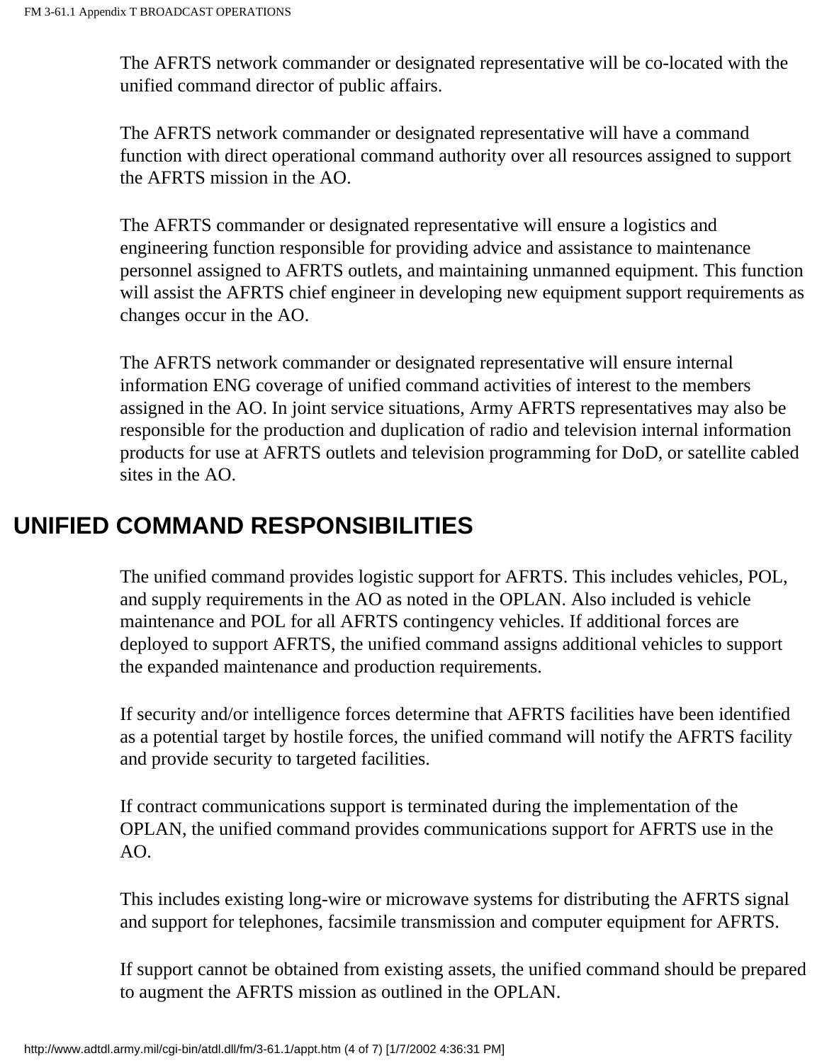The AFRTS network commander or designated representative will be co-located with the unified command director of public affairs.

The AFRTS network commander or designated representative will have a command function with direct operational command authority over all resources assigned to support the AFRTS mission in the AO.

The AFRTS commander or designated representative will ensure a logistics and engineering function responsible for providing advice and assistance to maintenance personnel assigned to AFRTS outlets, and maintaining unmanned equipment. This function will assist the AFRTS chief engineer in developing new equipment support requirements as changes occur in the AO.

The AFRTS network commander or designated representative will ensure internal information ENG coverage of unified command activities of interest to the members assigned in the AO. In joint service situations, Army AFRTS representatives may also be responsible for the production and duplication of radio and television internal information products for use at AFRTS outlets and television programming for DoD, or satellite cabled sites in the AO.

## UNIFIED COMMAND RESPONSIBILITIES

The unified command provides logistic support for AFRTS. This includes vehicles, POL, and supply requirements in the AO as noted in the OPLAN. Also included is vehicle maintenance and POL for all AFRTS contingency vehicles. If additional forces are deployed to support AFRTS, the unified command assigns additional vehicles to support the expanded maintenance and production requirements.

If security and/or intelligence forces determine that AFRTS facilities have been identified as a potential target by hostile forces, the unified command will notify the AFRTS facility and provide security to targeted facilities.

If contract communications support is terminated during the implementation of the OPLAN, the unified command provides communications support for AFRTS use in the AO.

This includes existing long-wire or microwave systems for distributing the AFRTS signal and support for telephones, facsimile transmission and computer equipment for AFRTS.

If support cannot be obtained from existing assets, the unified command should be prepared to augment the AFRTS mission as outlined in the OPLAN.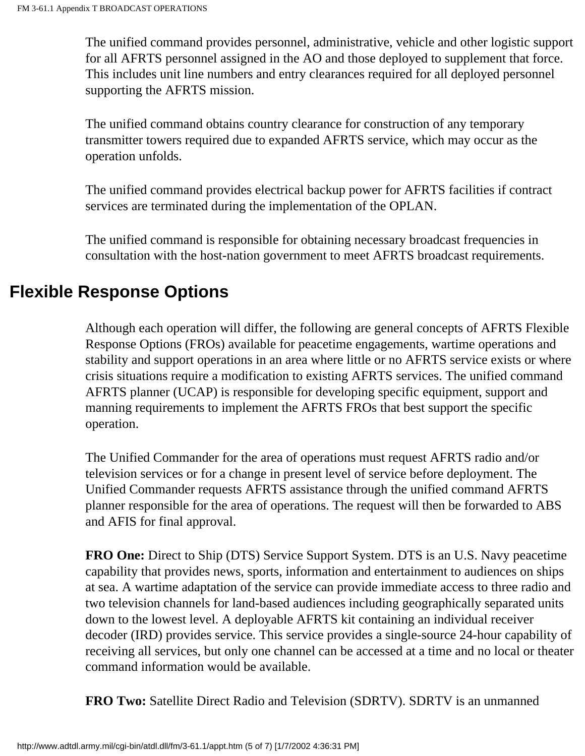The unified command provides personnel, administrative, vehicle and other logistic support for all AFRTS personnel assigned in the AO and those deployed to supplement that force. This includes unit line numbers and entry clearances required for all deployed personnel supporting the AFRTS mission.

The unified command obtains country clearance for construction of any temporary transmitter towers required due to expanded AFRTS service, which may occur as the operation unfolds.

The unified command provides electrical backup power for AFRTS facilities if contract services are terminated during the implementation of the OPLAN.

The unified command is responsible for obtaining necessary broadcast frequencies in consultation with the host-nation government to meet AFRTS broadcast requirements.

## Flexible Response Options

Although each operation will differ, the following are general concepts of AFRTS Flexible Response Options (FROs) available for peacetime engagements, wartime operations and stability and support operations in an area where little or no AFRTS service exists or where crisis situations require a modification to existing AFRTS services. The unified command AFRTS planner (UCAP) is responsible for developing specific equipment, support and manning requirements to implement the AFRTS FROs that best support the specific operation.

The Unified Commander for the area of operations must request AFRTS radio and/or television services or for a change in present level of service before deployment. The Unified Commander requests AFRTS assistance through the unified command AFRTS planner responsible for the area of operations. The request will then be forwarded to ABS and AFIS for final approval.

**FRO One:** Direct to Ship (DTS) Service Support System. DTS is an U.S. Navy peacetime capability that provides news, sports, information and entertainment to audiences on ships at sea. A wartime adaptation of the service can provide immediate access to three radio and two television channels for land-based audiences including geographically separated units down to the lowest level. A deployable AFRTS kit containing an individual receiver decoder (IRD) provides service. This service provides a single-source 24-hour capability of receiving all services, but only one channel can be accessed at a time and no local or theater command information would be available.

**FRO Two:** Satellite Direct Radio and Television (SDRTV). SDRTV is an unmanned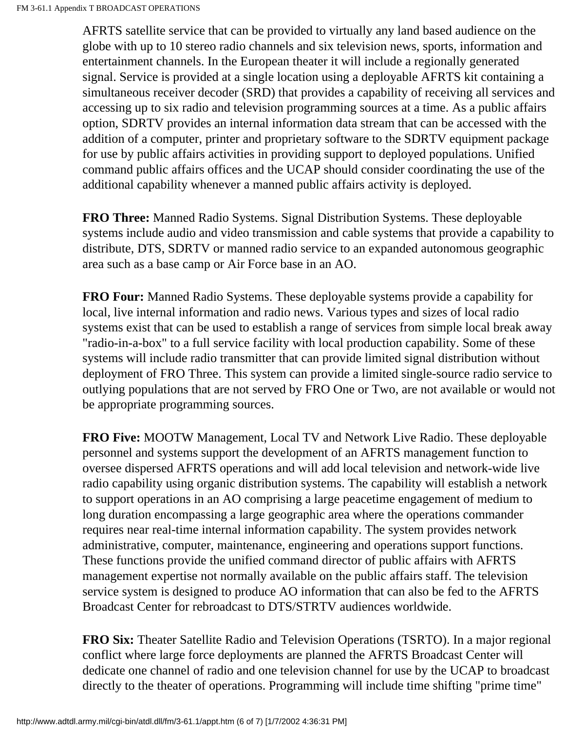AFRTS satellite service that can be provided to virtually any land based audience on the globe with up to 10 stereo radio channels and six television news, sports, information and entertainment channels. In the European theater it will include a regionally generated signal. Service is provided at a single location using a deployable AFRTS kit containing a simultaneous receiver decoder (SRD) that provides a capability of receiving all services and accessing up to six radio and television programming sources at a time. As a public affairs option, SDRTV provides an internal information data stream that can be accessed with the addition of a computer, printer and proprietary software to the SDRTV equipment package for use by public affairs activities in providing support to deployed populations. Unified command public affairs offices and the UCAP should consider coordinating the use of the additional capability whenever a manned public affairs activity is deployed.

**FRO Three:** Manned Radio Systems. Signal Distribution Systems. These deployable systems include audio and video transmission and cable systems that provide a capability to distribute, DTS, SDRTV or manned radio service to an expanded autonomous geographic area such as a base camp or Air Force base in an AO.

**FRO Four:** Manned Radio Systems. These deployable systems provide a capability for local, live internal information and radio news. Various types and sizes of local radio systems exist that can be used to establish a range of services from simple local break away "radio-in-a-box" to a full service facility with local production capability. Some of these systems will include radio transmitter that can provide limited signal distribution without deployment of FRO Three. This system can provide a limited single-source radio service to outlying populations that are not served by FRO One or Two, are not available or would not be appropriate programming sources.

**FRO Five:** MOOTW Management, Local TV and Network Live Radio. These deployable personnel and systems support the development of an AFRTS management function to oversee dispersed AFRTS operations and will add local television and network-wide live radio capability using organic distribution systems. The capability will establish a network to support operations in an AO comprising a large peacetime engagement of medium to long duration encompassing a large geographic area where the operations commander requires near real-time internal information capability. The system provides network administrative, computer, maintenance, engineering and operations support functions. These functions provide the unified command director of public affairs with AFRTS management expertise not normally available on the public affairs staff. The television service system is designed to produce AO information that can also be fed to the AFRTS Broadcast Center for rebroadcast to DTS/STRTV audiences worldwide.

**FRO Six:** Theater Satellite Radio and Television Operations (TSRTO). In a major regional conflict where large force deployments are planned the AFRTS Broadcast Center will dedicate one channel of radio and one television channel for use by the UCAP to broadcast directly to the theater of operations. Programming will include time shifting "prime time"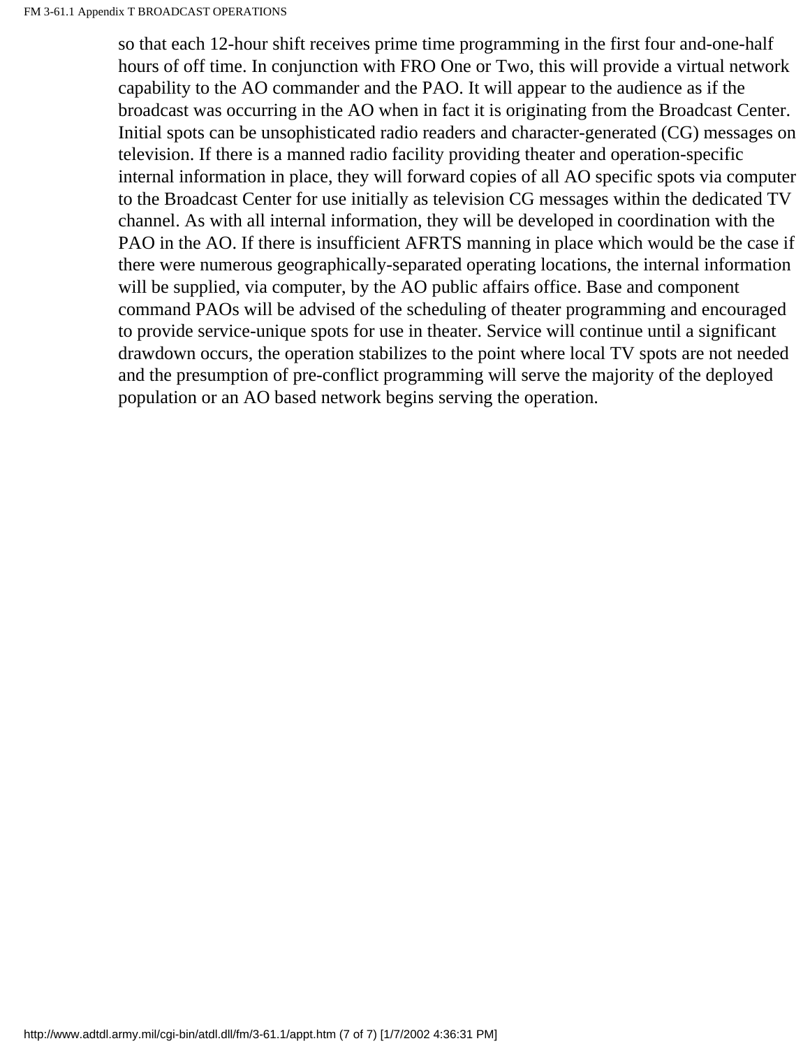so that each 12-hour shift receives prime time programming in the first four and-one-half hours of off time. In conjunction with FRO One or Two, this will provide a virtual network capability to the AO commander and the PAO. It will appear to the audience as if the broadcast was occurring in the AO when in fact it is originating from the Broadcast Center. Initial spots can be unsophisticated radio readers and character-generated (CG) messages on television. If there is a manned radio facility providing theater and operation-specific internal information in place, they will forward copies of all AO specific spots via computer to the Broadcast Center for use initially as television CG messages within the dedicated TV channel. As with all internal information, they will be developed in coordination with the PAO in the AO. If there is insufficient AFRTS manning in place which would be the case if there were numerous geographically-separated operating locations, the internal information will be supplied, via computer, by the AO public affairs office. Base and component command PAOs will be advised of the scheduling of theater programming and encouraged to provide service-unique spots for use in theater. Service will continue until a significant drawdown occurs, the operation stabilizes to the point where local TV spots are not needed and the presumption of pre-conflict programming will serve the majority of the deployed population or an AO based network begins serving the operation.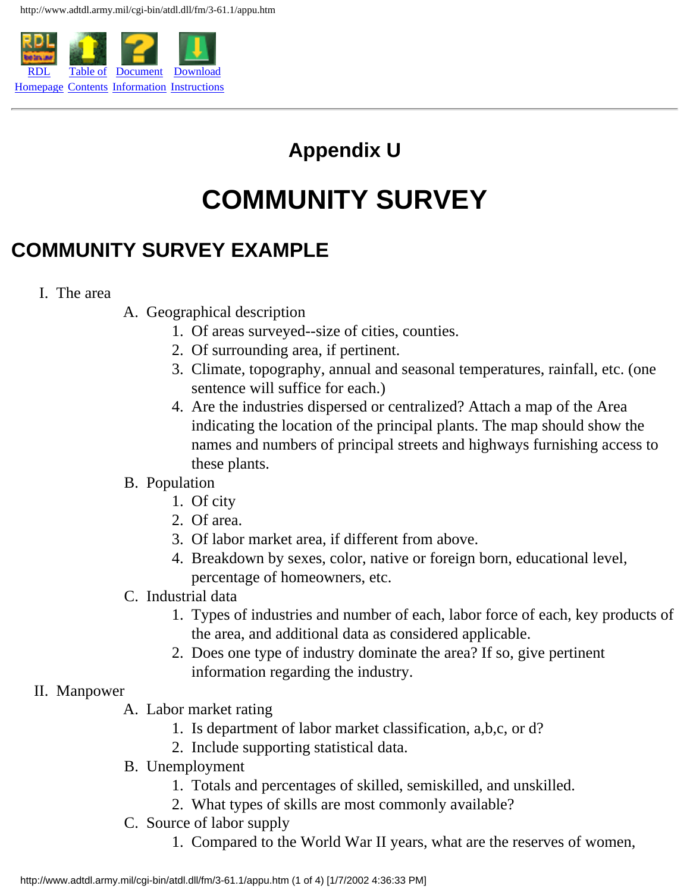# Appendix U

# COMMUNITY SURVEY

## COMMUNITY SURVEY EXAMPLE

I. The area

   A. Geographical description

      1. Of areas surveyed--size of cities, counties.
      2. Of surrounding area, if pertinent.
      3. Climate, topography, annual and seasonal temperatures, rainfall, etc. (one sentence will suffice for each.)
      4. Are the industries dispersed or centralized? Attach a map of the Area indicating the location of the principal plants. The map should show the names and numbers of principal streets and highways furnishing access to these plants.

   B. Population

      1. Of city
      2. Of area.
      3. Of labor market area, if different from above.
      4. Breakdown by sexes, color, native or foreign born, educational level, percentage of homeowners, etc.

   C. Industrial data

      1. Types of industries and number of each, labor force of each, key products of the area, and additional data as considered applicable.
      2. Does one type of industry dominate the area? If so, give pertinent information regarding the industry.

II. Manpower

   A. Labor market rating

      1. Is department of labor market classification, a,b,c, or d?
      2. Include supporting statistical data.

   B. Unemployment

      1. Totals and percentages of skilled, semiskilled, and unskilled.
      2. What types of skills are most commonly available?

   C. Source of labor supply

      1. Compared to the World War II years, what are the reserves of women,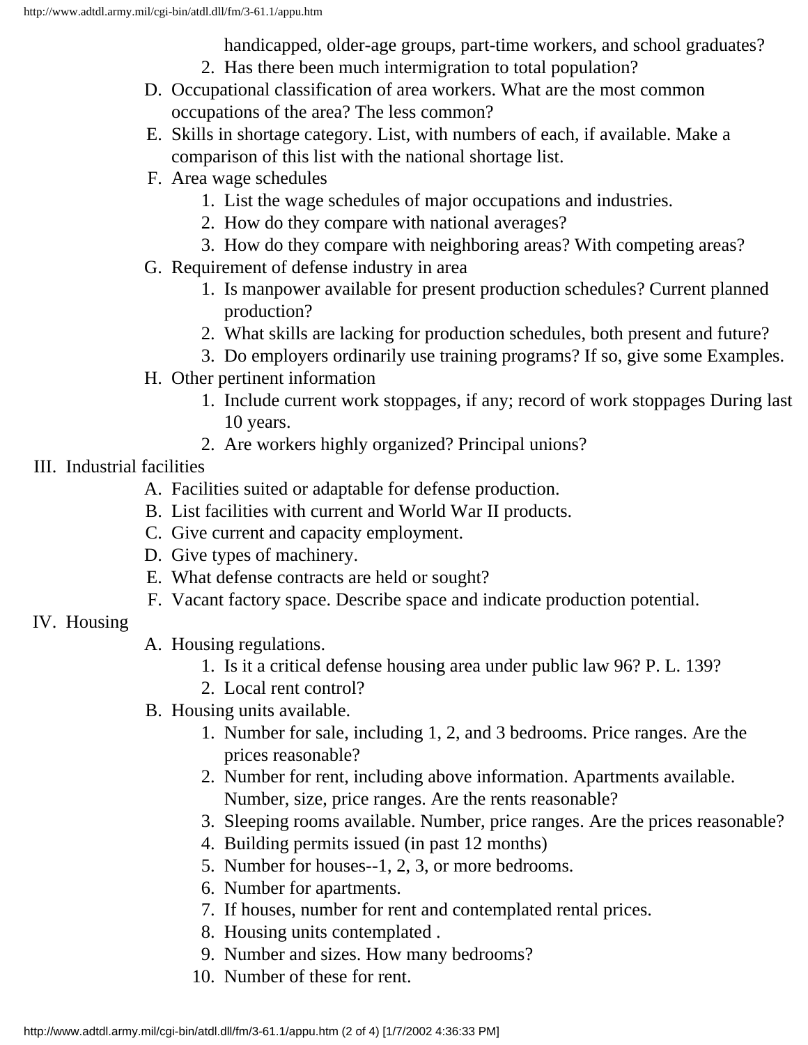handicapped, older-age groups, part-time workers, and school graduates?

2. Has there been much intermigration to total population?

D. Occupational classification of area workers. What are the most common occupations of the area? The less common?

E. Skills in shortage category. List, with numbers of each, if available. Make a comparison of this list with the national shortage list.

F. Area wage schedules

   1. List the wage schedules of major occupations and industries.
   2. How do they compare with national averages?
   3. How do they compare with neighboring areas? With competing areas?

G. Requirement of defense industry in area

   1. Is manpower available for present production schedules? Current planned production?
   2. What skills are lacking for production schedules, both present and future?
   3. Do employers ordinarily use training programs? If so, give some Examples.

H. Other pertinent information

   1. Include current work stoppages, if any; record of work stoppages During last 10 years.
   2. Are workers highly organized? Principal unions?

III. Industrial facilities

   A. Facilities suited or adaptable for defense production.
   B. List facilities with current and World War II products.
   C. Give current and capacity employment.
   D. Give types of machinery.
   E. What defense contracts are held or sought?
   F. Vacant factory space. Describe space and indicate production potential.

IV. Housing

   A. Housing regulations.
      1. Is it a critical defense housing area under public law 96? P. L. 139?
      2. Local rent control?
   B. Housing units available.
      1. Number for sale, including 1, 2, and 3 bedrooms. Price ranges. Are the prices reasonable?
      2. Number for rent, including above information. Apartments available. Number, size, price ranges. Are the rents reasonable?
      3. Sleeping rooms available. Number, price ranges. Are the prices reasonable?
      4. Building permits issued (in past 12 months)
      5. Number for houses--1, 2, 3, or more bedrooms.
      6. Number for apartments.
      7. If houses, number for rent and contemplated rental prices.
      8. Housing units contemplated .
      9. Number and sizes. How many bedrooms?
      10. Number of these for rent.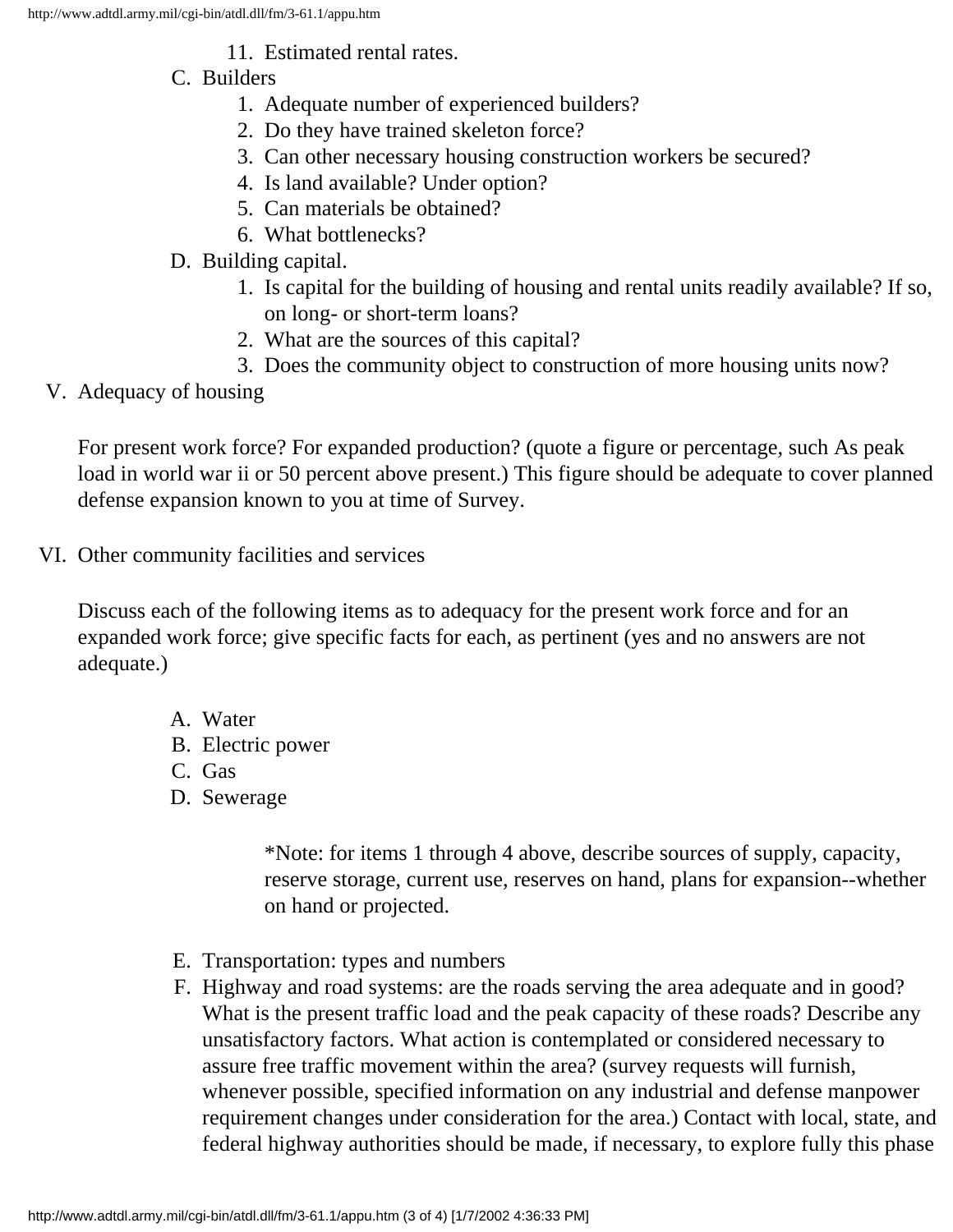11. Estimated rental rates.

C. Builders
   1. Adequate number of experienced builders?
   2. Do they have trained skeleton force?
   3. Can other necessary housing construction workers be secured?
   4. Is land available? Under option?
   5. Can materials be obtained?
   6. What bottlenecks?

D. Building capital.
   1. Is capital for the building of housing and rental units readily available? If so, on long- or short-term loans?
   2. What are the sources of this capital?
   3. Does the community object to construction of more housing units now?

V. Adequacy of housing

For present work force? For expanded production? (quote a figure or percentage, such As peak load in world war ii or 50 percent above present.) This figure should be adequate to cover planned defense expansion known to you at time of Survey.

VI. Other community facilities and services

Discuss each of the following items as to adequacy for the present work force and for an expanded work force; give specific facts for each, as pertinent (yes and no answers are not adequate.)

A. Water
B. Electric power
C. Gas
D. Sewerage

*Note: for items 1 through 4 above, describe sources of supply, capacity, reserve storage, current use, reserves on hand, plans for expansion--whether on hand or projected.

E. Transportation: types and numbers
F. Highway and road systems: are the roads serving the area adequate and in good? What is the present traffic load and the peak capacity of these roads? Describe any unsatisfactory factors. What action is contemplated or considered necessary to assure free traffic movement within the area? (survey requests will furnish, whenever possible, specified information on any industrial and defense manpower requirement changes under consideration for the area.) Contact with local, state, and federal highway authorities should be made, if necessary, to explore fully this phase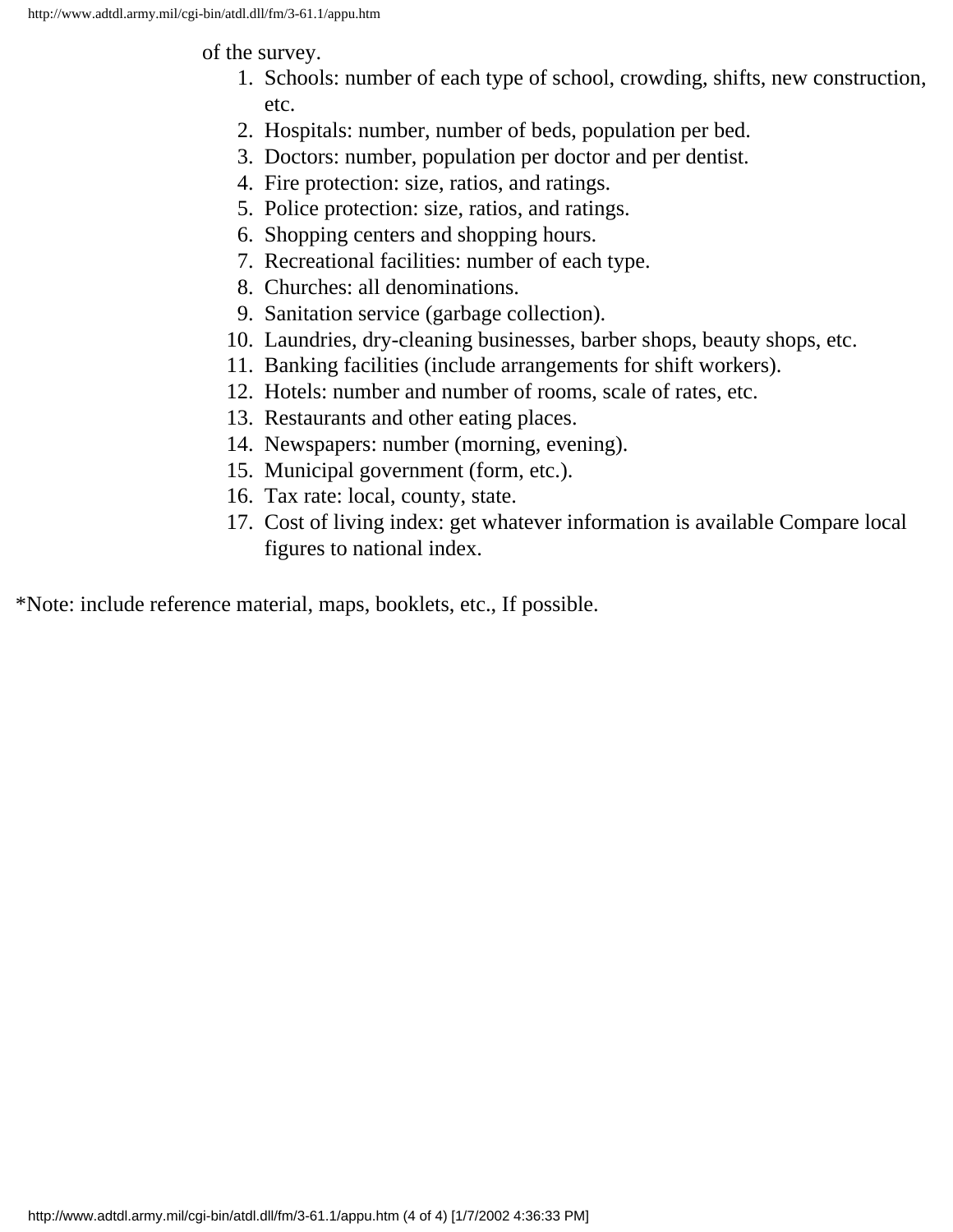of the survey.

1. Schools: number of each type of school, crowding, shifts, new construction, etc.
2. Hospitals: number, number of beds, population per bed.
3. Doctors: number, population per doctor and per dentist.
4. Fire protection: size, ratios, and ratings.
5. Police protection: size, ratios, and ratings.
6. Shopping centers and shopping hours.
7. Recreational facilities: number of each type.
8. Churches: all denominations.
9. Sanitation service (garbage collection).
10. Laundries, dry-cleaning businesses, barber shops, beauty shops, etc.
11. Banking facilities (include arrangements for shift workers).
12. Hotels: number and number of rooms, scale of rates, etc.
13. Restaurants and other eating places.
14. Newspapers: number (morning, evening).
15. Municipal government (form, etc.).
16. Tax rate: local, county, state.
17. Cost of living index: get whatever information is available Compare local figures to national index.

*Note: include reference material, maps, booklets, etc., If possible.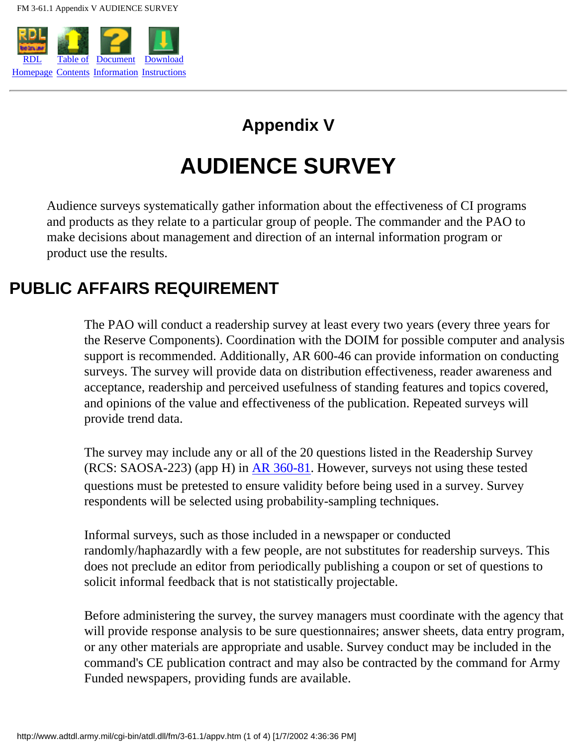# Appendix V

# AUDIENCE SURVEY

Audience surveys systematically gather information about the effectiveness of CI programs and products as they relate to a particular group of people. The commander and the PAO to make decisions about management and direction of an internal information program or product use the results.

## PUBLIC AFFAIRS REQUIREMENT

The PAO will conduct a readership survey at least every two years (every three years for the Reserve Components). Coordination with the DOIM for possible computer and analysis support is recommended. Additionally, AR 600-46 can provide information on conducting surveys. The survey will provide data on distribution effectiveness, reader awareness and acceptance, readership and perceived usefulness of standing features and topics covered, and opinions of the value and effectiveness of the publication. Repeated surveys will provide trend data.

The survey may include any or all of the 20 questions listed in the Readership Survey (RCS: SAOSA-223) (app H) in AR 360-81. However, surveys not using these tested questions must be pretested to ensure validity before being used in a survey. Survey respondents will be selected using probability-sampling techniques.

Informal surveys, such as those included in a newspaper or conducted randomly/haphazardly with a few people, are not substitutes for readership surveys. This does not preclude an editor from periodically publishing a coupon or set of questions to solicit informal feedback that is not statistically projectable.

Before administering the survey, the survey managers must coordinate with the agency that will provide response analysis to be sure questionnaires; answer sheets, data entry program, or any other materials are appropriate and usable. Survey conduct may be included in the command's CE publication contract and may also be contracted by the command for Army Funded newspapers, providing funds are available.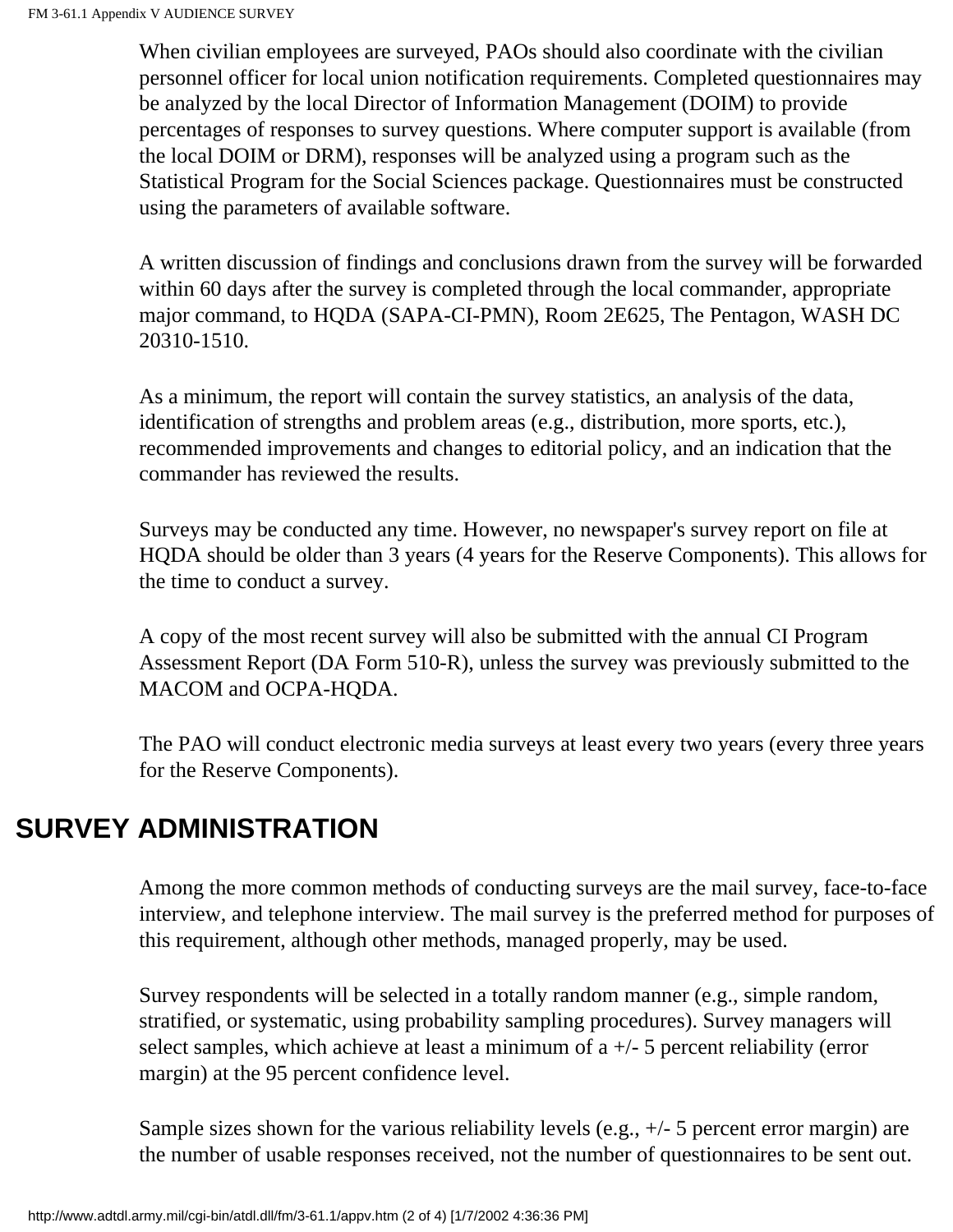When civilian employees are surveyed, PAOs should also coordinate with the civilian personnel officer for local union notification requirements. Completed questionnaires may be analyzed by the local Director of Information Management (DOIM) to provide percentages of responses to survey questions. Where computer support is available (from the local DOIM or DRM), responses will be analyzed using a program such as the Statistical Program for the Social Sciences package. Questionnaires must be constructed using the parameters of available software.

A written discussion of findings and conclusions drawn from the survey will be forwarded within 60 days after the survey is completed through the local commander, appropriate major command, to HQDA (SAPA-CI-PMN), Room 2E625, The Pentagon, WASH DC 20310-1510.

As a minimum, the report will contain the survey statistics, an analysis of the data, identification of strengths and problem areas (e.g., distribution, more sports, etc.), recommended improvements and changes to editorial policy, and an indication that the commander has reviewed the results.

Surveys may be conducted any time. However, no newspaper's survey report on file at HQDA should be older than 3 years (4 years for the Reserve Components). This allows for the time to conduct a survey.

A copy of the most recent survey will also be submitted with the annual CI Program Assessment Report (DA Form 510-R), unless the survey was previously submitted to the MACOM and OCPA-HQDA.

The PAO will conduct electronic media surveys at least every two years (every three years for the Reserve Components).

## SURVEY ADMINISTRATION

Among the more common methods of conducting surveys are the mail survey, face-to-face interview, and telephone interview. The mail survey is the preferred method for purposes of this requirement, although other methods, managed properly, may be used.

Survey respondents will be selected in a totally random manner (e.g., simple random, stratified, or systematic, using probability sampling procedures). Survey managers will select samples, which achieve at least a minimum of a +/- 5 percent reliability (error margin) at the 95 percent confidence level.

Sample sizes shown for the various reliability levels (e.g., +/- 5 percent error margin) are the number of usable responses received, not the number of questionnaires to be sent out.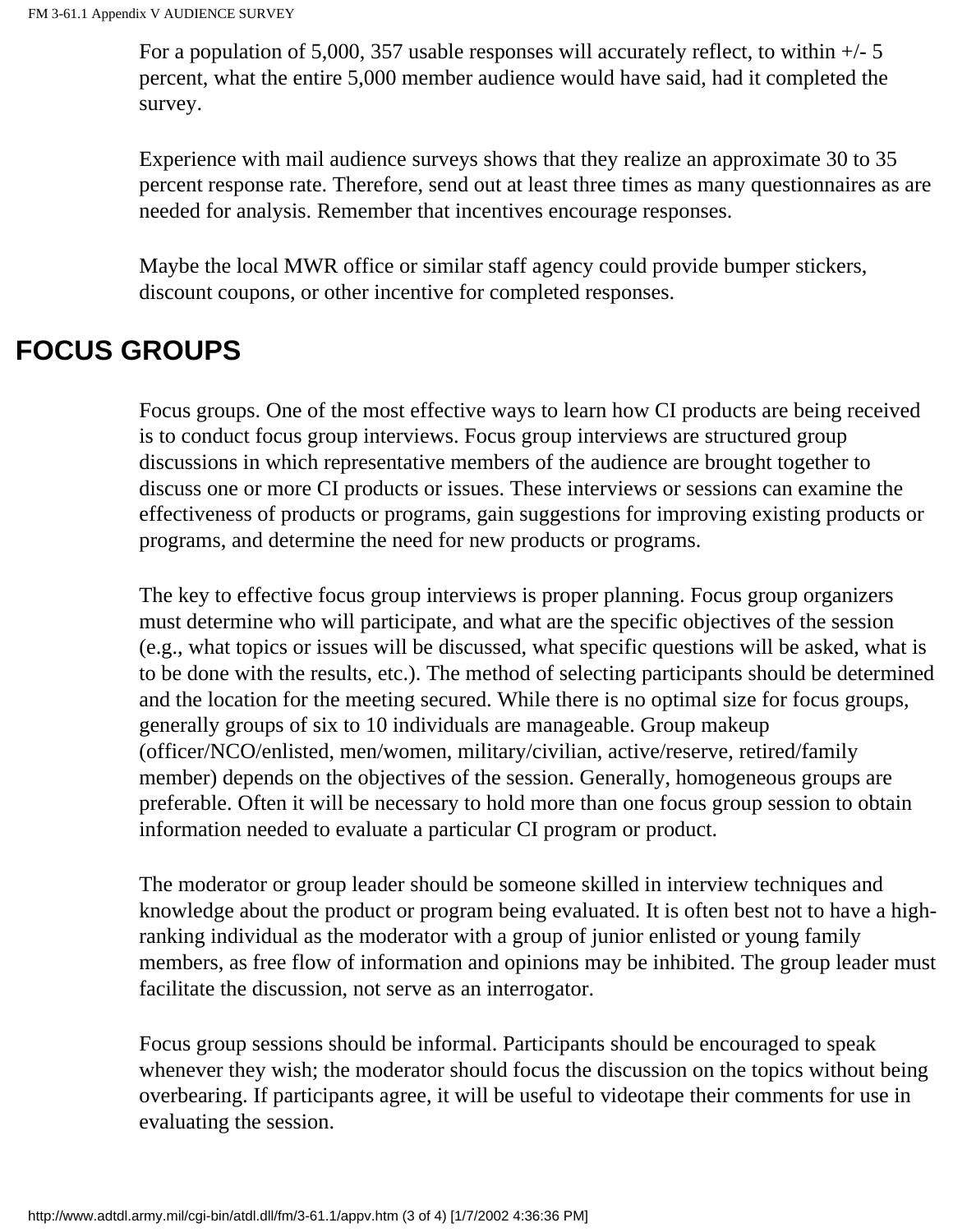For a population of 5,000, 357 usable responses will accurately reflect, to within +/- 5 percent, what the entire 5,000 member audience would have said, had it completed the survey.

Experience with mail audience surveys shows that they realize an approximate 30 to 35 percent response rate. Therefore, send out at least three times as many questionnaires as are needed for analysis. Remember that incentives encourage responses.

Maybe the local MWR office or similar staff agency could provide bumper stickers, discount coupons, or other incentive for completed responses.

## FOCUS GROUPS

Focus groups. One of the most effective ways to learn how CI products are being received is to conduct focus group interviews. Focus group interviews are structured group discussions in which representative members of the audience are brought together to discuss one or more CI products or issues. These interviews or sessions can examine the effectiveness of products or programs, gain suggestions for improving existing products or programs, and determine the need for new products or programs.

The key to effective focus group interviews is proper planning. Focus group organizers must determine who will participate, and what are the specific objectives of the session (e.g., what topics or issues will be discussed, what specific questions will be asked, what is to be done with the results, etc.). The method of selecting participants should be determined and the location for the meeting secured. While there is no optimal size for focus groups, generally groups of six to 10 individuals are manageable. Group makeup (officer/NCO/enlisted, men/women, military/civilian, active/reserve, retired/family member) depends on the objectives of the session. Generally, homogeneous groups are preferable. Often it will be necessary to hold more than one focus group session to obtain information needed to evaluate a particular CI program or product.

The moderator or group leader should be someone skilled in interview techniques and knowledge about the product or program being evaluated. It is often best not to have a high-ranking individual as the moderator with a group of junior enlisted or young family members, as free flow of information and opinions may be inhibited. The group leader must facilitate the discussion, not serve as an interrogator.

Focus group sessions should be informal. Participants should be encouraged to speak whenever they wish; the moderator should focus the discussion on the topics without being overbearing. If participants agree, it will be useful to videotape their comments for use in evaluating the session.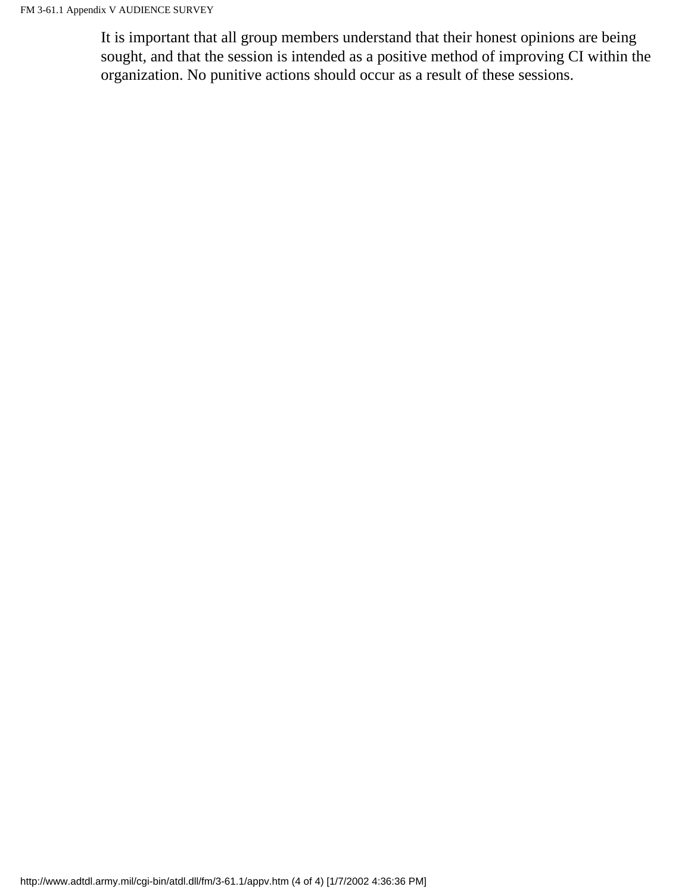It is important that all group members understand that their honest opinions are being sought, and that the session is intended as a positive method of improving CI within the organization. No punitive actions should occur as a result of these sessions.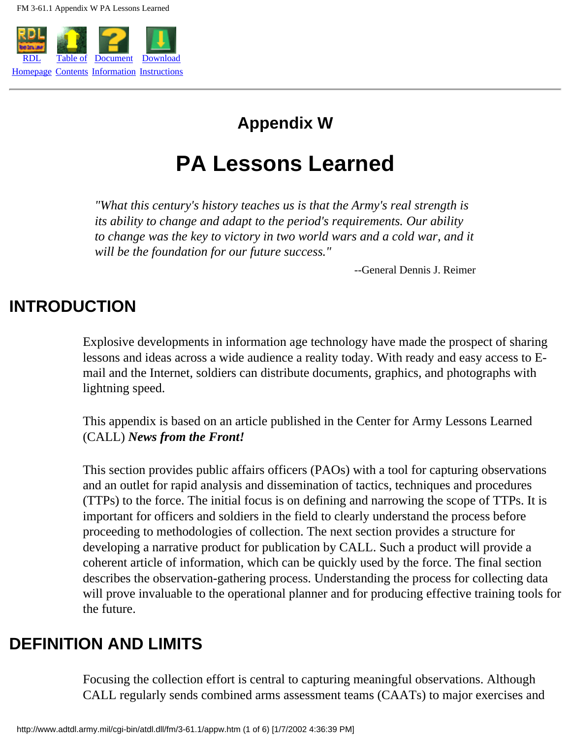# Appendix W

# PA Lessons Learned

> *"What this century's history teaches us is that the Army's real strength is its ability to change and adapt to the period's requirements. Our ability to change was the key to victory in two world wars and a cold war, and it will be the foundation for our future success."*
>
> --General Dennis J. Reimer

## INTRODUCTION

Explosive developments in information age technology have made the prospect of sharing lessons and ideas across a wide audience a reality today. With ready and easy access to E-mail and the Internet, soldiers can distribute documents, graphics, and photographs with lightning speed.

This appendix is based on an article published in the Center for Army Lessons Learned (CALL) ***News from the Front!***

This section provides public affairs officers (PAOs) with a tool for capturing observations and an outlet for rapid analysis and dissemination of tactics, techniques and procedures (TTPs) to the force. The initial focus is on defining and narrowing the scope of TTPs. It is important for officers and soldiers in the field to clearly understand the process before proceeding to methodologies of collection. The next section provides a structure for developing a narrative product for publication by CALL. Such a product will provide a coherent article of information, which can be quickly used by the force. The final section describes the observation-gathering process. Understanding the process for collecting data will prove invaluable to the operational planner and for producing effective training tools for the future.

## DEFINITION AND LIMITS

Focusing the collection effort is central to capturing meaningful observations. Although CALL regularly sends combined arms assessment teams (CAATs) to major exercises and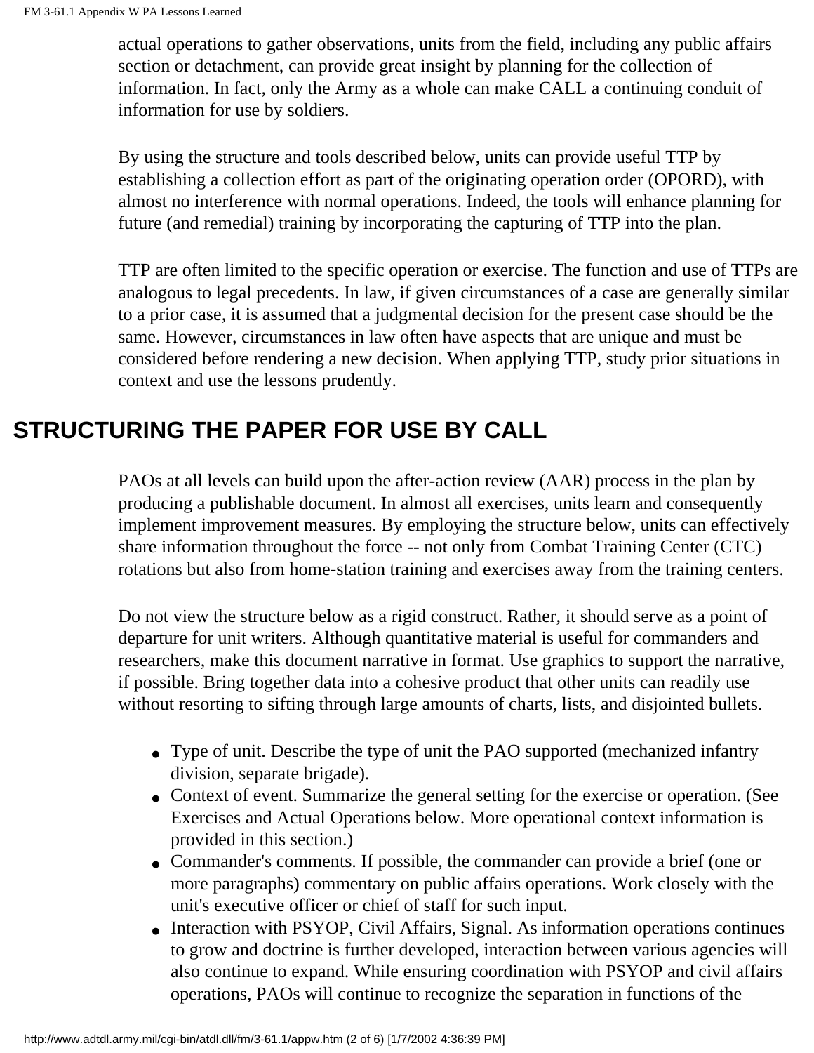actual operations to gather observations, units from the field, including any public affairs section or detachment, can provide great insight by planning for the collection of information. In fact, only the Army as a whole can make CALL a continuing conduit of information for use by soldiers.

By using the structure and tools described below, units can provide useful TTP by establishing a collection effort as part of the originating operation order (OPORD), with almost no interference with normal operations. Indeed, the tools will enhance planning for future (and remedial) training by incorporating the capturing of TTP into the plan.

TTP are often limited to the specific operation or exercise. The function and use of TTPs are analogous to legal precedents. In law, if given circumstances of a case are generally similar to a prior case, it is assumed that a judgmental decision for the present case should be the same. However, circumstances in law often have aspects that are unique and must be considered before rendering a new decision. When applying TTP, study prior situations in context and use the lessons prudently.

## STRUCTURING THE PAPER FOR USE BY CALL

PAOs at all levels can build upon the after-action review (AAR) process in the plan by producing a publishable document. In almost all exercises, units learn and consequently implement improvement measures. By employing the structure below, units can effectively share information throughout the force -- not only from Combat Training Center (CTC) rotations but also from home-station training and exercises away from the training centers.

Do not view the structure below as a rigid construct. Rather, it should serve as a point of departure for unit writers. Although quantitative material is useful for commanders and researchers, make this document narrative in format. Use graphics to support the narrative, if possible. Bring together data into a cohesive product that other units can readily use without resorting to sifting through large amounts of charts, lists, and disjointed bullets.

- Type of unit. Describe the type of unit the PAO supported (mechanized infantry division, separate brigade).
- Context of event. Summarize the general setting for the exercise or operation. (See Exercises and Actual Operations below. More operational context information is provided in this section.)
- Commander's comments. If possible, the commander can provide a brief (one or more paragraphs) commentary on public affairs operations. Work closely with the unit's executive officer or chief of staff for such input.
- Interaction with PSYOP, Civil Affairs, Signal. As information operations continues to grow and doctrine is further developed, interaction between various agencies will also continue to expand. While ensuring coordination with PSYOP and civil affairs operations, PAOs will continue to recognize the separation in functions of the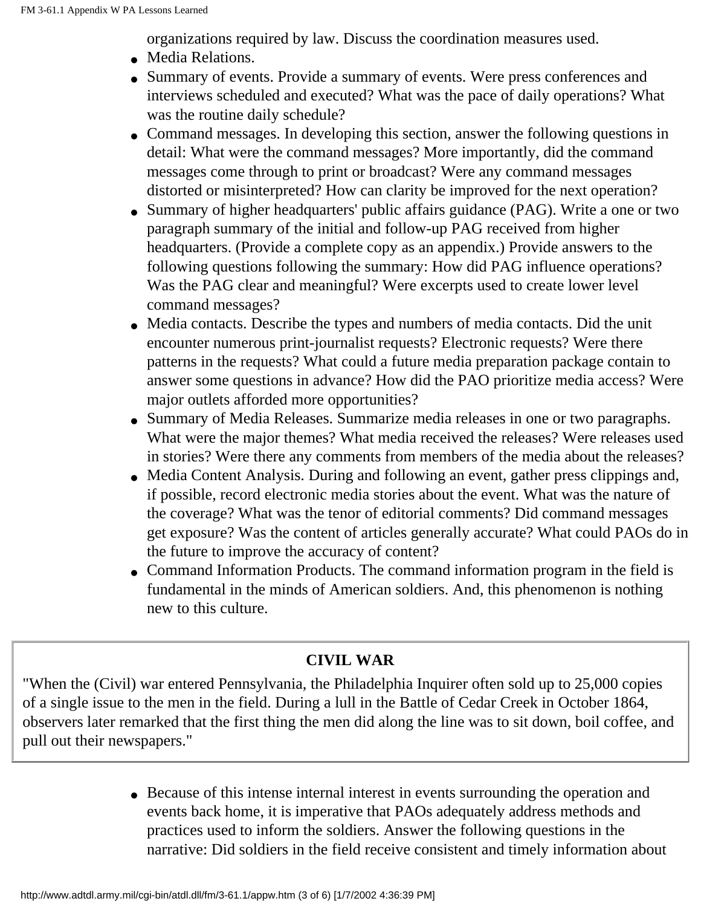organizations required by law. Discuss the coordination measures used.

- Media Relations.
- Summary of events. Provide a summary of events. Were press conferences and interviews scheduled and executed? What was the pace of daily operations? What was the routine daily schedule?
- Command messages. In developing this section, answer the following questions in detail: What were the command messages? More importantly, did the command messages come through to print or broadcast? Were any command messages distorted or misinterpreted? How can clarity be improved for the next operation?
- Summary of higher headquarters' public affairs guidance (PAG). Write a one or two paragraph summary of the initial and follow-up PAG received from higher headquarters. (Provide a complete copy as an appendix.) Provide answers to the following questions following the summary: How did PAG influence operations? Was the PAG clear and meaningful? Were excerpts used to create lower level command messages?
- Media contacts. Describe the types and numbers of media contacts. Did the unit encounter numerous print-journalist requests? Electronic requests? Were there patterns in the requests? What could a future media preparation package contain to answer some questions in advance? How did the PAO prioritize media access? Were major outlets afforded more opportunities?
- Summary of Media Releases. Summarize media releases in one or two paragraphs. What were the major themes? What media received the releases? Were releases used in stories? Were there any comments from members of the media about the releases?
- Media Content Analysis. During and following an event, gather press clippings and, if possible, record electronic media stories about the event. What was the nature of the coverage? What was the tenor of editorial comments? Did command messages get exposure? Was the content of articles generally accurate? What could PAOs do in the future to improve the accuracy of content?
- Command Information Products. The command information program in the field is fundamental in the minds of American soldiers. And, this phenomenon is nothing new to this culture.

**CIVIL WAR**

"When the (Civil) war entered Pennsylvania, the Philadelphia Inquirer often sold up to 25,000 copies of a single issue to the men in the field. During a lull in the Battle of Cedar Creek in October 1864, observers later remarked that the first thing the men did along the line was to sit down, boil coffee, and pull out their newspapers."

- Because of this intense internal interest in events surrounding the operation and events back home, it is imperative that PAOs adequately address methods and practices used to inform the soldiers. Answer the following questions in the narrative: Did soldiers in the field receive consistent and timely information about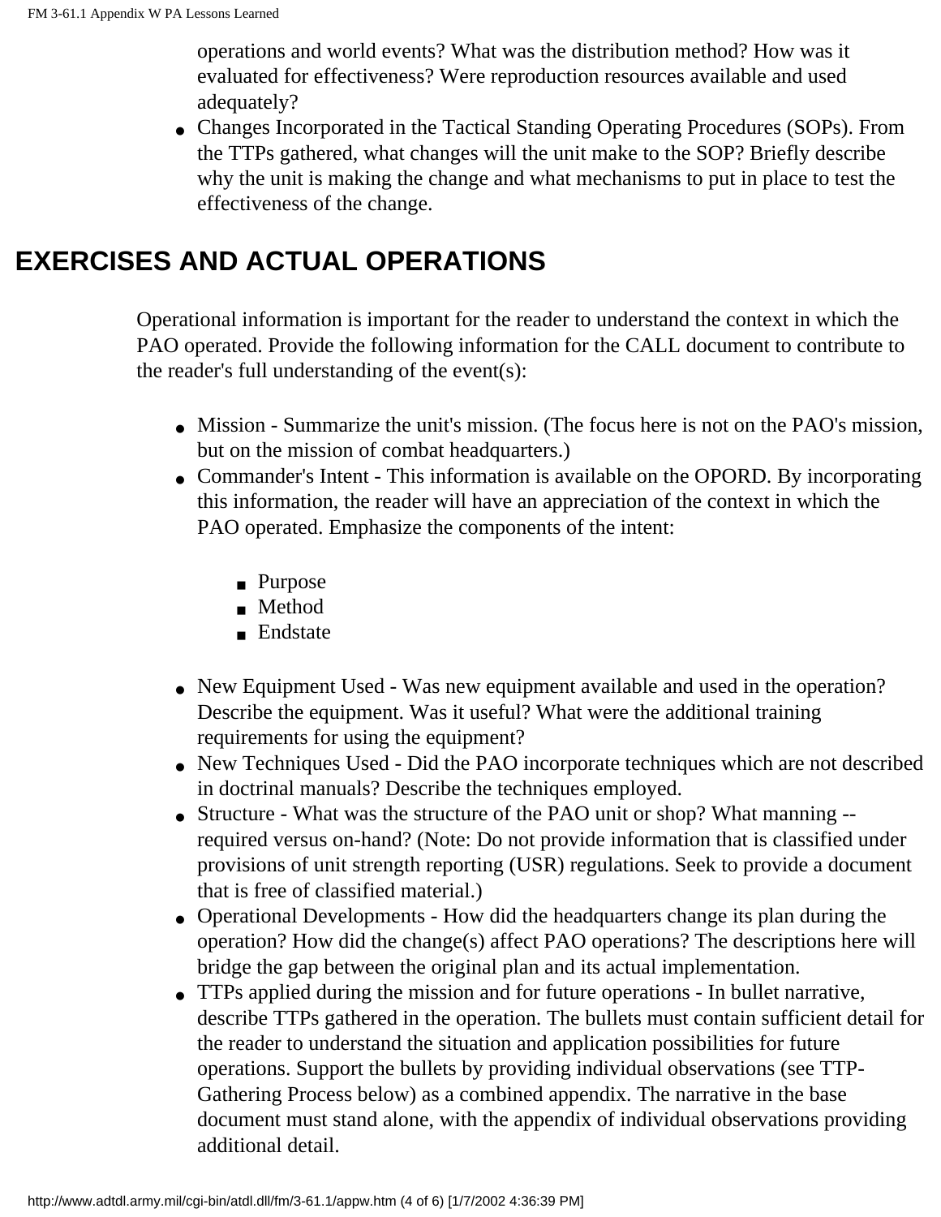operations and world events? What was the distribution method? How was it evaluated for effectiveness? Were reproduction resources available and used adequately?

- Changes Incorporated in the Tactical Standing Operating Procedures (SOPs). From the TTPs gathered, what changes will the unit make to the SOP? Briefly describe why the unit is making the change and what mechanisms to put in place to test the effectiveness of the change.

## EXERCISES AND ACTUAL OPERATIONS

Operational information is important for the reader to understand the context in which the PAO operated. Provide the following information for the CALL document to contribute to the reader's full understanding of the event(s):

- Mission - Summarize the unit's mission. (The focus here is not on the PAO's mission, but on the mission of combat headquarters.)
- Commander's Intent - This information is available on the OPORD. By incorporating this information, the reader will have an appreciation of the context in which the PAO operated. Emphasize the components of the intent:
  - Purpose
  - Method
  - Endstate
- New Equipment Used - Was new equipment available and used in the operation? Describe the equipment. Was it useful? What were the additional training requirements for using the equipment?
- New Techniques Used - Did the PAO incorporate techniques which are not described in doctrinal manuals? Describe the techniques employed.
- Structure - What was the structure of the PAO unit or shop? What manning -- required versus on-hand? (Note: Do not provide information that is classified under provisions of unit strength reporting (USR) regulations. Seek to provide a document that is free of classified material.)
- Operational Developments - How did the headquarters change its plan during the operation? How did the change(s) affect PAO operations? The descriptions here will bridge the gap between the original plan and its actual implementation.
- TTPs applied during the mission and for future operations - In bullet narrative, describe TTPs gathered in the operation. The bullets must contain sufficient detail for the reader to understand the situation and application possibilities for future operations. Support the bullets by providing individual observations (see TTP-Gathering Process below) as a combined appendix. The narrative in the base document must stand alone, with the appendix of individual observations providing additional detail.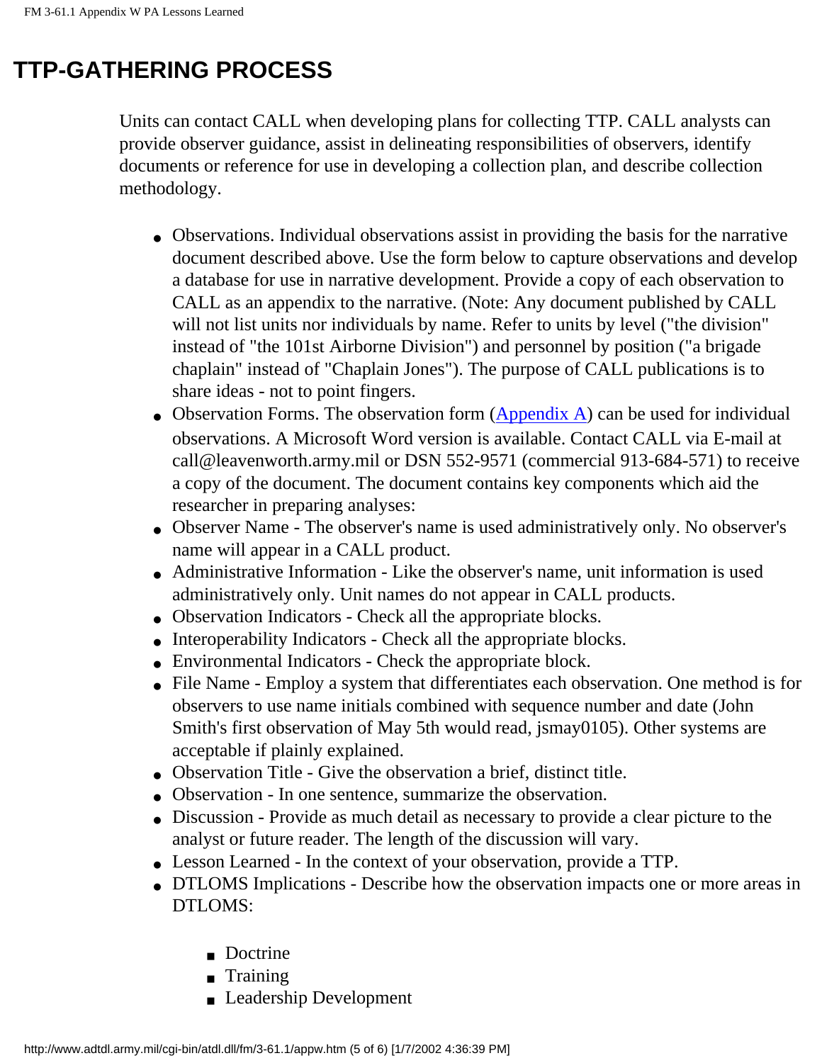# TTP-GATHERING PROCESS

Units can contact CALL when developing plans for collecting TTP. CALL analysts can provide observer guidance, assist in delineating responsibilities of observers, identify documents or reference for use in developing a collection plan, and describe collection methodology.

- Observations. Individual observations assist in providing the basis for the narrative document described above. Use the form below to capture observations and develop a database for use in narrative development. Provide a copy of each observation to CALL as an appendix to the narrative. (Note: Any document published by CALL will not list units nor individuals by name. Refer to units by level ("the division" instead of "the 101st Airborne Division") and personnel by position ("a brigade chaplain" instead of "Chaplain Jones"). The purpose of CALL publications is to share ideas - not to point fingers.
- Observation Forms. The observation form (Appendix A) can be used for individual observations. A Microsoft Word version is available. Contact CALL via E-mail at call@leavenworth.army.mil or DSN 552-9571 (commercial 913-684-571) to receive a copy of the document. The document contains key components which aid the researcher in preparing analyses:
- Observer Name - The observer's name is used administratively only. No observer's name will appear in a CALL product.
- Administrative Information - Like the observer's name, unit information is used administratively only. Unit names do not appear in CALL products.
- Observation Indicators - Check all the appropriate blocks.
- Interoperability Indicators - Check all the appropriate blocks.
- Environmental Indicators - Check the appropriate block.
- File Name - Employ a system that differentiates each observation. One method is for observers to use name initials combined with sequence number and date (John Smith's first observation of May 5th would read, jsmay0105). Other systems are acceptable if plainly explained.
- Observation Title - Give the observation a brief, distinct title.
- Observation - In one sentence, summarize the observation.
- Discussion - Provide as much detail as necessary to provide a clear picture to the analyst or future reader. The length of the discussion will vary.
- Lesson Learned - In the context of your observation, provide a TTP.
- DTLOMS Implications - Describe how the observation impacts one or more areas in DTLOMS:
  - Doctrine
  - Training
  - Leadership Development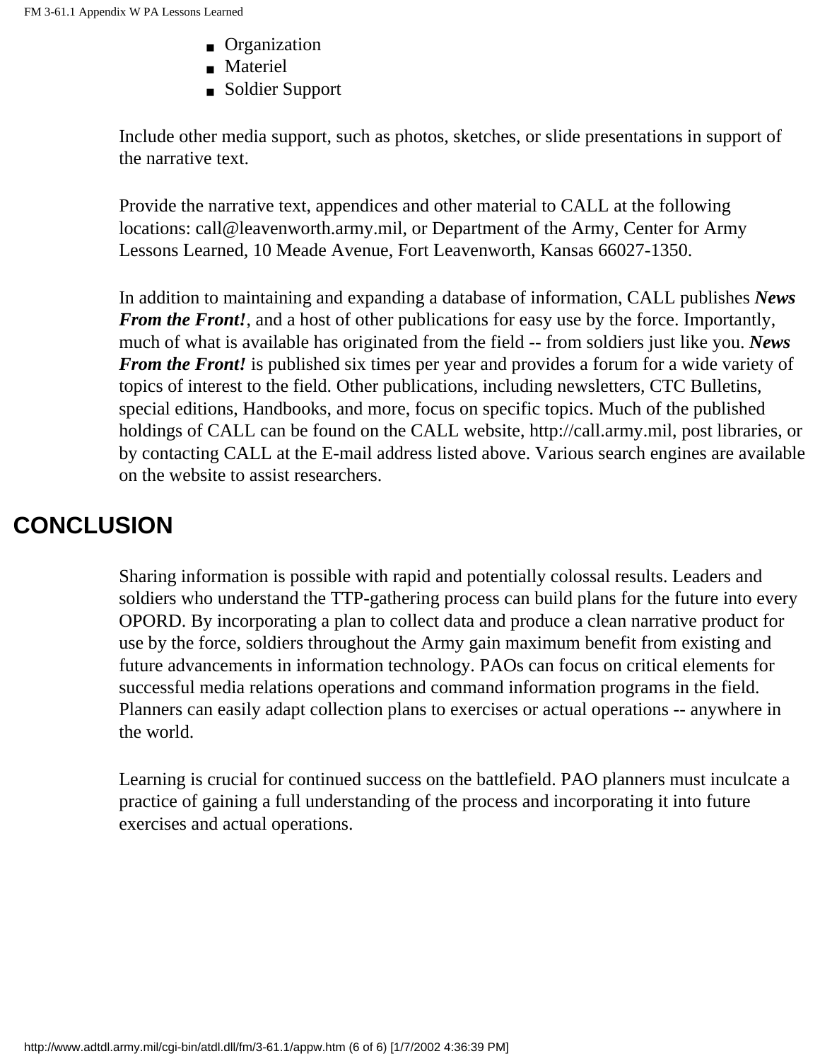- Organization
- Materiel
- Soldier Support

Include other media support, such as photos, sketches, or slide presentations in support of the narrative text.

Provide the narrative text, appendices and other material to CALL at the following locations: call@leavenworth.army.mil, or Department of the Army, Center for Army Lessons Learned, 10 Meade Avenue, Fort Leavenworth, Kansas 66027-1350.

In addition to maintaining and expanding a database of information, CALL publishes ***News From the Front!***, and a host of other publications for easy use by the force. Importantly, much of what is available has originated from the field -- from soldiers just like you. ***News From the Front!*** is published six times per year and provides a forum for a wide variety of topics of interest to the field. Other publications, including newsletters, CTC Bulletins, special editions, Handbooks, and more, focus on specific topics. Much of the published holdings of CALL can be found on the CALL website, http://call.army.mil, post libraries, or by contacting CALL at the E-mail address listed above. Various search engines are available on the website to assist researchers.

## CONCLUSION

Sharing information is possible with rapid and potentially colossal results. Leaders and soldiers who understand the TTP-gathering process can build plans for the future into every OPORD. By incorporating a plan to collect data and produce a clean narrative product for use by the force, soldiers throughout the Army gain maximum benefit from existing and future advancements in information technology. PAOs can focus on critical elements for successful media relations operations and command information programs in the field. Planners can easily adapt collection plans to exercises or actual operations -- anywhere in the world.

Learning is crucial for continued success on the battlefield. PAO planners must inculcate a practice of gaining a full understanding of the process and incorporating it into future exercises and actual operations.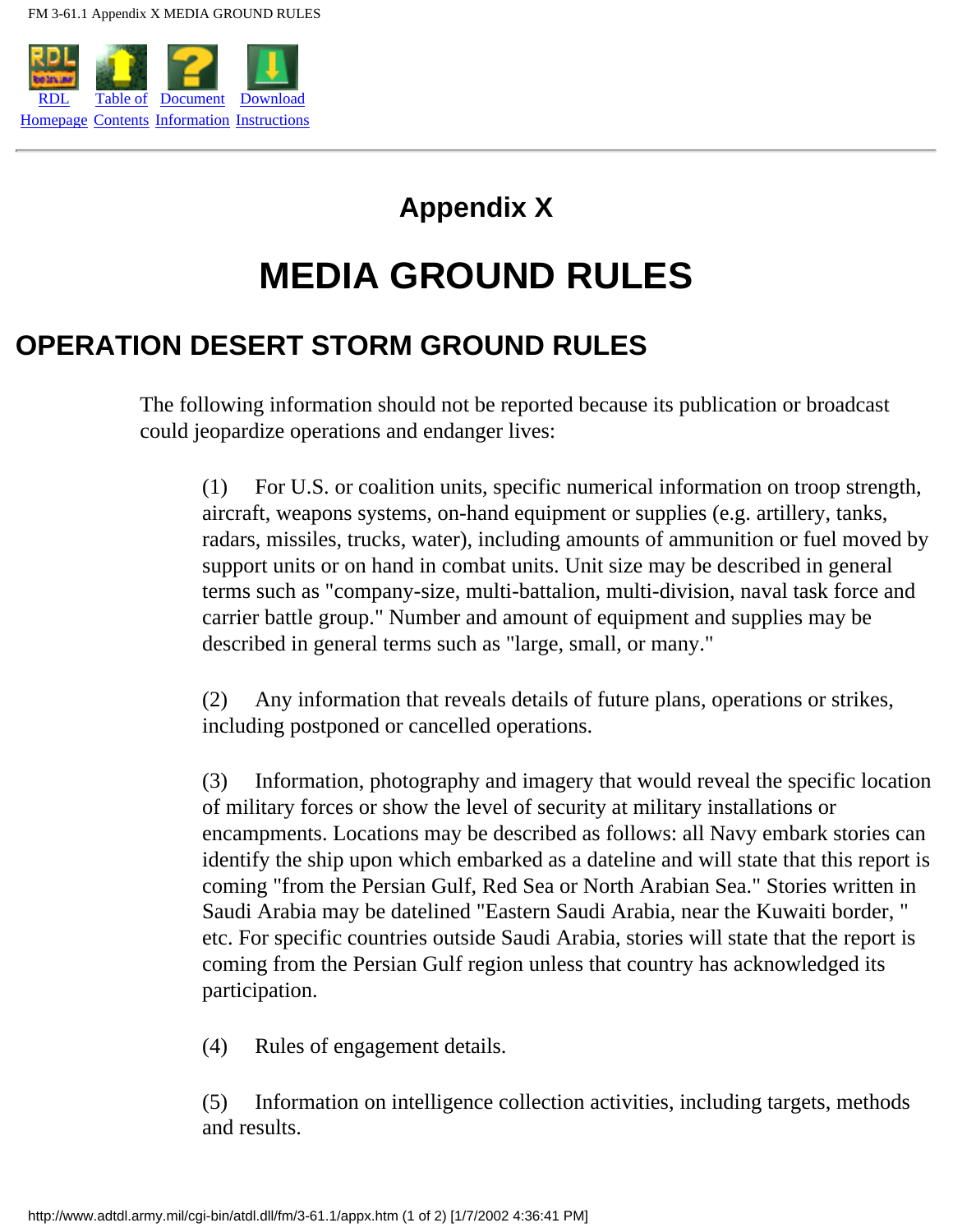# Appendix X

# MEDIA GROUND RULES

## OPERATION DESERT STORM GROUND RULES

The following information should not be reported because its publication or broadcast could jeopardize operations and endanger lives:

(1) For U.S. or coalition units, specific numerical information on troop strength, aircraft, weapons systems, on-hand equipment or supplies (e.g. artillery, tanks, radars, missiles, trucks, water), including amounts of ammunition or fuel moved by support units or on hand in combat units. Unit size may be described in general terms such as "company-size, multi-battalion, multi-division, naval task force and carrier battle group." Number and amount of equipment and supplies may be described in general terms such as "large, small, or many."

(2) Any information that reveals details of future plans, operations or strikes, including postponed or cancelled operations.

(3) Information, photography and imagery that would reveal the specific location of military forces or show the level of security at military installations or encampments. Locations may be described as follows: all Navy embark stories can identify the ship upon which embarked as a dateline and will state that this report is coming "from the Persian Gulf, Red Sea or North Arabian Sea." Stories written in Saudi Arabia may be datelined "Eastern Saudi Arabia, near the Kuwaiti border, " etc. For specific countries outside Saudi Arabia, stories will state that the report is coming from the Persian Gulf region unless that country has acknowledged its participation.

(4) Rules of engagement details.

(5) Information on intelligence collection activities, including targets, methods and results.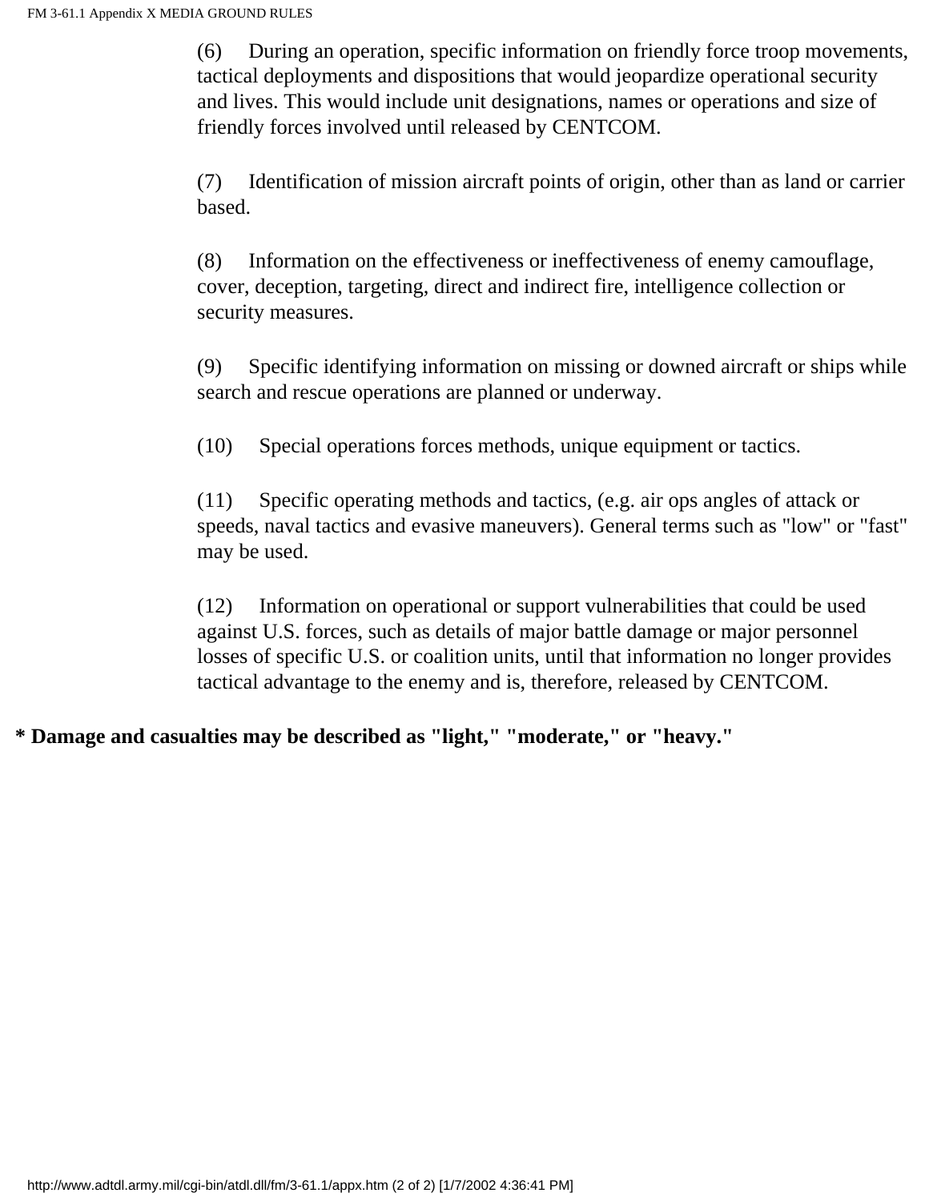(6) During an operation, specific information on friendly force troop movements, tactical deployments and dispositions that would jeopardize operational security and lives. This would include unit designations, names or operations and size of friendly forces involved until released by CENTCOM.

(7) Identification of mission aircraft points of origin, other than as land or carrier based.

(8) Information on the effectiveness or ineffectiveness of enemy camouflage, cover, deception, targeting, direct and indirect fire, intelligence collection or security measures.

(9) Specific identifying information on missing or downed aircraft or ships while search and rescue operations are planned or underway.

(10) Special operations forces methods, unique equipment or tactics.

(11) Specific operating methods and tactics, (e.g. air ops angles of attack or speeds, naval tactics and evasive maneuvers). General terms such as "low" or "fast" may be used.

(12) Information on operational or support vulnerabilities that could be used against U.S. forces, such as details of major battle damage or major personnel losses of specific U.S. or coalition units, until that information no longer provides tactical advantage to the enemy and is, therefore, released by CENTCOM.

**\* Damage and casualties may be described as "light," "moderate," or "heavy."**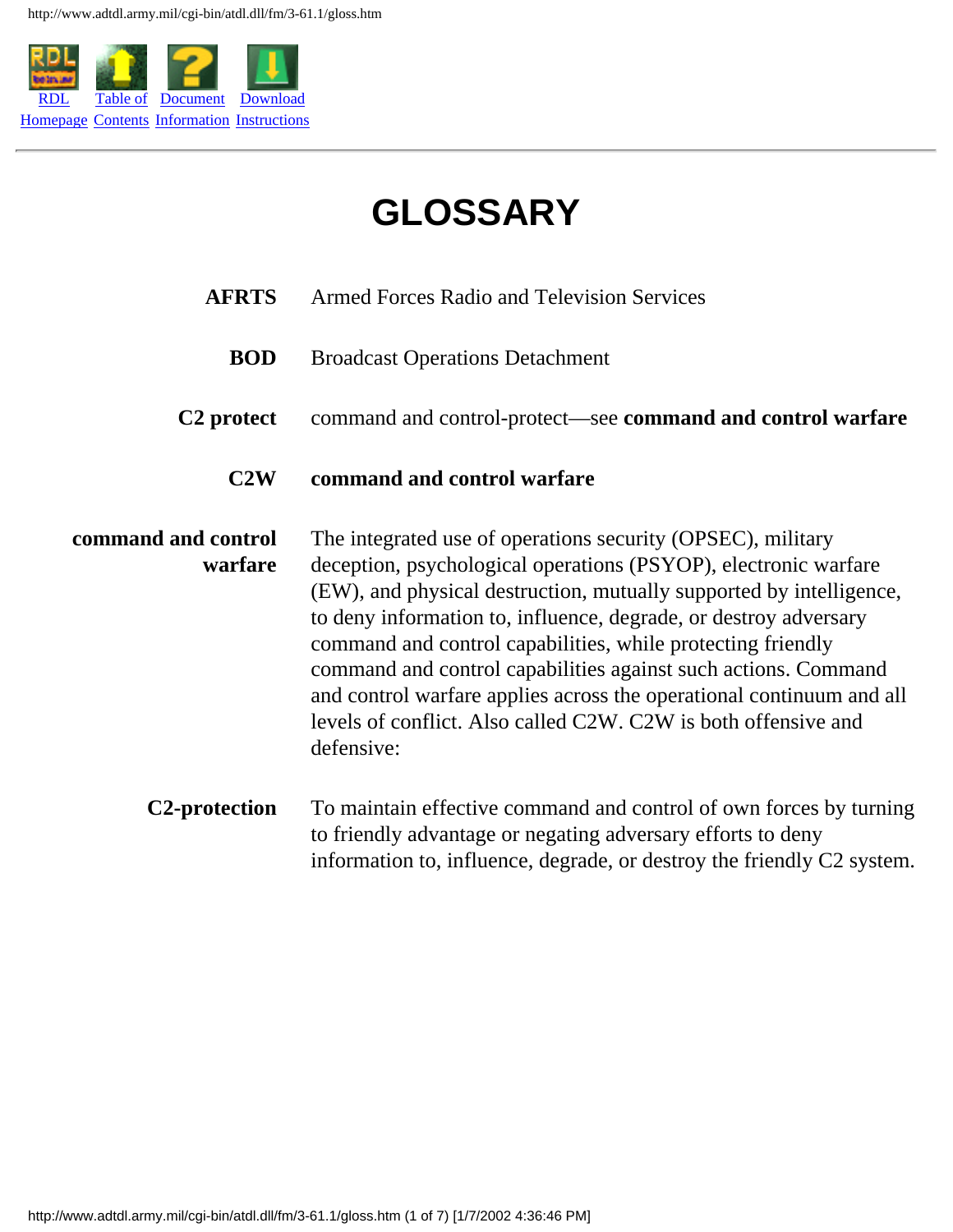# GLOSSARY

| | |
|---|---|
| **AFRTS** | Armed Forces Radio and Television Services |
| **BOD** | Broadcast Operations Detachment |
| **C2 protect** | command and control-protect—see **command and control warfare** |
| **C2W** | **command and control warfare** |
| **command and control warfare** | The integrated use of operations security (OPSEC), military deception, psychological operations (PSYOP), electronic warfare (EW), and physical destruction, mutually supported by intelligence, to deny information to, influence, degrade, or destroy adversary command and control capabilities, while protecting friendly command and control capabilities against such actions. Command and control warfare applies across the operational continuum and all levels of conflict. Also called C2W. C2W is both offensive and defensive: |
| **C2-protection** | To maintain effective command and control of own forces by turning to friendly advantage or negating adversary efforts to deny information to, influence, degrade, or destroy the friendly C2 system. |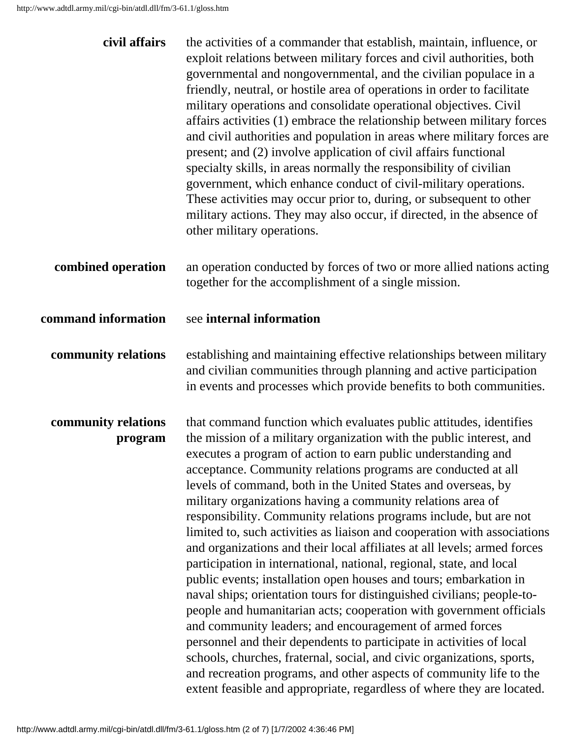**civil affairs** the activities of a commander that establish, maintain, influence, or exploit relations between military forces and civil authorities, both governmental and nongovernmental, and the civilian populace in a friendly, neutral, or hostile area of operations in order to facilitate military operations and consolidate operational objectives. Civil affairs activities (1) embrace the relationship between military forces and civil authorities and population in areas where military forces are present; and (2) involve application of civil affairs functional specialty skills, in areas normally the responsibility of civilian government, which enhance conduct of civil-military operations. These activities may occur prior to, during, or subsequent to other military actions. They may also occur, if directed, in the absence of other military operations.

**combined operation** an operation conducted by forces of two or more allied nations acting together for the accomplishment of a single mission.

**command information** see **internal information**

**community relations** establishing and maintaining effective relationships between military and civilian communities through planning and active participation in events and processes which provide benefits to both communities.

**community relations program** that command function which evaluates public attitudes, identifies the mission of a military organization with the public interest, and executes a program of action to earn public understanding and acceptance. Community relations programs are conducted at all levels of command, both in the United States and overseas, by military organizations having a community relations area of responsibility. Community relations programs include, but are not limited to, such activities as liaison and cooperation with associations and organizations and their local affiliates at all levels; armed forces participation in international, national, regional, state, and local public events; installation open houses and tours; embarkation in naval ships; orientation tours for distinguished civilians; people-to-people and humanitarian acts; cooperation with government officials and community leaders; and encouragement of armed forces personnel and their dependents to participate in activities of local schools, churches, fraternal, social, and civic organizations, sports, and recreation programs, and other aspects of community life to the extent feasible and appropriate, regardless of where they are located.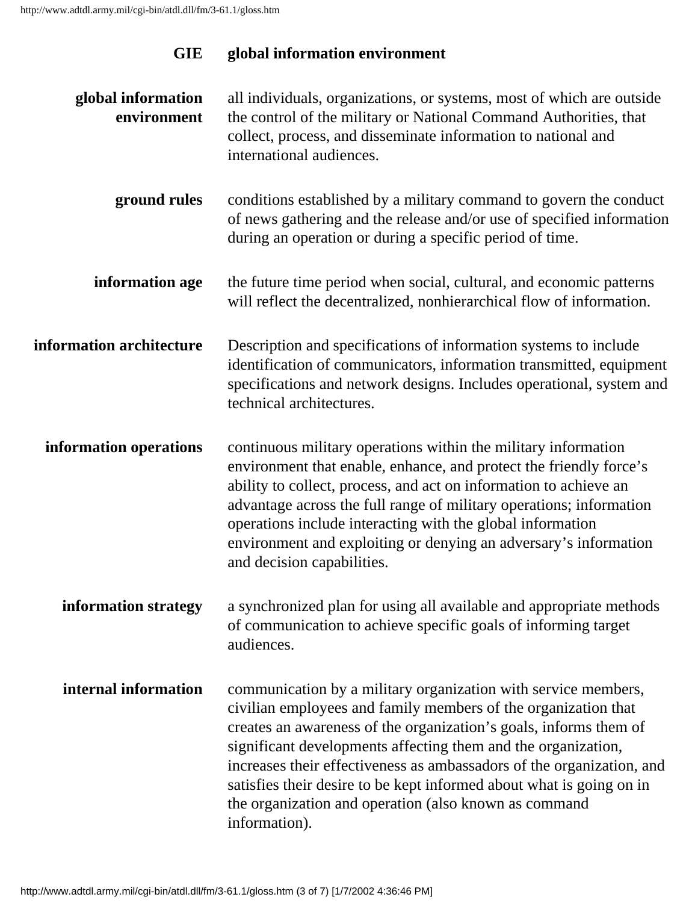**GIE** global information environment

**global information environment** all individuals, organizations, or systems, most of which are outside the control of the military or National Command Authorities, that collect, process, and disseminate information to national and international audiences.

**ground rules** conditions established by a military command to govern the conduct of news gathering and the release and/or use of specified information during an operation or during a specific period of time.

**information age** the future time period when social, cultural, and economic patterns will reflect the decentralized, nonhierarchical flow of information.

**information architecture** Description and specifications of information systems to include identification of communicators, information transmitted, equipment specifications and network designs. Includes operational, system and technical architectures.

**information operations** continuous military operations within the military information environment that enable, enhance, and protect the friendly force's ability to collect, process, and act on information to achieve an advantage across the full range of military operations; information operations include interacting with the global information environment and exploiting or denying an adversary's information and decision capabilities.

**information strategy** a synchronized plan for using all available and appropriate methods of communication to achieve specific goals of informing target audiences.

**internal information** communication by a military organization with service members, civilian employees and family members of the organization that creates an awareness of the organization's goals, informs them of significant developments affecting them and the organization, increases their effectiveness as ambassadors of the organization, and satisfies their desire to be kept informed about what is going on in the organization and operation (also known as command information).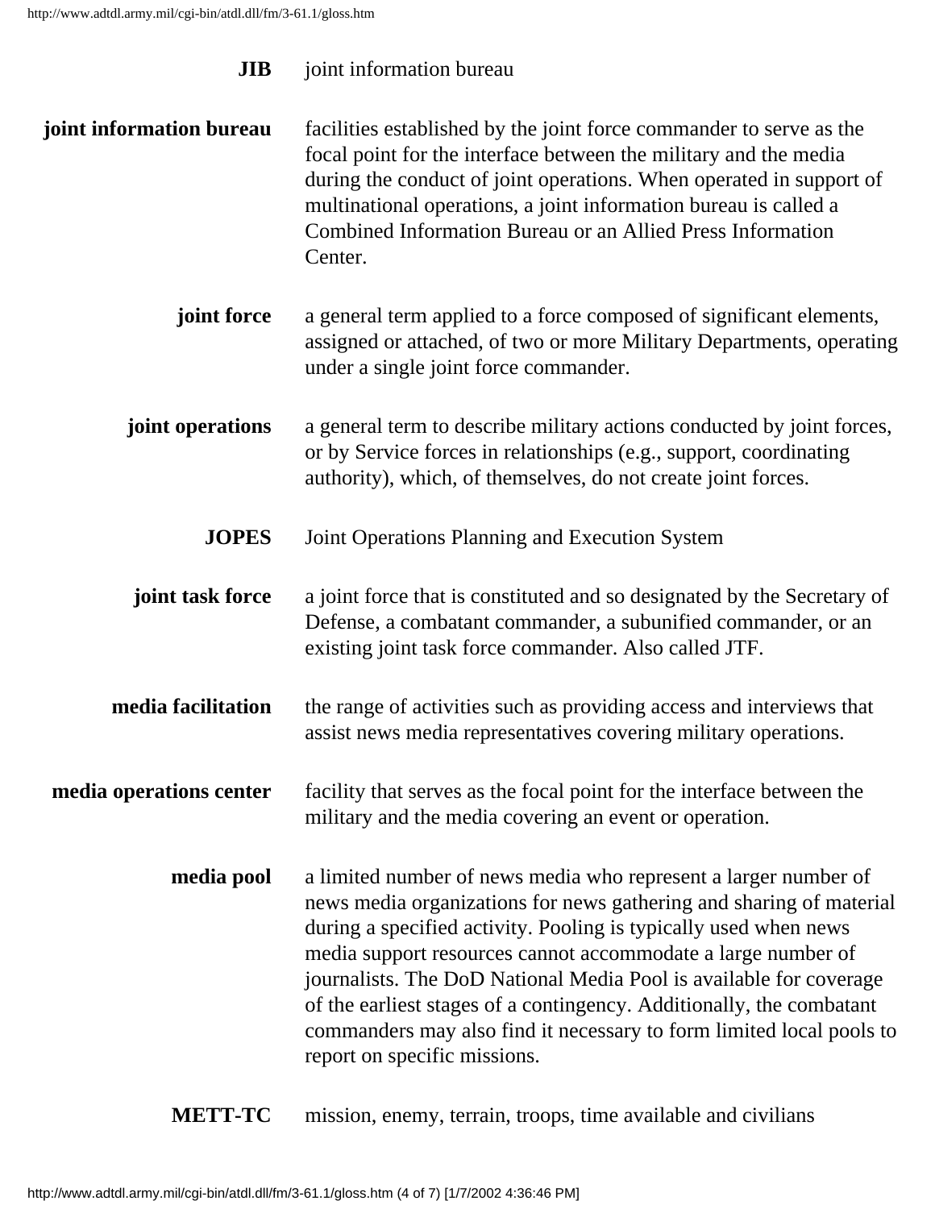**JIB** joint information bureau

**joint information bureau** facilities established by the joint force commander to serve as the focal point for the interface between the military and the media during the conduct of joint operations. When operated in support of multinational operations, a joint information bureau is called a Combined Information Bureau or an Allied Press Information Center.

**joint force** a general term applied to a force composed of significant elements, assigned or attached, of two or more Military Departments, operating under a single joint force commander.

**joint operations** a general term to describe military actions conducted by joint forces, or by Service forces in relationships (e.g., support, coordinating authority), which, of themselves, do not create joint forces.

**JOPES** Joint Operations Planning and Execution System

**joint task force** a joint force that is constituted and so designated by the Secretary of Defense, a combatant commander, a subunified commander, or an existing joint task force commander. Also called JTF.

**media facilitation** the range of activities such as providing access and interviews that assist news media representatives covering military operations.

**media operations center** facility that serves as the focal point for the interface between the military and the media covering an event or operation.

**media pool** a limited number of news media who represent a larger number of news media organizations for news gathering and sharing of material during a specified activity. Pooling is typically used when news media support resources cannot accommodate a large number of journalists. The DoD National Media Pool is available for coverage of the earliest stages of a contingency. Additionally, the combatant commanders may also find it necessary to form limited local pools to report on specific missions.

**METT-TC** mission, enemy, terrain, troops, time available and civilians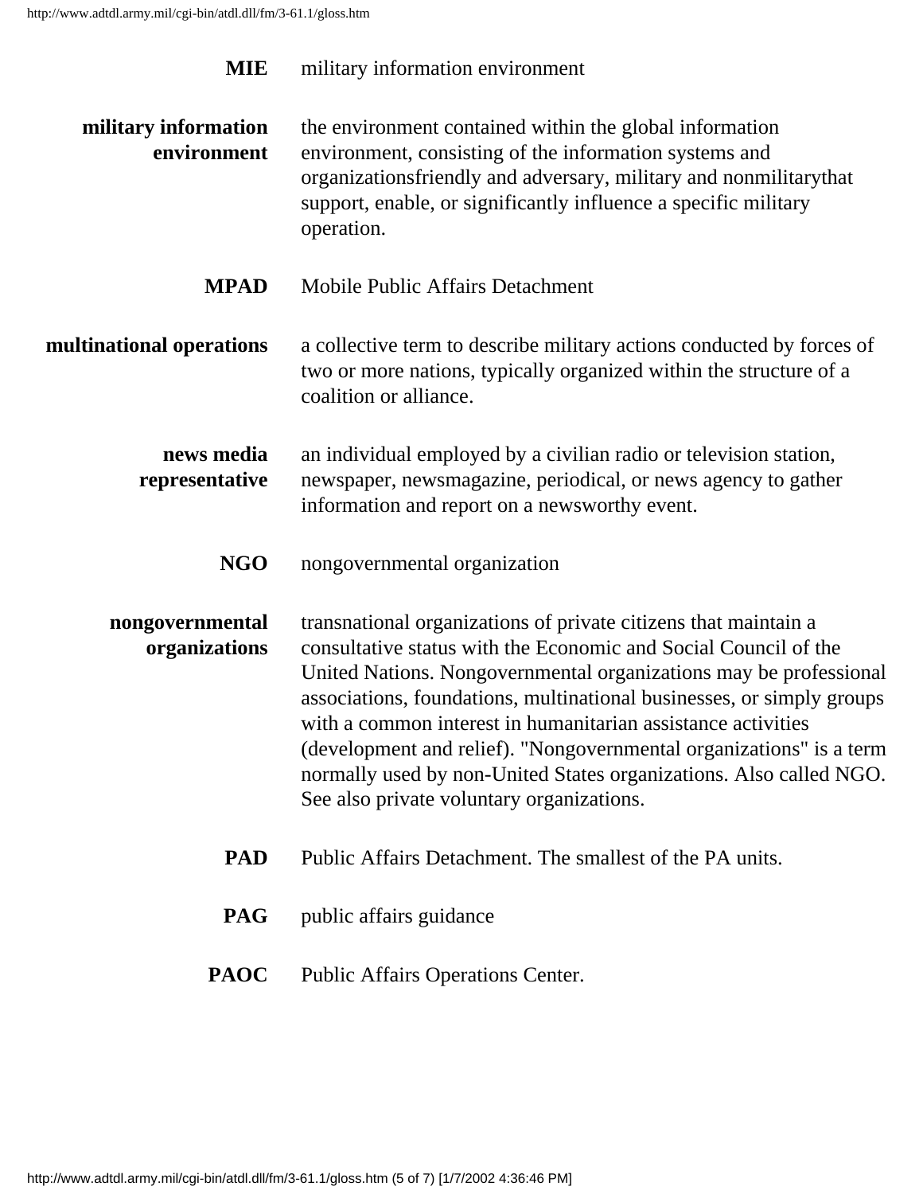| | |
|---|---|
| **MIE** | military information environment |
| **military information environment** | the environment contained within the global information environment, consisting of the information systems and organizationsfriendly and adversary, military and nonmilitarythat support, enable, or significantly influence a specific military operation. |
| **MPAD** | Mobile Public Affairs Detachment |
| **multinational operations** | a collective term to describe military actions conducted by forces of two or more nations, typically organized within the structure of a coalition or alliance. |
| **news media representative** | an individual employed by a civilian radio or television station, newspaper, newsmagazine, periodical, or news agency to gather information and report on a newsworthy event. |
| **NGO** | nongovernmental organization |
| **nongovernmental organizations** | transnational organizations of private citizens that maintain a consultative status with the Economic and Social Council of the United Nations. Nongovernmental organizations may be professional associations, foundations, multinational businesses, or simply groups with a common interest in humanitarian assistance activities (development and relief). "Nongovernmental organizations" is a term normally used by non-United States organizations. Also called NGO. See also private voluntary organizations. |
| **PAD** | Public Affairs Detachment. The smallest of the PA units. |
| **PAG** | public affairs guidance |
| **PAOC** | Public Affairs Operations Center. |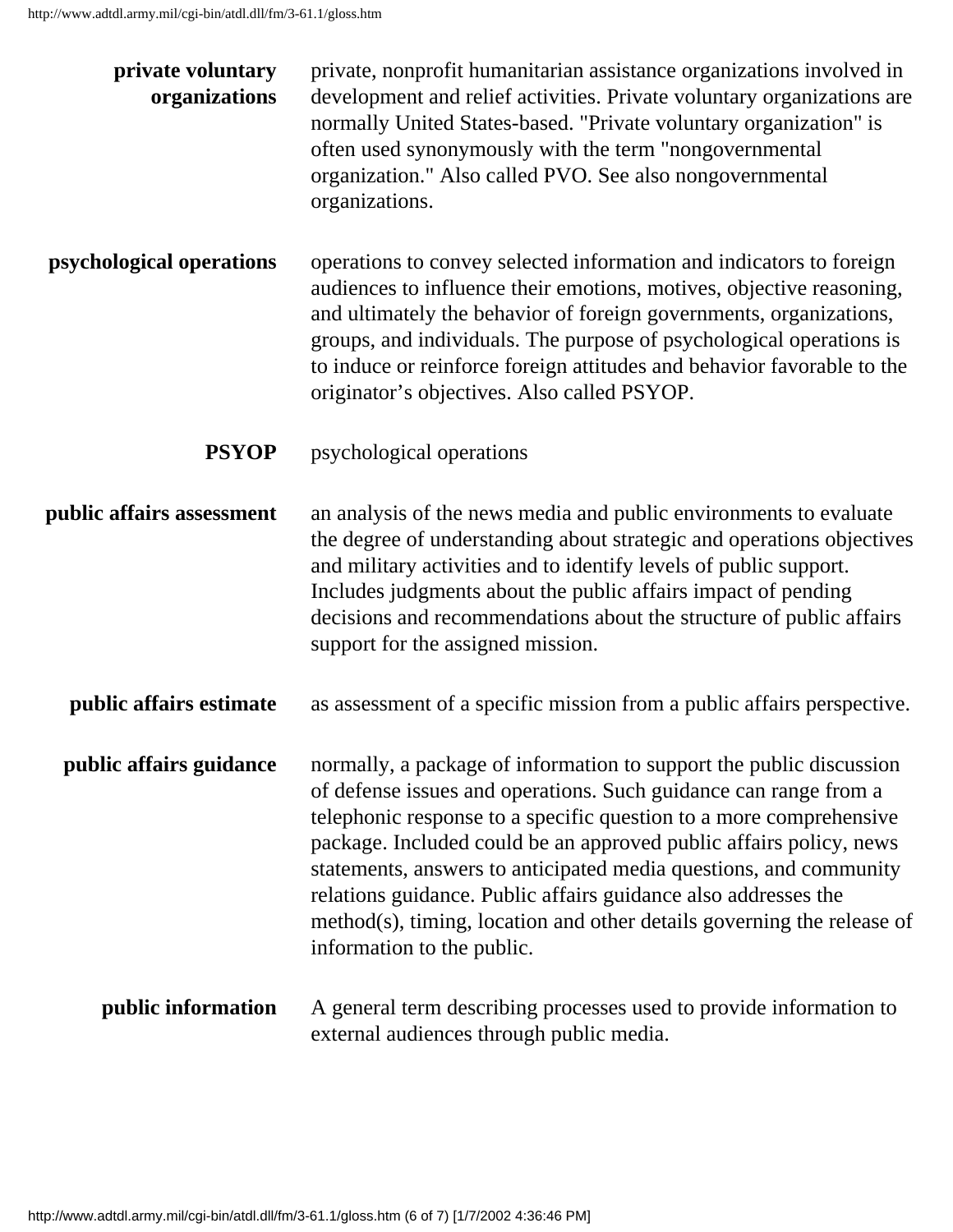**private voluntary organizations** private, nonprofit humanitarian assistance organizations involved in development and relief activities. Private voluntary organizations are normally United States-based. "Private voluntary organization" is often used synonymously with the term "nongovernmental organization." Also called PVO. See also nongovernmental organizations.

**psychological operations** operations to convey selected information and indicators to foreign audiences to influence their emotions, motives, objective reasoning, and ultimately the behavior of foreign governments, organizations, groups, and individuals. The purpose of psychological operations is to induce or reinforce foreign attitudes and behavior favorable to the originator's objectives. Also called PSYOP.

**PSYOP** psychological operations

**public affairs assessment** an analysis of the news media and public environments to evaluate the degree of understanding about strategic and operations objectives and military activities and to identify levels of public support. Includes judgments about the public affairs impact of pending decisions and recommendations about the structure of public affairs support for the assigned mission.

**public affairs estimate** as assessment of a specific mission from a public affairs perspective.

**public affairs guidance** normally, a package of information to support the public discussion of defense issues and operations. Such guidance can range from a telephonic response to a specific question to a more comprehensive package. Included could be an approved public affairs policy, news statements, answers to anticipated media questions, and community relations guidance. Public affairs guidance also addresses the method(s), timing, location and other details governing the release of information to the public.

**public information** A general term describing processes used to provide information to external audiences through public media.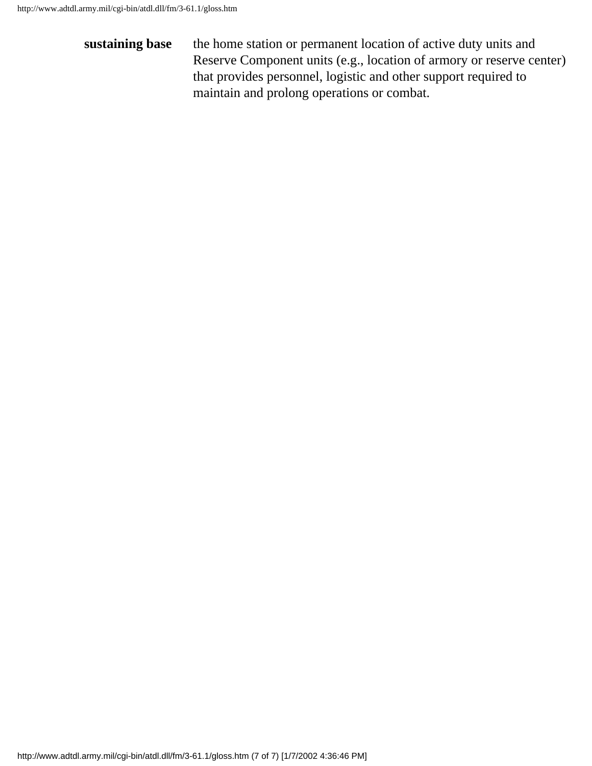**sustaining base** the home station or permanent location of active duty units and Reserve Component units (e.g., location of armory or reserve center) that provides personnel, logistic and other support required to maintain and prolong operations or combat.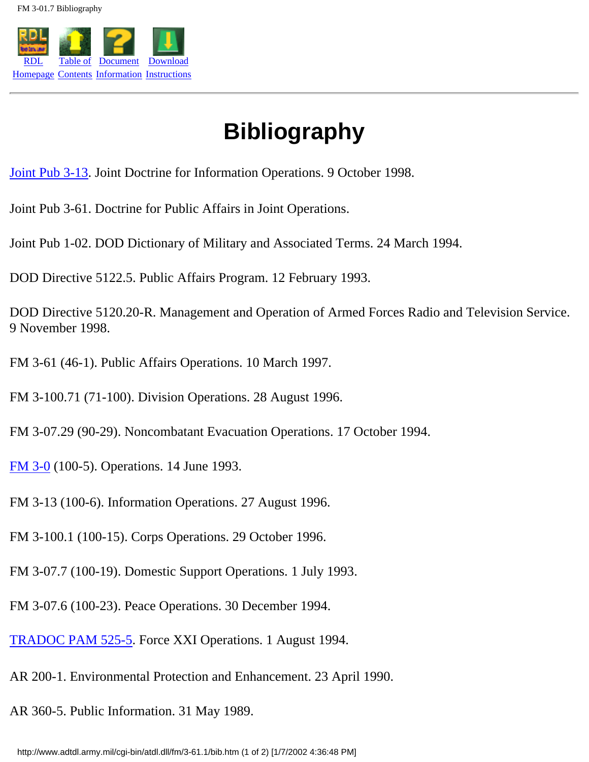# Bibliography

Joint Pub 3-13. Joint Doctrine for Information Operations. 9 October 1998.

Joint Pub 3-61. Doctrine for Public Affairs in Joint Operations.

Joint Pub 1-02. DOD Dictionary of Military and Associated Terms. 24 March 1994.

DOD Directive 5122.5. Public Affairs Program. 12 February 1993.

DOD Directive 5120.20-R. Management and Operation of Armed Forces Radio and Television Service. 9 November 1998.

FM 3-61 (46-1). Public Affairs Operations. 10 March 1997.

FM 3-100.71 (71-100). Division Operations. 28 August 1996.

FM 3-07.29 (90-29). Noncombatant Evacuation Operations. 17 October 1994.

FM 3-0 (100-5). Operations. 14 June 1993.

FM 3-13 (100-6). Information Operations. 27 August 1996.

FM 3-100.1 (100-15). Corps Operations. 29 October 1996.

FM 3-07.7 (100-19). Domestic Support Operations. 1 July 1993.

FM 3-07.6 (100-23). Peace Operations. 30 December 1994.

TRADOC PAM 525-5. Force XXI Operations. 1 August 1994.

AR 200-1. Environmental Protection and Enhancement. 23 April 1990.

AR 360-5. Public Information. 31 May 1989.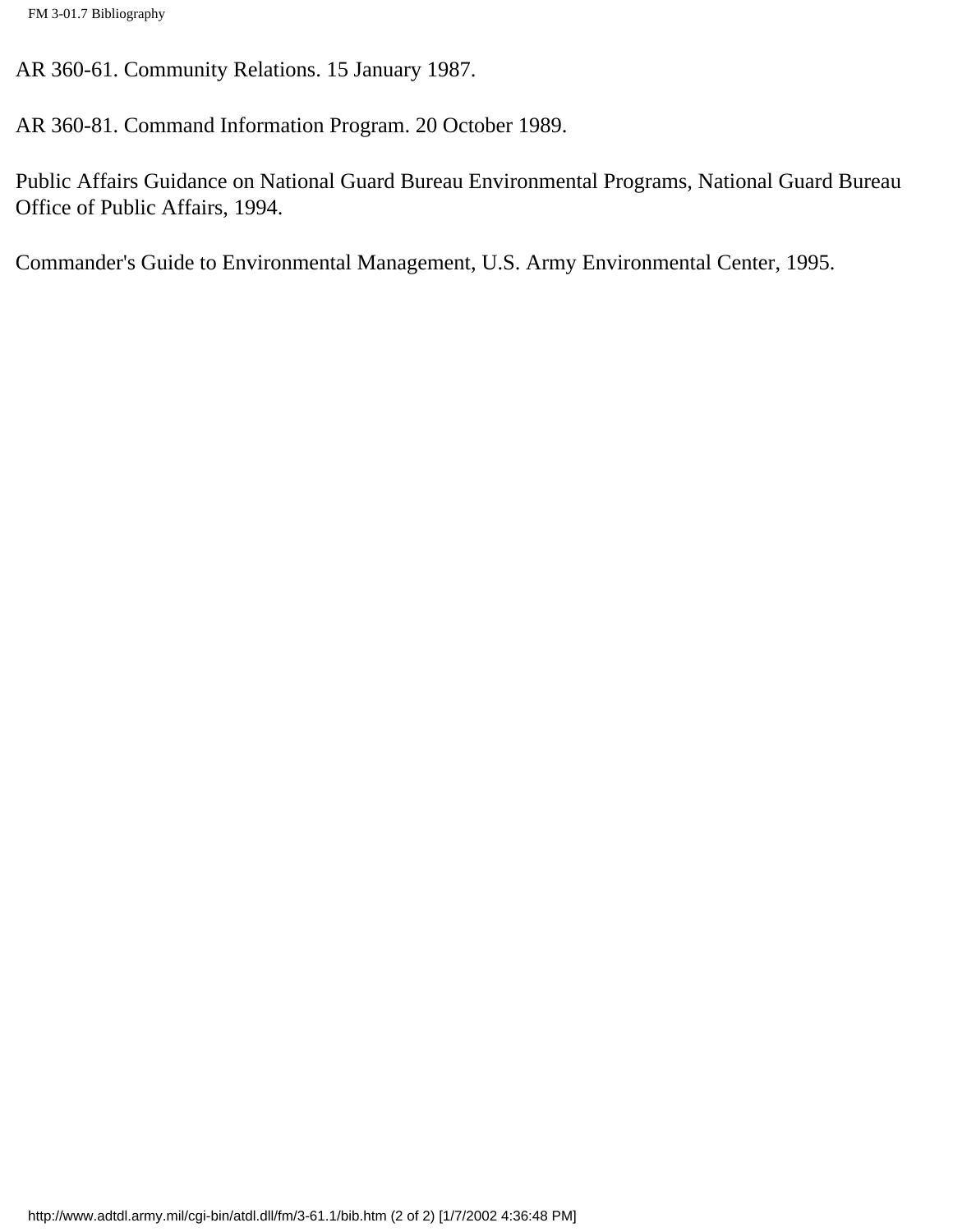AR 360-61. Community Relations. 15 January 1987.

AR 360-81. Command Information Program. 20 October 1989.

Public Affairs Guidance on National Guard Bureau Environmental Programs, National Guard Bureau Office of Public Affairs, 1994.

Commander's Guide to Environmental Management, U.S. Army Environmental Center, 1995.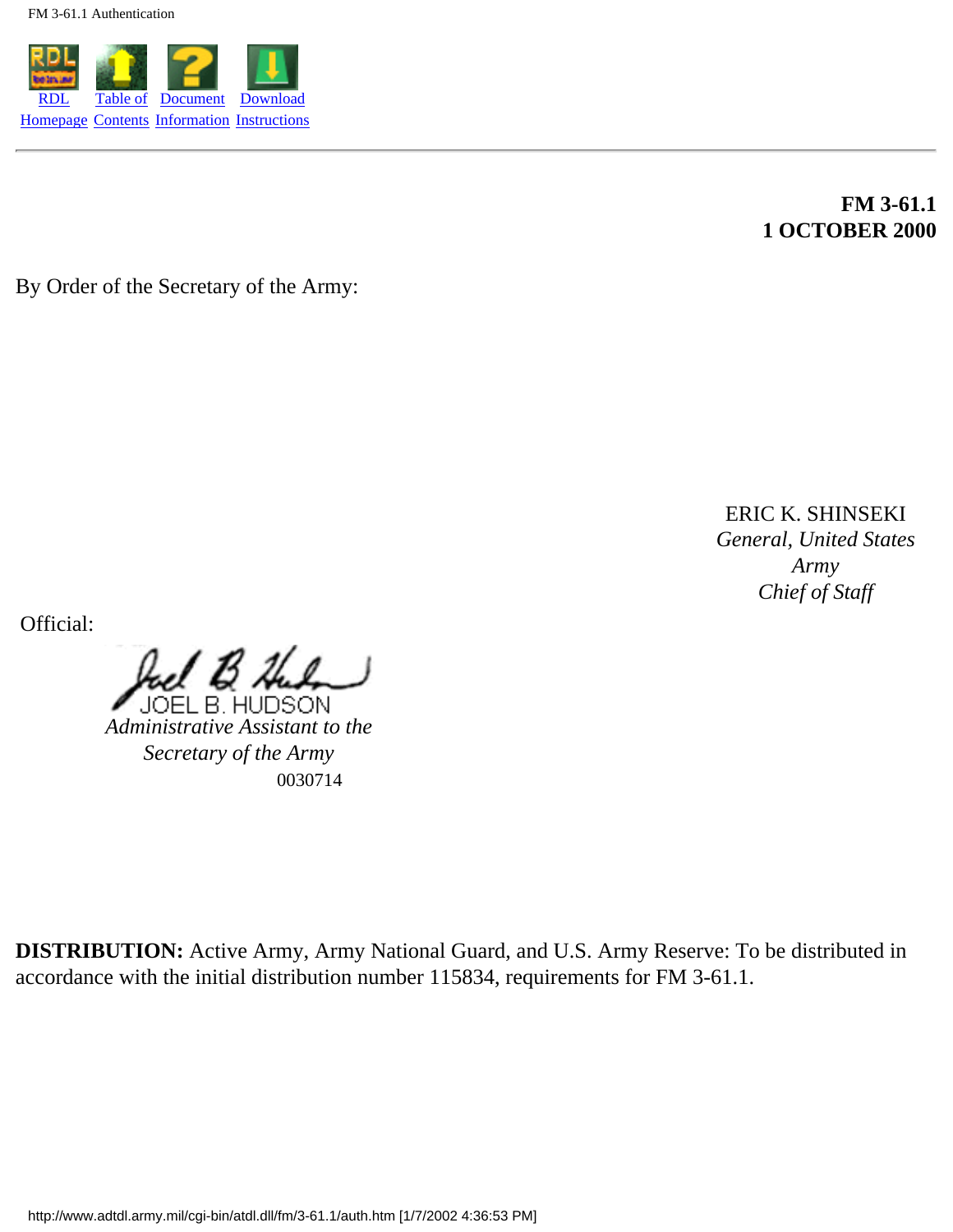**FM 3-61.1**
**1 OCTOBER 2000**

By Order of the Secretary of the Army:

ERIC K. SHINSEKI
*General, United States Army*
*Chief of Staff*

Official:

JOEL B. HUDSON
*Administrative Assistant to the Secretary of the Army*
0030714

**DISTRIBUTION:** Active Army, Army National Guard, and U.S. Army Reserve: To be distributed in accordance with the initial distribution number 115834, requirements for FM 3-61.1.